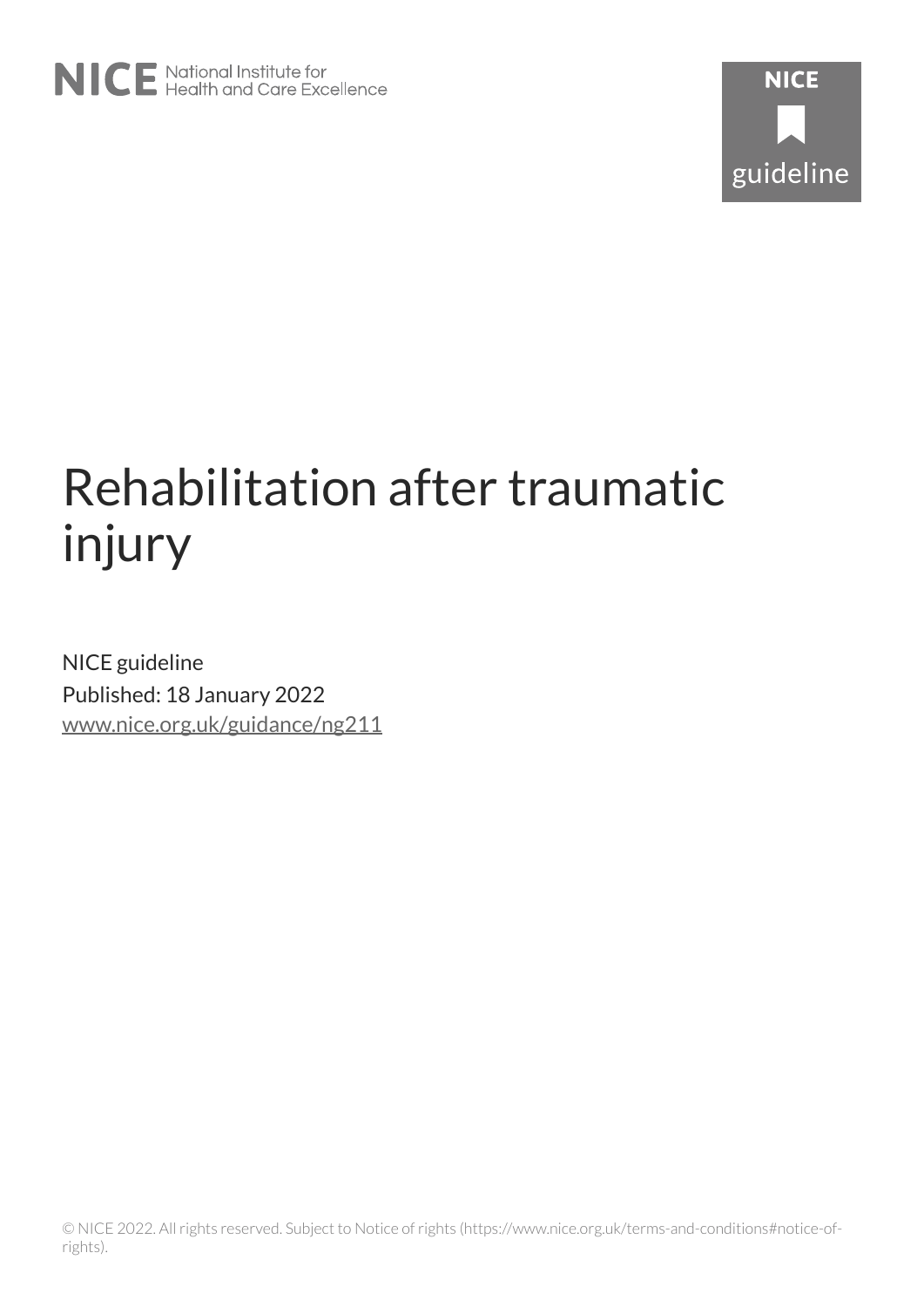NICE National Institute for Health and Care Excellence

NICE guideline

# Rehabilitation after traumatic injury

NICE guideline

Published: 18 January 2022

www.nice.org.uk/guidance/ng211

© NICE 2022. All rights reserved. Subject to Notice of rights (https://www.nice.org.uk/terms-and-conditions#notice-of-rights).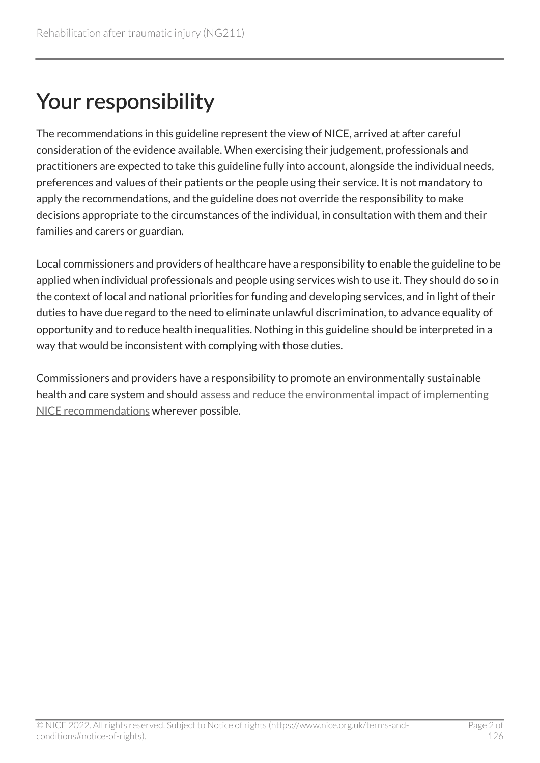# Your responsibility

The recommendations in this guideline represent the view of NICE, arrived at after careful consideration of the evidence available. When exercising their judgement, professionals and practitioners are expected to take this guideline fully into account, alongside the individual needs, preferences and values of their patients or the people using their service. It is not mandatory to apply the recommendations, and the guideline does not override the responsibility to make decisions appropriate to the circumstances of the individual, in consultation with them and their families and carers or guardian.

Local commissioners and providers of healthcare have a responsibility to enable the guideline to be applied when individual professionals and people using services wish to use it. They should do so in the context of local and national priorities for funding and developing services, and in light of their duties to have due regard to the need to eliminate unlawful discrimination, to advance equality of opportunity and to reduce health inequalities. Nothing in this guideline should be interpreted in a way that would be inconsistent with complying with those duties.

Commissioners and providers have a responsibility to promote an environmentally sustainable health and care system and should assess and reduce the environmental impact of implementing NICE recommendations wherever possible.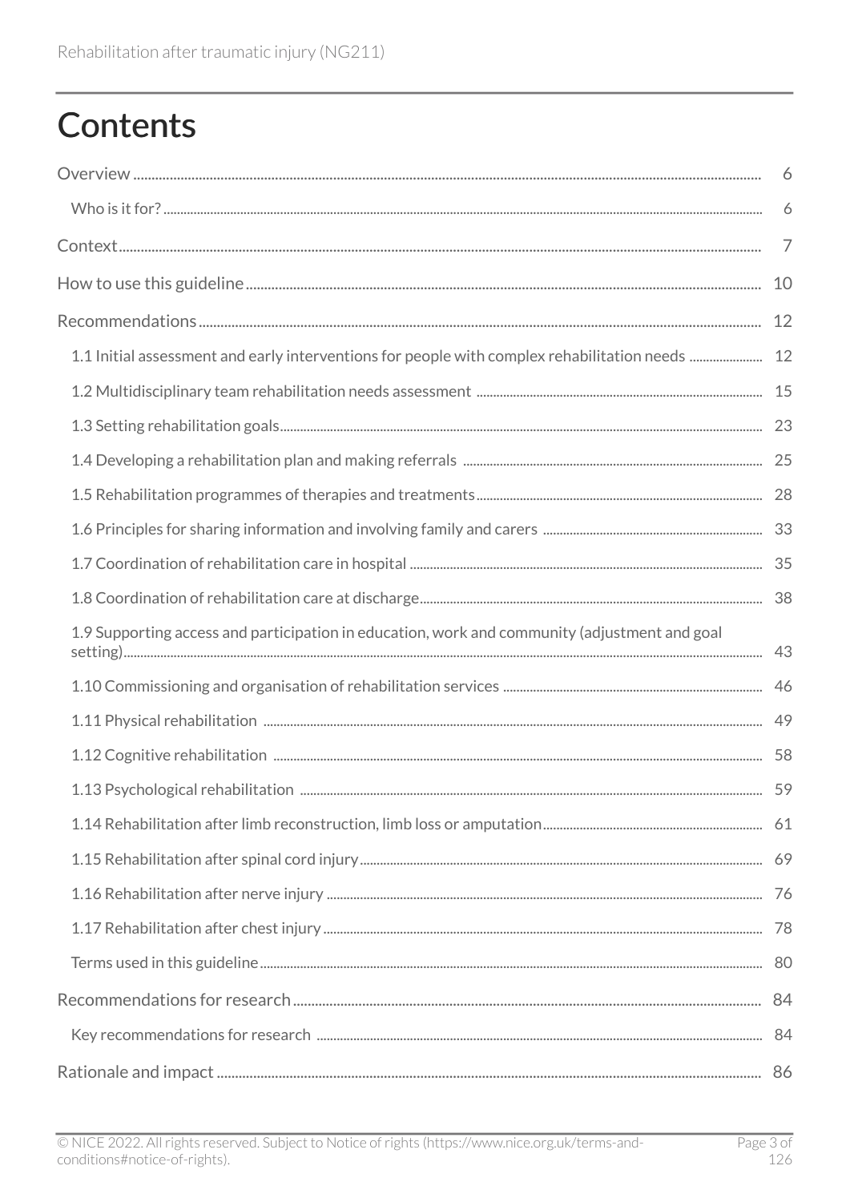# Contents

Overview .................................................................................................................................................. 6

Who is it for? ....................................................................................................................................... 6

Context..................................................................................................................................................... 7

How to use this guideline ..................................................................................................................... 10

Recommendations ................................................................................................................................. 12

1.1 Initial assessment and early interventions for people with complex rehabilitation needs ...................... 12

1.2 Multidisciplinary team rehabilitation needs assessment ..................................................................... 15

1.3 Setting rehabilitation goals................................................................................................................ 23

1.4 Developing a rehabilitation plan and making referrals ........................................................................ 25

1.5 Rehabilitation programmes of therapies and treatments..................................................................... 28

1.6 Principles for sharing information and involving family and carers ................................................... 33

1.7 Coordination of rehabilitation care in hospital .................................................................................... 35

1.8 Coordination of rehabilitation care at discharge.................................................................................. 38

1.9 Supporting access and participation in education, work and community (adjustment and goal setting)............................................................................................................................................. 43

1.10 Commissioning and organisation of rehabilitation services ............................................................... 46

1.11 Physical rehabilitation ..................................................................................................................... 49

1.12 Cognitive rehabilitation .................................................................................................................. 58

1.13 Psychological rehabilitation ............................................................................................................ 59

1.14 Rehabilitation after limb reconstruction, limb loss or amputation.................................................... 61

1.15 Rehabilitation after spinal cord injury.............................................................................................. 69

1.16 Rehabilitation after nerve injury ...................................................................................................... 76

1.17 Rehabilitation after chest injury ...................................................................................................... 78

Terms used in this guideline.................................................................................................................. 80

Recommendations for research .............................................................................................................. 84

Key recommendations for research ........................................................................................................ 84

Rationale and impact ............................................................................................................................. 86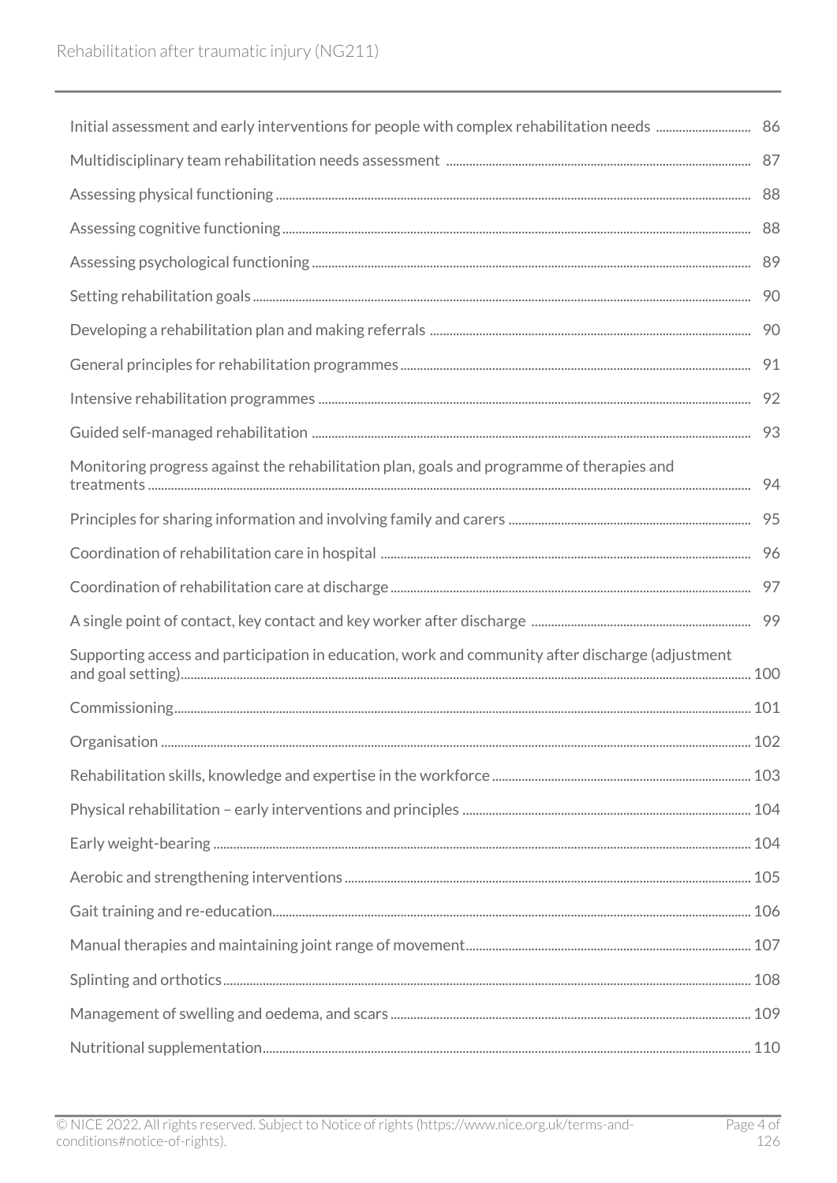Initial assessment and early interventions for people with complex rehabilitation needs ............ 86

Multidisciplinary team rehabilitation needs assessment ............ 87

Assessing physical functioning ............ 88

Assessing cognitive functioning ............ 88

Assessing psychological functioning ............ 89

Setting rehabilitation goals ............ 90

Developing a rehabilitation plan and making referrals ............ 90

General principles for rehabilitation programmes ............ 91

Intensive rehabilitation programmes ............ 92

Guided self-managed rehabilitation ............ 93

Monitoring progress against the rehabilitation plan, goals and programme of therapies and treatments ............ 94

Principles for sharing information and involving family and carers ............ 95

Coordination of rehabilitation care in hospital ............ 96

Coordination of rehabilitation care at discharge ............ 97

A single point of contact, key contact and key worker after discharge ............ 99

Supporting access and participation in education, work and community after discharge (adjustment and goal setting) ............ 100

Commissioning ............ 101

Organisation ............ 102

Rehabilitation skills, knowledge and expertise in the workforce ............ 103

Physical rehabilitation – early interventions and principles ............ 104

Early weight-bearing ............ 104

Aerobic and strengthening interventions ............ 105

Gait training and re-education ............ 106

Manual therapies and maintaining joint range of movement ............ 107

Splinting and orthotics ............ 108

Management of swelling and oedema, and scars ............ 109

Nutritional supplementation ............ 110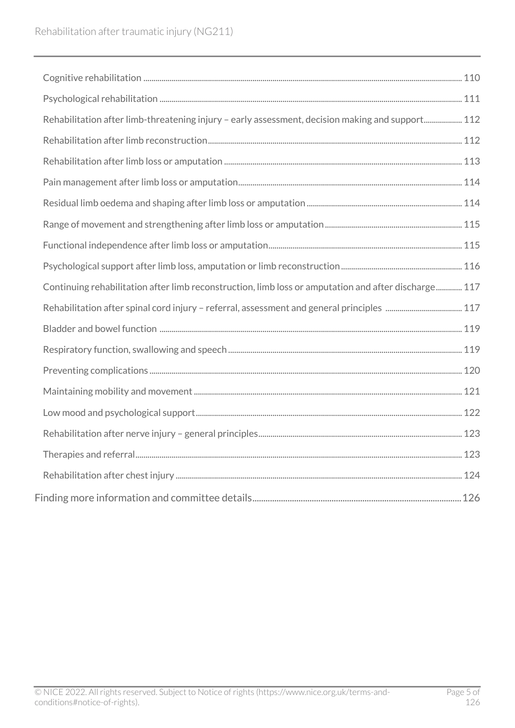- Cognitive rehabilitation ........ 110
- Psychological rehabilitation ........ 111
- Rehabilitation after limb-threatening injury – early assessment, decision making and support ........ 112
- Rehabilitation after limb reconstruction ........ 112
- Rehabilitation after limb loss or amputation ........ 113
- Pain management after limb loss or amputation ........ 114
- Residual limb oedema and shaping after limb loss or amputation ........ 114
- Range of movement and strengthening after limb loss or amputation ........ 115
- Functional independence after limb loss or amputation ........ 115
- Psychological support after limb loss, amputation or limb reconstruction ........ 116
- Continuing rehabilitation after limb reconstruction, limb loss or amputation and after discharge ........ 117
- Rehabilitation after spinal cord injury – referral, assessment and general principles ........ 117
- Bladder and bowel function ........ 119
- Respiratory function, swallowing and speech ........ 119
- Preventing complications ........ 120
- Maintaining mobility and movement ........ 121
- Low mood and psychological support ........ 122
- Rehabilitation after nerve injury – general principles ........ 123
- Therapies and referral ........ 123
- Rehabilitation after chest injury ........ 124

Finding more information and committee details ........ 126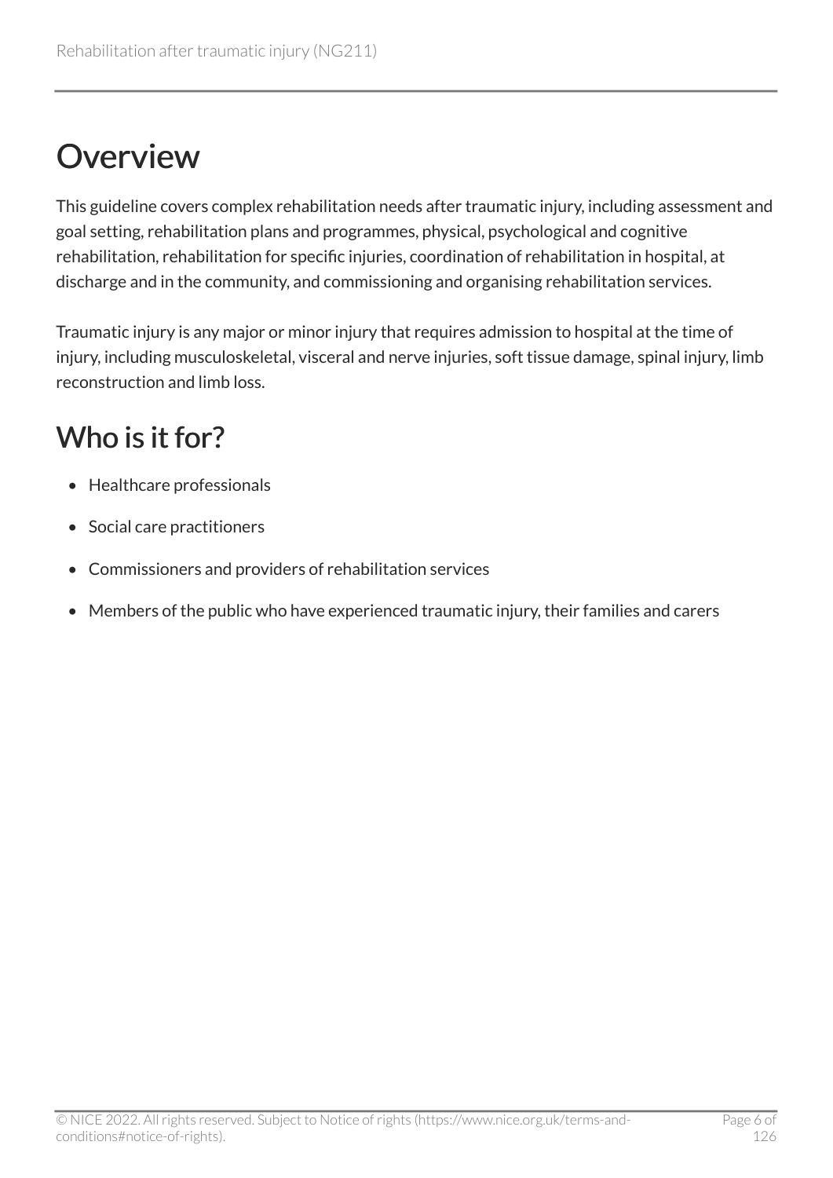# Overview

This guideline covers complex rehabilitation needs after traumatic injury, including assessment and goal setting, rehabilitation plans and programmes, physical, psychological and cognitive rehabilitation, rehabilitation for specific injuries, coordination of rehabilitation in hospital, at discharge and in the community, and commissioning and organising rehabilitation services.

Traumatic injury is any major or minor injury that requires admission to hospital at the time of injury, including musculoskeletal, visceral and nerve injuries, soft tissue damage, spinal injury, limb reconstruction and limb loss.

## Who is it for?

- Healthcare professionals
- Social care practitioners
- Commissioners and providers of rehabilitation services
- Members of the public who have experienced traumatic injury, their families and carers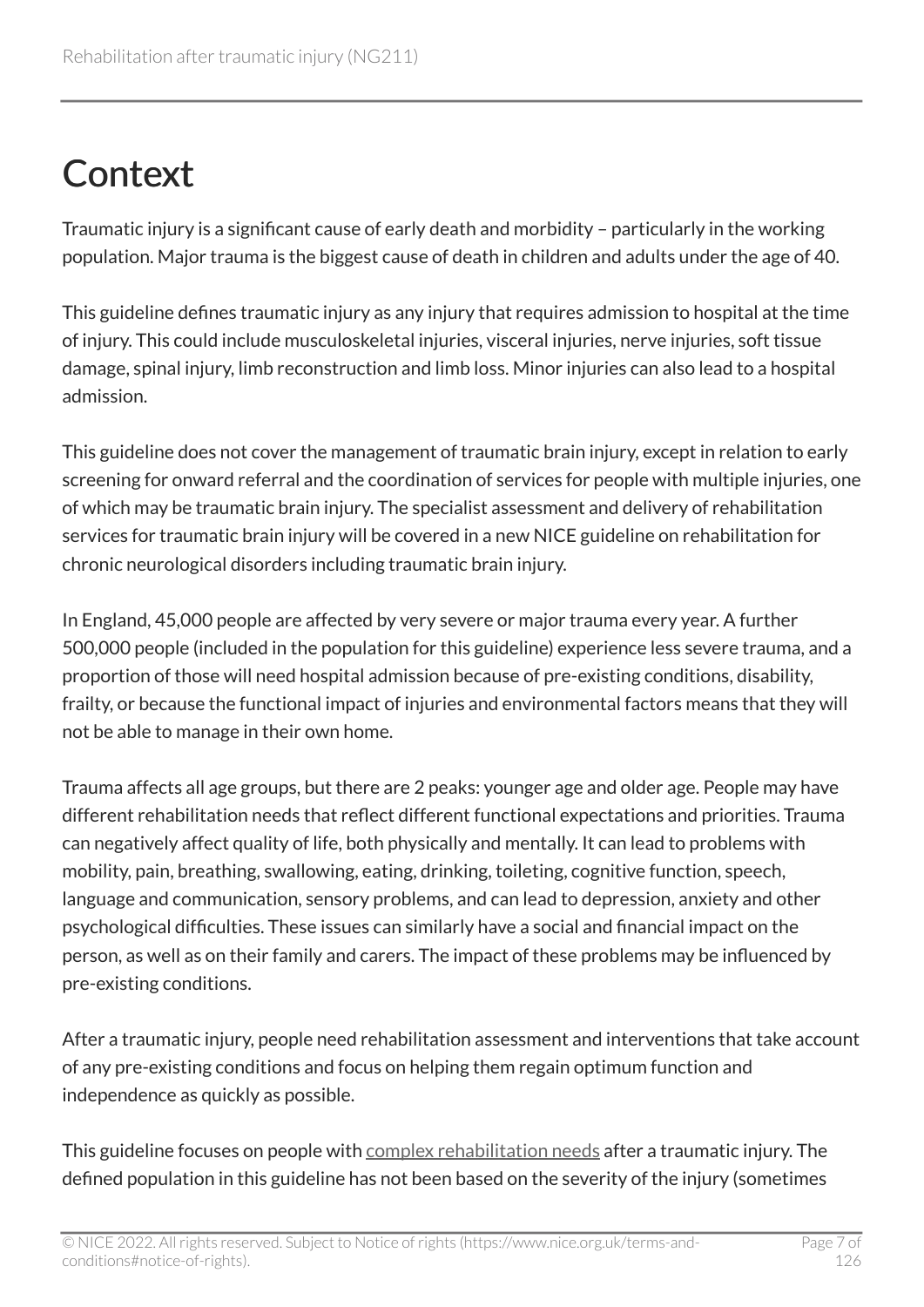# Context

Traumatic injury is a significant cause of early death and morbidity – particularly in the working population. Major trauma is the biggest cause of death in children and adults under the age of 40.

This guideline defines traumatic injury as any injury that requires admission to hospital at the time of injury. This could include musculoskeletal injuries, visceral injuries, nerve injuries, soft tissue damage, spinal injury, limb reconstruction and limb loss. Minor injuries can also lead to a hospital admission.

This guideline does not cover the management of traumatic brain injury, except in relation to early screening for onward referral and the coordination of services for people with multiple injuries, one of which may be traumatic brain injury. The specialist assessment and delivery of rehabilitation services for traumatic brain injury will be covered in a new NICE guideline on rehabilitation for chronic neurological disorders including traumatic brain injury.

In England, 45,000 people are affected by very severe or major trauma every year. A further 500,000 people (included in the population for this guideline) experience less severe trauma, and a proportion of those will need hospital admission because of pre-existing conditions, disability, frailty, or because the functional impact of injuries and environmental factors means that they will not be able to manage in their own home.

Trauma affects all age groups, but there are 2 peaks: younger age and older age. People may have different rehabilitation needs that reflect different functional expectations and priorities. Trauma can negatively affect quality of life, both physically and mentally. It can lead to problems with mobility, pain, breathing, swallowing, eating, drinking, toileting, cognitive function, speech, language and communication, sensory problems, and can lead to depression, anxiety and other psychological difficulties. These issues can similarly have a social and financial impact on the person, as well as on their family and carers. The impact of these problems may be influenced by pre-existing conditions.

After a traumatic injury, people need rehabilitation assessment and interventions that take account of any pre-existing conditions and focus on helping them regain optimum function and independence as quickly as possible.

This guideline focuses on people with complex rehabilitation needs after a traumatic injury. The defined population in this guideline has not been based on the severity of the injury (sometimes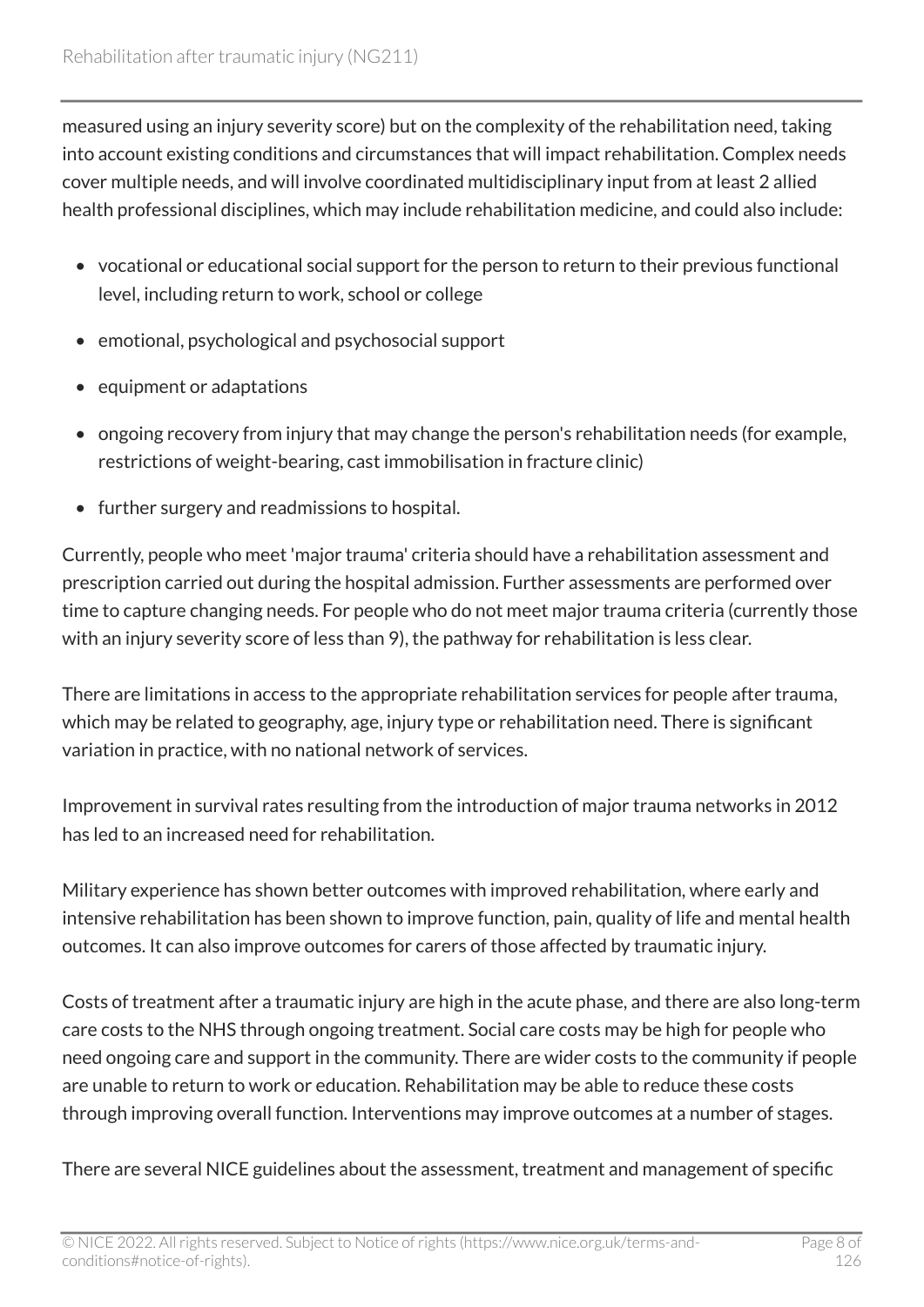measured using an injury severity score) but on the complexity of the rehabilitation need, taking into account existing conditions and circumstances that will impact rehabilitation. Complex needs cover multiple needs, and will involve coordinated multidisciplinary input from at least 2 allied health professional disciplines, which may include rehabilitation medicine, and could also include:

- vocational or educational social support for the person to return to their previous functional level, including return to work, school or college
- emotional, psychological and psychosocial support
- equipment or adaptations
- ongoing recovery from injury that may change the person's rehabilitation needs (for example, restrictions of weight-bearing, cast immobilisation in fracture clinic)
- further surgery and readmissions to hospital.

Currently, people who meet 'major trauma' criteria should have a rehabilitation assessment and prescription carried out during the hospital admission. Further assessments are performed over time to capture changing needs. For people who do not meet major trauma criteria (currently those with an injury severity score of less than 9), the pathway for rehabilitation is less clear.

There are limitations in access to the appropriate rehabilitation services for people after trauma, which may be related to geography, age, injury type or rehabilitation need. There is significant variation in practice, with no national network of services.

Improvement in survival rates resulting from the introduction of major trauma networks in 2012 has led to an increased need for rehabilitation.

Military experience has shown better outcomes with improved rehabilitation, where early and intensive rehabilitation has been shown to improve function, pain, quality of life and mental health outcomes. It can also improve outcomes for carers of those affected by traumatic injury.

Costs of treatment after a traumatic injury are high in the acute phase, and there are also long-term care costs to the NHS through ongoing treatment. Social care costs may be high for people who need ongoing care and support in the community. There are wider costs to the community if people are unable to return to work or education. Rehabilitation may be able to reduce these costs through improving overall function. Interventions may improve outcomes at a number of stages.

There are several NICE guidelines about the assessment, treatment and management of specific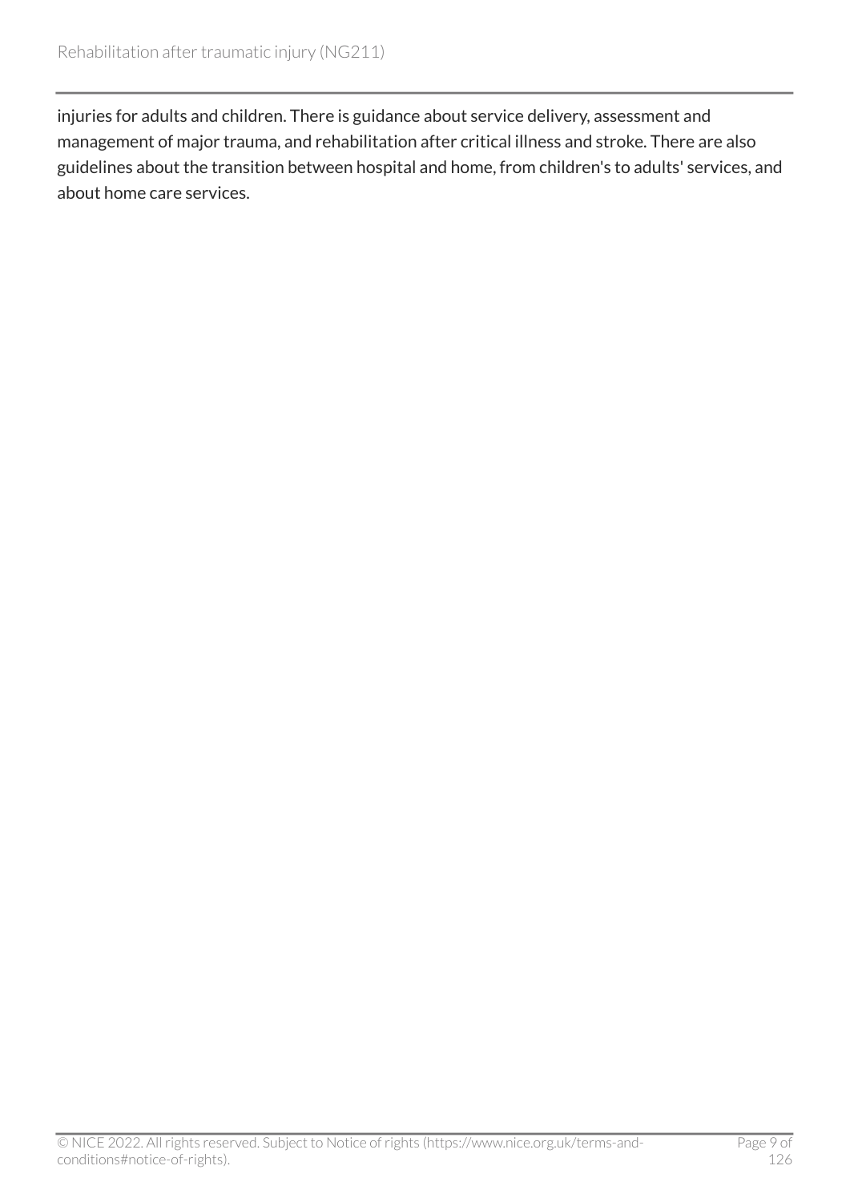injuries for adults and children. There is guidance about service delivery, assessment and management of major trauma, and rehabilitation after critical illness and stroke. There are also guidelines about the transition between hospital and home, from children's to adults' services, and about home care services.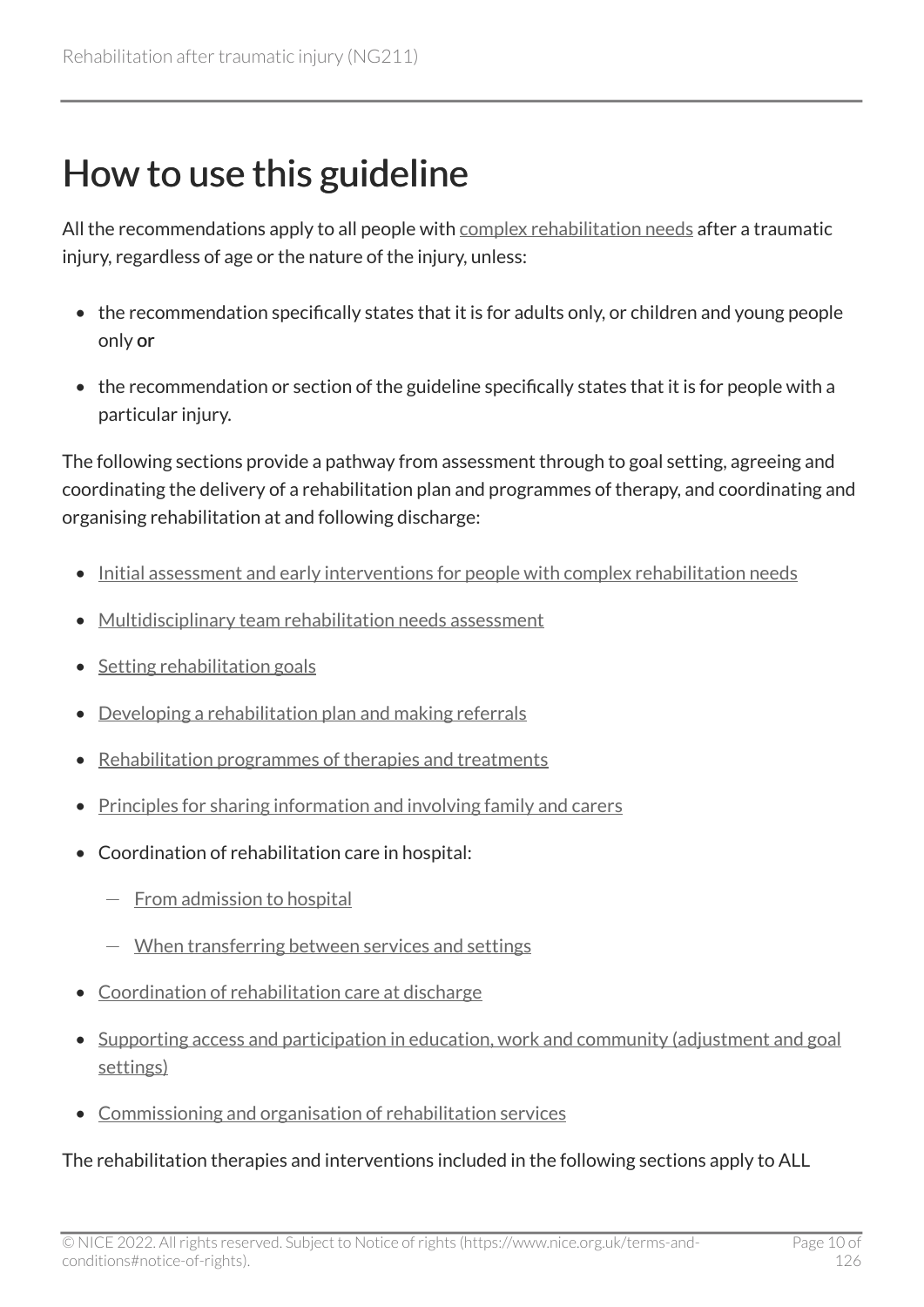# How to use this guideline

All the recommendations apply to all people with complex rehabilitation needs after a traumatic injury, regardless of age or the nature of the injury, unless:

- the recommendation specifically states that it is for adults only, or children and young people only or
- the recommendation or section of the guideline specifically states that it is for people with a particular injury.

The following sections provide a pathway from assessment through to goal setting, agreeing and coordinating the delivery of a rehabilitation plan and programmes of therapy, and coordinating and organising rehabilitation at and following discharge:

- Initial assessment and early interventions for people with complex rehabilitation needs
- Multidisciplinary team rehabilitation needs assessment
- Setting rehabilitation goals
- Developing a rehabilitation plan and making referrals
- Rehabilitation programmes of therapies and treatments
- Principles for sharing information and involving family and carers
- Coordination of rehabilitation care in hospital:
  - From admission to hospital
  - When transferring between services and settings
- Coordination of rehabilitation care at discharge
- Supporting access and participation in education, work and community (adjustment and goal settings)
- Commissioning and organisation of rehabilitation services

The rehabilitation therapies and interventions included in the following sections apply to ALL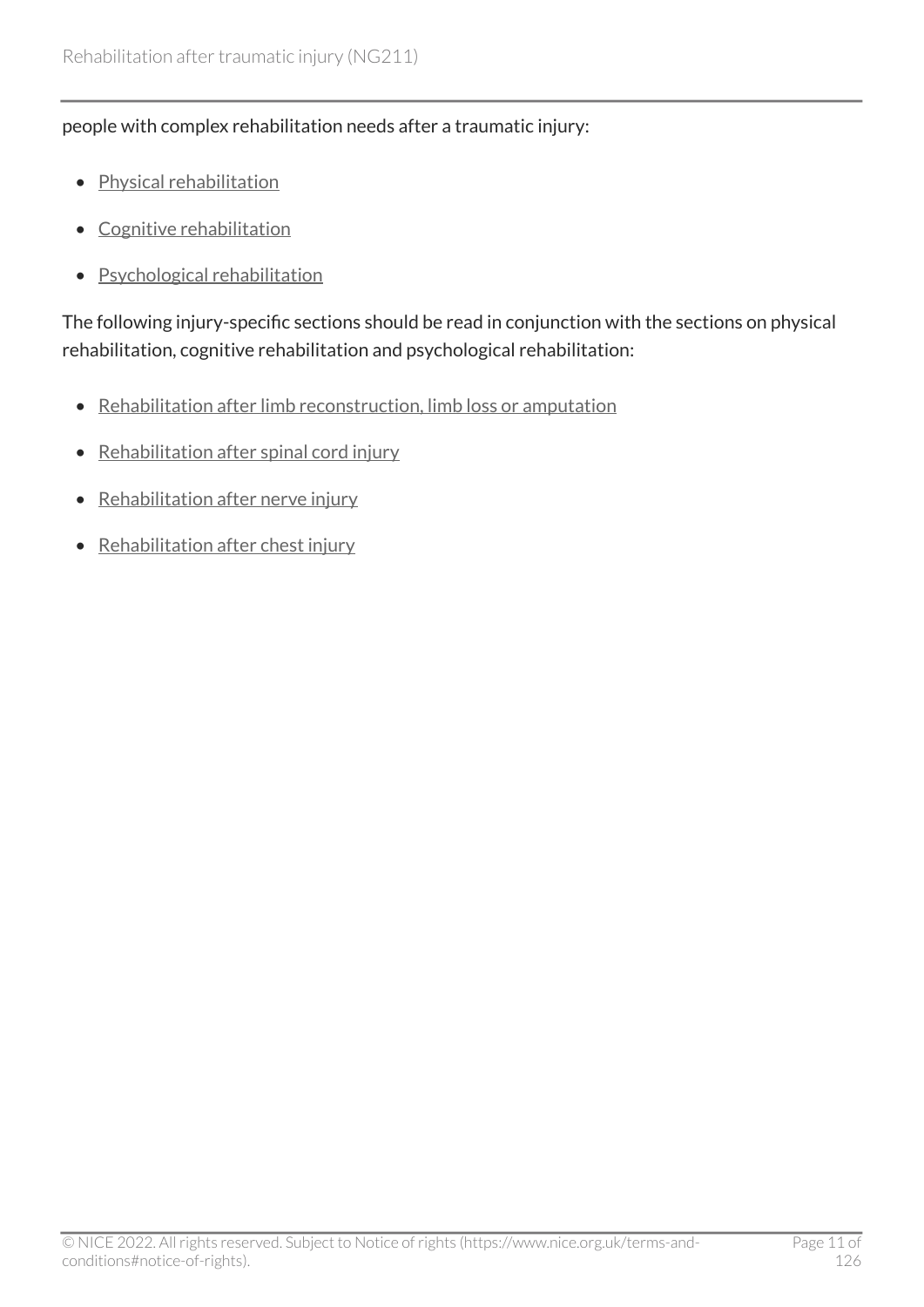people with complex rehabilitation needs after a traumatic injury:

- Physical rehabilitation
- Cognitive rehabilitation
- Psychological rehabilitation

The following injury-specific sections should be read in conjunction with the sections on physical rehabilitation, cognitive rehabilitation and psychological rehabilitation:

- Rehabilitation after limb reconstruction, limb loss or amputation
- Rehabilitation after spinal cord injury
- Rehabilitation after nerve injury
- Rehabilitation after chest injury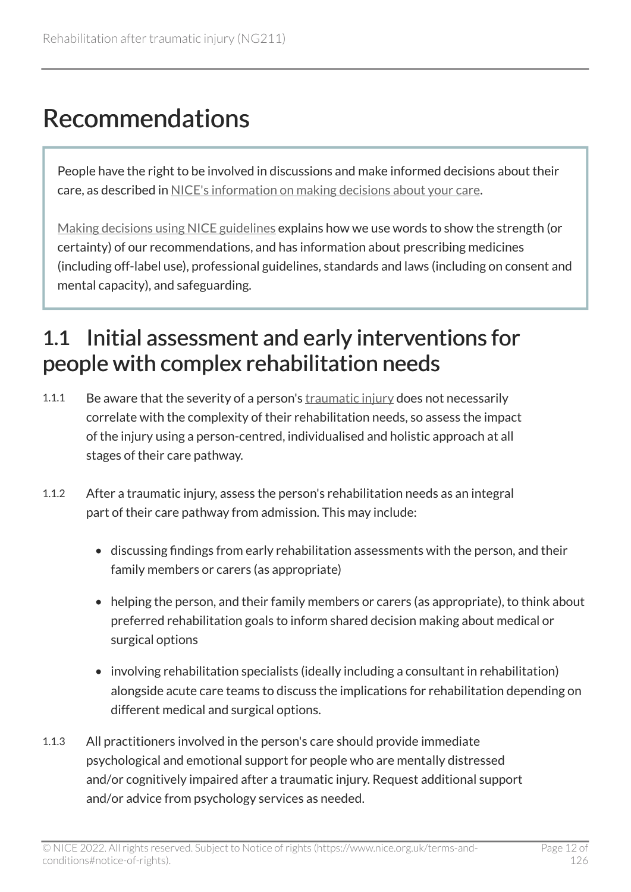# Recommendations

People have the right to be involved in discussions and make informed decisions about their care, as described in NICE's information on making decisions about your care.

Making decisions using NICE guidelines explains how we use words to show the strength (or certainty) of our recommendations, and has information about prescribing medicines (including off-label use), professional guidelines, standards and laws (including on consent and mental capacity), and safeguarding.

## 1.1 Initial assessment and early interventions for people with complex rehabilitation needs

1.1.1 Be aware that the severity of a person's traumatic injury does not necessarily correlate with the complexity of their rehabilitation needs, so assess the impact of the injury using a person-centred, individualised and holistic approach at all stages of their care pathway.

1.1.2 After a traumatic injury, assess the person's rehabilitation needs as an integral part of their care pathway from admission. This may include:

- discussing findings from early rehabilitation assessments with the person, and their family members or carers (as appropriate)
- helping the person, and their family members or carers (as appropriate), to think about preferred rehabilitation goals to inform shared decision making about medical or surgical options
- involving rehabilitation specialists (ideally including a consultant in rehabilitation) alongside acute care teams to discuss the implications for rehabilitation depending on different medical and surgical options.

1.1.3 All practitioners involved in the person's care should provide immediate psychological and emotional support for people who are mentally distressed and/or cognitively impaired after a traumatic injury. Request additional support and/or advice from psychology services as needed.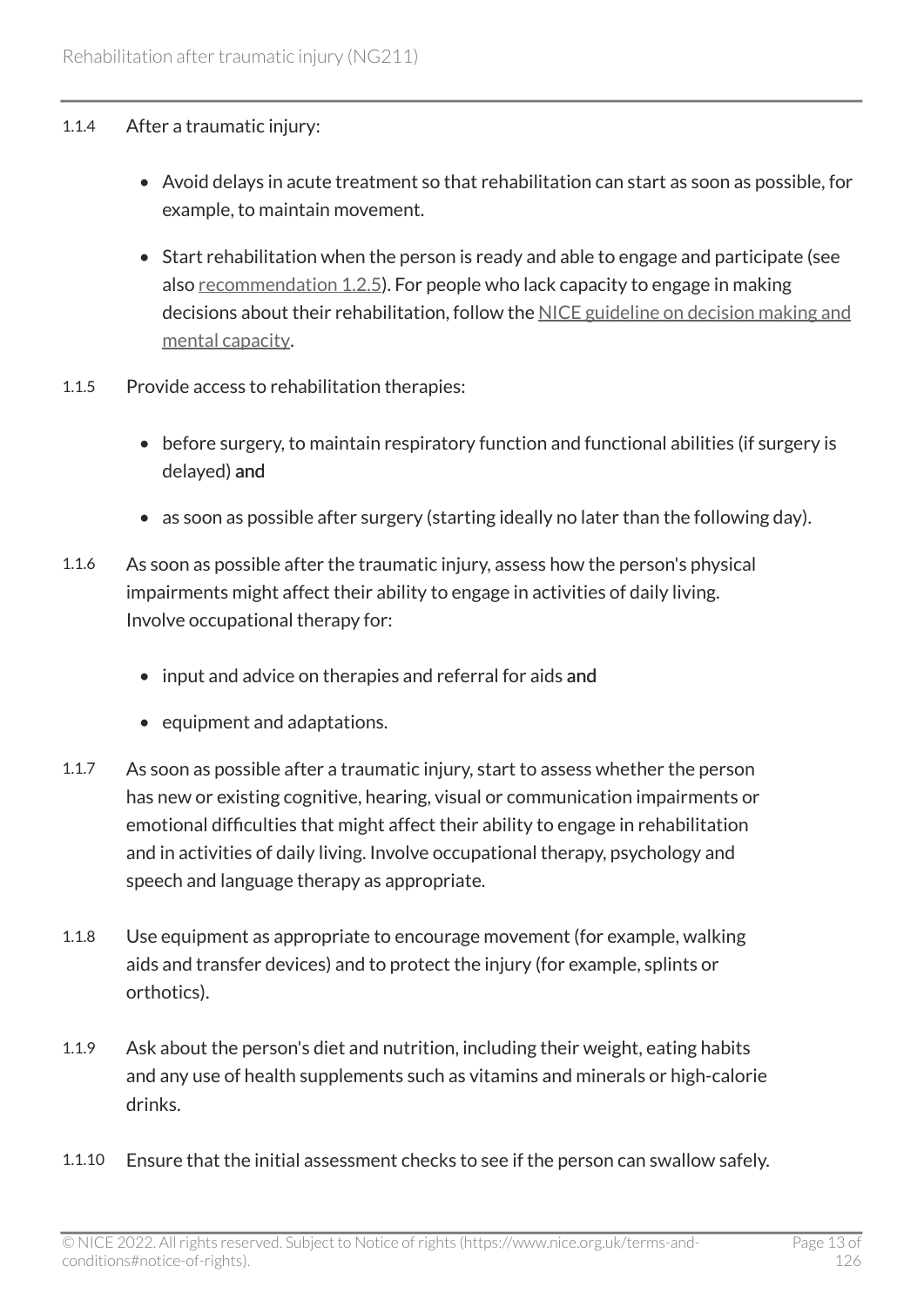1.1.4 After a traumatic injury:

- Avoid delays in acute treatment so that rehabilitation can start as soon as possible, for example, to maintain movement.
- Start rehabilitation when the person is ready and able to engage and participate (see also recommendation 1.2.5). For people who lack capacity to engage in making decisions about their rehabilitation, follow the NICE guideline on decision making and mental capacity.

1.1.5 Provide access to rehabilitation therapies:

- before surgery, to maintain respiratory function and functional abilities (if surgery is delayed) **and**
- as soon as possible after surgery (starting ideally no later than the following day).

1.1.6 As soon as possible after the traumatic injury, assess how the person's physical impairments might affect their ability to engage in activities of daily living. Involve occupational therapy for:

- input and advice on therapies and referral for aids **and**
- equipment and adaptations.

1.1.7 As soon as possible after a traumatic injury, start to assess whether the person has new or existing cognitive, hearing, visual or communication impairments or emotional difficulties that might affect their ability to engage in rehabilitation and in activities of daily living. Involve occupational therapy, psychology and speech and language therapy as appropriate.

1.1.8 Use equipment as appropriate to encourage movement (for example, walking aids and transfer devices) and to protect the injury (for example, splints or orthotics).

1.1.9 Ask about the person's diet and nutrition, including their weight, eating habits and any use of health supplements such as vitamins and minerals or high-calorie drinks.

1.1.10 Ensure that the initial assessment checks to see if the person can swallow safely.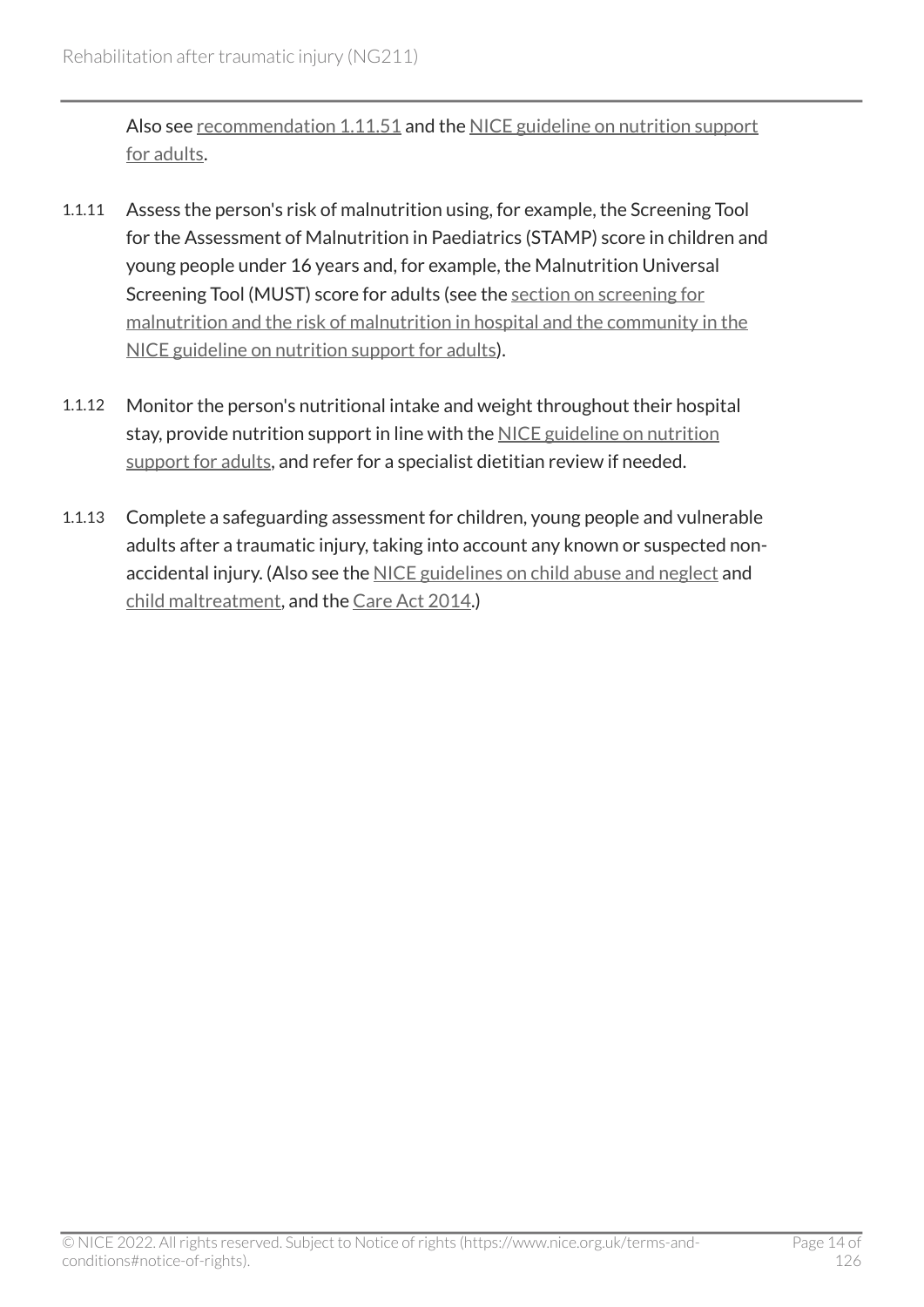Also see recommendation 1.11.51 and the NICE guideline on nutrition support for adults.

1.1.11 Assess the person's risk of malnutrition using, for example, the Screening Tool for the Assessment of Malnutrition in Paediatrics (STAMP) score in children and young people under 16 years and, for example, the Malnutrition Universal Screening Tool (MUST) score for adults (see the section on screening for malnutrition and the risk of malnutrition in hospital and the community in the NICE guideline on nutrition support for adults).

1.1.12 Monitor the person's nutritional intake and weight throughout their hospital stay, provide nutrition support in line with the NICE guideline on nutrition support for adults, and refer for a specialist dietitian review if needed.

1.1.13 Complete a safeguarding assessment for children, young people and vulnerable adults after a traumatic injury, taking into account any known or suspected non-accidental injury. (Also see the NICE guidelines on child abuse and neglect and child maltreatment, and the Care Act 2014.)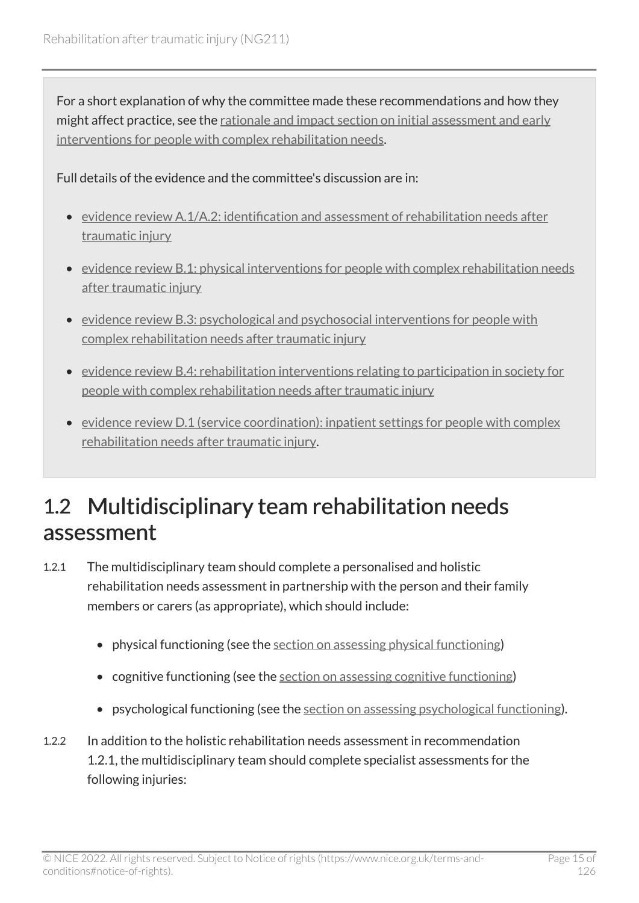For a short explanation of why the committee made these recommendations and how they might affect practice, see the rationale and impact section on initial assessment and early interventions for people with complex rehabilitation needs.

Full details of the evidence and the committee's discussion are in:

- evidence review A.1/A.2: identification and assessment of rehabilitation needs after traumatic injury
- evidence review B.1: physical interventions for people with complex rehabilitation needs after traumatic injury
- evidence review B.3: psychological and psychosocial interventions for people with complex rehabilitation needs after traumatic injury
- evidence review B.4: rehabilitation interventions relating to participation in society for people with complex rehabilitation needs after traumatic injury
- evidence review D.1 (service coordination): inpatient settings for people with complex rehabilitation needs after traumatic injury.

## 1.2 Multidisciplinary team rehabilitation needs assessment

1.2.1 The multidisciplinary team should complete a personalised and holistic rehabilitation needs assessment in partnership with the person and their family members or carers (as appropriate), which should include:

- physical functioning (see the section on assessing physical functioning)
- cognitive functioning (see the section on assessing cognitive functioning)
- psychological functioning (see the section on assessing psychological functioning).

1.2.2 In addition to the holistic rehabilitation needs assessment in recommendation 1.2.1, the multidisciplinary team should complete specialist assessments for the following injuries: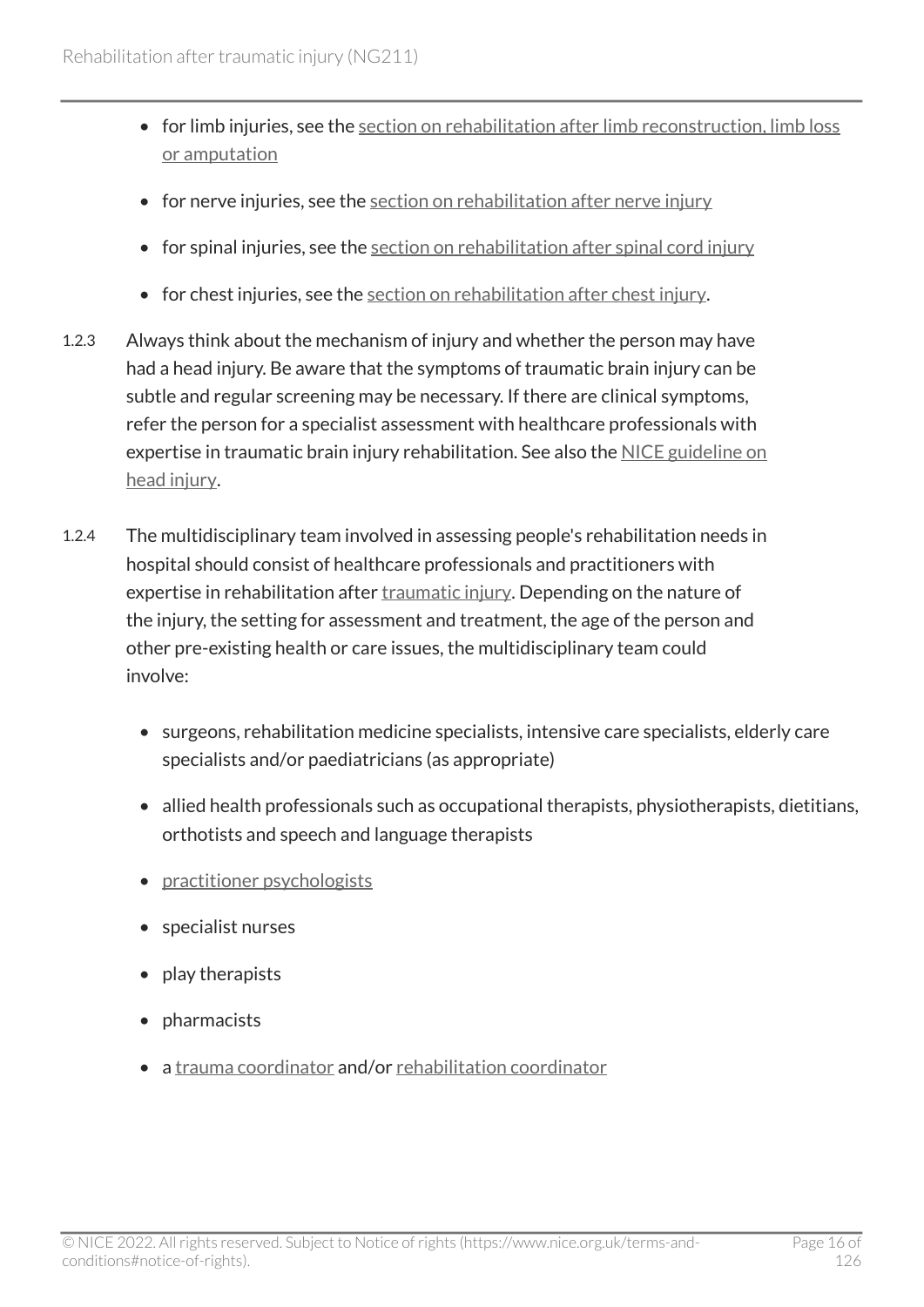- for limb injuries, see the section on rehabilitation after limb reconstruction, limb loss or amputation
- for nerve injuries, see the section on rehabilitation after nerve injury
- for spinal injuries, see the section on rehabilitation after spinal cord injury
- for chest injuries, see the section on rehabilitation after chest injury.

1.2.3 Always think about the mechanism of injury and whether the person may have had a head injury. Be aware that the symptoms of traumatic brain injury can be subtle and regular screening may be necessary. If there are clinical symptoms, refer the person for a specialist assessment with healthcare professionals with expertise in traumatic brain injury rehabilitation. See also the NICE guideline on head injury.

1.2.4 The multidisciplinary team involved in assessing people's rehabilitation needs in hospital should consist of healthcare professionals and practitioners with expertise in rehabilitation after traumatic injury. Depending on the nature of the injury, the setting for assessment and treatment, the age of the person and other pre-existing health or care issues, the multidisciplinary team could involve:

- surgeons, rehabilitation medicine specialists, intensive care specialists, elderly care specialists and/or paediatricians (as appropriate)
- allied health professionals such as occupational therapists, physiotherapists, dietitians, orthotists and speech and language therapists
- practitioner psychologists
- specialist nurses
- play therapists
- pharmacists
- a trauma coordinator and/or rehabilitation coordinator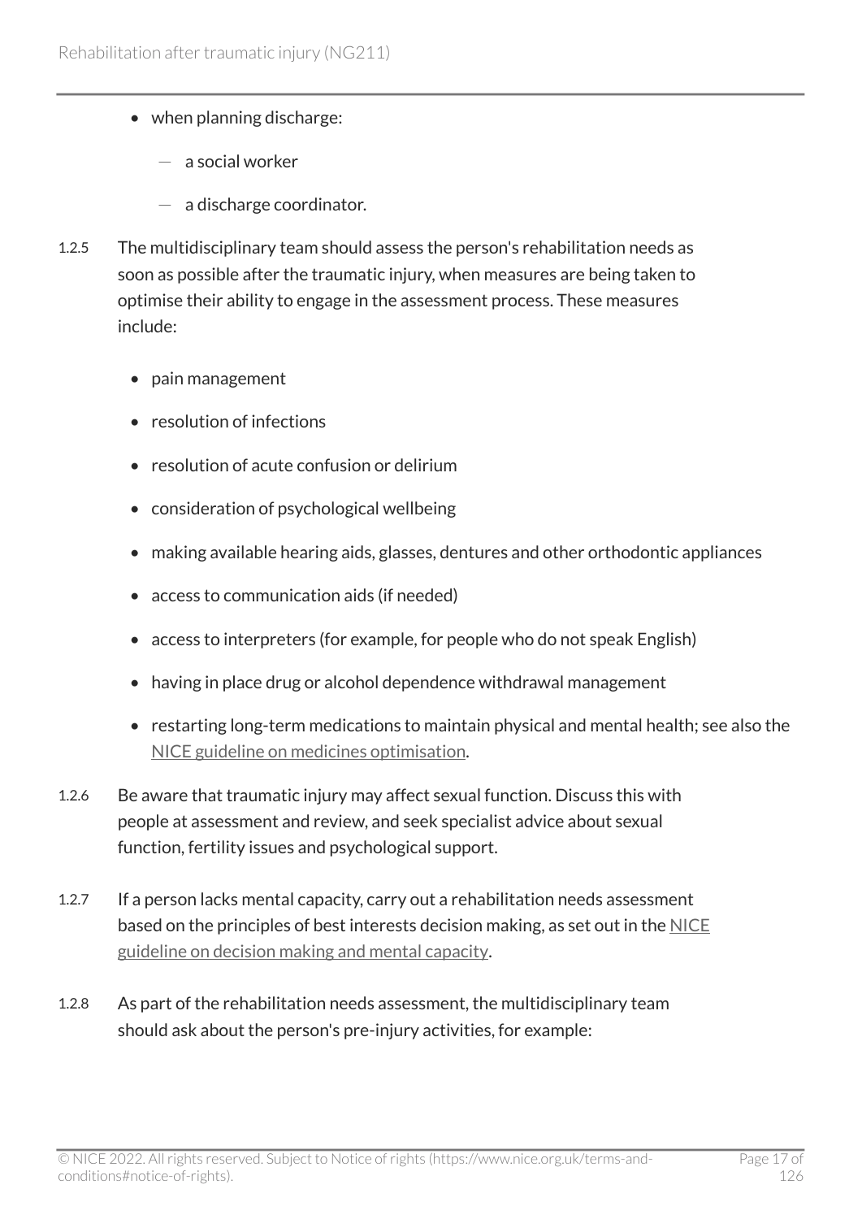- when planning discharge:
  - a social worker
  - a discharge coordinator.

1.2.5 The multidisciplinary team should assess the person's rehabilitation needs as soon as possible after the traumatic injury, when measures are being taken to optimise their ability to engage in the assessment process. These measures include:

- pain management
- resolution of infections
- resolution of acute confusion or delirium
- consideration of psychological wellbeing
- making available hearing aids, glasses, dentures and other orthodontic appliances
- access to communication aids (if needed)
- access to interpreters (for example, for people who do not speak English)
- having in place drug or alcohol dependence withdrawal management
- restarting long-term medications to maintain physical and mental health; see also the NICE guideline on medicines optimisation.

1.2.6 Be aware that traumatic injury may affect sexual function. Discuss this with people at assessment and review, and seek specialist advice about sexual function, fertility issues and psychological support.

1.2.7 If a person lacks mental capacity, carry out a rehabilitation needs assessment based on the principles of best interests decision making, as set out in the NICE guideline on decision making and mental capacity.

1.2.8 As part of the rehabilitation needs assessment, the multidisciplinary team should ask about the person's pre-injury activities, for example: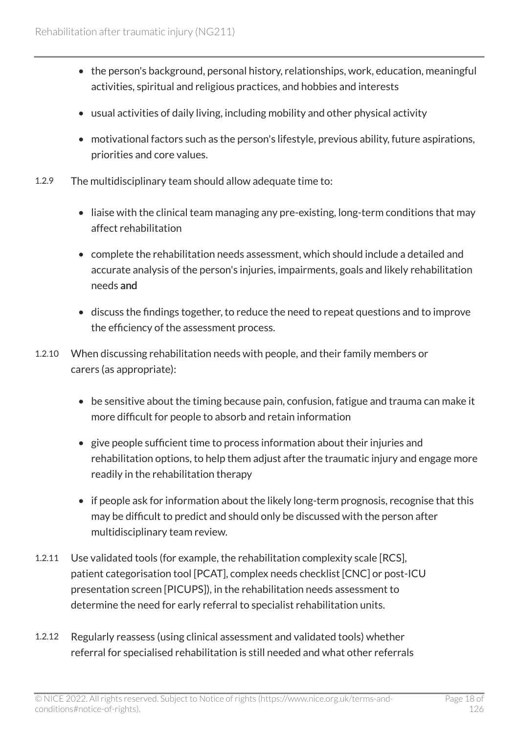- the person's background, personal history, relationships, work, education, meaningful activities, spiritual and religious practices, and hobbies and interests
- usual activities of daily living, including mobility and other physical activity
- motivational factors such as the person's lifestyle, previous ability, future aspirations, priorities and core values.

1.2.9 The multidisciplinary team should allow adequate time to:

- liaise with the clinical team managing any pre-existing, long-term conditions that may affect rehabilitation
- complete the rehabilitation needs assessment, which should include a detailed and accurate analysis of the person's injuries, impairments, goals and likely rehabilitation needs **and**
- discuss the findings together, to reduce the need to repeat questions and to improve the efficiency of the assessment process.

1.2.10 When discussing rehabilitation needs with people, and their family members or carers (as appropriate):

- be sensitive about the timing because pain, confusion, fatigue and trauma can make it more difficult for people to absorb and retain information
- give people sufficient time to process information about their injuries and rehabilitation options, to help them adjust after the traumatic injury and engage more readily in the rehabilitation therapy
- if people ask for information about the likely long-term prognosis, recognise that this may be difficult to predict and should only be discussed with the person after multidisciplinary team review.

1.2.11 Use validated tools (for example, the rehabilitation complexity scale [RCS], patient categorisation tool [PCAT], complex needs checklist [CNC] or post-ICU presentation screen [PICUPS]), in the rehabilitation needs assessment to determine the need for early referral to specialist rehabilitation units.

1.2.12 Regularly reassess (using clinical assessment and validated tools) whether referral for specialised rehabilitation is still needed and what other referrals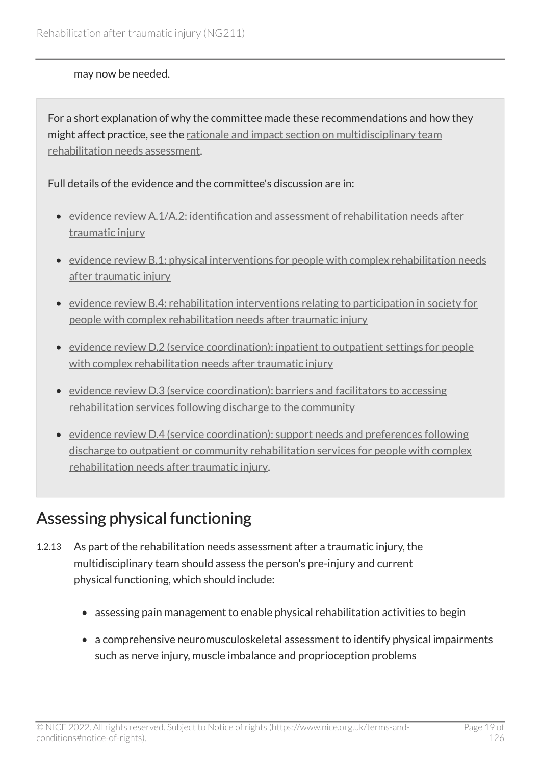may now be needed.

For a short explanation of why the committee made these recommendations and how they might affect practice, see the rationale and impact section on multidisciplinary team rehabilitation needs assessment.

Full details of the evidence and the committee's discussion are in:

- evidence review A.1/A.2: identification and assessment of rehabilitation needs after traumatic injury
- evidence review B.1: physical interventions for people with complex rehabilitation needs after traumatic injury
- evidence review B.4: rehabilitation interventions relating to participation in society for people with complex rehabilitation needs after traumatic injury
- evidence review D.2 (service coordination): inpatient to outpatient settings for people with complex rehabilitation needs after traumatic injury
- evidence review D.3 (service coordination): barriers and facilitators to accessing rehabilitation services following discharge to the community
- evidence review D.4 (service coordination): support needs and preferences following discharge to outpatient or community rehabilitation services for people with complex rehabilitation needs after traumatic injury.

## Assessing physical functioning

1.2.13 As part of the rehabilitation needs assessment after a traumatic injury, the multidisciplinary team should assess the person's pre-injury and current physical functioning, which should include:

- assessing pain management to enable physical rehabilitation activities to begin
- a comprehensive neuromusculoskeletal assessment to identify physical impairments such as nerve injury, muscle imbalance and proprioception problems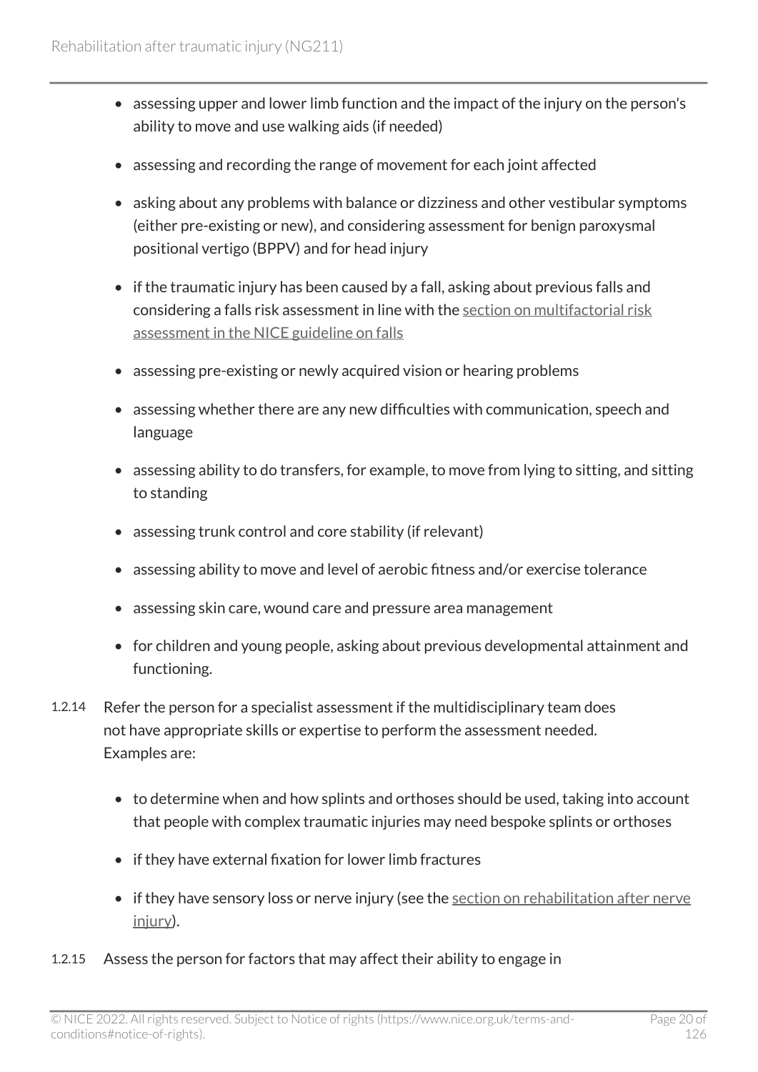- assessing upper and lower limb function and the impact of the injury on the person's ability to move and use walking aids (if needed)
- assessing and recording the range of movement for each joint affected
- asking about any problems with balance or dizziness and other vestibular symptoms (either pre-existing or new), and considering assessment for benign paroxysmal positional vertigo (BPPV) and for head injury
- if the traumatic injury has been caused by a fall, asking about previous falls and considering a falls risk assessment in line with the section on multifactorial risk assessment in the NICE guideline on falls
- assessing pre-existing or newly acquired vision or hearing problems
- assessing whether there are any new difficulties with communication, speech and language
- assessing ability to do transfers, for example, to move from lying to sitting, and sitting to standing
- assessing trunk control and core stability (if relevant)
- assessing ability to move and level of aerobic fitness and/or exercise tolerance
- assessing skin care, wound care and pressure area management
- for children and young people, asking about previous developmental attainment and functioning.

1.2.14 Refer the person for a specialist assessment if the multidisciplinary team does not have appropriate skills or expertise to perform the assessment needed. Examples are:

- to determine when and how splints and orthoses should be used, taking into account that people with complex traumatic injuries may need bespoke splints or orthoses
- if they have external fixation for lower limb fractures
- if they have sensory loss or nerve injury (see the section on rehabilitation after nerve injury).

1.2.15 Assess the person for factors that may affect their ability to engage in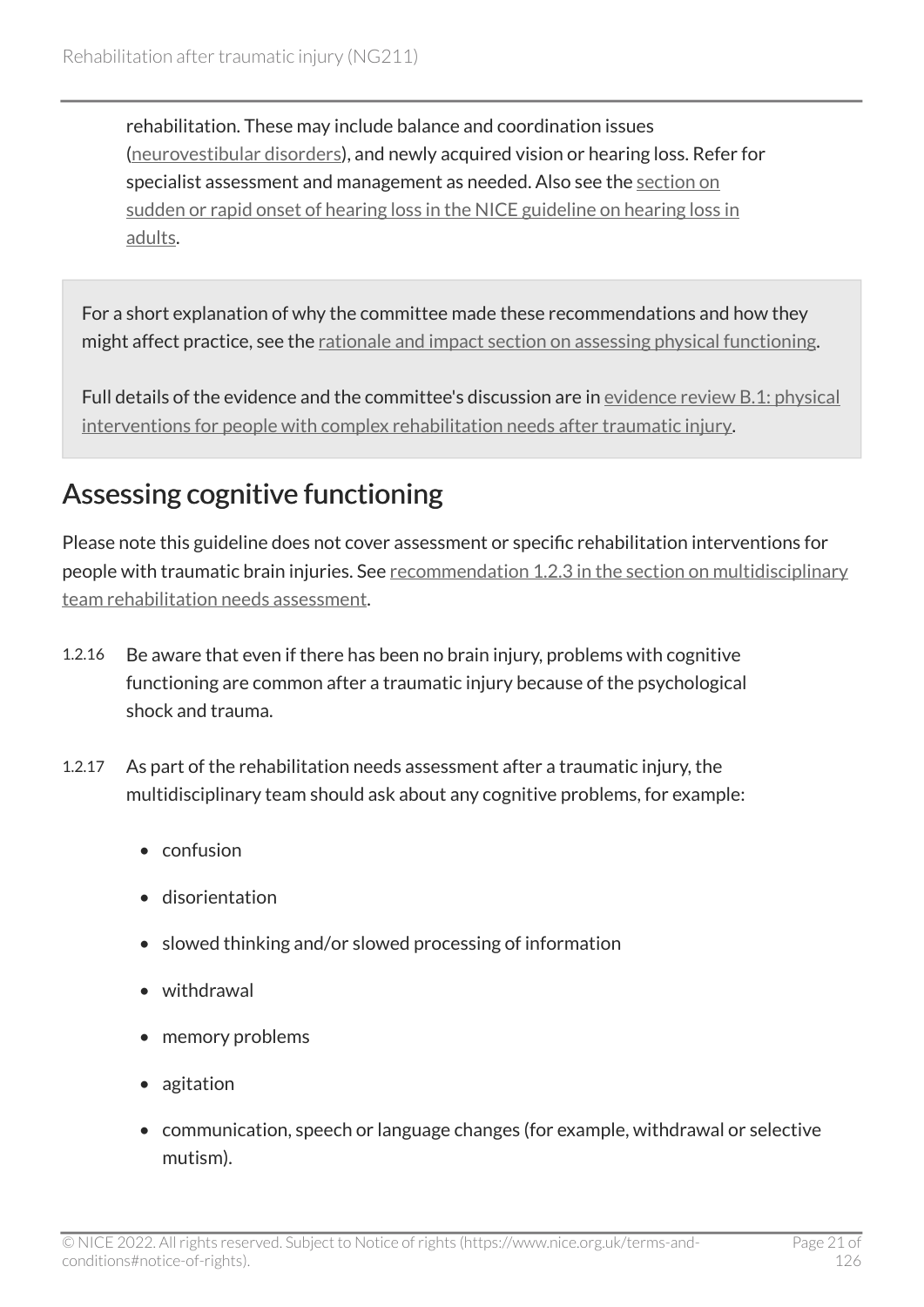rehabilitation. These may include balance and coordination issues (neurovestibular disorders), and newly acquired vision or hearing loss. Refer for specialist assessment and management as needed. Also see the section on sudden or rapid onset of hearing loss in the NICE guideline on hearing loss in adults.

For a short explanation of why the committee made these recommendations and how they might affect practice, see the rationale and impact section on assessing physical functioning.

Full details of the evidence and the committee's discussion are in evidence review B.1: physical interventions for people with complex rehabilitation needs after traumatic injury.

## Assessing cognitive functioning

Please note this guideline does not cover assessment or specific rehabilitation interventions for people with traumatic brain injuries. See recommendation 1.2.3 in the section on multidisciplinary team rehabilitation needs assessment.

1.2.16 Be aware that even if there has been no brain injury, problems with cognitive functioning are common after a traumatic injury because of the psychological shock and trauma.

1.2.17 As part of the rehabilitation needs assessment after a traumatic injury, the multidisciplinary team should ask about any cognitive problems, for example:

- confusion
- disorientation
- slowed thinking and/or slowed processing of information
- withdrawal
- memory problems
- agitation
- communication, speech or language changes (for example, withdrawal or selective mutism).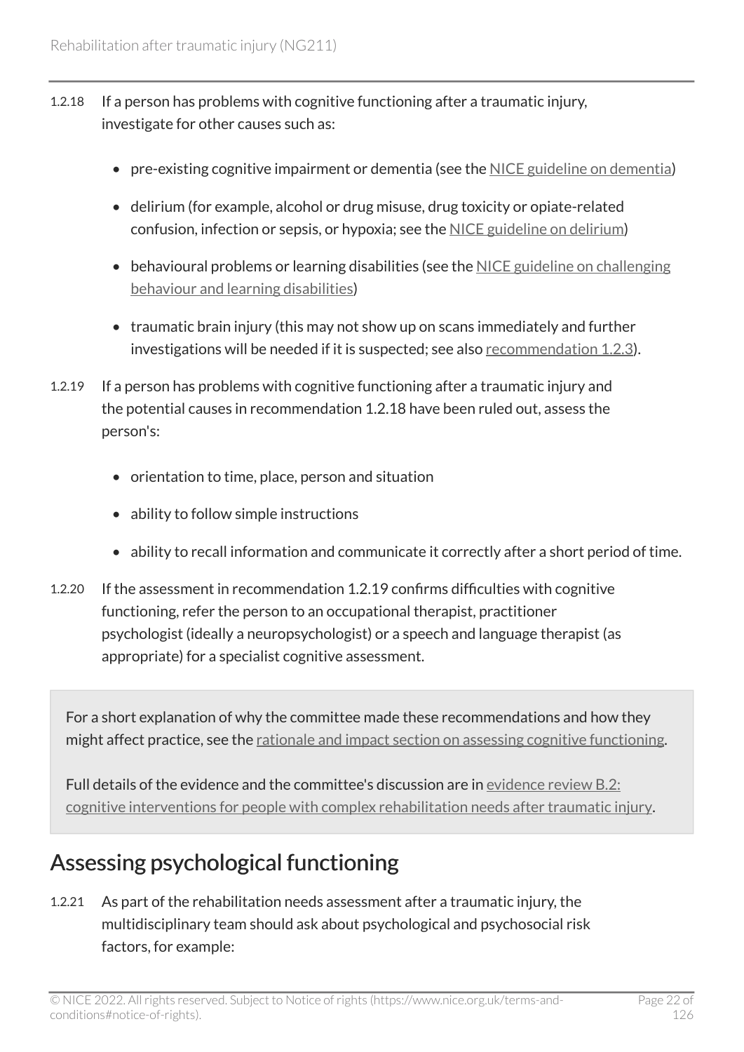1.2.18 If a person has problems with cognitive functioning after a traumatic injury, investigate for other causes such as:

- pre-existing cognitive impairment or dementia (see the NICE guideline on dementia)
- delirium (for example, alcohol or drug misuse, drug toxicity or opiate-related confusion, infection or sepsis, or hypoxia; see the NICE guideline on delirium)
- behavioural problems or learning disabilities (see the NICE guideline on challenging behaviour and learning disabilities)
- traumatic brain injury (this may not show up on scans immediately and further investigations will be needed if it is suspected; see also recommendation 1.2.3).

1.2.19 If a person has problems with cognitive functioning after a traumatic injury and the potential causes in recommendation 1.2.18 have been ruled out, assess the person's:

- orientation to time, place, person and situation
- ability to follow simple instructions
- ability to recall information and communicate it correctly after a short period of time.

1.2.20 If the assessment in recommendation 1.2.19 confirms difficulties with cognitive functioning, refer the person to an occupational therapist, practitioner psychologist (ideally a neuropsychologist) or a speech and language therapist (as appropriate) for a specialist cognitive assessment.

For a short explanation of why the committee made these recommendations and how they might affect practice, see the rationale and impact section on assessing cognitive functioning.

Full details of the evidence and the committee's discussion are in evidence review B.2: cognitive interventions for people with complex rehabilitation needs after traumatic injury.

## Assessing psychological functioning

1.2.21 As part of the rehabilitation needs assessment after a traumatic injury, the multidisciplinary team should ask about psychological and psychosocial risk factors, for example: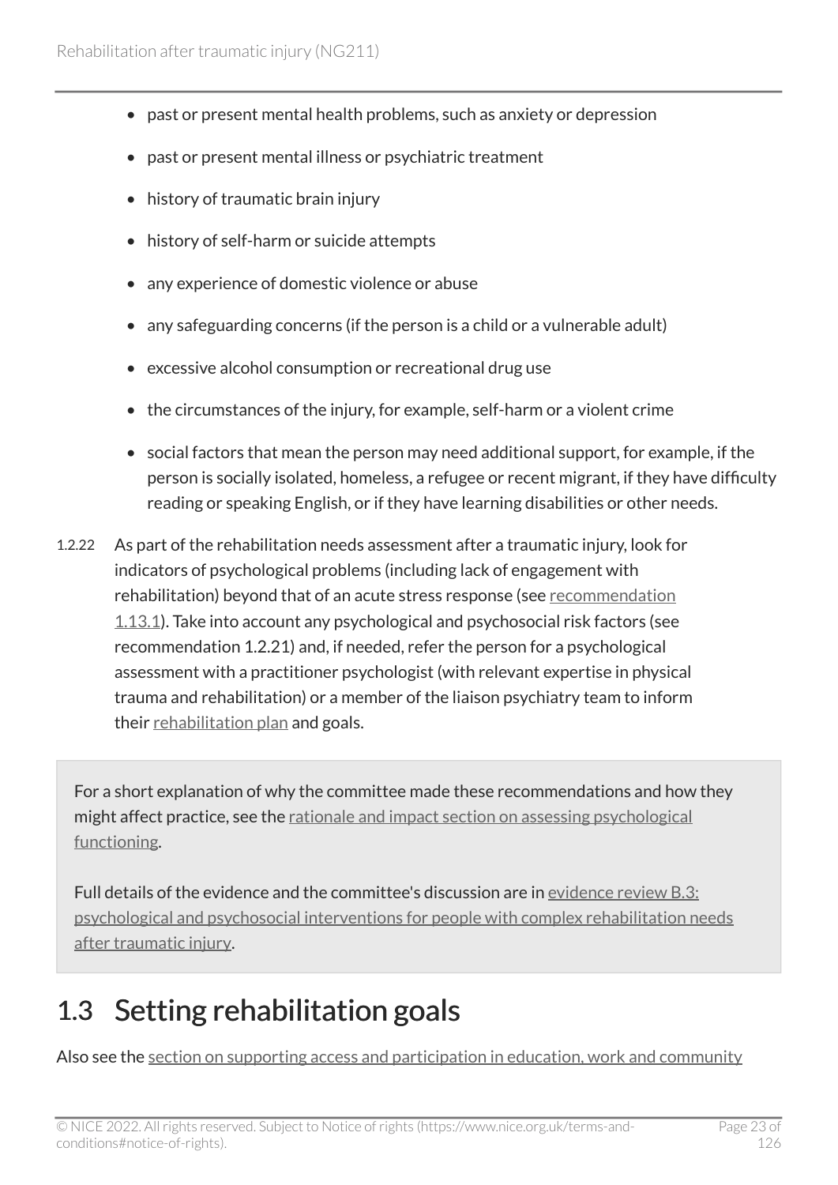- past or present mental health problems, such as anxiety or depression
- past or present mental illness or psychiatric treatment
- history of traumatic brain injury
- history of self-harm or suicide attempts
- any experience of domestic violence or abuse
- any safeguarding concerns (if the person is a child or a vulnerable adult)
- excessive alcohol consumption or recreational drug use
- the circumstances of the injury, for example, self-harm or a violent crime
- social factors that mean the person may need additional support, for example, if the person is socially isolated, homeless, a refugee or recent migrant, if they have difficulty reading or speaking English, or if they have learning disabilities or other needs.

1.2.22 As part of the rehabilitation needs assessment after a traumatic injury, look for indicators of psychological problems (including lack of engagement with rehabilitation) beyond that of an acute stress response (see recommendation 1.13.1). Take into account any psychological and psychosocial risk factors (see recommendation 1.2.21) and, if needed, refer the person for a psychological assessment with a practitioner psychologist (with relevant expertise in physical trauma and rehabilitation) or a member of the liaison psychiatry team to inform their rehabilitation plan and goals.

> For a short explanation of why the committee made these recommendations and how they might affect practice, see the rationale and impact section on assessing psychological functioning.
>
> Full details of the evidence and the committee's discussion are in evidence review B.3: psychological and psychosocial interventions for people with complex rehabilitation needs after traumatic injury.

## 1.3 Setting rehabilitation goals

Also see the section on supporting access and participation in education, work and community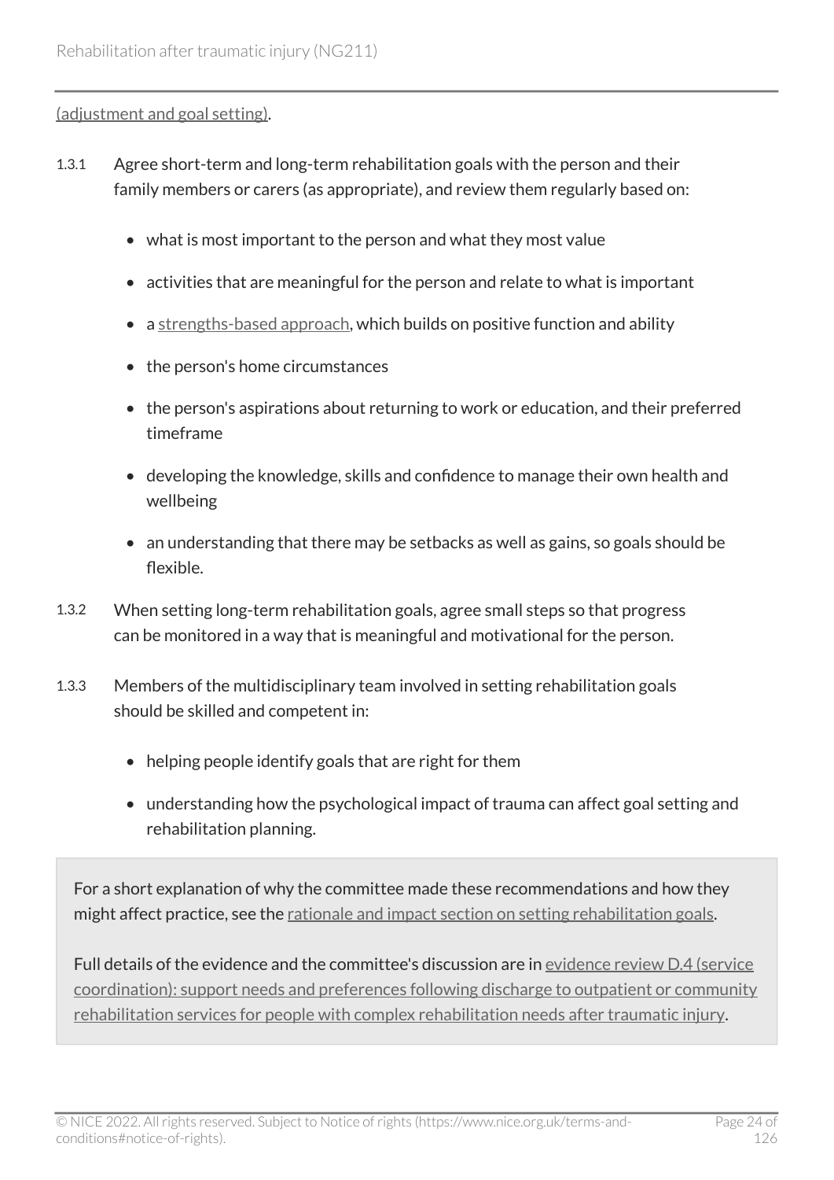(adjustment and goal setting).

1.3.1 Agree short-term and long-term rehabilitation goals with the person and their family members or carers (as appropriate), and review them regularly based on:

- what is most important to the person and what they most value
- activities that are meaningful for the person and relate to what is important
- a strengths-based approach, which builds on positive function and ability
- the person's home circumstances
- the person's aspirations about returning to work or education, and their preferred timeframe
- developing the knowledge, skills and confidence to manage their own health and wellbeing
- an understanding that there may be setbacks as well as gains, so goals should be flexible.

1.3.2 When setting long-term rehabilitation goals, agree small steps so that progress can be monitored in a way that is meaningful and motivational for the person.

1.3.3 Members of the multidisciplinary team involved in setting rehabilitation goals should be skilled and competent in:

- helping people identify goals that are right for them
- understanding how the psychological impact of trauma can affect goal setting and rehabilitation planning.

For a short explanation of why the committee made these recommendations and how they might affect practice, see the rationale and impact section on setting rehabilitation goals.

Full details of the evidence and the committee's discussion are in evidence review D.4 (service coordination): support needs and preferences following discharge to outpatient or community rehabilitation services for people with complex rehabilitation needs after traumatic injury.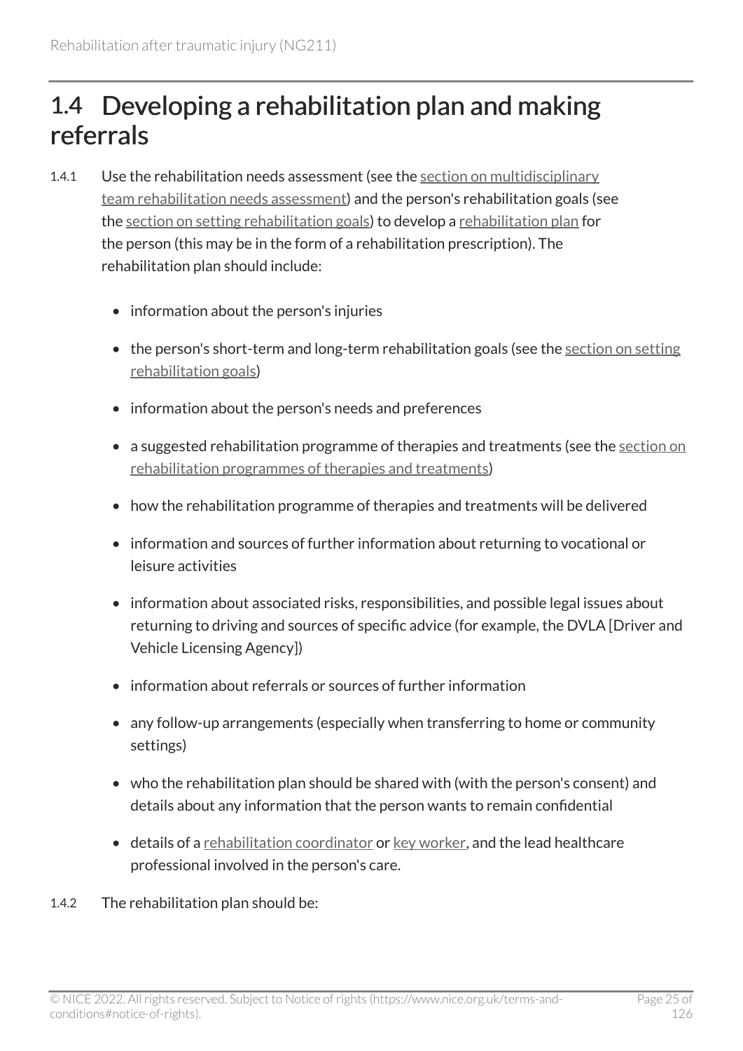## 1.4 Developing a rehabilitation plan and making referrals

1.4.1 Use the rehabilitation needs assessment (see the section on multidisciplinary team rehabilitation needs assessment) and the person's rehabilitation goals (see the section on setting rehabilitation goals) to develop a rehabilitation plan for the person (this may be in the form of a rehabilitation prescription). The rehabilitation plan should include:

- information about the person's injuries
- the person's short-term and long-term rehabilitation goals (see the section on setting rehabilitation goals)
- information about the person's needs and preferences
- a suggested rehabilitation programme of therapies and treatments (see the section on rehabilitation programmes of therapies and treatments)
- how the rehabilitation programme of therapies and treatments will be delivered
- information and sources of further information about returning to vocational or leisure activities
- information about associated risks, responsibilities, and possible legal issues about returning to driving and sources of specific advice (for example, the DVLA [Driver and Vehicle Licensing Agency])
- information about referrals or sources of further information
- any follow-up arrangements (especially when transferring to home or community settings)
- who the rehabilitation plan should be shared with (with the person's consent) and details about any information that the person wants to remain confidential
- details of a rehabilitation coordinator or key worker, and the lead healthcare professional involved in the person's care.

1.4.2 The rehabilitation plan should be: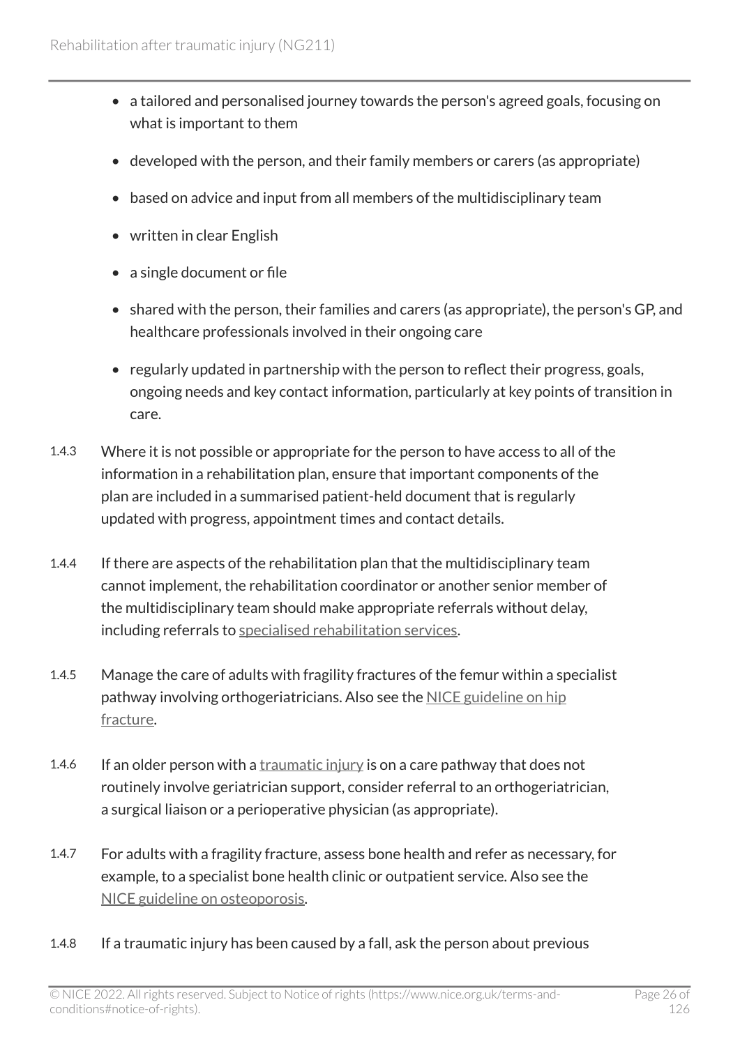- a tailored and personalised journey towards the person's agreed goals, focusing on what is important to them
- developed with the person, and their family members or carers (as appropriate)
- based on advice and input from all members of the multidisciplinary team
- written in clear English
- a single document or file
- shared with the person, their families and carers (as appropriate), the person's GP, and healthcare professionals involved in their ongoing care
- regularly updated in partnership with the person to reflect their progress, goals, ongoing needs and key contact information, particularly at key points of transition in care.

1.4.3 Where it is not possible or appropriate for the person to have access to all of the information in a rehabilitation plan, ensure that important components of the plan are included in a summarised patient-held document that is regularly updated with progress, appointment times and contact details.

1.4.4 If there are aspects of the rehabilitation plan that the multidisciplinary team cannot implement, the rehabilitation coordinator or another senior member of the multidisciplinary team should make appropriate referrals without delay, including referrals to specialised rehabilitation services.

1.4.5 Manage the care of adults with fragility fractures of the femur within a specialist pathway involving orthogeriatricians. Also see the NICE guideline on hip fracture.

1.4.6 If an older person with a traumatic injury is on a care pathway that does not routinely involve geriatrician support, consider referral to an orthogeriatrician, a surgical liaison or a perioperative physician (as appropriate).

1.4.7 For adults with a fragility fracture, assess bone health and refer as necessary, for example, to a specialist bone health clinic or outpatient service. Also see the NICE guideline on osteoporosis.

1.4.8 If a traumatic injury has been caused by a fall, ask the person about previous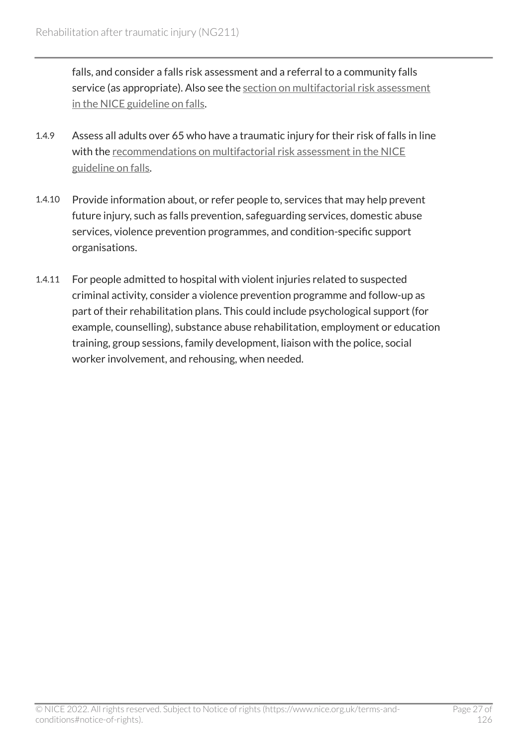falls, and consider a falls risk assessment and a referral to a community falls service (as appropriate). Also see the section on multifactorial risk assessment in the NICE guideline on falls.

1.4.9 Assess all adults over 65 who have a traumatic injury for their risk of falls in line with the recommendations on multifactorial risk assessment in the NICE guideline on falls.

1.4.10 Provide information about, or refer people to, services that may help prevent future injury, such as falls prevention, safeguarding services, domestic abuse services, violence prevention programmes, and condition-specific support organisations.

1.4.11 For people admitted to hospital with violent injuries related to suspected criminal activity, consider a violence prevention programme and follow-up as part of their rehabilitation plans. This could include psychological support (for example, counselling), substance abuse rehabilitation, employment or education training, group sessions, family development, liaison with the police, social worker involvement, and rehousing, when needed.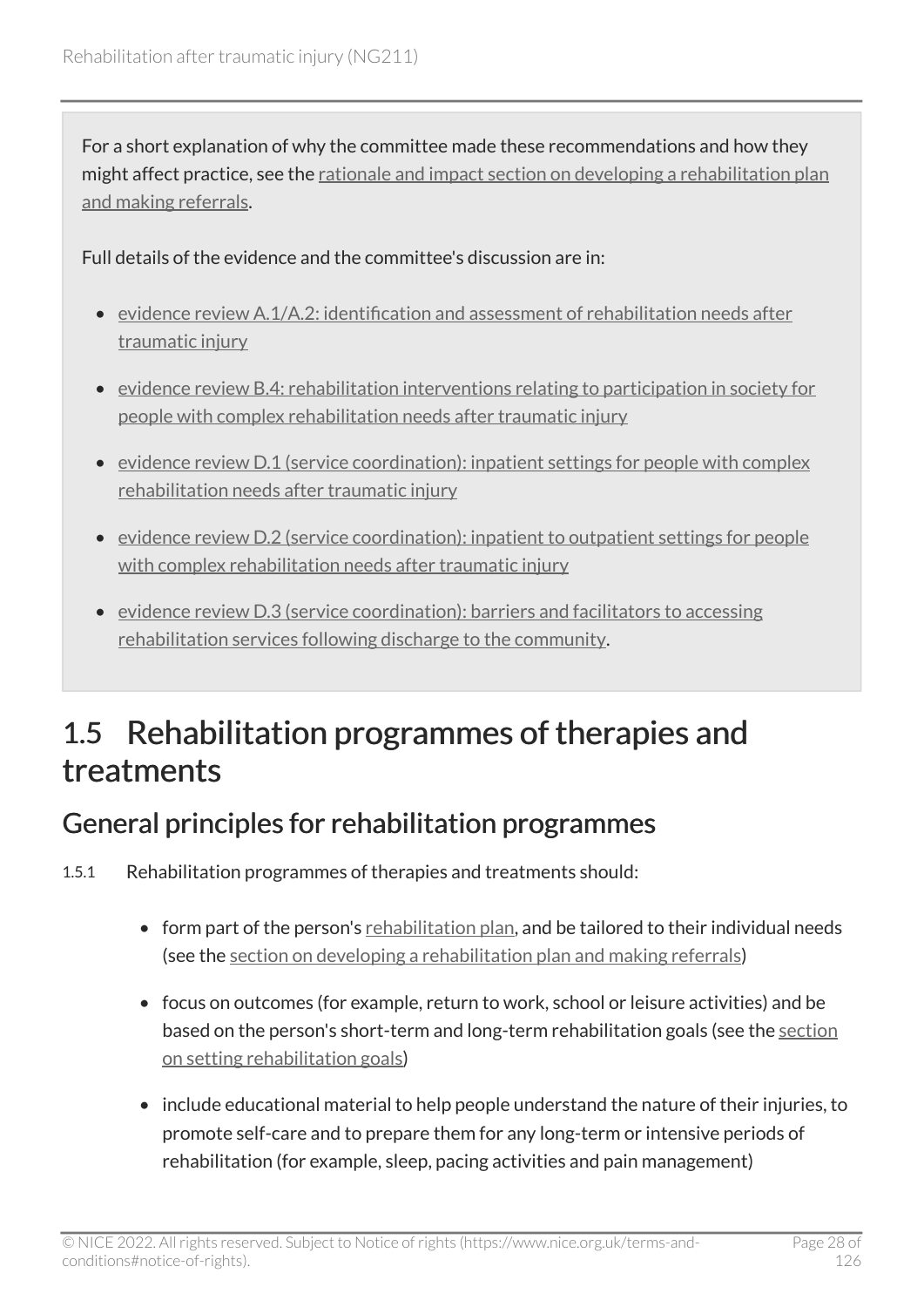For a short explanation of why the committee made these recommendations and how they might affect practice, see the rationale and impact section on developing a rehabilitation plan and making referrals.

Full details of the evidence and the committee's discussion are in:

- evidence review A.1/A.2: identification and assessment of rehabilitation needs after traumatic injury
- evidence review B.4: rehabilitation interventions relating to participation in society for people with complex rehabilitation needs after traumatic injury
- evidence review D.1 (service coordination): inpatient settings for people with complex rehabilitation needs after traumatic injury
- evidence review D.2 (service coordination): inpatient to outpatient settings for people with complex rehabilitation needs after traumatic injury
- evidence review D.3 (service coordination): barriers and facilitators to accessing rehabilitation services following discharge to the community.

## 1.5 Rehabilitation programmes of therapies and treatments

### General principles for rehabilitation programmes

1.5.1 Rehabilitation programmes of therapies and treatments should:

- form part of the person's rehabilitation plan, and be tailored to their individual needs (see the section on developing a rehabilitation plan and making referrals)
- focus on outcomes (for example, return to work, school or leisure activities) and be based on the person's short-term and long-term rehabilitation goals (see the section on setting rehabilitation goals)
- include educational material to help people understand the nature of their injuries, to promote self-care and to prepare them for any long-term or intensive periods of rehabilitation (for example, sleep, pacing activities and pain management)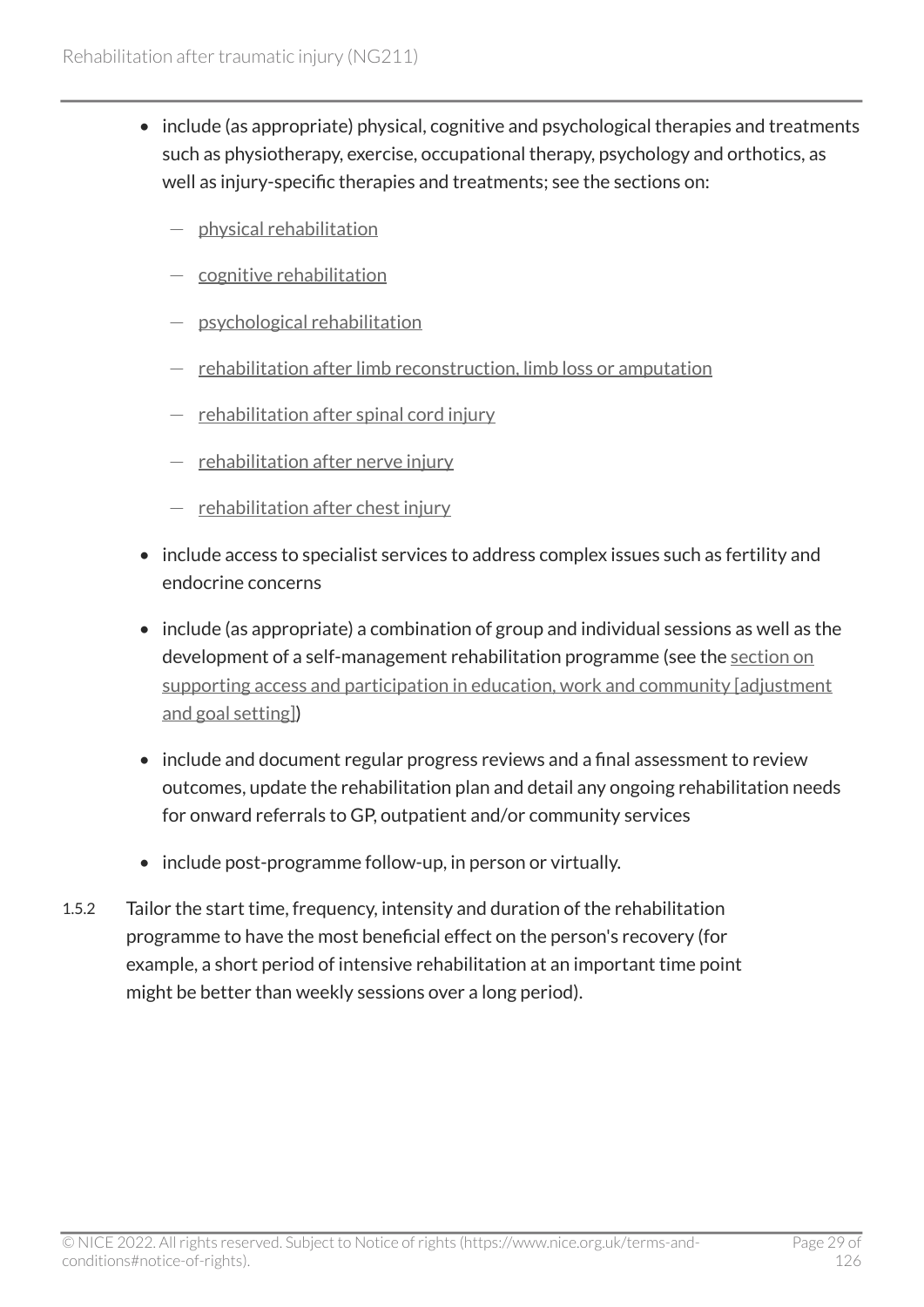- include (as appropriate) physical, cognitive and psychological therapies and treatments such as physiotherapy, exercise, occupational therapy, psychology and orthotics, as well as injury-specific therapies and treatments; see the sections on:
  - physical rehabilitation
  - cognitive rehabilitation
  - psychological rehabilitation
  - rehabilitation after limb reconstruction, limb loss or amputation
  - rehabilitation after spinal cord injury
  - rehabilitation after nerve injury
  - rehabilitation after chest injury
- include access to specialist services to address complex issues such as fertility and endocrine concerns
- include (as appropriate) a combination of group and individual sessions as well as the development of a self-management rehabilitation programme (see the section on supporting access and participation in education, work and community [adjustment and goal setting])
- include and document regular progress reviews and a final assessment to review outcomes, update the rehabilitation plan and detail any ongoing rehabilitation needs for onward referrals to GP, outpatient and/or community services
- include post-programme follow-up, in person or virtually.

1.5.2 Tailor the start time, frequency, intensity and duration of the rehabilitation programme to have the most beneficial effect on the person's recovery (for example, a short period of intensive rehabilitation at an important time point might be better than weekly sessions over a long period).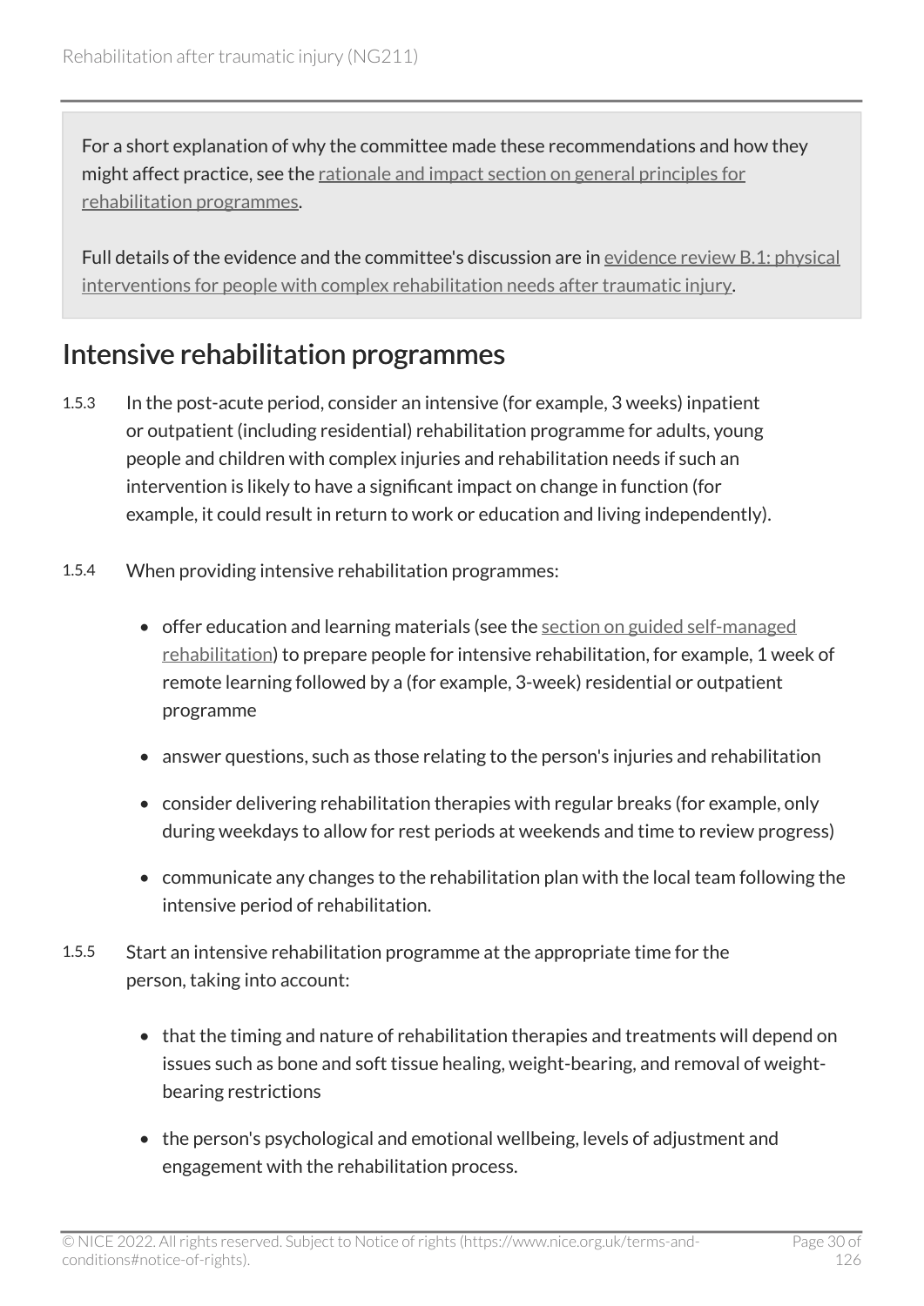For a short explanation of why the committee made these recommendations and how they might affect practice, see the rationale and impact section on general principles for rehabilitation programmes.

Full details of the evidence and the committee's discussion are in evidence review B.1: physical interventions for people with complex rehabilitation needs after traumatic injury.

## Intensive rehabilitation programmes

1.5.3 In the post-acute period, consider an intensive (for example, 3 weeks) inpatient or outpatient (including residential) rehabilitation programme for adults, young people and children with complex injuries and rehabilitation needs if such an intervention is likely to have a significant impact on change in function (for example, it could result in return to work or education and living independently).

1.5.4 When providing intensive rehabilitation programmes:

- offer education and learning materials (see the section on guided self-managed rehabilitation) to prepare people for intensive rehabilitation, for example, 1 week of remote learning followed by a (for example, 3-week) residential or outpatient programme
- answer questions, such as those relating to the person's injuries and rehabilitation
- consider delivering rehabilitation therapies with regular breaks (for example, only during weekdays to allow for rest periods at weekends and time to review progress)
- communicate any changes to the rehabilitation plan with the local team following the intensive period of rehabilitation.

1.5.5 Start an intensive rehabilitation programme at the appropriate time for the person, taking into account:

- that the timing and nature of rehabilitation therapies and treatments will depend on issues such as bone and soft tissue healing, weight-bearing, and removal of weight-bearing restrictions
- the person's psychological and emotional wellbeing, levels of adjustment and engagement with the rehabilitation process.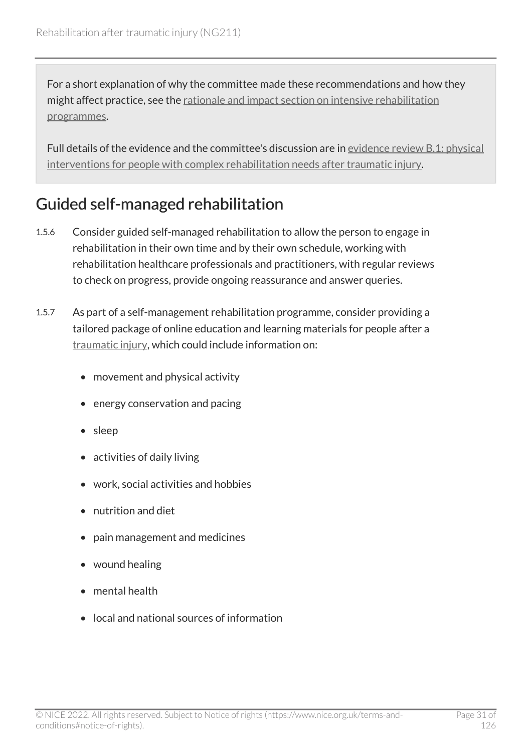For a short explanation of why the committee made these recommendations and how they might affect practice, see the rationale and impact section on intensive rehabilitation programmes.

Full details of the evidence and the committee's discussion are in evidence review B.1: physical interventions for people with complex rehabilitation needs after traumatic injury.

## Guided self-managed rehabilitation

1.5.6 Consider guided self-managed rehabilitation to allow the person to engage in rehabilitation in their own time and by their own schedule, working with rehabilitation healthcare professionals and practitioners, with regular reviews to check on progress, provide ongoing reassurance and answer queries.

1.5.7 As part of a self-management rehabilitation programme, consider providing a tailored package of online education and learning materials for people after a traumatic injury, which could include information on:

- movement and physical activity
- energy conservation and pacing
- sleep
- activities of daily living
- work, social activities and hobbies
- nutrition and diet
- pain management and medicines
- wound healing
- mental health
- local and national sources of information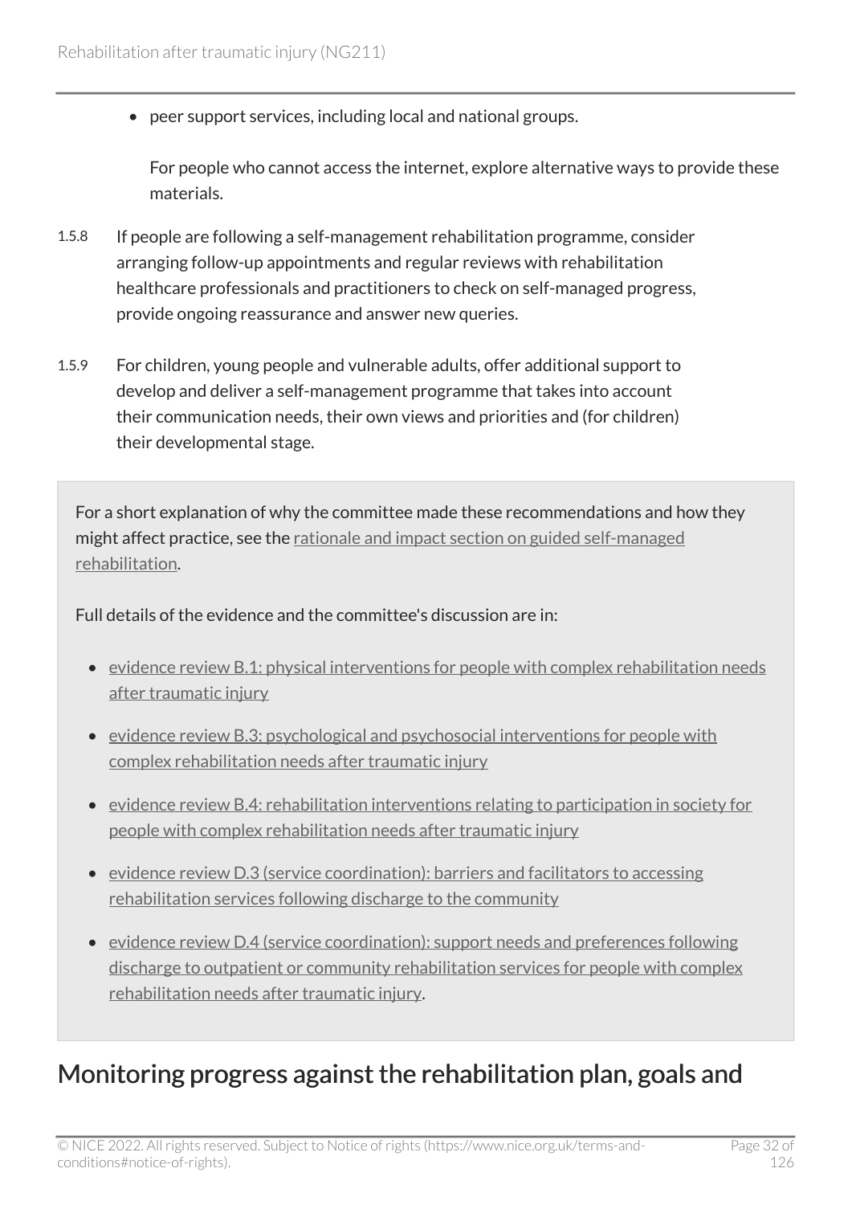- peer support services, including local and national groups.

  For people who cannot access the internet, explore alternative ways to provide these materials.

1.5.8 If people are following a self-management rehabilitation programme, consider arranging follow-up appointments and regular reviews with rehabilitation healthcare professionals and practitioners to check on self-managed progress, provide ongoing reassurance and answer new queries.

1.5.9 For children, young people and vulnerable adults, offer additional support to develop and deliver a self-management programme that takes into account their communication needs, their own views and priorities and (for children) their developmental stage.

For a short explanation of why the committee made these recommendations and how they might affect practice, see the rationale and impact section on guided self-managed rehabilitation.

Full details of the evidence and the committee's discussion are in:

- evidence review B.1: physical interventions for people with complex rehabilitation needs after traumatic injury
- evidence review B.3: psychological and psychosocial interventions for people with complex rehabilitation needs after traumatic injury
- evidence review B.4: rehabilitation interventions relating to participation in society for people with complex rehabilitation needs after traumatic injury
- evidence review D.3 (service coordination): barriers and facilitators to accessing rehabilitation services following discharge to the community
- evidence review D.4 (service coordination): support needs and preferences following discharge to outpatient or community rehabilitation services for people with complex rehabilitation needs after traumatic injury.

## Monitoring progress against the rehabilitation plan, goals and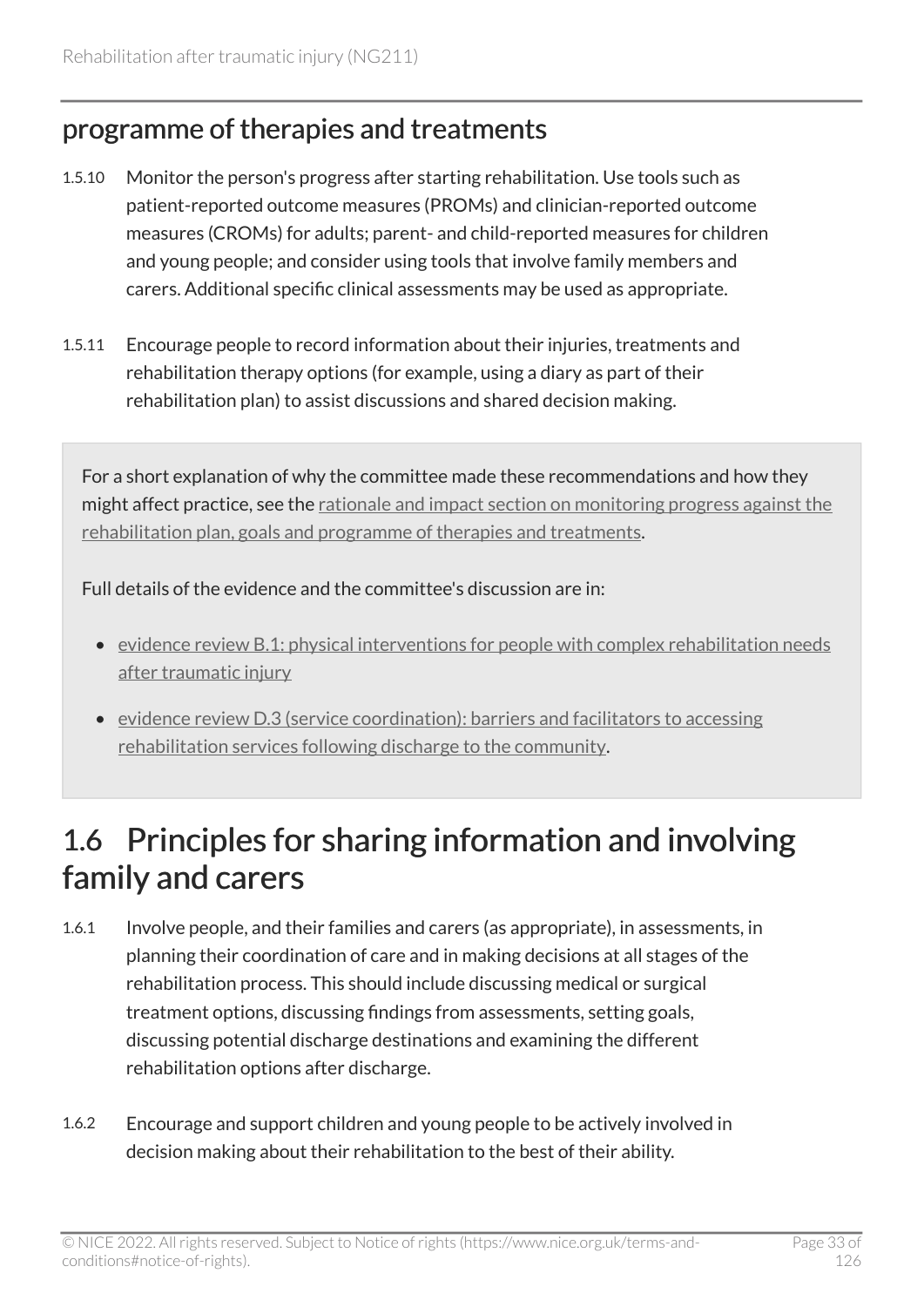## programme of therapies and treatments

1.5.10 Monitor the person's progress after starting rehabilitation. Use tools such as patient-reported outcome measures (PROMs) and clinician-reported outcome measures (CROMs) for adults; parent- and child-reported measures for children and young people; and consider using tools that involve family members and carers. Additional specific clinical assessments may be used as appropriate.

1.5.11 Encourage people to record information about their injuries, treatments and rehabilitation therapy options (for example, using a diary as part of their rehabilitation plan) to assist discussions and shared decision making.

> For a short explanation of why the committee made these recommendations and how they might affect practice, see the rationale and impact section on monitoring progress against the rehabilitation plan, goals and programme of therapies and treatments.
>
> Full details of the evidence and the committee's discussion are in:
>
> - evidence review B.1: physical interventions for people with complex rehabilitation needs after traumatic injury
> - evidence review D.3 (service coordination): barriers and facilitators to accessing rehabilitation services following discharge to the community.

# 1.6 Principles for sharing information and involving family and carers

1.6.1 Involve people, and their families and carers (as appropriate), in assessments, in planning their coordination of care and in making decisions at all stages of the rehabilitation process. This should include discussing medical or surgical treatment options, discussing findings from assessments, setting goals, discussing potential discharge destinations and examining the different rehabilitation options after discharge.

1.6.2 Encourage and support children and young people to be actively involved in decision making about their rehabilitation to the best of their ability.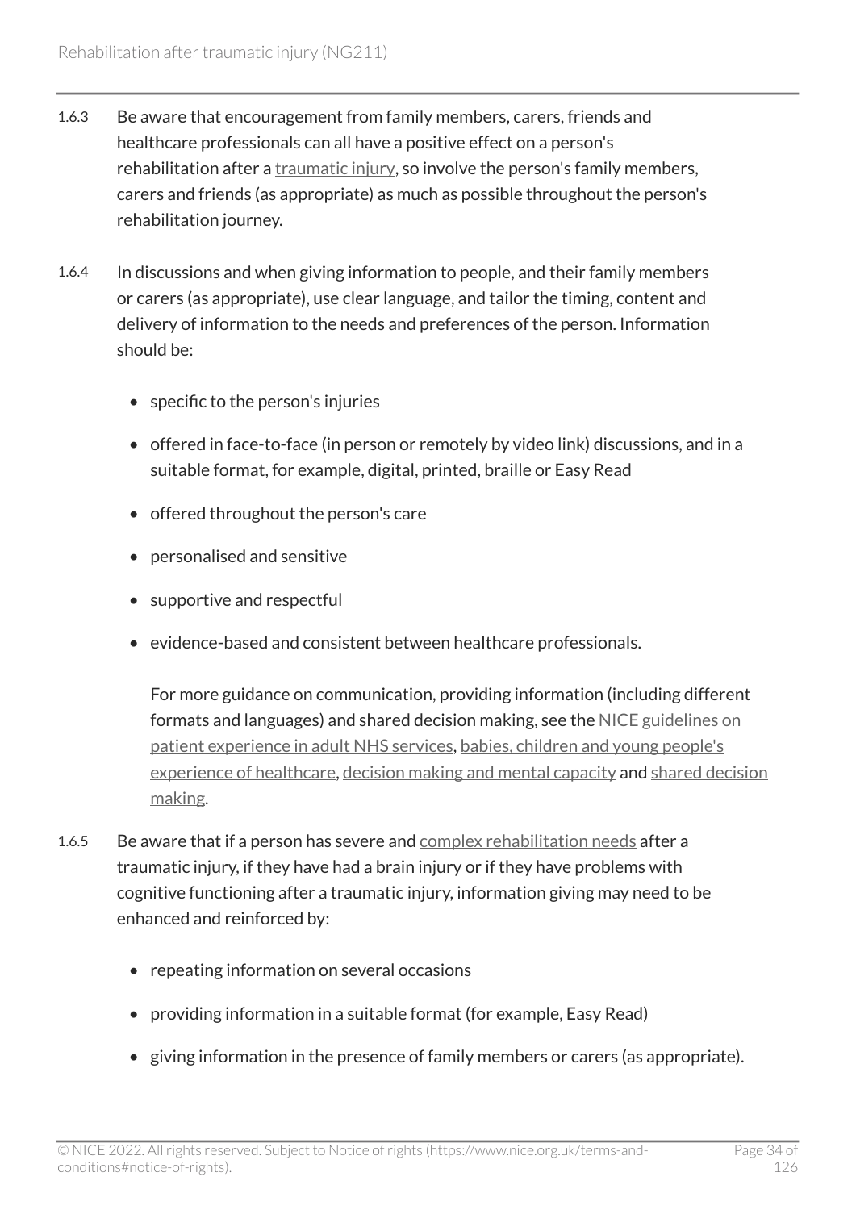1.6.3 Be aware that encouragement from family members, carers, friends and healthcare professionals can all have a positive effect on a person's rehabilitation after a traumatic injury, so involve the person's family members, carers and friends (as appropriate) as much as possible throughout the person's rehabilitation journey.

1.6.4 In discussions and when giving information to people, and their family members or carers (as appropriate), use clear language, and tailor the timing, content and delivery of information to the needs and preferences of the person. Information should be:

- specific to the person's injuries
- offered in face-to-face (in person or remotely by video link) discussions, and in a suitable format, for example, digital, printed, braille or Easy Read
- offered throughout the person's care
- personalised and sensitive
- supportive and respectful
- evidence-based and consistent between healthcare professionals.

  For more guidance on communication, providing information (including different formats and languages) and shared decision making, see the NICE guidelines on patient experience in adult NHS services, babies, children and young people's experience of healthcare, decision making and mental capacity and shared decision making.

1.6.5 Be aware that if a person has severe and complex rehabilitation needs after a traumatic injury, if they have had a brain injury or if they have problems with cognitive functioning after a traumatic injury, information giving may need to be enhanced and reinforced by:

- repeating information on several occasions
- providing information in a suitable format (for example, Easy Read)
- giving information in the presence of family members or carers (as appropriate).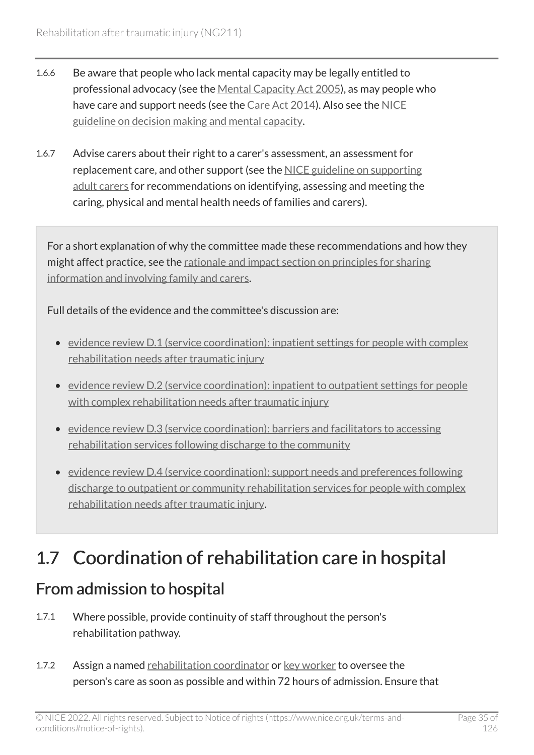1.6.6 Be aware that people who lack mental capacity may be legally entitled to professional advocacy (see the Mental Capacity Act 2005), as may people who have care and support needs (see the Care Act 2014). Also see the NICE guideline on decision making and mental capacity.

1.6.7 Advise carers about their right to a carer's assessment, an assessment for replacement care, and other support (see the NICE guideline on supporting adult carers for recommendations on identifying, assessing and meeting the caring, physical and mental health needs of families and carers).

For a short explanation of why the committee made these recommendations and how they might affect practice, see the rationale and impact section on principles for sharing information and involving family and carers.

Full details of the evidence and the committee's discussion are:

- evidence review D.1 (service coordination): inpatient settings for people with complex rehabilitation needs after traumatic injury
- evidence review D.2 (service coordination): inpatient to outpatient settings for people with complex rehabilitation needs after traumatic injury
- evidence review D.3 (service coordination): barriers and facilitators to accessing rehabilitation services following discharge to the community
- evidence review D.4 (service coordination): support needs and preferences following discharge to outpatient or community rehabilitation services for people with complex rehabilitation needs after traumatic injury.

# 1.7 Coordination of rehabilitation care in hospital

## From admission to hospital

1.7.1 Where possible, provide continuity of staff throughout the person's rehabilitation pathway.

1.7.2 Assign a named rehabilitation coordinator or key worker to oversee the person's care as soon as possible and within 72 hours of admission. Ensure that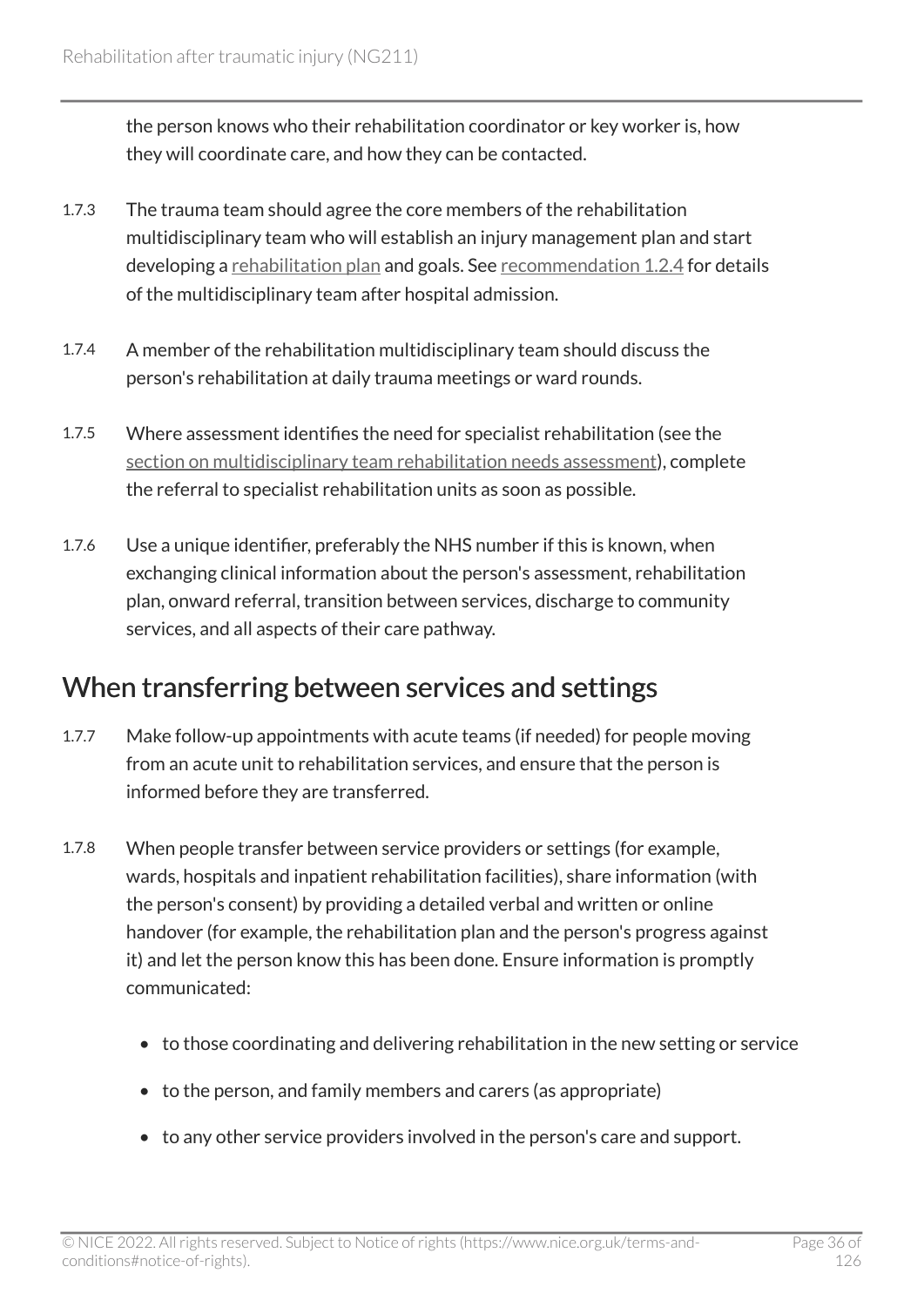the person knows who their rehabilitation coordinator or key worker is, how they will coordinate care, and how they can be contacted.

1.7.3 The trauma team should agree the core members of the rehabilitation multidisciplinary team who will establish an injury management plan and start developing a rehabilitation plan and goals. See recommendation 1.2.4 for details of the multidisciplinary team after hospital admission.

1.7.4 A member of the rehabilitation multidisciplinary team should discuss the person's rehabilitation at daily trauma meetings or ward rounds.

1.7.5 Where assessment identifies the need for specialist rehabilitation (see the section on multidisciplinary team rehabilitation needs assessment), complete the referral to specialist rehabilitation units as soon as possible.

1.7.6 Use a unique identifier, preferably the NHS number if this is known, when exchanging clinical information about the person's assessment, rehabilitation plan, onward referral, transition between services, discharge to community services, and all aspects of their care pathway.

## When transferring between services and settings

1.7.7 Make follow-up appointments with acute teams (if needed) for people moving from an acute unit to rehabilitation services, and ensure that the person is informed before they are transferred.

1.7.8 When people transfer between service providers or settings (for example, wards, hospitals and inpatient rehabilitation facilities), share information (with the person's consent) by providing a detailed verbal and written or online handover (for example, the rehabilitation plan and the person's progress against it) and let the person know this has been done. Ensure information is promptly communicated:

- to those coordinating and delivering rehabilitation in the new setting or service
- to the person, and family members and carers (as appropriate)
- to any other service providers involved in the person's care and support.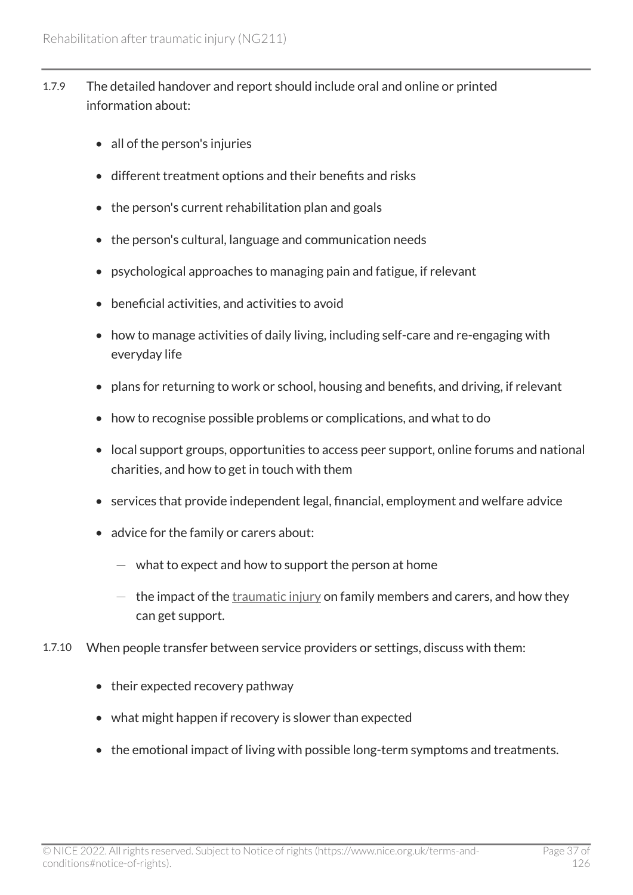1.7.9 The detailed handover and report should include oral and online or printed information about:

- all of the person's injuries
- different treatment options and their benefits and risks
- the person's current rehabilitation plan and goals
- the person's cultural, language and communication needs
- psychological approaches to managing pain and fatigue, if relevant
- beneficial activities, and activities to avoid
- how to manage activities of daily living, including self-care and re-engaging with everyday life
- plans for returning to work or school, housing and benefits, and driving, if relevant
- how to recognise possible problems or complications, and what to do
- local support groups, opportunities to access peer support, online forums and national charities, and how to get in touch with them
- services that provide independent legal, financial, employment and welfare advice
- advice for the family or carers about:
  - what to expect and how to support the person at home
  - the impact of the traumatic injury on family members and carers, and how they can get support.

1.7.10 When people transfer between service providers or settings, discuss with them:

- their expected recovery pathway
- what might happen if recovery is slower than expected
- the emotional impact of living with possible long-term symptoms and treatments.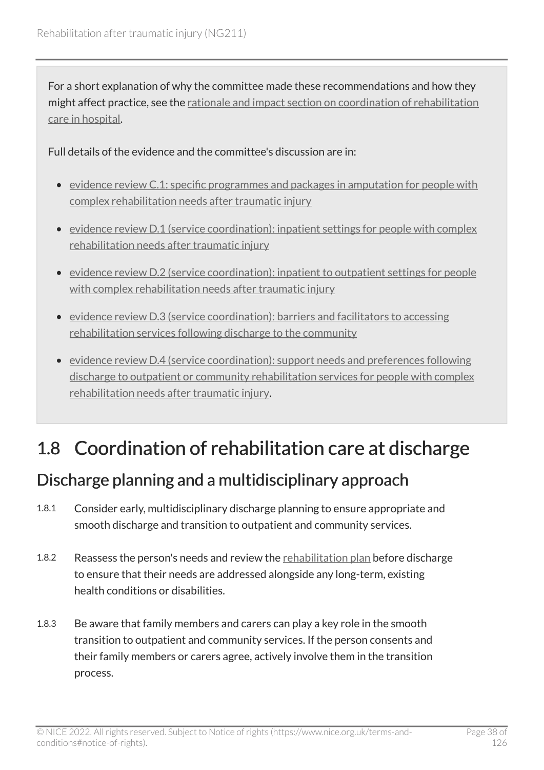For a short explanation of why the committee made these recommendations and how they might affect practice, see the rationale and impact section on coordination of rehabilitation care in hospital.

Full details of the evidence and the committee's discussion are in:

- evidence review C.1: specific programmes and packages in amputation for people with complex rehabilitation needs after traumatic injury
- evidence review D.1 (service coordination): inpatient settings for people with complex rehabilitation needs after traumatic injury
- evidence review D.2 (service coordination): inpatient to outpatient settings for people with complex rehabilitation needs after traumatic injury
- evidence review D.3 (service coordination): barriers and facilitators to accessing rehabilitation services following discharge to the community
- evidence review D.4 (service coordination): support needs and preferences following discharge to outpatient or community rehabilitation services for people with complex rehabilitation needs after traumatic injury.

## 1.8 Coordination of rehabilitation care at discharge

### Discharge planning and a multidisciplinary approach

1.8.1 Consider early, multidisciplinary discharge planning to ensure appropriate and smooth discharge and transition to outpatient and community services.

1.8.2 Reassess the person's needs and review the rehabilitation plan before discharge to ensure that their needs are addressed alongside any long-term, existing health conditions or disabilities.

1.8.3 Be aware that family members and carers can play a key role in the smooth transition to outpatient and community services. If the person consents and their family members or carers agree, actively involve them in the transition process.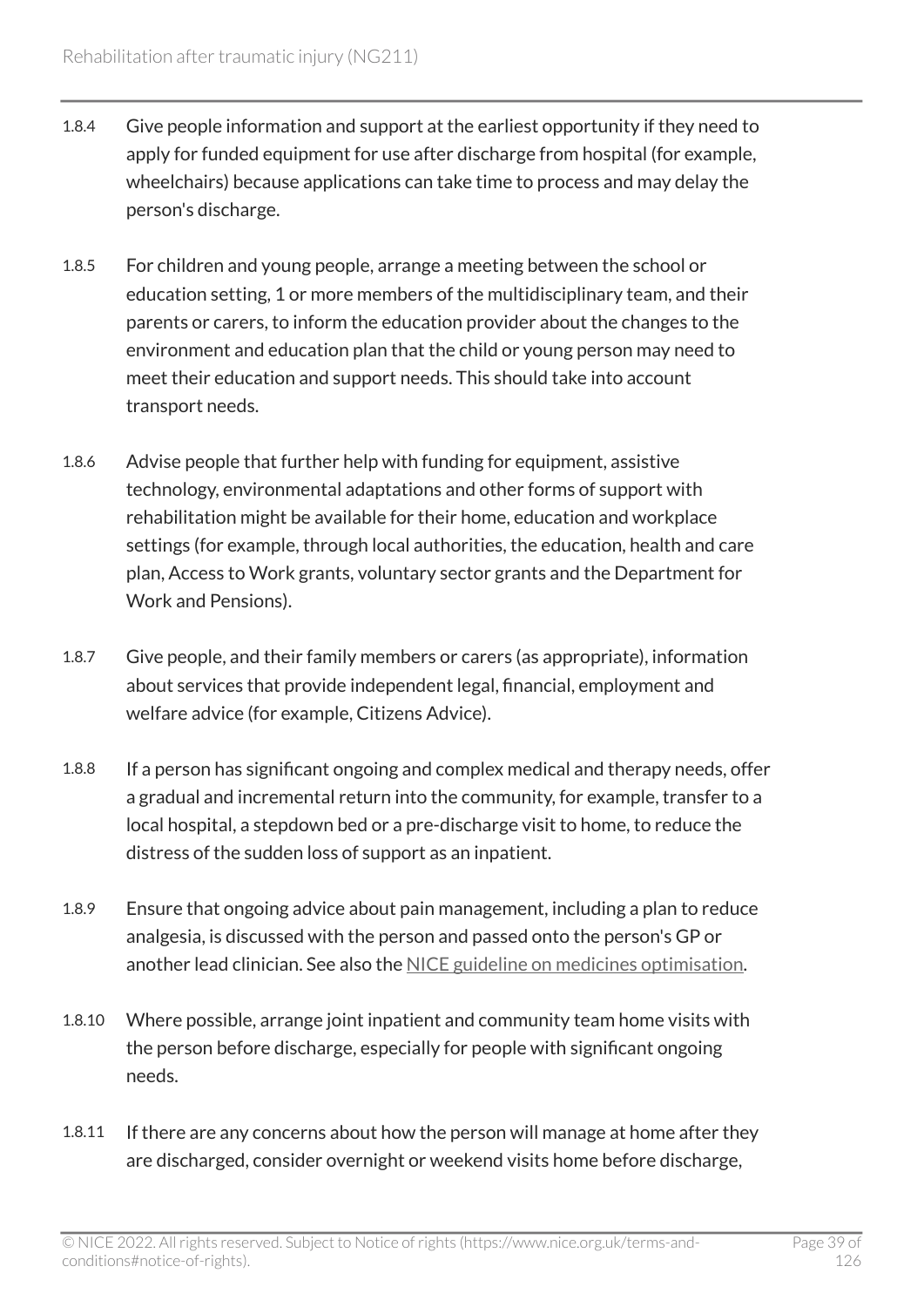1.8.4 Give people information and support at the earliest opportunity if they need to apply for funded equipment for use after discharge from hospital (for example, wheelchairs) because applications can take time to process and may delay the person's discharge.

1.8.5 For children and young people, arrange a meeting between the school or education setting, 1 or more members of the multidisciplinary team, and their parents or carers, to inform the education provider about the changes to the environment and education plan that the child or young person may need to meet their education and support needs. This should take into account transport needs.

1.8.6 Advise people that further help with funding for equipment, assistive technology, environmental adaptations and other forms of support with rehabilitation might be available for their home, education and workplace settings (for example, through local authorities, the education, health and care plan, Access to Work grants, voluntary sector grants and the Department for Work and Pensions).

1.8.7 Give people, and their family members or carers (as appropriate), information about services that provide independent legal, financial, employment and welfare advice (for example, Citizens Advice).

1.8.8 If a person has significant ongoing and complex medical and therapy needs, offer a gradual and incremental return into the community, for example, transfer to a local hospital, a stepdown bed or a pre-discharge visit to home, to reduce the distress of the sudden loss of support as an inpatient.

1.8.9 Ensure that ongoing advice about pain management, including a plan to reduce analgesia, is discussed with the person and passed onto the person's GP or another lead clinician. See also the NICE guideline on medicines optimisation.

1.8.10 Where possible, arrange joint inpatient and community team home visits with the person before discharge, especially for people with significant ongoing needs.

1.8.11 If there are any concerns about how the person will manage at home after they are discharged, consider overnight or weekend visits home before discharge,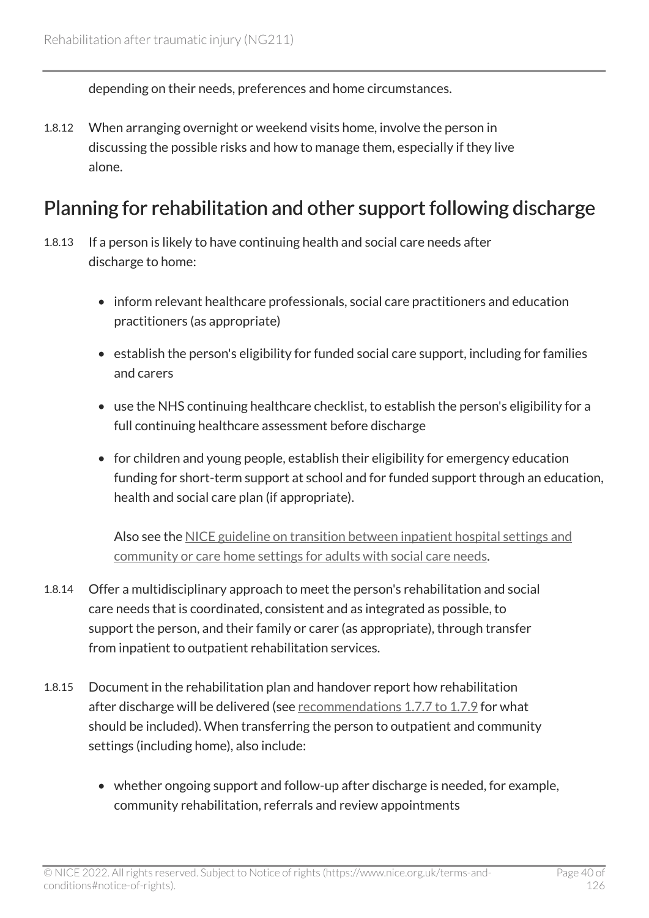depending on their needs, preferences and home circumstances.

1.8.12 When arranging overnight or weekend visits home, involve the person in discussing the possible risks and how to manage them, especially if they live alone.

## Planning for rehabilitation and other support following discharge

1.8.13 If a person is likely to have continuing health and social care needs after discharge to home:

- inform relevant healthcare professionals, social care practitioners and education practitioners (as appropriate)
- establish the person's eligibility for funded social care support, including for families and carers
- use the NHS continuing healthcare checklist, to establish the person's eligibility for a full continuing healthcare assessment before discharge
- for children and young people, establish their eligibility for emergency education funding for short-term support at school and for funded support through an education, health and social care plan (if appropriate).

Also see the NICE guideline on transition between inpatient hospital settings and community or care home settings for adults with social care needs.

1.8.14 Offer a multidisciplinary approach to meet the person's rehabilitation and social care needs that is coordinated, consistent and as integrated as possible, to support the person, and their family or carer (as appropriate), through transfer from inpatient to outpatient rehabilitation services.

1.8.15 Document in the rehabilitation plan and handover report how rehabilitation after discharge will be delivered (see recommendations 1.7.7 to 1.7.9 for what should be included). When transferring the person to outpatient and community settings (including home), also include:

- whether ongoing support and follow-up after discharge is needed, for example, community rehabilitation, referrals and review appointments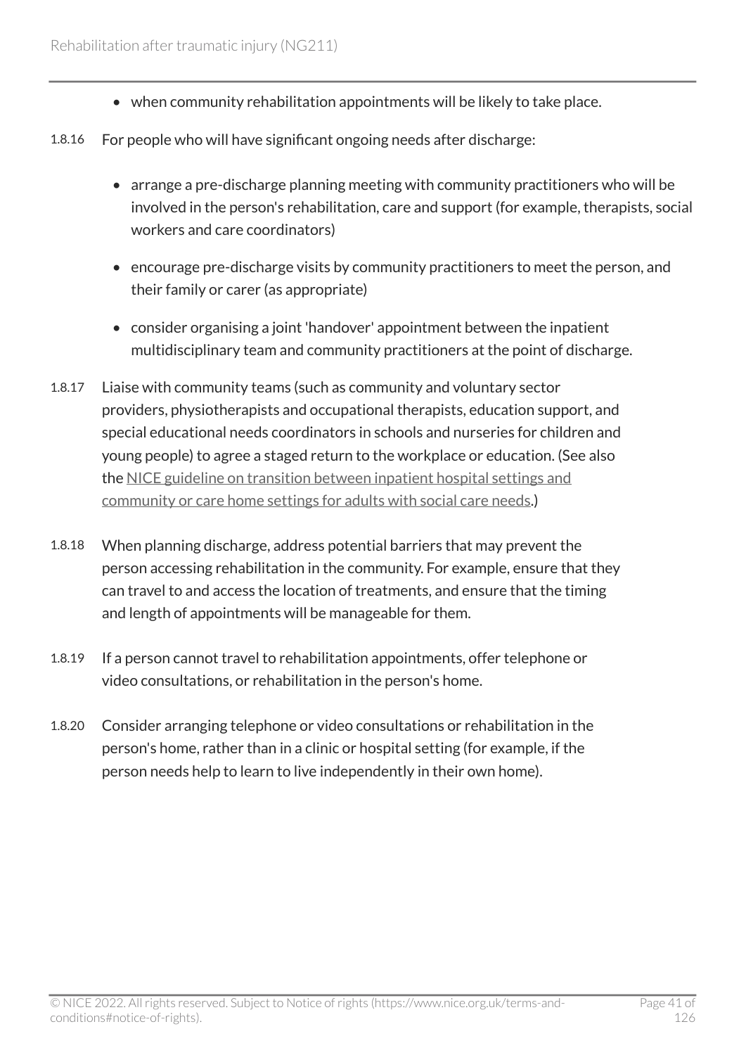- when community rehabilitation appointments will be likely to take place.

1.8.16 For people who will have significant ongoing needs after discharge:

- arrange a pre-discharge planning meeting with community practitioners who will be involved in the person's rehabilitation, care and support (for example, therapists, social workers and care coordinators)
- encourage pre-discharge visits by community practitioners to meet the person, and their family or carer (as appropriate)
- consider organising a joint 'handover' appointment between the inpatient multidisciplinary team and community practitioners at the point of discharge.

1.8.17 Liaise with community teams (such as community and voluntary sector providers, physiotherapists and occupational therapists, education support, and special educational needs coordinators in schools and nurseries for children and young people) to agree a staged return to the workplace or education. (See also the NICE guideline on transition between inpatient hospital settings and community or care home settings for adults with social care needs.)

1.8.18 When planning discharge, address potential barriers that may prevent the person accessing rehabilitation in the community. For example, ensure that they can travel to and access the location of treatments, and ensure that the timing and length of appointments will be manageable for them.

1.8.19 If a person cannot travel to rehabilitation appointments, offer telephone or video consultations, or rehabilitation in the person's home.

1.8.20 Consider arranging telephone or video consultations or rehabilitation in the person's home, rather than in a clinic or hospital setting (for example, if the person needs help to learn to live independently in their own home).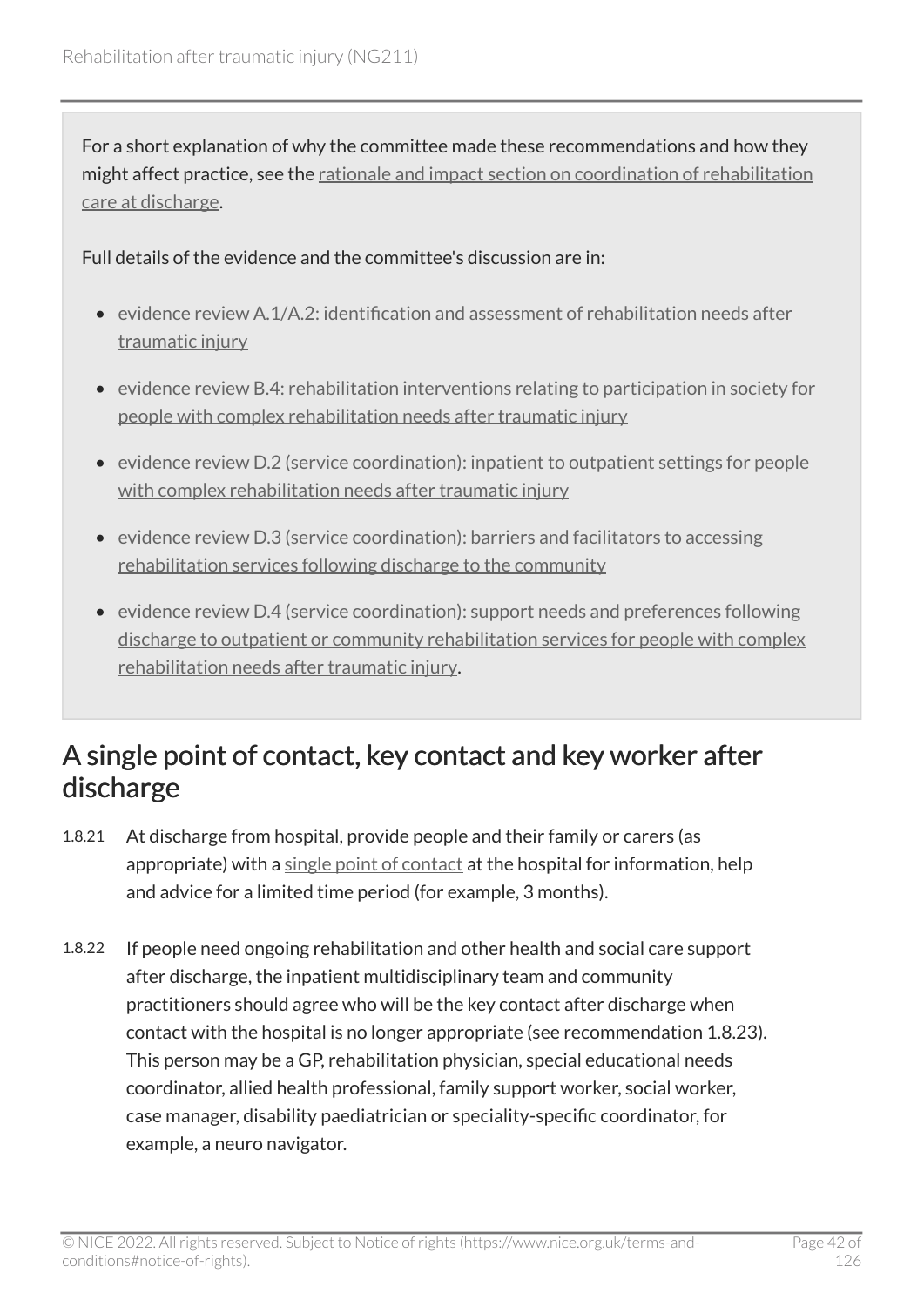For a short explanation of why the committee made these recommendations and how they might affect practice, see the rationale and impact section on coordination of rehabilitation care at discharge.

Full details of the evidence and the committee's discussion are in:

- evidence review A.1/A.2: identification and assessment of rehabilitation needs after traumatic injury
- evidence review B.4: rehabilitation interventions relating to participation in society for people with complex rehabilitation needs after traumatic injury
- evidence review D.2 (service coordination): inpatient to outpatient settings for people with complex rehabilitation needs after traumatic injury
- evidence review D.3 (service coordination): barriers and facilitators to accessing rehabilitation services following discharge to the community
- evidence review D.4 (service coordination): support needs and preferences following discharge to outpatient or community rehabilitation services for people with complex rehabilitation needs after traumatic injury.

## A single point of contact, key contact and key worker after discharge

1.8.21 At discharge from hospital, provide people and their family or carers (as appropriate) with a single point of contact at the hospital for information, help and advice for a limited time period (for example, 3 months).

1.8.22 If people need ongoing rehabilitation and other health and social care support after discharge, the inpatient multidisciplinary team and community practitioners should agree who will be the key contact after discharge when contact with the hospital is no longer appropriate (see recommendation 1.8.23). This person may be a GP, rehabilitation physician, special educational needs coordinator, allied health professional, family support worker, social worker, case manager, disability paediatrician or speciality-specific coordinator, for example, a neuro navigator.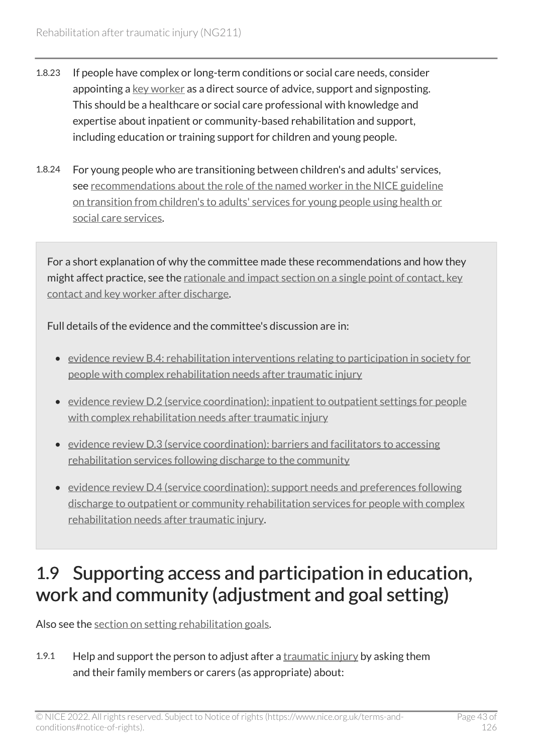1.8.23 If people have complex or long-term conditions or social care needs, consider appointing a key worker as a direct source of advice, support and signposting. This should be a healthcare or social care professional with knowledge and expertise about inpatient or community-based rehabilitation and support, including education or training support for children and young people.

1.8.24 For young people who are transitioning between children's and adults' services, see recommendations about the role of the named worker in the NICE guideline on transition from children's to adults' services for young people using health or social care services.

For a short explanation of why the committee made these recommendations and how they might affect practice, see the rationale and impact section on a single point of contact, key contact and key worker after discharge.

Full details of the evidence and the committee's discussion are in:

- evidence review B.4: rehabilitation interventions relating to participation in society for people with complex rehabilitation needs after traumatic injury
- evidence review D.2 (service coordination): inpatient to outpatient settings for people with complex rehabilitation needs after traumatic injury
- evidence review D.3 (service coordination): barriers and facilitators to accessing rehabilitation services following discharge to the community
- evidence review D.4 (service coordination): support needs and preferences following discharge to outpatient or community rehabilitation services for people with complex rehabilitation needs after traumatic injury.

## 1.9 Supporting access and participation in education, work and community (adjustment and goal setting)

Also see the section on setting rehabilitation goals.

1.9.1 Help and support the person to adjust after a traumatic injury by asking them and their family members or carers (as appropriate) about: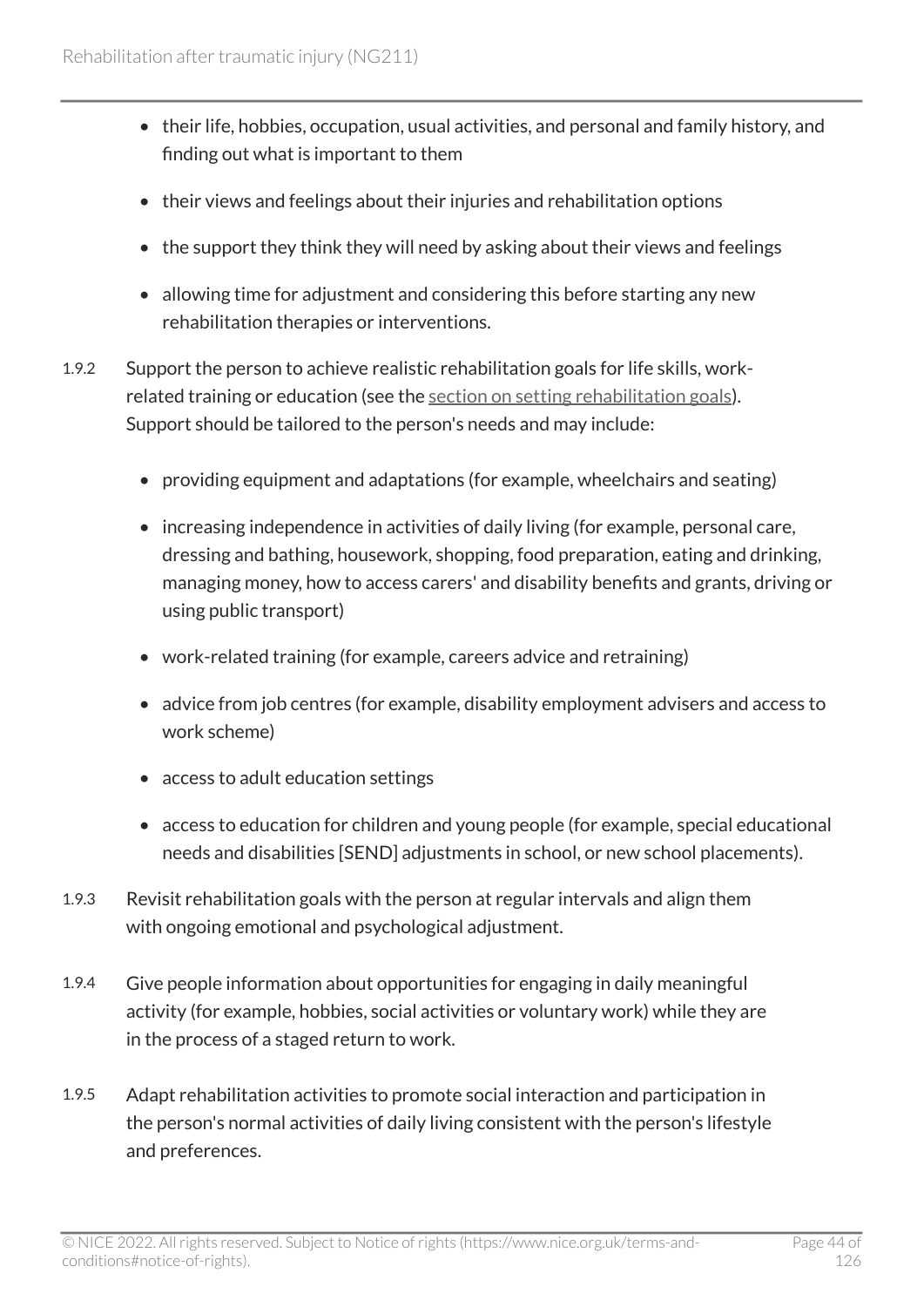- their life, hobbies, occupation, usual activities, and personal and family history, and finding out what is important to them
- their views and feelings about their injuries and rehabilitation options
- the support they think they will need by asking about their views and feelings
- allowing time for adjustment and considering this before starting any new rehabilitation therapies or interventions.

1.9.2 Support the person to achieve realistic rehabilitation goals for life skills, work-related training or education (see the section on setting rehabilitation goals). Support should be tailored to the person's needs and may include:

- providing equipment and adaptations (for example, wheelchairs and seating)
- increasing independence in activities of daily living (for example, personal care, dressing and bathing, housework, shopping, food preparation, eating and drinking, managing money, how to access carers' and disability benefits and grants, driving or using public transport)
- work-related training (for example, careers advice and retraining)
- advice from job centres (for example, disability employment advisers and access to work scheme)
- access to adult education settings
- access to education for children and young people (for example, special educational needs and disabilities [SEND] adjustments in school, or new school placements).

1.9.3 Revisit rehabilitation goals with the person at regular intervals and align them with ongoing emotional and psychological adjustment.

1.9.4 Give people information about opportunities for engaging in daily meaningful activity (for example, hobbies, social activities or voluntary work) while they are in the process of a staged return to work.

1.9.5 Adapt rehabilitation activities to promote social interaction and participation in the person's normal activities of daily living consistent with the person's lifestyle and preferences.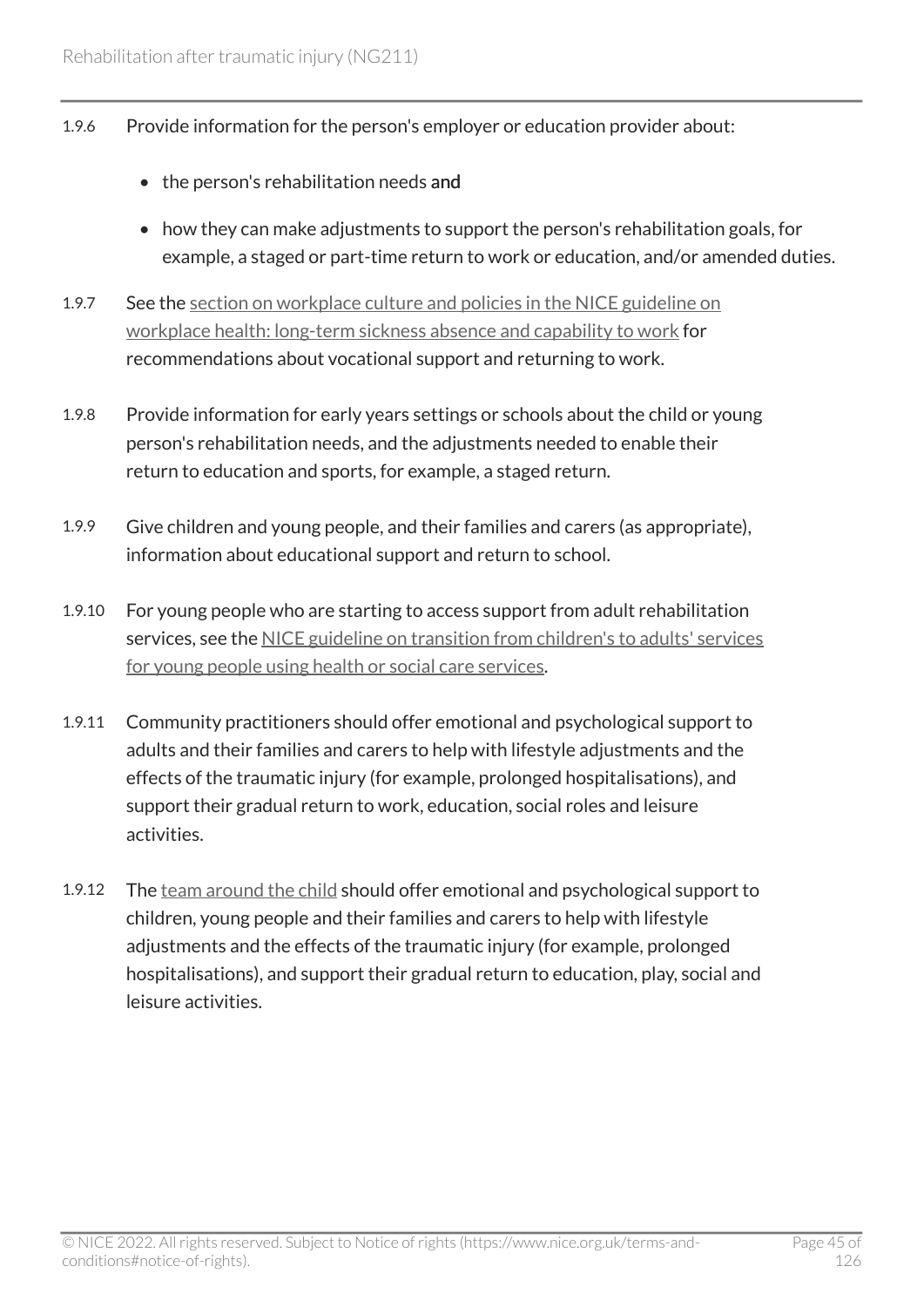1.9.6 Provide information for the person's employer or education provider about:

- the person's rehabilitation needs and
- how they can make adjustments to support the person's rehabilitation goals, for example, a staged or part-time return to work or education, and/or amended duties.

1.9.7 See the section on workplace culture and policies in the NICE guideline on workplace health: long-term sickness absence and capability to work for recommendations about vocational support and returning to work.

1.9.8 Provide information for early years settings or schools about the child or young person's rehabilitation needs, and the adjustments needed to enable their return to education and sports, for example, a staged return.

1.9.9 Give children and young people, and their families and carers (as appropriate), information about educational support and return to school.

1.9.10 For young people who are starting to access support from adult rehabilitation services, see the NICE guideline on transition from children's to adults' services for young people using health or social care services.

1.9.11 Community practitioners should offer emotional and psychological support to adults and their families and carers to help with lifestyle adjustments and the effects of the traumatic injury (for example, prolonged hospitalisations), and support their gradual return to work, education, social roles and leisure activities.

1.9.12 The team around the child should offer emotional and psychological support to children, young people and their families and carers to help with lifestyle adjustments and the effects of the traumatic injury (for example, prolonged hospitalisations), and support their gradual return to education, play, social and leisure activities.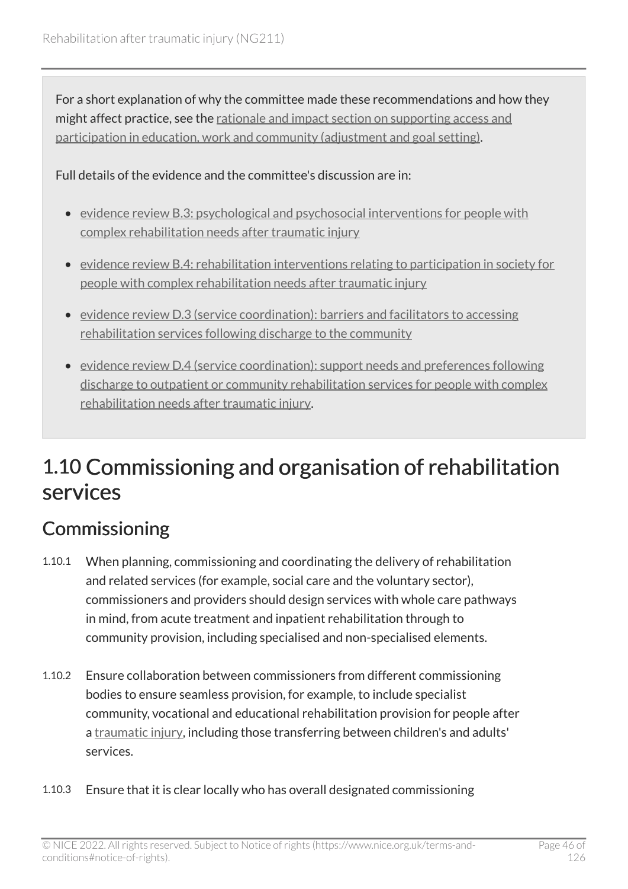For a short explanation of why the committee made these recommendations and how they might affect practice, see the rationale and impact section on supporting access and participation in education, work and community (adjustment and goal setting).

Full details of the evidence and the committee's discussion are in:

- evidence review B.3: psychological and psychosocial interventions for people with complex rehabilitation needs after traumatic injury
- evidence review B.4: rehabilitation interventions relating to participation in society for people with complex rehabilitation needs after traumatic injury
- evidence review D.3 (service coordination): barriers and facilitators to accessing rehabilitation services following discharge to the community
- evidence review D.4 (service coordination): support needs and preferences following discharge to outpatient or community rehabilitation services for people with complex rehabilitation needs after traumatic injury.

# 1.10 Commissioning and organisation of rehabilitation services

## Commissioning

1.10.1 When planning, commissioning and coordinating the delivery of rehabilitation and related services (for example, social care and the voluntary sector), commissioners and providers should design services with whole care pathways in mind, from acute treatment and inpatient rehabilitation through to community provision, including specialised and non-specialised elements.

1.10.2 Ensure collaboration between commissioners from different commissioning bodies to ensure seamless provision, for example, to include specialist community, vocational and educational rehabilitation provision for people after a traumatic injury, including those transferring between children's and adults' services.

1.10.3 Ensure that it is clear locally who has overall designated commissioning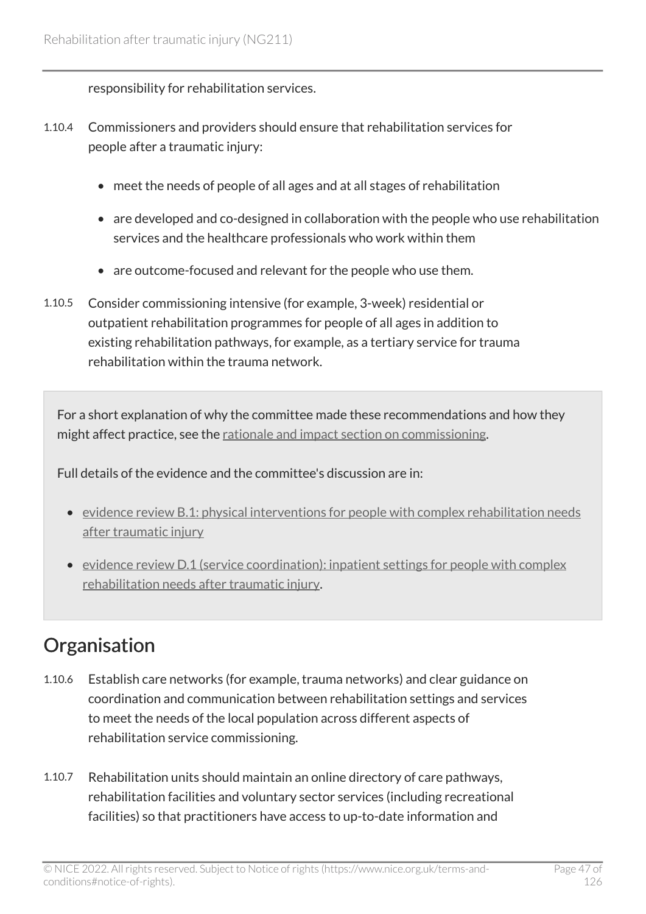responsibility for rehabilitation services.

1.10.4 Commissioners and providers should ensure that rehabilitation services for people after a traumatic injury:

- meet the needs of people of all ages and at all stages of rehabilitation
- are developed and co-designed in collaboration with the people who use rehabilitation services and the healthcare professionals who work within them
- are outcome-focused and relevant for the people who use them.

1.10.5 Consider commissioning intensive (for example, 3-week) residential or outpatient rehabilitation programmes for people of all ages in addition to existing rehabilitation pathways, for example, as a tertiary service for trauma rehabilitation within the trauma network.

For a short explanation of why the committee made these recommendations and how they might affect practice, see the rationale and impact section on commissioning.

Full details of the evidence and the committee's discussion are in:

- evidence review B.1: physical interventions for people with complex rehabilitation needs after traumatic injury
- evidence review D.1 (service coordination): inpatient settings for people with complex rehabilitation needs after traumatic injury.

## Organisation

1.10.6 Establish care networks (for example, trauma networks) and clear guidance on coordination and communication between rehabilitation settings and services to meet the needs of the local population across different aspects of rehabilitation service commissioning.

1.10.7 Rehabilitation units should maintain an online directory of care pathways, rehabilitation facilities and voluntary sector services (including recreational facilities) so that practitioners have access to up-to-date information and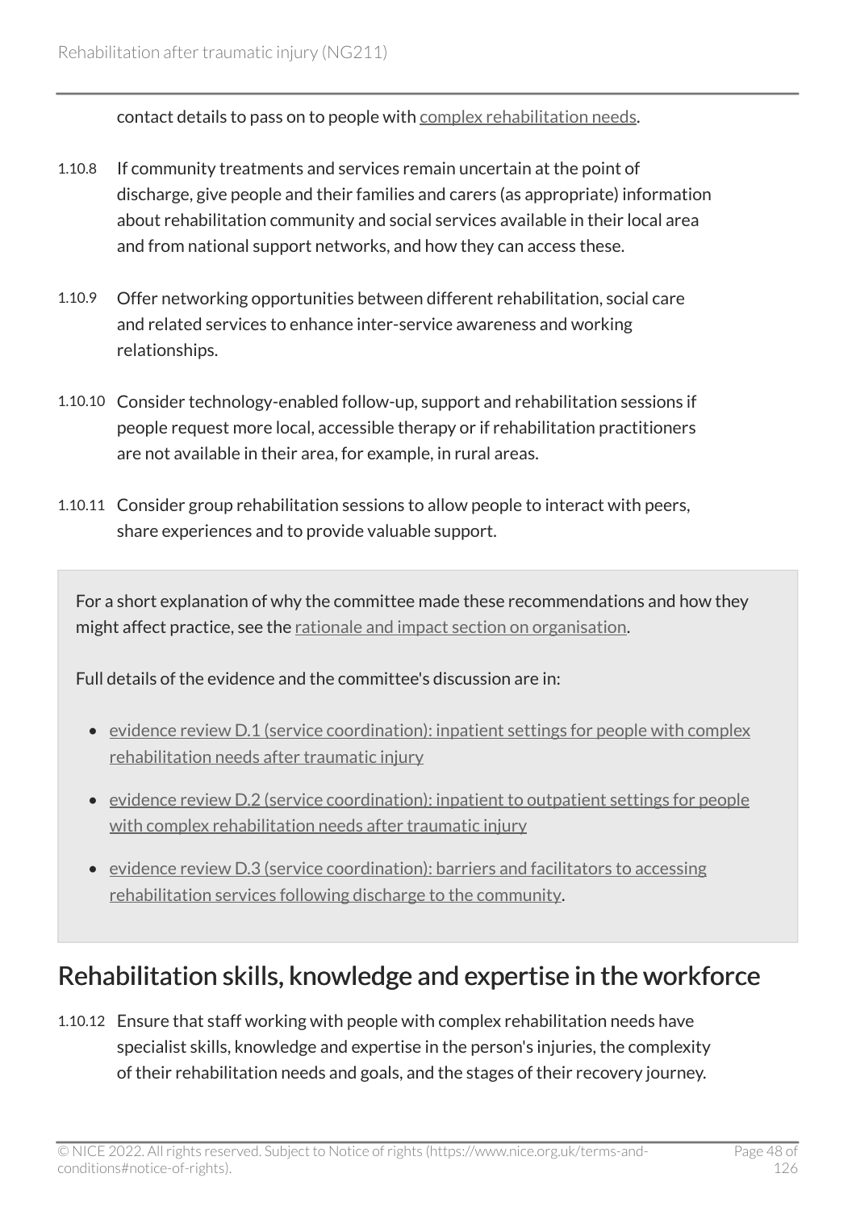contact details to pass on to people with complex rehabilitation needs.

1.10.8 If community treatments and services remain uncertain at the point of discharge, give people and their families and carers (as appropriate) information about rehabilitation community and social services available in their local area and from national support networks, and how they can access these.

1.10.9 Offer networking opportunities between different rehabilitation, social care and related services to enhance inter-service awareness and working relationships.

1.10.10 Consider technology-enabled follow-up, support and rehabilitation sessions if people request more local, accessible therapy or if rehabilitation practitioners are not available in their area, for example, in rural areas.

1.10.11 Consider group rehabilitation sessions to allow people to interact with peers, share experiences and to provide valuable support.

For a short explanation of why the committee made these recommendations and how they might affect practice, see the rationale and impact section on organisation.

Full details of the evidence and the committee's discussion are in:

- evidence review D.1 (service coordination): inpatient settings for people with complex rehabilitation needs after traumatic injury
- evidence review D.2 (service coordination): inpatient to outpatient settings for people with complex rehabilitation needs after traumatic injury
- evidence review D.3 (service coordination): barriers and facilitators to accessing rehabilitation services following discharge to the community.

## Rehabilitation skills, knowledge and expertise in the workforce

1.10.12 Ensure that staff working with people with complex rehabilitation needs have specialist skills, knowledge and expertise in the person's injuries, the complexity of their rehabilitation needs and goals, and the stages of their recovery journey.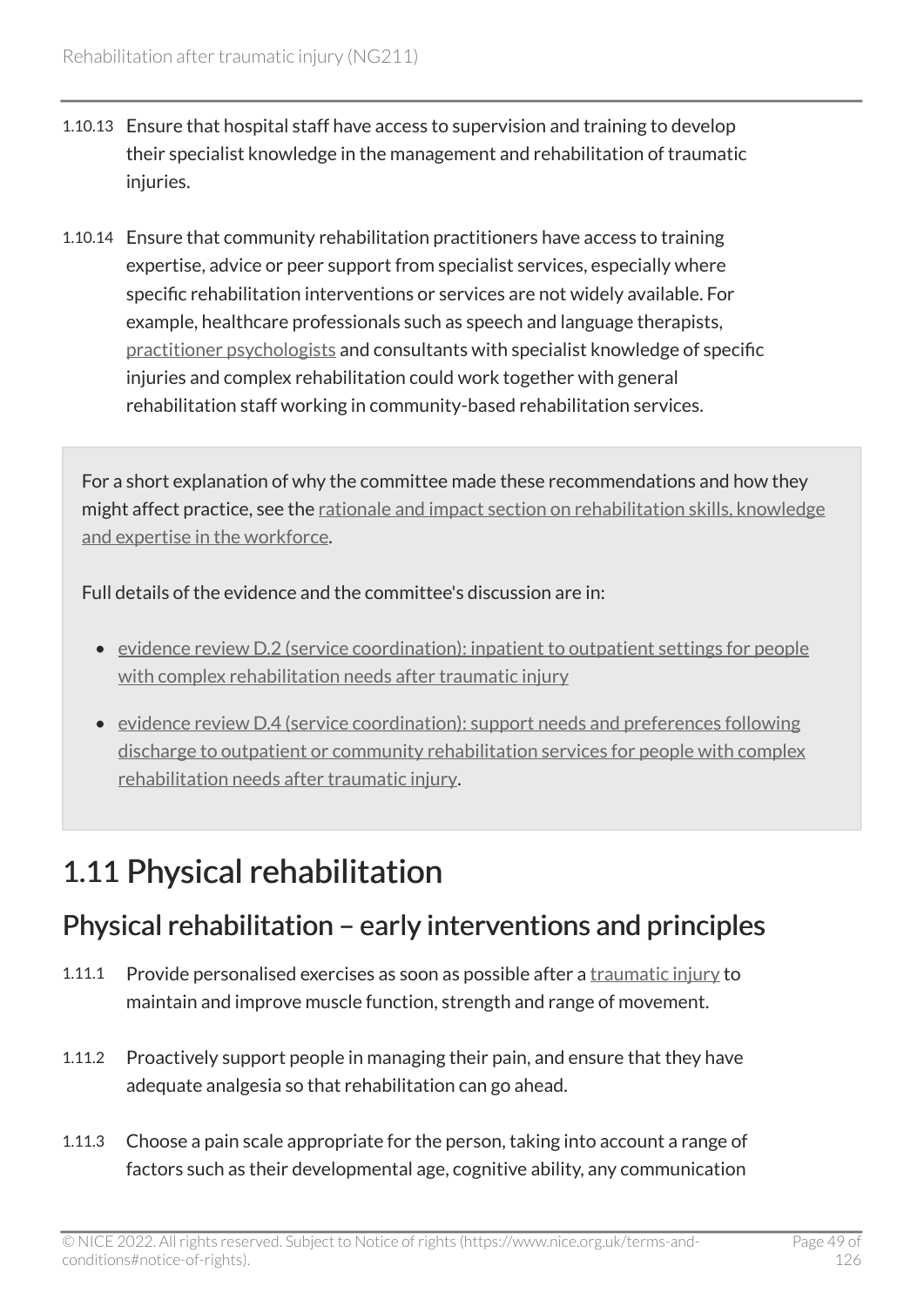1.10.13 Ensure that hospital staff have access to supervision and training to develop their specialist knowledge in the management and rehabilitation of traumatic injuries.

1.10.14 Ensure that community rehabilitation practitioners have access to training expertise, advice or peer support from specialist services, especially where specific rehabilitation interventions or services are not widely available. For example, healthcare professionals such as speech and language therapists, practitioner psychologists and consultants with specialist knowledge of specific injuries and complex rehabilitation could work together with general rehabilitation staff working in community-based rehabilitation services.

For a short explanation of why the committee made these recommendations and how they might affect practice, see the rationale and impact section on rehabilitation skills, knowledge and expertise in the workforce.

Full details of the evidence and the committee's discussion are in:

- evidence review D.2 (service coordination): inpatient to outpatient settings for people with complex rehabilitation needs after traumatic injury
- evidence review D.4 (service coordination): support needs and preferences following discharge to outpatient or community rehabilitation services for people with complex rehabilitation needs after traumatic injury.

# 1.11 Physical rehabilitation

## Physical rehabilitation – early interventions and principles

1.11.1 Provide personalised exercises as soon as possible after a traumatic injury to maintain and improve muscle function, strength and range of movement.

1.11.2 Proactively support people in managing their pain, and ensure that they have adequate analgesia so that rehabilitation can go ahead.

1.11.3 Choose a pain scale appropriate for the person, taking into account a range of factors such as their developmental age, cognitive ability, any communication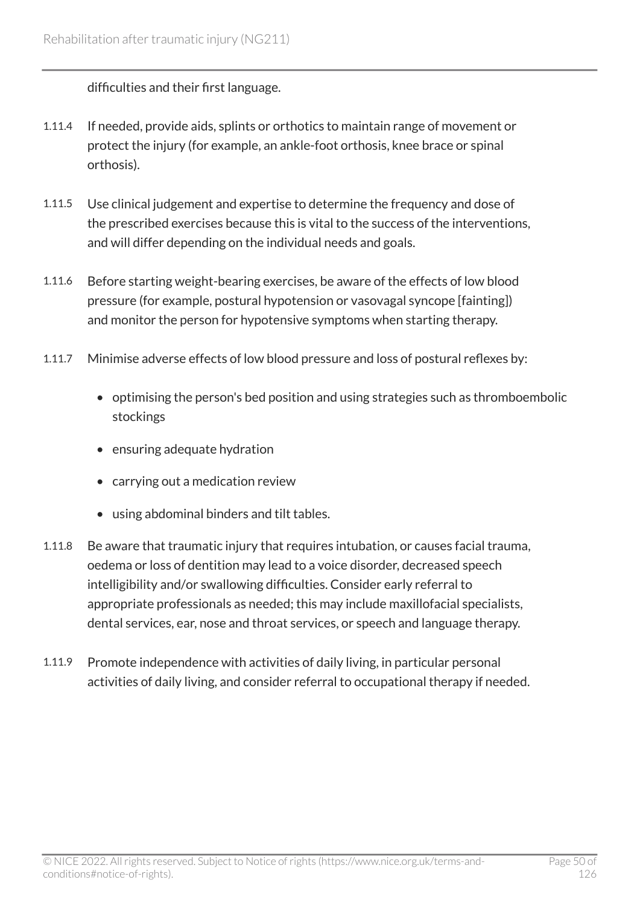difficulties and their first language.

1.11.4 If needed, provide aids, splints or orthotics to maintain range of movement or protect the injury (for example, an ankle-foot orthosis, knee brace or spinal orthosis).

1.11.5 Use clinical judgement and expertise to determine the frequency and dose of the prescribed exercises because this is vital to the success of the interventions, and will differ depending on the individual needs and goals.

1.11.6 Before starting weight-bearing exercises, be aware of the effects of low blood pressure (for example, postural hypotension or vasovagal syncope [fainting]) and monitor the person for hypotensive symptoms when starting therapy.

1.11.7 Minimise adverse effects of low blood pressure and loss of postural reflexes by:

- optimising the person's bed position and using strategies such as thromboembolic stockings
- ensuring adequate hydration
- carrying out a medication review
- using abdominal binders and tilt tables.

1.11.8 Be aware that traumatic injury that requires intubation, or causes facial trauma, oedema or loss of dentition may lead to a voice disorder, decreased speech intelligibility and/or swallowing difficulties. Consider early referral to appropriate professionals as needed; this may include maxillofacial specialists, dental services, ear, nose and throat services, or speech and language therapy.

1.11.9 Promote independence with activities of daily living, in particular personal activities of daily living, and consider referral to occupational therapy if needed.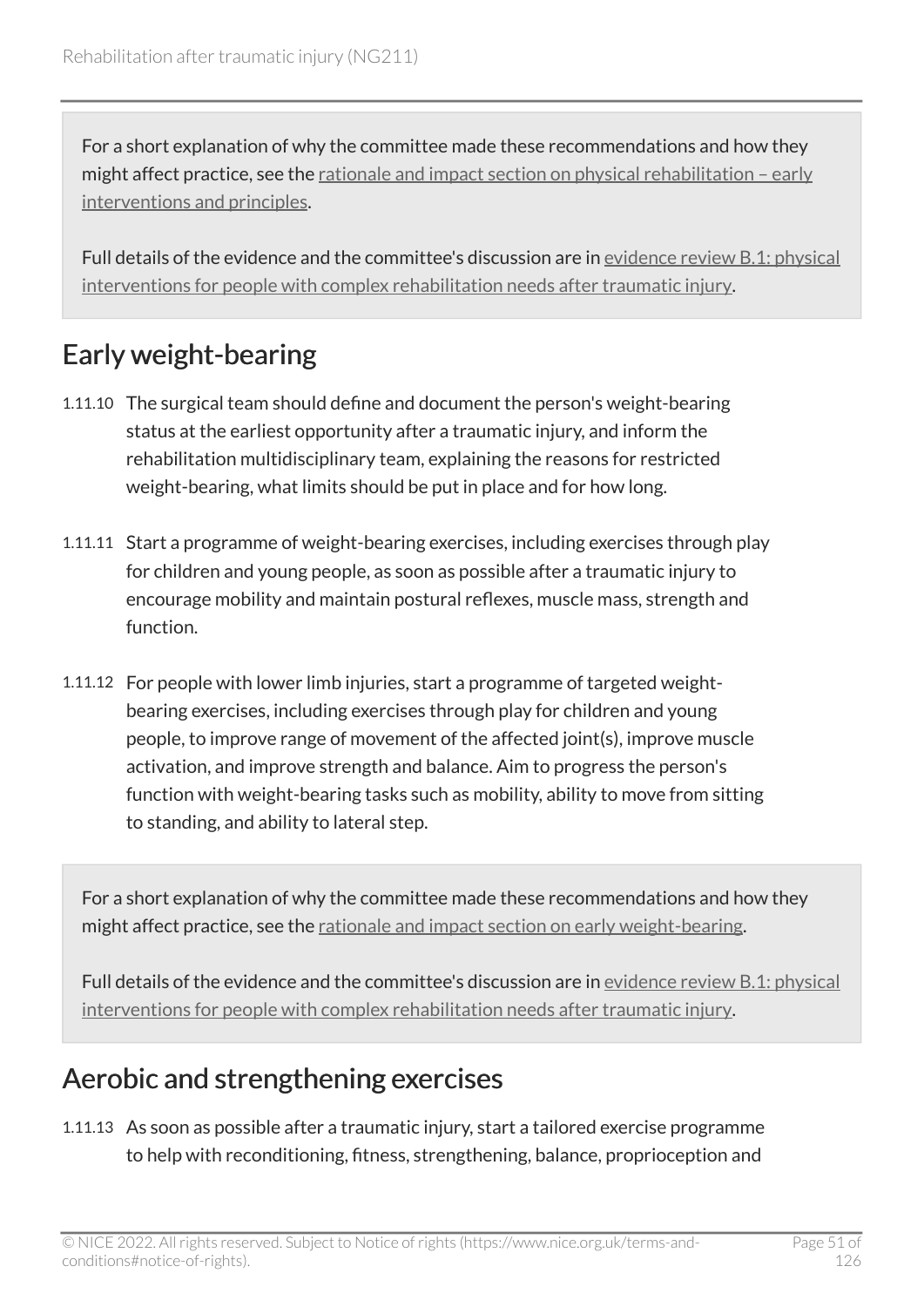For a short explanation of why the committee made these recommendations and how they might affect practice, see the rationale and impact section on physical rehabilitation – early interventions and principles.

Full details of the evidence and the committee's discussion are in evidence review B.1: physical interventions for people with complex rehabilitation needs after traumatic injury.

## Early weight-bearing

1.11.10 The surgical team should define and document the person's weight-bearing status at the earliest opportunity after a traumatic injury, and inform the rehabilitation multidisciplinary team, explaining the reasons for restricted weight-bearing, what limits should be put in place and for how long.

1.11.11 Start a programme of weight-bearing exercises, including exercises through play for children and young people, as soon as possible after a traumatic injury to encourage mobility and maintain postural reflexes, muscle mass, strength and function.

1.11.12 For people with lower limb injuries, start a programme of targeted weight-bearing exercises, including exercises through play for children and young people, to improve range of movement of the affected joint(s), improve muscle activation, and improve strength and balance. Aim to progress the person's function with weight-bearing tasks such as mobility, ability to move from sitting to standing, and ability to lateral step.

For a short explanation of why the committee made these recommendations and how they might affect practice, see the rationale and impact section on early weight-bearing.

Full details of the evidence and the committee's discussion are in evidence review B.1: physical interventions for people with complex rehabilitation needs after traumatic injury.

## Aerobic and strengthening exercises

1.11.13 As soon as possible after a traumatic injury, start a tailored exercise programme to help with reconditioning, fitness, strengthening, balance, proprioception and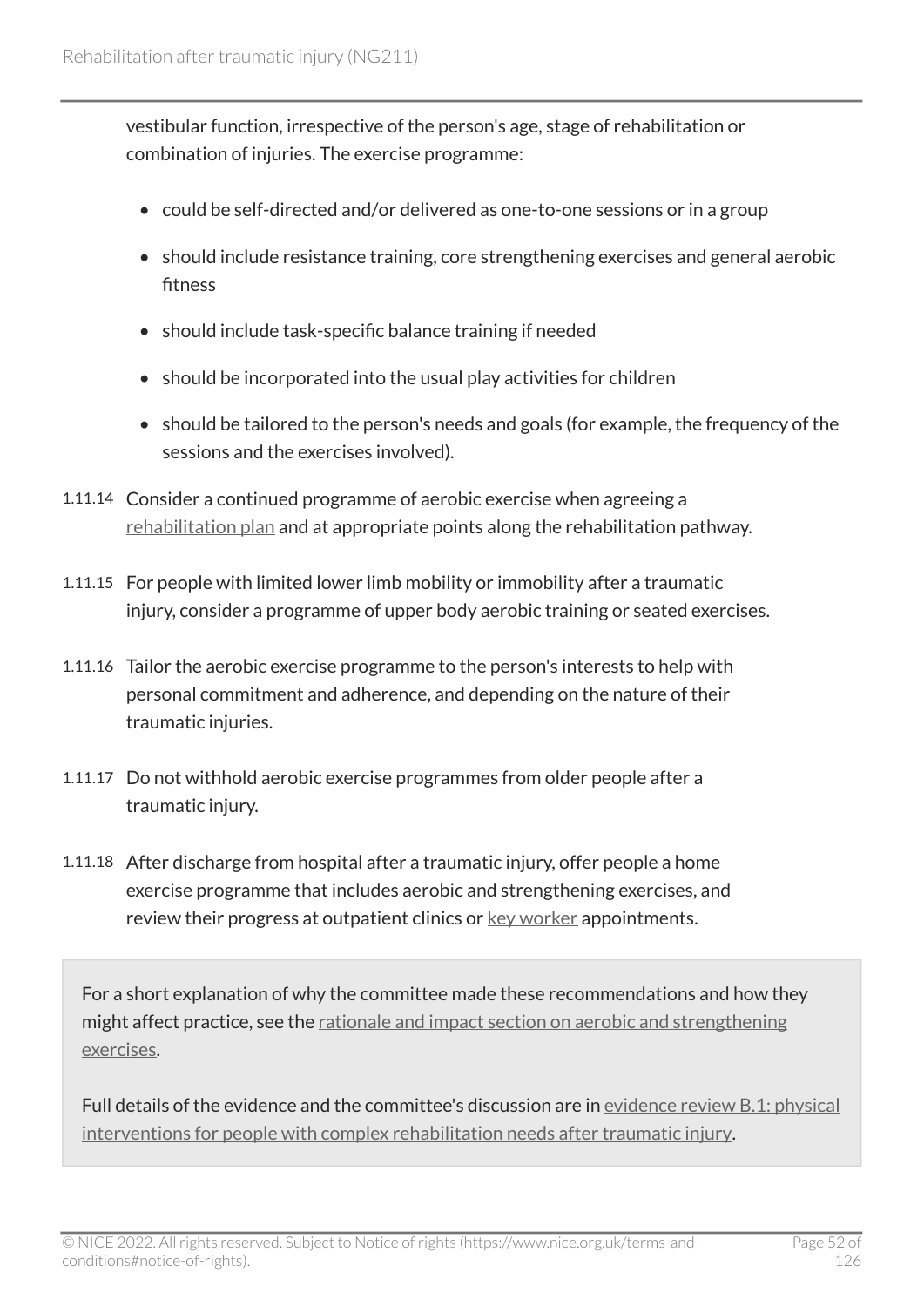vestibular function, irrespective of the person's age, stage of rehabilitation or combination of injuries. The exercise programme:

- could be self-directed and/or delivered as one-to-one sessions or in a group
- should include resistance training, core strengthening exercises and general aerobic fitness
- should include task-specific balance training if needed
- should be incorporated into the usual play activities for children
- should be tailored to the person's needs and goals (for example, the frequency of the sessions and the exercises involved).

1.11.14 Consider a continued programme of aerobic exercise when agreeing a rehabilitation plan and at appropriate points along the rehabilitation pathway.

1.11.15 For people with limited lower limb mobility or immobility after a traumatic injury, consider a programme of upper body aerobic training or seated exercises.

1.11.16 Tailor the aerobic exercise programme to the person's interests to help with personal commitment and adherence, and depending on the nature of their traumatic injuries.

1.11.17 Do not withhold aerobic exercise programmes from older people after a traumatic injury.

1.11.18 After discharge from hospital after a traumatic injury, offer people a home exercise programme that includes aerobic and strengthening exercises, and review their progress at outpatient clinics or key worker appointments.

For a short explanation of why the committee made these recommendations and how they might affect practice, see the rationale and impact section on aerobic and strengthening exercises.

Full details of the evidence and the committee's discussion are in evidence review B.1: physical interventions for people with complex rehabilitation needs after traumatic injury.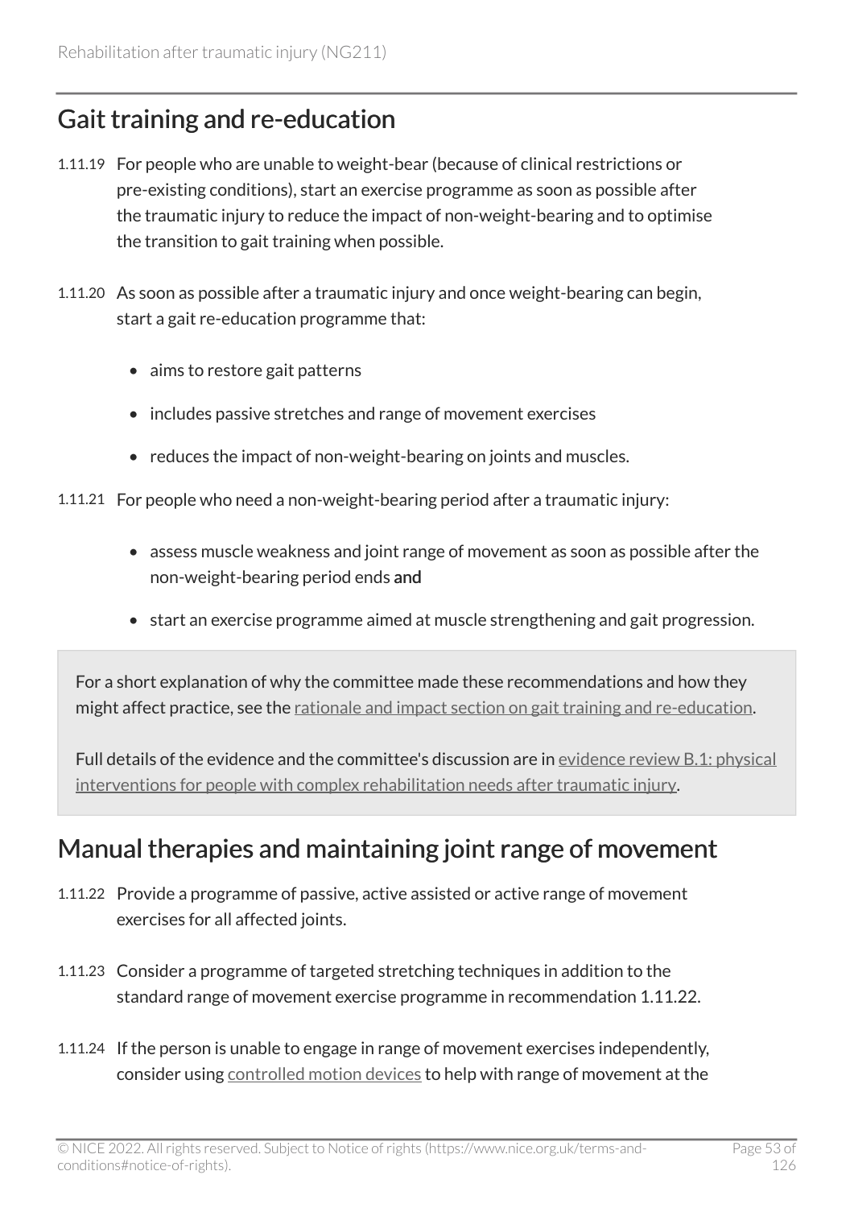## Gait training and re-education

1.11.19 For people who are unable to weight-bear (because of clinical restrictions or pre-existing conditions), start an exercise programme as soon as possible after the traumatic injury to reduce the impact of non-weight-bearing and to optimise the transition to gait training when possible.

1.11.20 As soon as possible after a traumatic injury and once weight-bearing can begin, start a gait re-education programme that:

- aims to restore gait patterns
- includes passive stretches and range of movement exercises
- reduces the impact of non-weight-bearing on joints and muscles.

1.11.21 For people who need a non-weight-bearing period after a traumatic injury:

- assess muscle weakness and joint range of movement as soon as possible after the non-weight-bearing period ends and
- start an exercise programme aimed at muscle strengthening and gait progression.

For a short explanation of why the committee made these recommendations and how they might affect practice, see the rationale and impact section on gait training and re-education.

Full details of the evidence and the committee's discussion are in evidence review B.1: physical interventions for people with complex rehabilitation needs after traumatic injury.

## Manual therapies and maintaining joint range of movement

1.11.22 Provide a programme of passive, active assisted or active range of movement exercises for all affected joints.

1.11.23 Consider a programme of targeted stretching techniques in addition to the standard range of movement exercise programme in recommendation 1.11.22.

1.11.24 If the person is unable to engage in range of movement exercises independently, consider using controlled motion devices to help with range of movement at the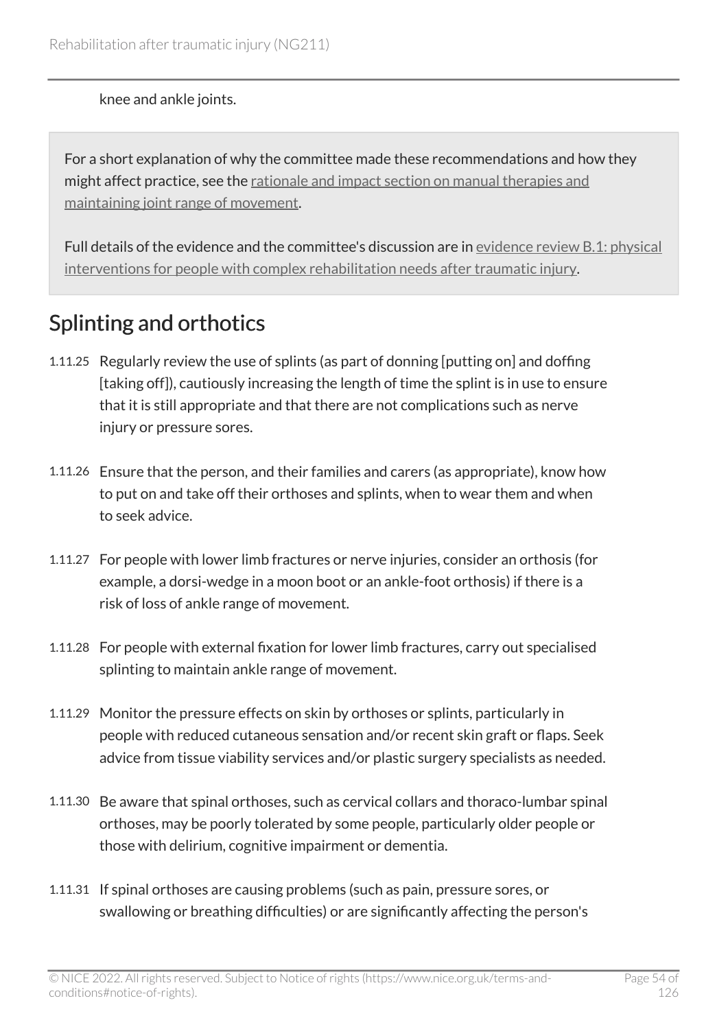knee and ankle joints.

For a short explanation of why the committee made these recommendations and how they might affect practice, see the rationale and impact section on manual therapies and maintaining joint range of movement.

Full details of the evidence and the committee's discussion are in evidence review B.1: physical interventions for people with complex rehabilitation needs after traumatic injury.

## Splinting and orthotics

1.11.25 Regularly review the use of splints (as part of donning [putting on] and doffing [taking off]), cautiously increasing the length of time the splint is in use to ensure that it is still appropriate and that there are not complications such as nerve injury or pressure sores.

1.11.26 Ensure that the person, and their families and carers (as appropriate), know how to put on and take off their orthoses and splints, when to wear them and when to seek advice.

1.11.27 For people with lower limb fractures or nerve injuries, consider an orthosis (for example, a dorsi-wedge in a moon boot or an ankle-foot orthosis) if there is a risk of loss of ankle range of movement.

1.11.28 For people with external fixation for lower limb fractures, carry out specialised splinting to maintain ankle range of movement.

1.11.29 Monitor the pressure effects on skin by orthoses or splints, particularly in people with reduced cutaneous sensation and/or recent skin graft or flaps. Seek advice from tissue viability services and/or plastic surgery specialists as needed.

1.11.30 Be aware that spinal orthoses, such as cervical collars and thoraco-lumbar spinal orthoses, may be poorly tolerated by some people, particularly older people or those with delirium, cognitive impairment or dementia.

1.11.31 If spinal orthoses are causing problems (such as pain, pressure sores, or swallowing or breathing difficulties) or are significantly affecting the person's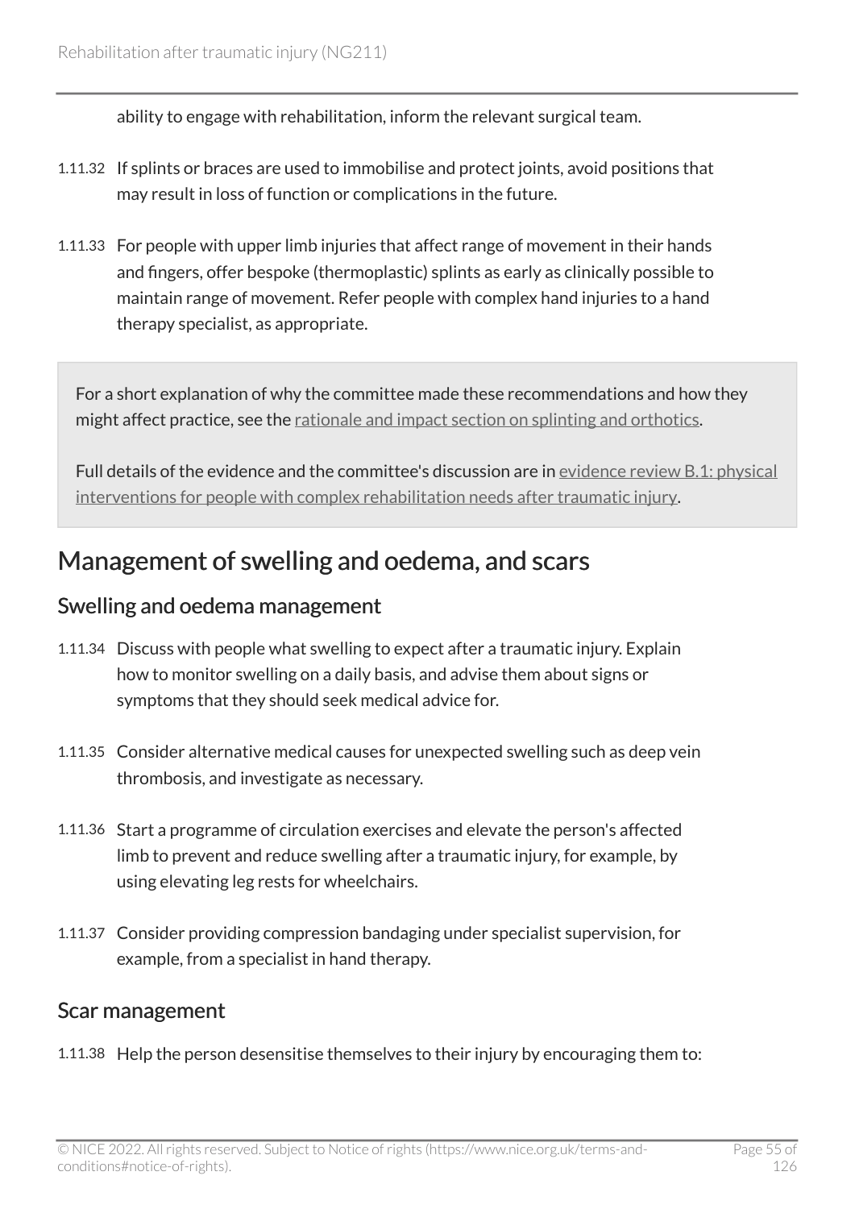ability to engage with rehabilitation, inform the relevant surgical team.

1.11.32 If splints or braces are used to immobilise and protect joints, avoid positions that may result in loss of function or complications in the future.

1.11.33 For people with upper limb injuries that affect range of movement in their hands and fingers, offer bespoke (thermoplastic) splints as early as clinically possible to maintain range of movement. Refer people with complex hand injuries to a hand therapy specialist, as appropriate.

For a short explanation of why the committee made these recommendations and how they might affect practice, see the rationale and impact section on splinting and orthotics.

Full details of the evidence and the committee's discussion are in evidence review B.1: physical interventions for people with complex rehabilitation needs after traumatic injury.

## Management of swelling and oedema, and scars

### Swelling and oedema management

1.11.34 Discuss with people what swelling to expect after a traumatic injury. Explain how to monitor swelling on a daily basis, and advise them about signs or symptoms that they should seek medical advice for.

1.11.35 Consider alternative medical causes for unexpected swelling such as deep vein thrombosis, and investigate as necessary.

1.11.36 Start a programme of circulation exercises and elevate the person's affected limb to prevent and reduce swelling after a traumatic injury, for example, by using elevating leg rests for wheelchairs.

1.11.37 Consider providing compression bandaging under specialist supervision, for example, from a specialist in hand therapy.

### Scar management

1.11.38 Help the person desensitise themselves to their injury by encouraging them to: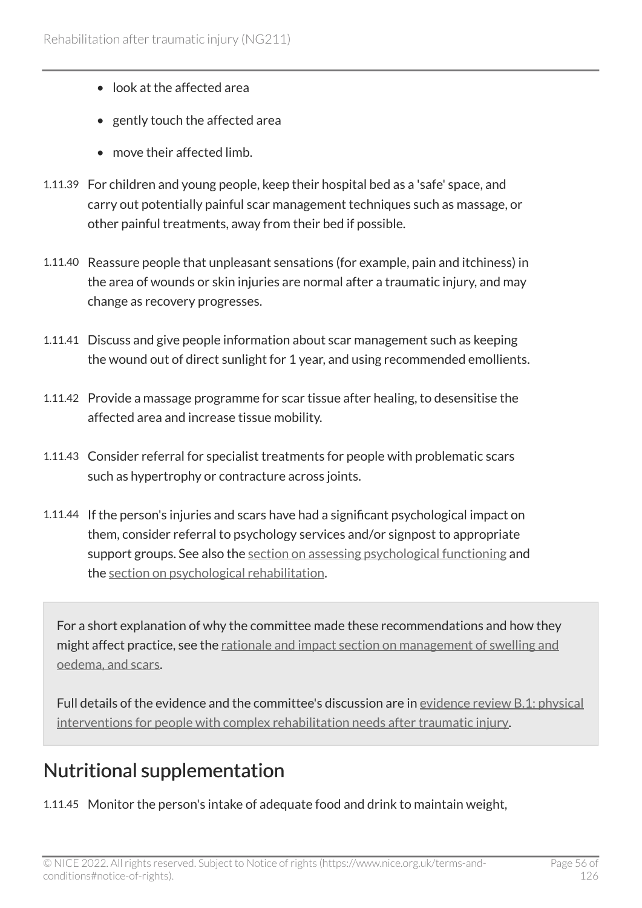- look at the affected area
- gently touch the affected area
- move their affected limb.

1.11.39 For children and young people, keep their hospital bed as a 'safe' space, and carry out potentially painful scar management techniques such as massage, or other painful treatments, away from their bed if possible.

1.11.40 Reassure people that unpleasant sensations (for example, pain and itchiness) in the area of wounds or skin injuries are normal after a traumatic injury, and may change as recovery progresses.

1.11.41 Discuss and give people information about scar management such as keeping the wound out of direct sunlight for 1 year, and using recommended emollients.

1.11.42 Provide a massage programme for scar tissue after healing, to desensitise the affected area and increase tissue mobility.

1.11.43 Consider referral for specialist treatments for people with problematic scars such as hypertrophy or contracture across joints.

1.11.44 If the person's injuries and scars have had a significant psychological impact on them, consider referral to psychology services and/or signpost to appropriate support groups. See also the section on assessing psychological functioning and the section on psychological rehabilitation.

For a short explanation of why the committee made these recommendations and how they might affect practice, see the rationale and impact section on management of swelling and oedema, and scars.

Full details of the evidence and the committee's discussion are in evidence review B.1: physical interventions for people with complex rehabilitation needs after traumatic injury.

## Nutritional supplementation

1.11.45 Monitor the person's intake of adequate food and drink to maintain weight,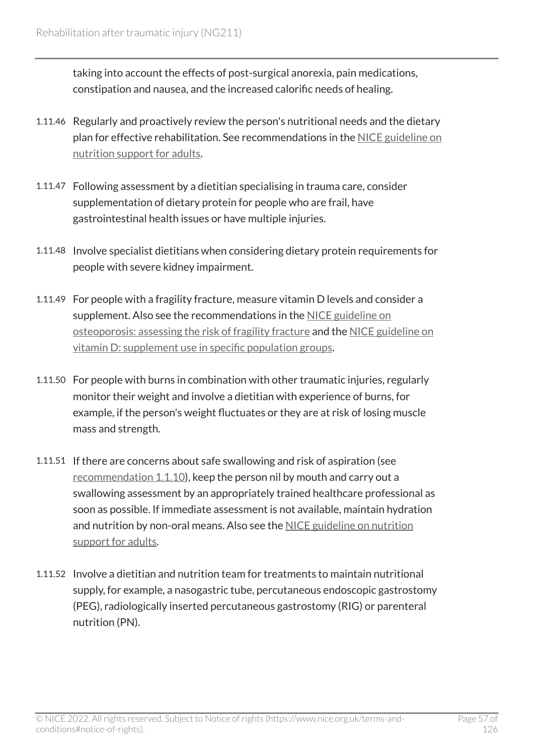taking into account the effects of post-surgical anorexia, pain medications, constipation and nausea, and the increased calorific needs of healing.

1.11.46 Regularly and proactively review the person's nutritional needs and the dietary plan for effective rehabilitation. See recommendations in the NICE guideline on nutrition support for adults.

1.11.47 Following assessment by a dietitian specialising in trauma care, consider supplementation of dietary protein for people who are frail, have gastrointestinal health issues or have multiple injuries.

1.11.48 Involve specialist dietitians when considering dietary protein requirements for people with severe kidney impairment.

1.11.49 For people with a fragility fracture, measure vitamin D levels and consider a supplement. Also see the recommendations in the NICE guideline on osteoporosis: assessing the risk of fragility fracture and the NICE guideline on vitamin D: supplement use in specific population groups.

1.11.50 For people with burns in combination with other traumatic injuries, regularly monitor their weight and involve a dietitian with experience of burns, for example, if the person's weight fluctuates or they are at risk of losing muscle mass and strength.

1.11.51 If there are concerns about safe swallowing and risk of aspiration (see recommendation 1.1.10), keep the person nil by mouth and carry out a swallowing assessment by an appropriately trained healthcare professional as soon as possible. If immediate assessment is not available, maintain hydration and nutrition by non-oral means. Also see the NICE guideline on nutrition support for adults.

1.11.52 Involve a dietitian and nutrition team for treatments to maintain nutritional supply, for example, a nasogastric tube, percutaneous endoscopic gastrostomy (PEG), radiologically inserted percutaneous gastrostomy (RIG) or parenteral nutrition (PN).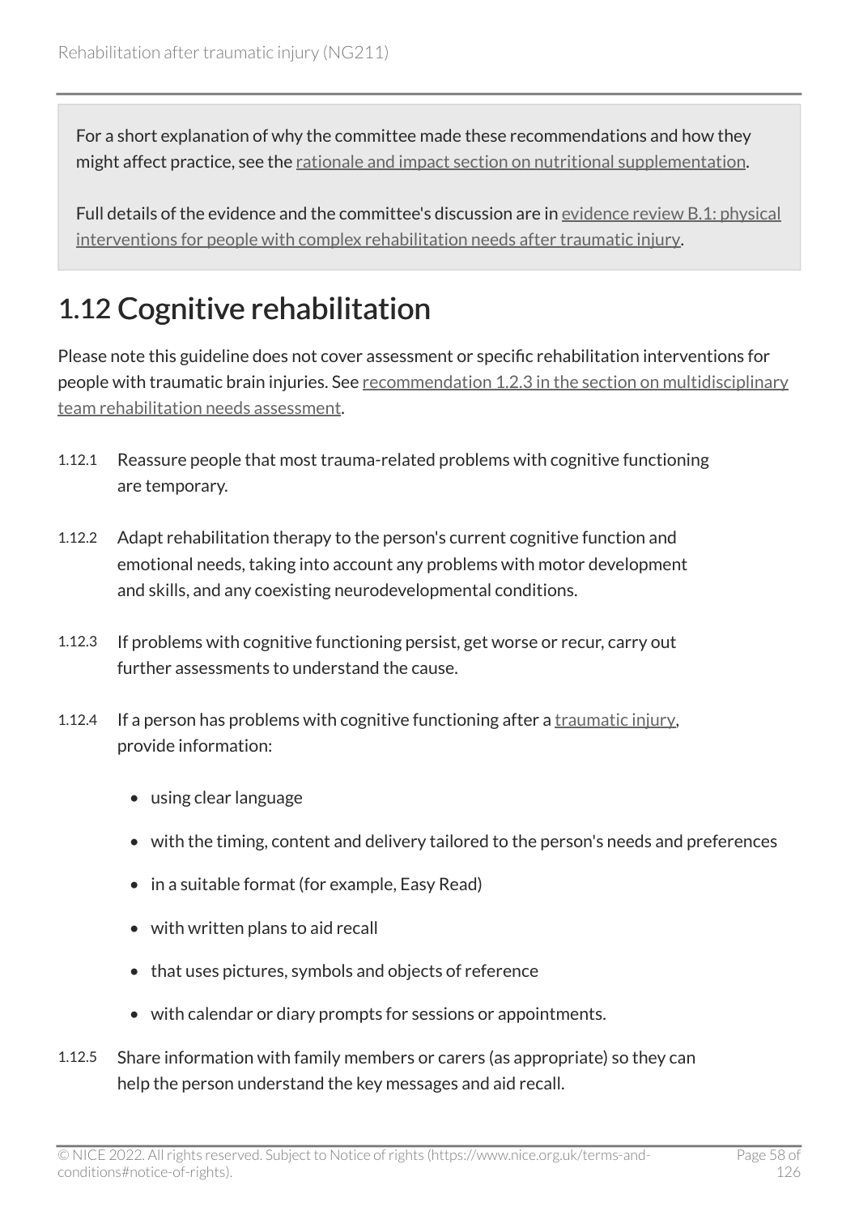For a short explanation of why the committee made these recommendations and how they might affect practice, see the rationale and impact section on nutritional supplementation.

Full details of the evidence and the committee's discussion are in evidence review B.1: physical interventions for people with complex rehabilitation needs after traumatic injury.

## 1.12 Cognitive rehabilitation

Please note this guideline does not cover assessment or specific rehabilitation interventions for people with traumatic brain injuries. See recommendation 1.2.3 in the section on multidisciplinary team rehabilitation needs assessment.

1.12.1 Reassure people that most trauma-related problems with cognitive functioning are temporary.

1.12.2 Adapt rehabilitation therapy to the person's current cognitive function and emotional needs, taking into account any problems with motor development and skills, and any coexisting neurodevelopmental conditions.

1.12.3 If problems with cognitive functioning persist, get worse or recur, carry out further assessments to understand the cause.

1.12.4 If a person has problems with cognitive functioning after a traumatic injury, provide information:

- using clear language
- with the timing, content and delivery tailored to the person's needs and preferences
- in a suitable format (for example, Easy Read)
- with written plans to aid recall
- that uses pictures, symbols and objects of reference
- with calendar or diary prompts for sessions or appointments.

1.12.5 Share information with family members or carers (as appropriate) so they can help the person understand the key messages and aid recall.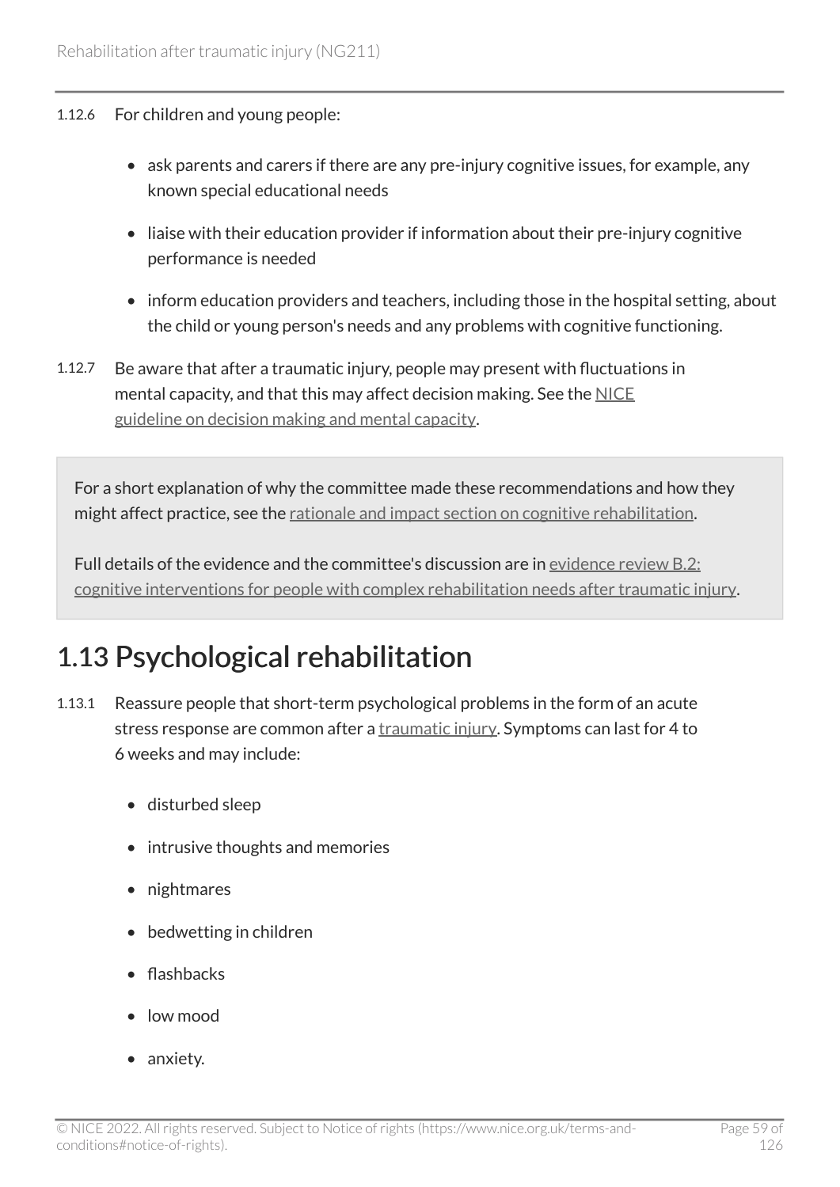1.12.6 For children and young people:

- ask parents and carers if there are any pre-injury cognitive issues, for example, any known special educational needs
- liaise with their education provider if information about their pre-injury cognitive performance is needed
- inform education providers and teachers, including those in the hospital setting, about the child or young person's needs and any problems with cognitive functioning.

1.12.7 Be aware that after a traumatic injury, people may present with fluctuations in mental capacity, and that this may affect decision making. See the NICE guideline on decision making and mental capacity.

> For a short explanation of why the committee made these recommendations and how they might affect practice, see the rationale and impact section on cognitive rehabilitation.
>
> Full details of the evidence and the committee's discussion are in evidence review B.2: cognitive interventions for people with complex rehabilitation needs after traumatic injury.

## 1.13 Psychological rehabilitation

1.13.1 Reassure people that short-term psychological problems in the form of an acute stress response are common after a traumatic injury. Symptoms can last for 4 to 6 weeks and may include:

- disturbed sleep
- intrusive thoughts and memories
- nightmares
- bedwetting in children
- flashbacks
- low mood
- anxiety.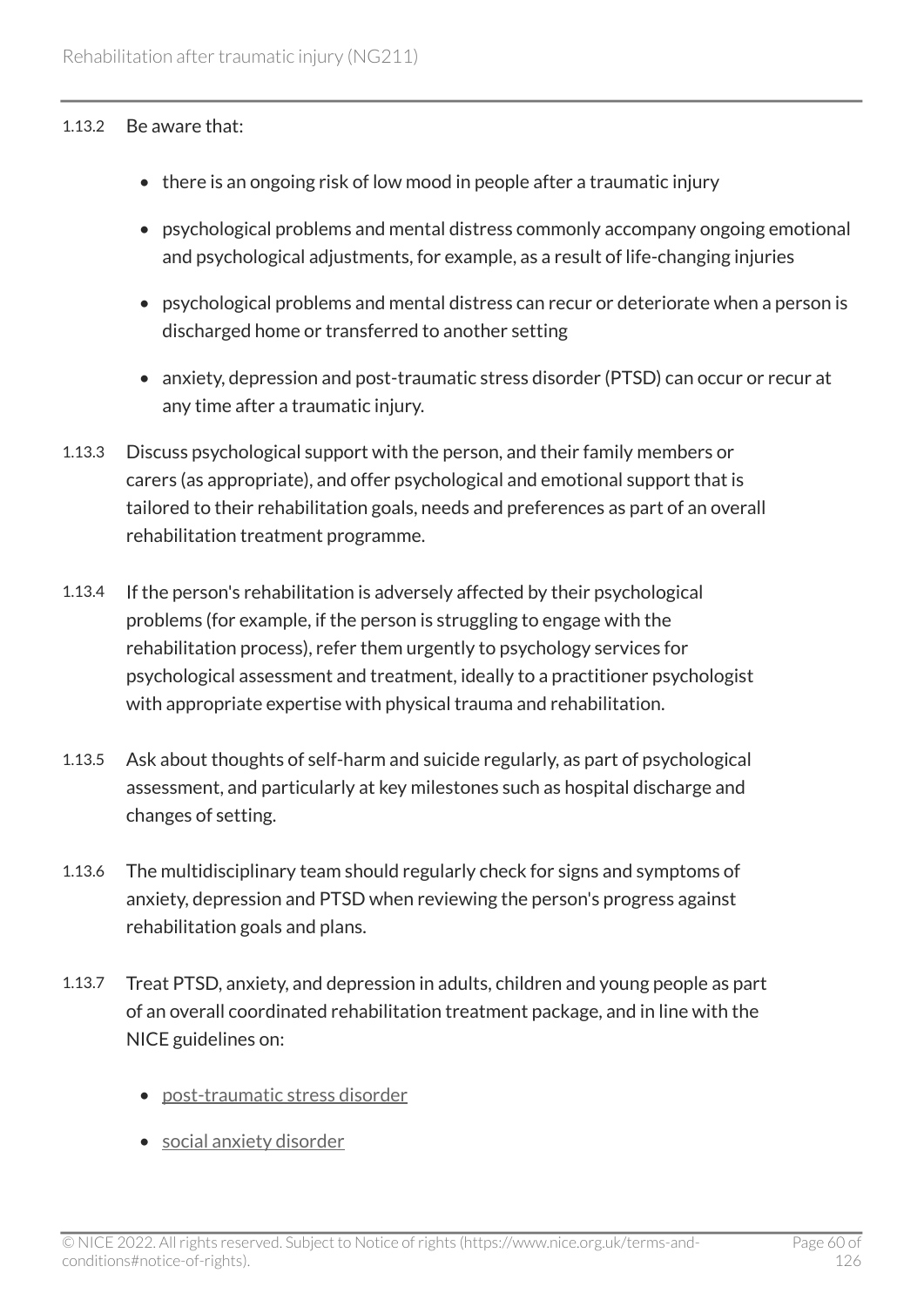1.13.2 Be aware that:

- there is an ongoing risk of low mood in people after a traumatic injury
- psychological problems and mental distress commonly accompany ongoing emotional and psychological adjustments, for example, as a result of life-changing injuries
- psychological problems and mental distress can recur or deteriorate when a person is discharged home or transferred to another setting
- anxiety, depression and post-traumatic stress disorder (PTSD) can occur or recur at any time after a traumatic injury.

1.13.3 Discuss psychological support with the person, and their family members or carers (as appropriate), and offer psychological and emotional support that is tailored to their rehabilitation goals, needs and preferences as part of an overall rehabilitation treatment programme.

1.13.4 If the person's rehabilitation is adversely affected by their psychological problems (for example, if the person is struggling to engage with the rehabilitation process), refer them urgently to psychology services for psychological assessment and treatment, ideally to a practitioner psychologist with appropriate expertise with physical trauma and rehabilitation.

1.13.5 Ask about thoughts of self-harm and suicide regularly, as part of psychological assessment, and particularly at key milestones such as hospital discharge and changes of setting.

1.13.6 The multidisciplinary team should regularly check for signs and symptoms of anxiety, depression and PTSD when reviewing the person's progress against rehabilitation goals and plans.

1.13.7 Treat PTSD, anxiety, and depression in adults, children and young people as part of an overall coordinated rehabilitation treatment package, and in line with the NICE guidelines on:

- post-traumatic stress disorder
- social anxiety disorder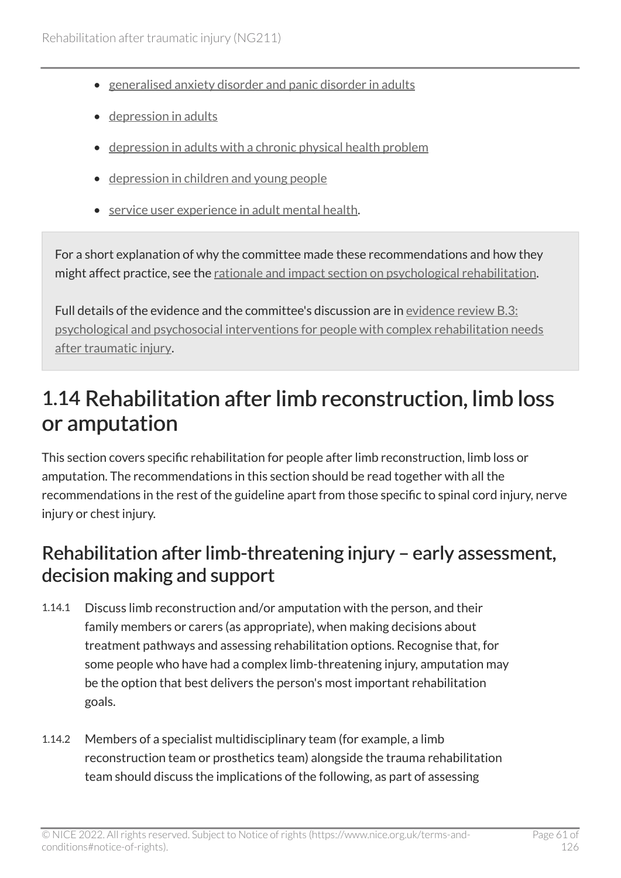- generalised anxiety disorder and panic disorder in adults
- depression in adults
- depression in adults with a chronic physical health problem
- depression in children and young people
- service user experience in adult mental health.

For a short explanation of why the committee made these recommendations and how they might affect practice, see the rationale and impact section on psychological rehabilitation.

Full details of the evidence and the committee's discussion are in evidence review B.3: psychological and psychosocial interventions for people with complex rehabilitation needs after traumatic injury.

# 1.14 Rehabilitation after limb reconstruction, limb loss or amputation

This section covers specific rehabilitation for people after limb reconstruction, limb loss or amputation. The recommendations in this section should be read together with all the recommendations in the rest of the guideline apart from those specific to spinal cord injury, nerve injury or chest injury.

## Rehabilitation after limb-threatening injury – early assessment, decision making and support

1.14.1 Discuss limb reconstruction and/or amputation with the person, and their family members or carers (as appropriate), when making decisions about treatment pathways and assessing rehabilitation options. Recognise that, for some people who have had a complex limb-threatening injury, amputation may be the option that best delivers the person's most important rehabilitation goals.

1.14.2 Members of a specialist multidisciplinary team (for example, a limb reconstruction team or prosthetics team) alongside the trauma rehabilitation team should discuss the implications of the following, as part of assessing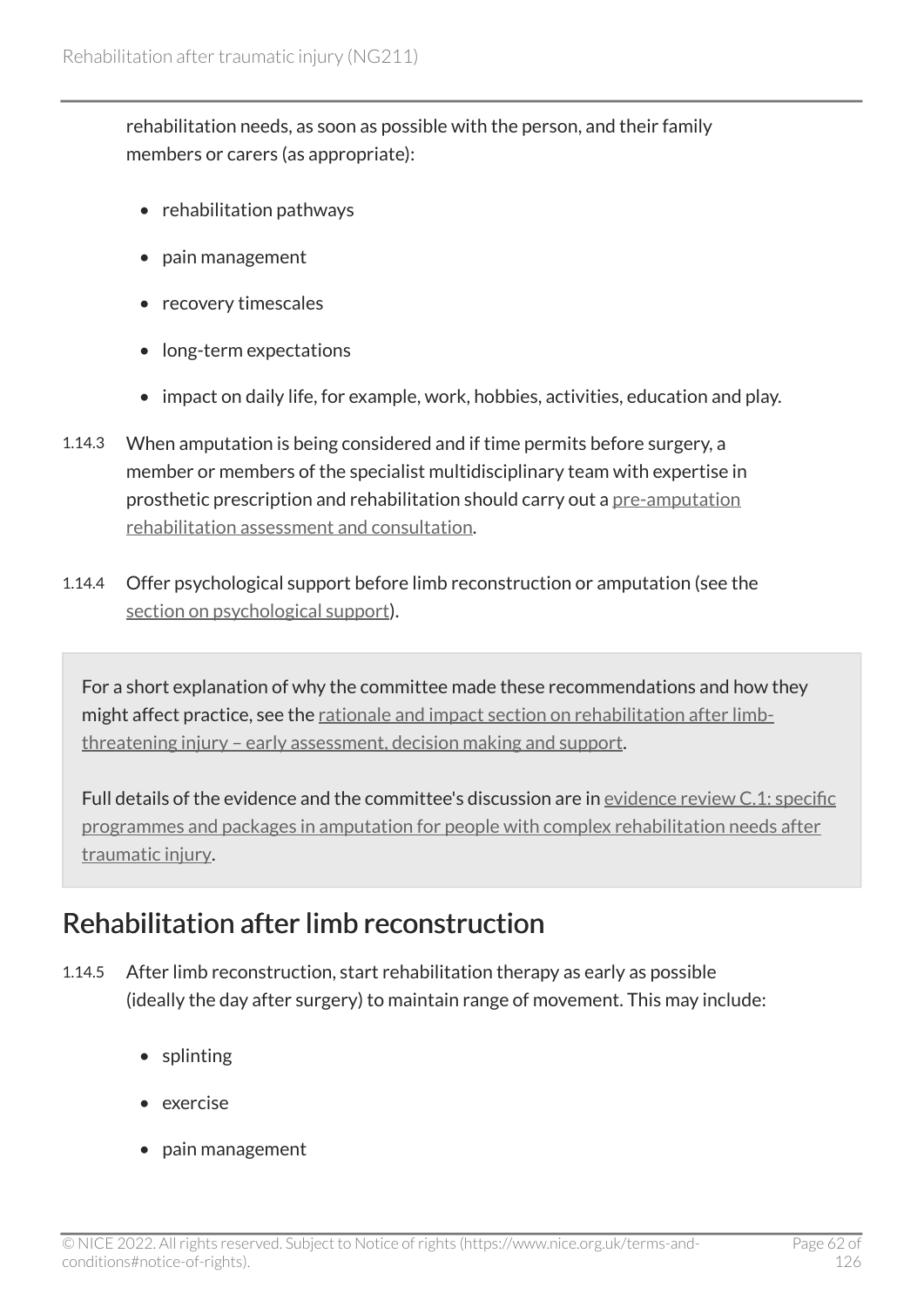rehabilitation needs, as soon as possible with the person, and their family members or carers (as appropriate):

- rehabilitation pathways
- pain management
- recovery timescales
- long-term expectations
- impact on daily life, for example, work, hobbies, activities, education and play.

1.14.3 When amputation is being considered and if time permits before surgery, a member or members of the specialist multidisciplinary team with expertise in prosthetic prescription and rehabilitation should carry out a pre-amputation rehabilitation assessment and consultation.

1.14.4 Offer psychological support before limb reconstruction or amputation (see the section on psychological support).

For a short explanation of why the committee made these recommendations and how they might affect practice, see the rationale and impact section on rehabilitation after limb-threatening injury – early assessment, decision making and support.

Full details of the evidence and the committee's discussion are in evidence review C.1: specific programmes and packages in amputation for people with complex rehabilitation needs after traumatic injury.

## Rehabilitation after limb reconstruction

1.14.5 After limb reconstruction, start rehabilitation therapy as early as possible (ideally the day after surgery) to maintain range of movement. This may include:

- splinting
- exercise
- pain management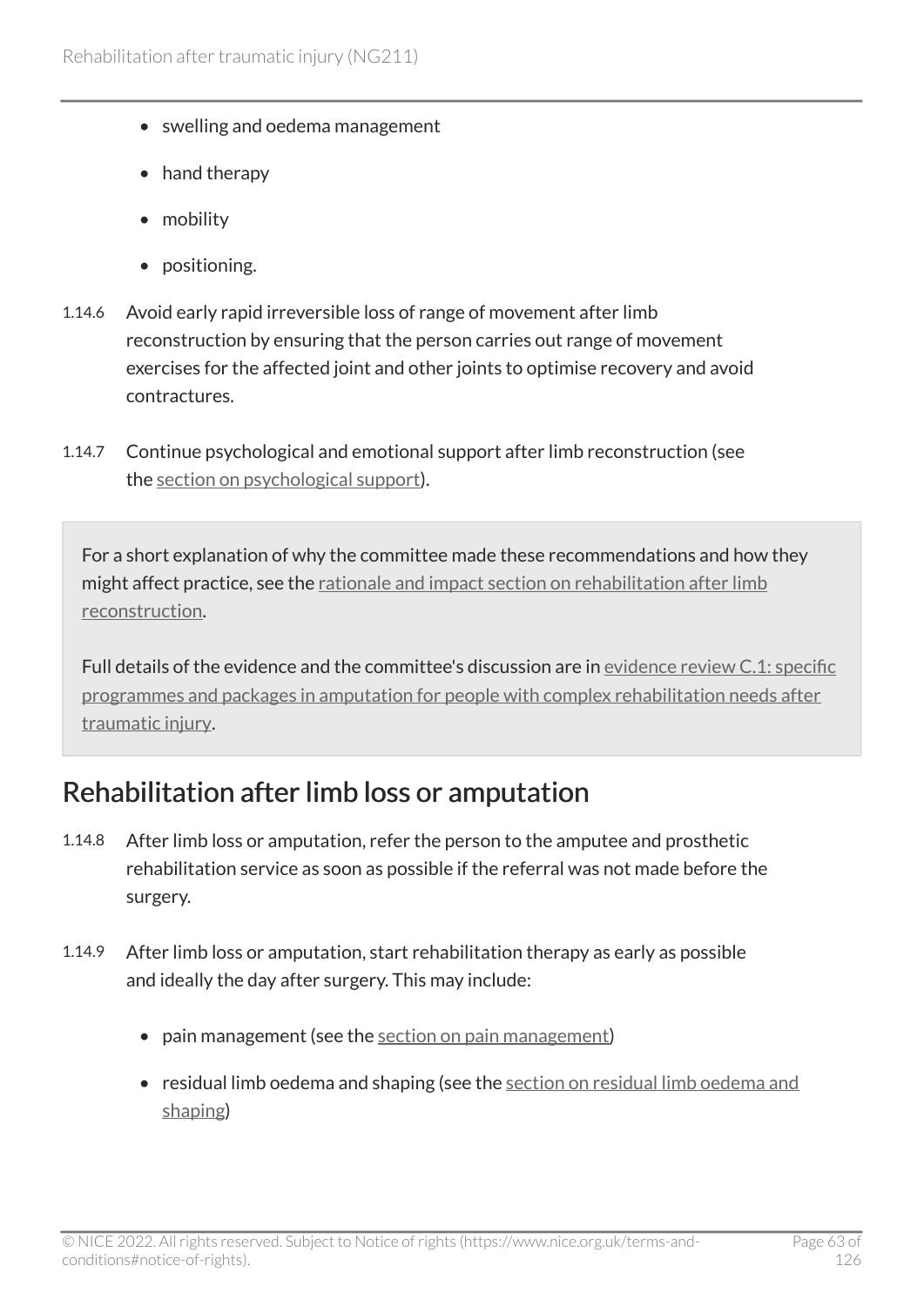- swelling and oedema management
- hand therapy
- mobility
- positioning.

1.14.6 Avoid early rapid irreversible loss of range of movement after limb reconstruction by ensuring that the person carries out range of movement exercises for the affected joint and other joints to optimise recovery and avoid contractures.

1.14.7 Continue psychological and emotional support after limb reconstruction (see the section on psychological support).

For a short explanation of why the committee made these recommendations and how they might affect practice, see the rationale and impact section on rehabilitation after limb reconstruction.

Full details of the evidence and the committee's discussion are in evidence review C.1: specific programmes and packages in amputation for people with complex rehabilitation needs after traumatic injury.

## Rehabilitation after limb loss or amputation

1.14.8 After limb loss or amputation, refer the person to the amputee and prosthetic rehabilitation service as soon as possible if the referral was not made before the surgery.

1.14.9 After limb loss or amputation, start rehabilitation therapy as early as possible and ideally the day after surgery. This may include:

- pain management (see the section on pain management)
- residual limb oedema and shaping (see the section on residual limb oedema and shaping)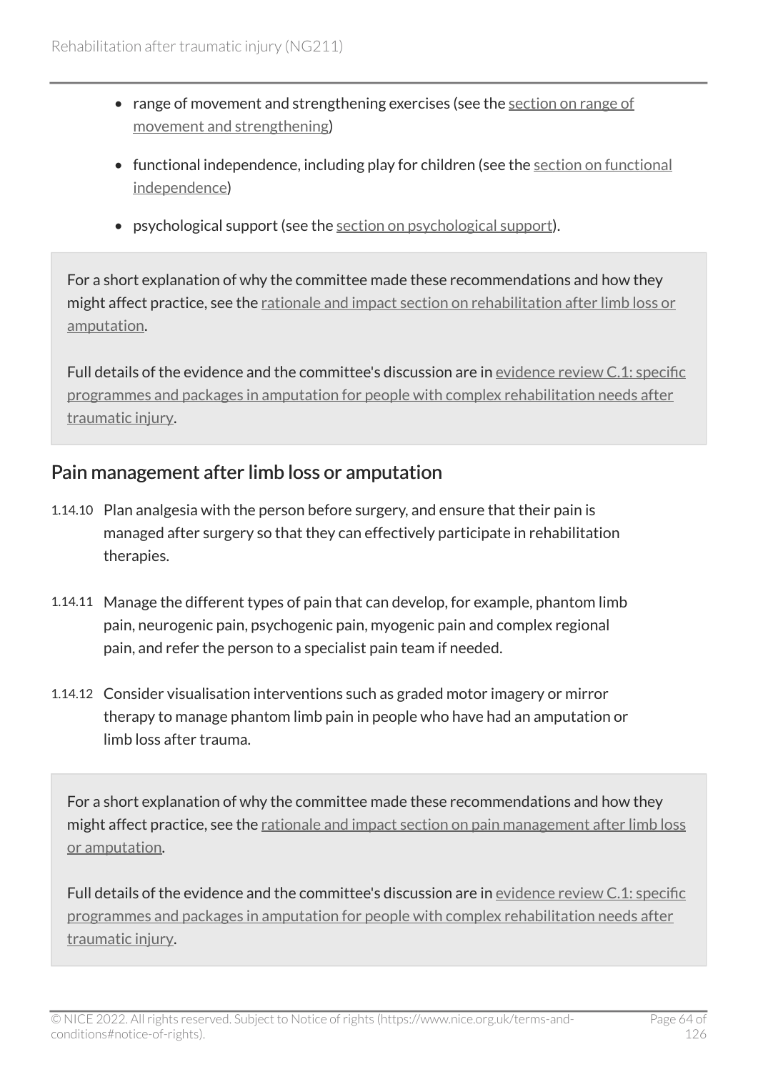- range of movement and strengthening exercises (see the section on range of movement and strengthening)
- functional independence, including play for children (see the section on functional independence)
- psychological support (see the section on psychological support).

For a short explanation of why the committee made these recommendations and how they might affect practice, see the rationale and impact section on rehabilitation after limb loss or amputation.

Full details of the evidence and the committee's discussion are in evidence review C.1: specific programmes and packages in amputation for people with complex rehabilitation needs after traumatic injury.

## Pain management after limb loss or amputation

1.14.10 Plan analgesia with the person before surgery, and ensure that their pain is managed after surgery so that they can effectively participate in rehabilitation therapies.

1.14.11 Manage the different types of pain that can develop, for example, phantom limb pain, neurogenic pain, psychogenic pain, myogenic pain and complex regional pain, and refer the person to a specialist pain team if needed.

1.14.12 Consider visualisation interventions such as graded motor imagery or mirror therapy to manage phantom limb pain in people who have had an amputation or limb loss after trauma.

For a short explanation of why the committee made these recommendations and how they might affect practice, see the rationale and impact section on pain management after limb loss or amputation.

Full details of the evidence and the committee's discussion are in evidence review C.1: specific programmes and packages in amputation for people with complex rehabilitation needs after traumatic injury.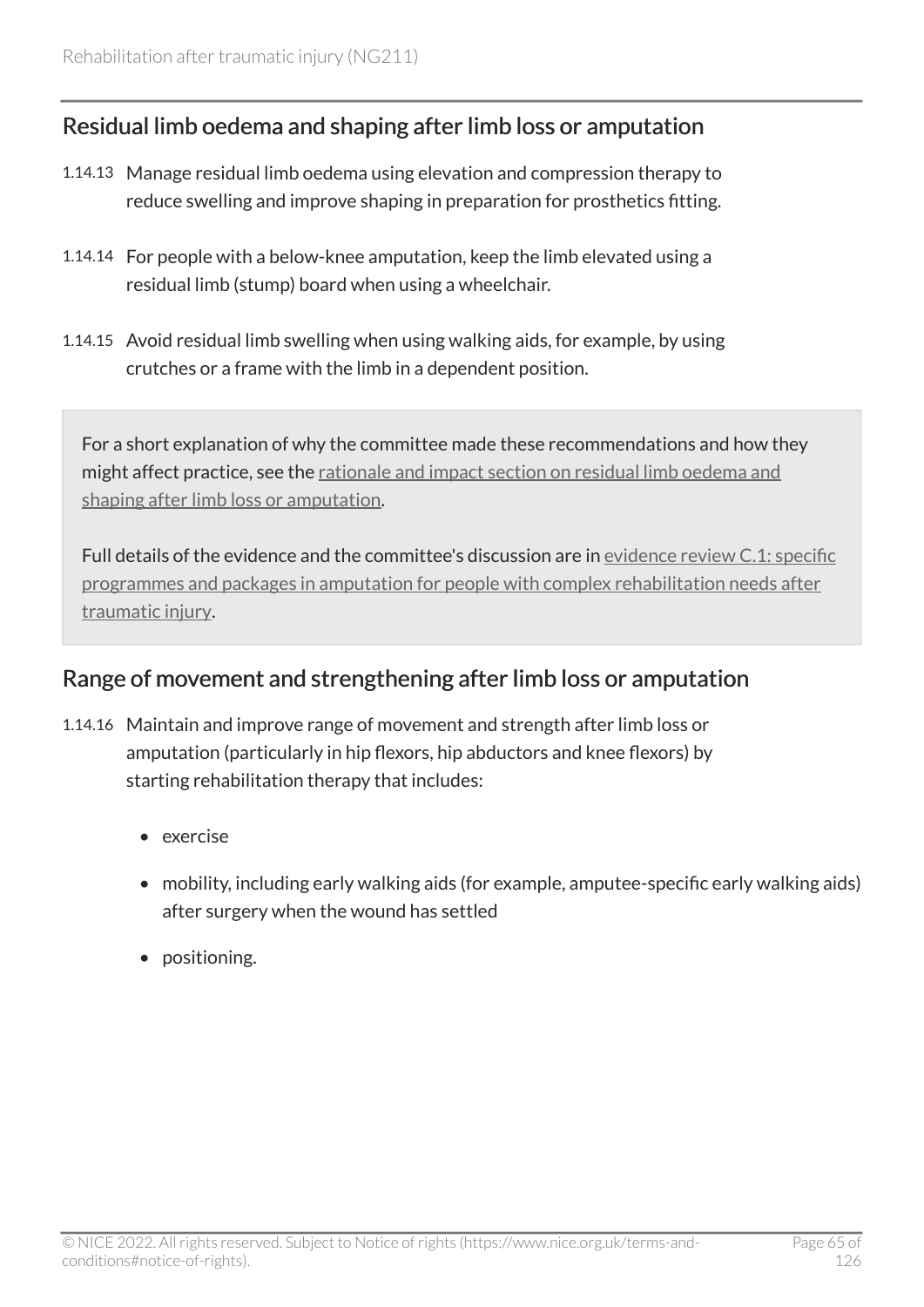## Residual limb oedema and shaping after limb loss or amputation

1.14.13 Manage residual limb oedema using elevation and compression therapy to reduce swelling and improve shaping in preparation for prosthetics fitting.

1.14.14 For people with a below-knee amputation, keep the limb elevated using a residual limb (stump) board when using a wheelchair.

1.14.15 Avoid residual limb swelling when using walking aids, for example, by using crutches or a frame with the limb in a dependent position.

> For a short explanation of why the committee made these recommendations and how they might affect practice, see the rationale and impact section on residual limb oedema and shaping after limb loss or amputation.
>
> Full details of the evidence and the committee's discussion are in evidence review C.1: specific programmes and packages in amputation for people with complex rehabilitation needs after traumatic injury.

## Range of movement and strengthening after limb loss or amputation

1.14.16 Maintain and improve range of movement and strength after limb loss or amputation (particularly in hip flexors, hip abductors and knee flexors) by starting rehabilitation therapy that includes:

- exercise
- mobility, including early walking aids (for example, amputee-specific early walking aids) after surgery when the wound has settled
- positioning.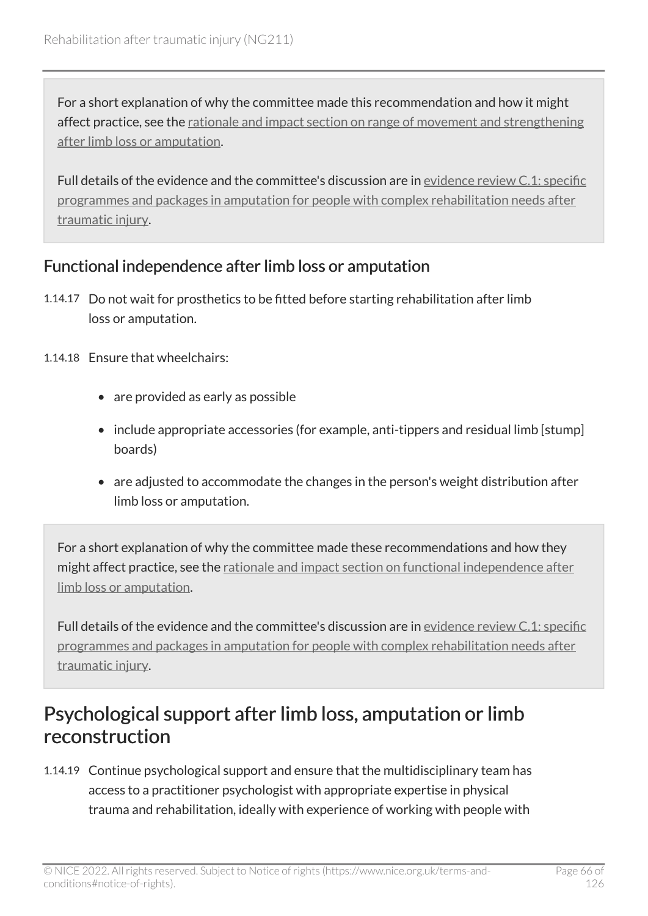For a short explanation of why the committee made this recommendation and how it might affect practice, see the rationale and impact section on range of movement and strengthening after limb loss or amputation.

Full details of the evidence and the committee's discussion are in evidence review C.1: specific programmes and packages in amputation for people with complex rehabilitation needs after traumatic injury.

### Functional independence after limb loss or amputation

1.14.17 Do not wait for prosthetics to be fitted before starting rehabilitation after limb loss or amputation.

1.14.18 Ensure that wheelchairs:

- are provided as early as possible
- include appropriate accessories (for example, anti-tippers and residual limb [stump] boards)
- are adjusted to accommodate the changes in the person's weight distribution after limb loss or amputation.

For a short explanation of why the committee made these recommendations and how they might affect practice, see the rationale and impact section on functional independence after limb loss or amputation.

Full details of the evidence and the committee's discussion are in evidence review C.1: specific programmes and packages in amputation for people with complex rehabilitation needs after traumatic injury.

## Psychological support after limb loss, amputation or limb reconstruction

1.14.19 Continue psychological support and ensure that the multidisciplinary team has access to a practitioner psychologist with appropriate expertise in physical trauma and rehabilitation, ideally with experience of working with people with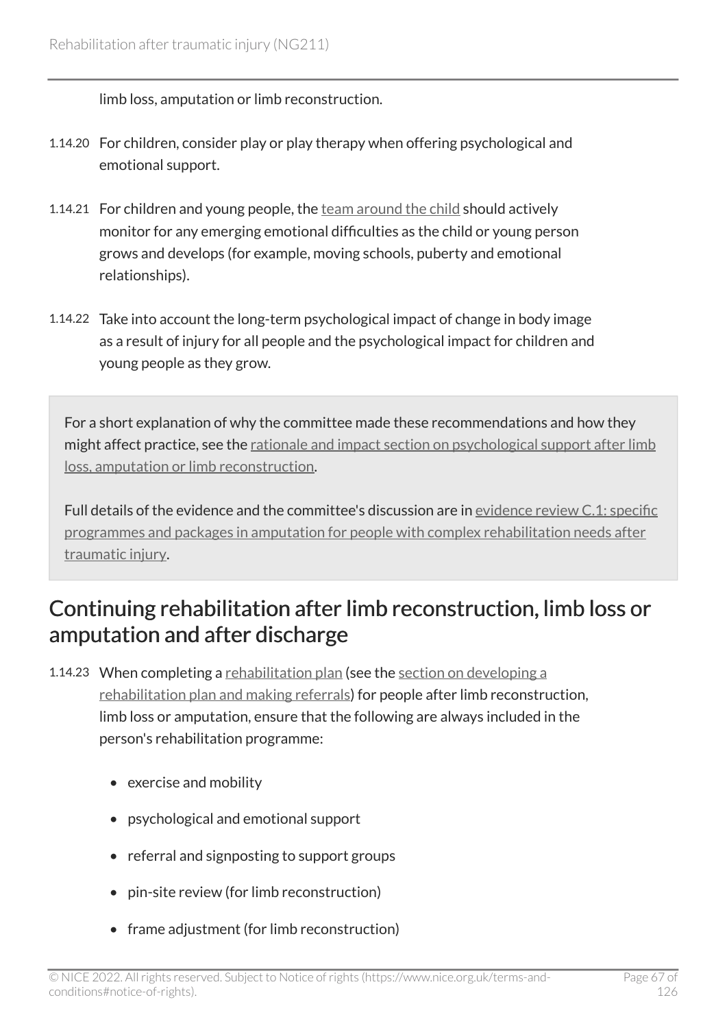limb loss, amputation or limb reconstruction.

1.14.20 For children, consider play or play therapy when offering psychological and emotional support.

1.14.21 For children and young people, the team around the child should actively monitor for any emerging emotional difficulties as the child or young person grows and develops (for example, moving schools, puberty and emotional relationships).

1.14.22 Take into account the long-term psychological impact of change in body image as a result of injury for all people and the psychological impact for children and young people as they grow.

For a short explanation of why the committee made these recommendations and how they might affect practice, see the rationale and impact section on psychological support after limb loss, amputation or limb reconstruction.

Full details of the evidence and the committee's discussion are in evidence review C.1: specific programmes and packages in amputation for people with complex rehabilitation needs after traumatic injury.

## Continuing rehabilitation after limb reconstruction, limb loss or amputation and after discharge

1.14.23 When completing a rehabilitation plan (see the section on developing a rehabilitation plan and making referrals) for people after limb reconstruction, limb loss or amputation, ensure that the following are always included in the person's rehabilitation programme:

- exercise and mobility
- psychological and emotional support
- referral and signposting to support groups
- pin-site review (for limb reconstruction)
- frame adjustment (for limb reconstruction)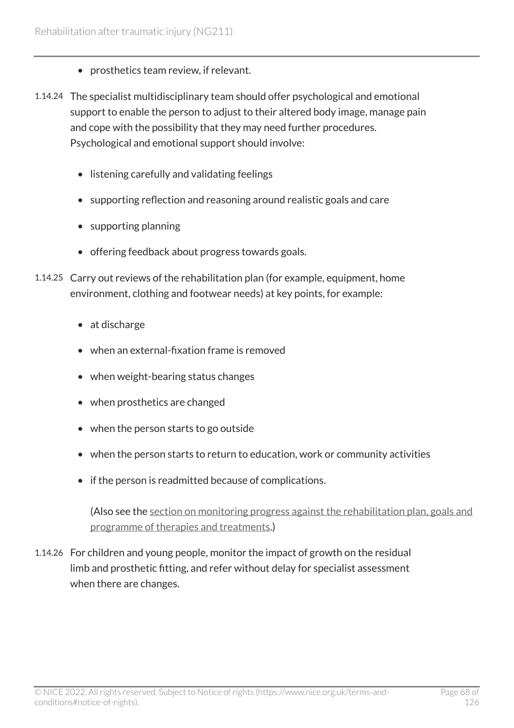- prosthetics team review, if relevant.

1.14.24 The specialist multidisciplinary team should offer psychological and emotional support to enable the person to adjust to their altered body image, manage pain and cope with the possibility that they may need further procedures. Psychological and emotional support should involve:

- listening carefully and validating feelings
- supporting reflection and reasoning around realistic goals and care
- supporting planning
- offering feedback about progress towards goals.

1.14.25 Carry out reviews of the rehabilitation plan (for example, equipment, home environment, clothing and footwear needs) at key points, for example:

- at discharge
- when an external-fixation frame is removed
- when weight-bearing status changes
- when prosthetics are changed
- when the person starts to go outside
- when the person starts to return to education, work or community activities
- if the person is readmitted because of complications.

(Also see the section on monitoring progress against the rehabilitation plan, goals and programme of therapies and treatments.)

1.14.26 For children and young people, monitor the impact of growth on the residual limb and prosthetic fitting, and refer without delay for specialist assessment when there are changes.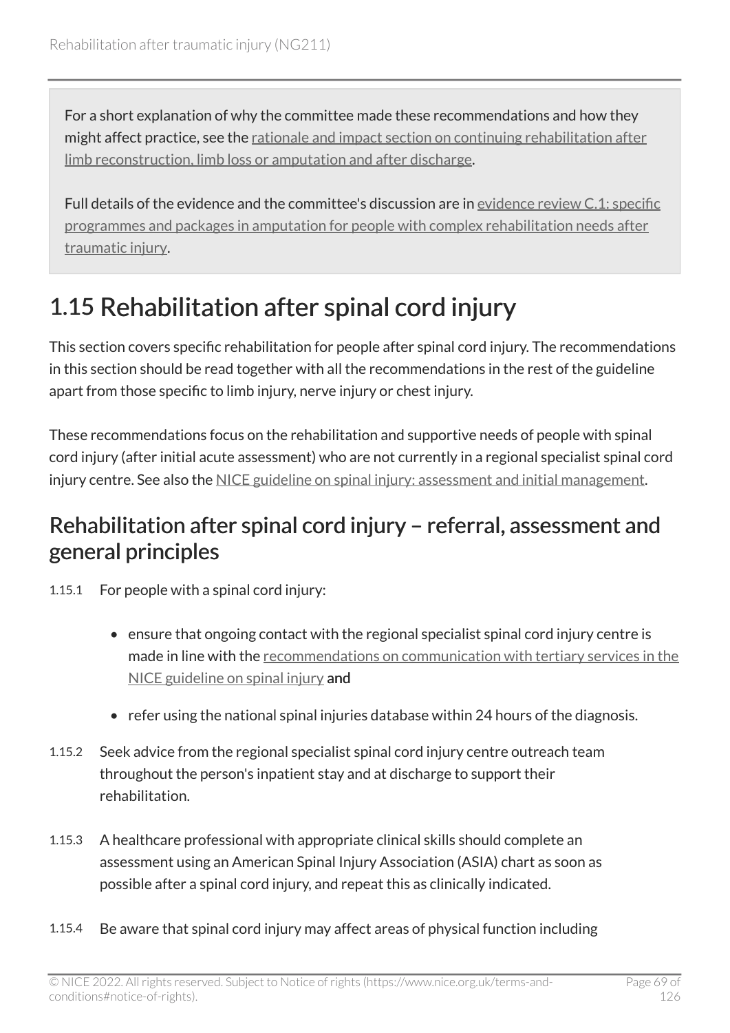For a short explanation of why the committee made these recommendations and how they might affect practice, see the rationale and impact section on continuing rehabilitation after limb reconstruction, limb loss or amputation and after discharge.

Full details of the evidence and the committee's discussion are in evidence review C.1: specific programmes and packages in amputation for people with complex rehabilitation needs after traumatic injury.

## 1.15 Rehabilitation after spinal cord injury

This section covers specific rehabilitation for people after spinal cord injury. The recommendations in this section should be read together with all the recommendations in the rest of the guideline apart from those specific to limb injury, nerve injury or chest injury.

These recommendations focus on the rehabilitation and supportive needs of people with spinal cord injury (after initial acute assessment) who are not currently in a regional specialist spinal cord injury centre. See also the NICE guideline on spinal injury: assessment and initial management.

### Rehabilitation after spinal cord injury – referral, assessment and general principles

1.15.1 For people with a spinal cord injury:

- ensure that ongoing contact with the regional specialist spinal cord injury centre is made in line with the recommendations on communication with tertiary services in the NICE guideline on spinal injury **and**
- refer using the national spinal injuries database within 24 hours of the diagnosis.

1.15.2 Seek advice from the regional specialist spinal cord injury centre outreach team throughout the person's inpatient stay and at discharge to support their rehabilitation.

1.15.3 A healthcare professional with appropriate clinical skills should complete an assessment using an American Spinal Injury Association (ASIA) chart as soon as possible after a spinal cord injury, and repeat this as clinically indicated.

1.15.4 Be aware that spinal cord injury may affect areas of physical function including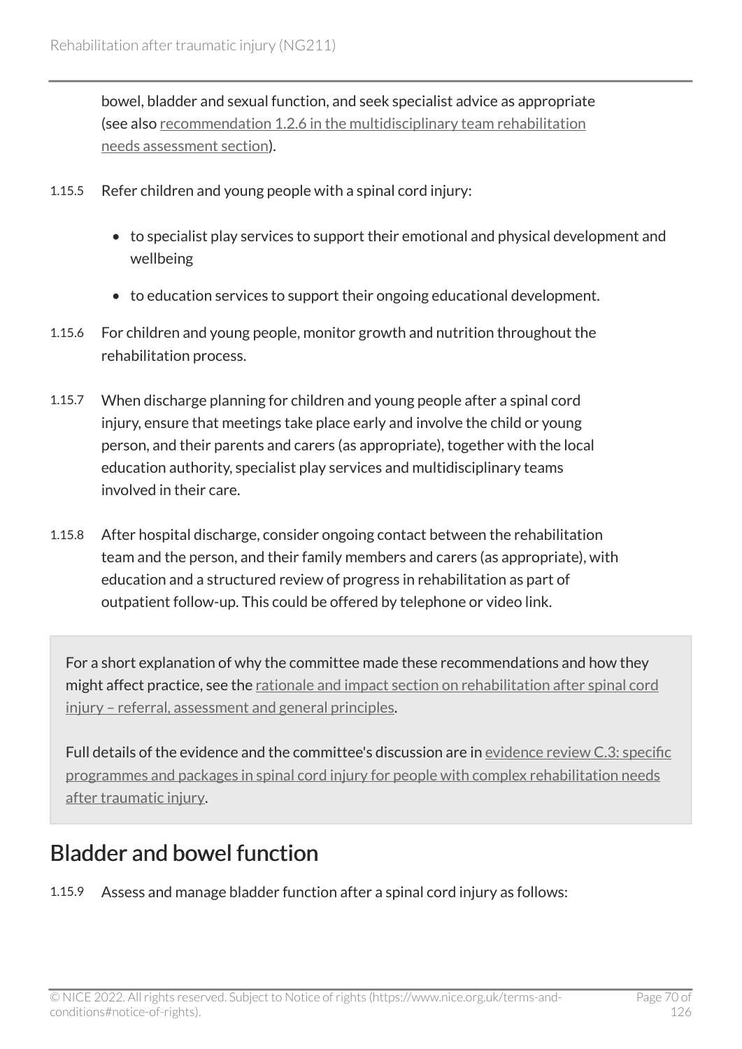bowel, bladder and sexual function, and seek specialist advice as appropriate (see also recommendation 1.2.6 in the multidisciplinary team rehabilitation needs assessment section).

1.15.5 Refer children and young people with a spinal cord injury:

- to specialist play services to support their emotional and physical development and wellbeing
- to education services to support their ongoing educational development.

1.15.6 For children and young people, monitor growth and nutrition throughout the rehabilitation process.

1.15.7 When discharge planning for children and young people after a spinal cord injury, ensure that meetings take place early and involve the child or young person, and their parents and carers (as appropriate), together with the local education authority, specialist play services and multidisciplinary teams involved in their care.

1.15.8 After hospital discharge, consider ongoing contact between the rehabilitation team and the person, and their family members and carers (as appropriate), with education and a structured review of progress in rehabilitation as part of outpatient follow-up. This could be offered by telephone or video link.

For a short explanation of why the committee made these recommendations and how they might affect practice, see the rationale and impact section on rehabilitation after spinal cord injury – referral, assessment and general principles.

Full details of the evidence and the committee's discussion are in evidence review C.3: specific programmes and packages in spinal cord injury for people with complex rehabilitation needs after traumatic injury.

## Bladder and bowel function

1.15.9 Assess and manage bladder function after a spinal cord injury as follows: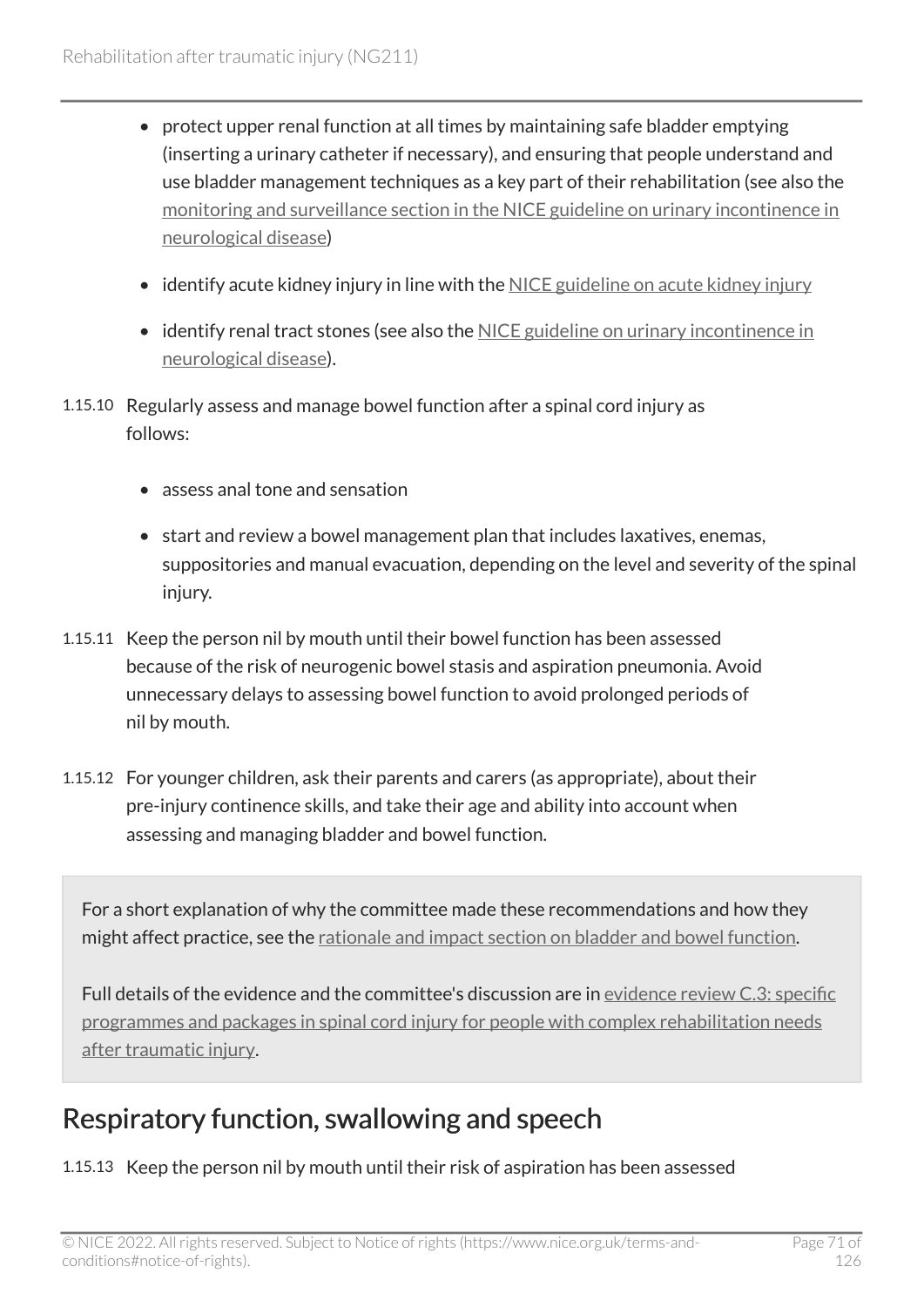- protect upper renal function at all times by maintaining safe bladder emptying (inserting a urinary catheter if necessary), and ensuring that people understand and use bladder management techniques as a key part of their rehabilitation (see also the monitoring and surveillance section in the NICE guideline on urinary incontinence in neurological disease)
- identify acute kidney injury in line with the NICE guideline on acute kidney injury
- identify renal tract stones (see also the NICE guideline on urinary incontinence in neurological disease).

1.15.10 Regularly assess and manage bowel function after a spinal cord injury as follows:

- assess anal tone and sensation
- start and review a bowel management plan that includes laxatives, enemas, suppositories and manual evacuation, depending on the level and severity of the spinal injury.

1.15.11 Keep the person nil by mouth until their bowel function has been assessed because of the risk of neurogenic bowel stasis and aspiration pneumonia. Avoid unnecessary delays to assessing bowel function to avoid prolonged periods of nil by mouth.

1.15.12 For younger children, ask their parents and carers (as appropriate), about their pre-injury continence skills, and take their age and ability into account when assessing and managing bladder and bowel function.

For a short explanation of why the committee made these recommendations and how they might affect practice, see the rationale and impact section on bladder and bowel function.

Full details of the evidence and the committee's discussion are in evidence review C.3: specific programmes and packages in spinal cord injury for people with complex rehabilitation needs after traumatic injury.

## Respiratory function, swallowing and speech

1.15.13 Keep the person nil by mouth until their risk of aspiration has been assessed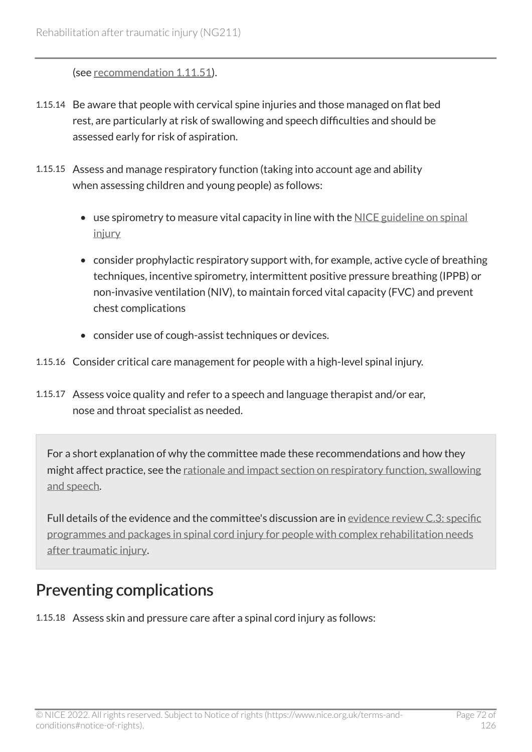(see recommendation 1.11.51).

1.15.14 Be aware that people with cervical spine injuries and those managed on flat bed rest, are particularly at risk of swallowing and speech difficulties and should be assessed early for risk of aspiration.

1.15.15 Assess and manage respiratory function (taking into account age and ability when assessing children and young people) as follows:

- use spirometry to measure vital capacity in line with the NICE guideline on spinal injury
- consider prophylactic respiratory support with, for example, active cycle of breathing techniques, incentive spirometry, intermittent positive pressure breathing (IPPB) or non-invasive ventilation (NIV), to maintain forced vital capacity (FVC) and prevent chest complications
- consider use of cough-assist techniques or devices.

1.15.16 Consider critical care management for people with a high-level spinal injury.

1.15.17 Assess voice quality and refer to a speech and language therapist and/or ear, nose and throat specialist as needed.

For a short explanation of why the committee made these recommendations and how they might affect practice, see the rationale and impact section on respiratory function, swallowing and speech.

Full details of the evidence and the committee's discussion are in evidence review C.3: specific programmes and packages in spinal cord injury for people with complex rehabilitation needs after traumatic injury.

## Preventing complications

1.15.18 Assess skin and pressure care after a spinal cord injury as follows: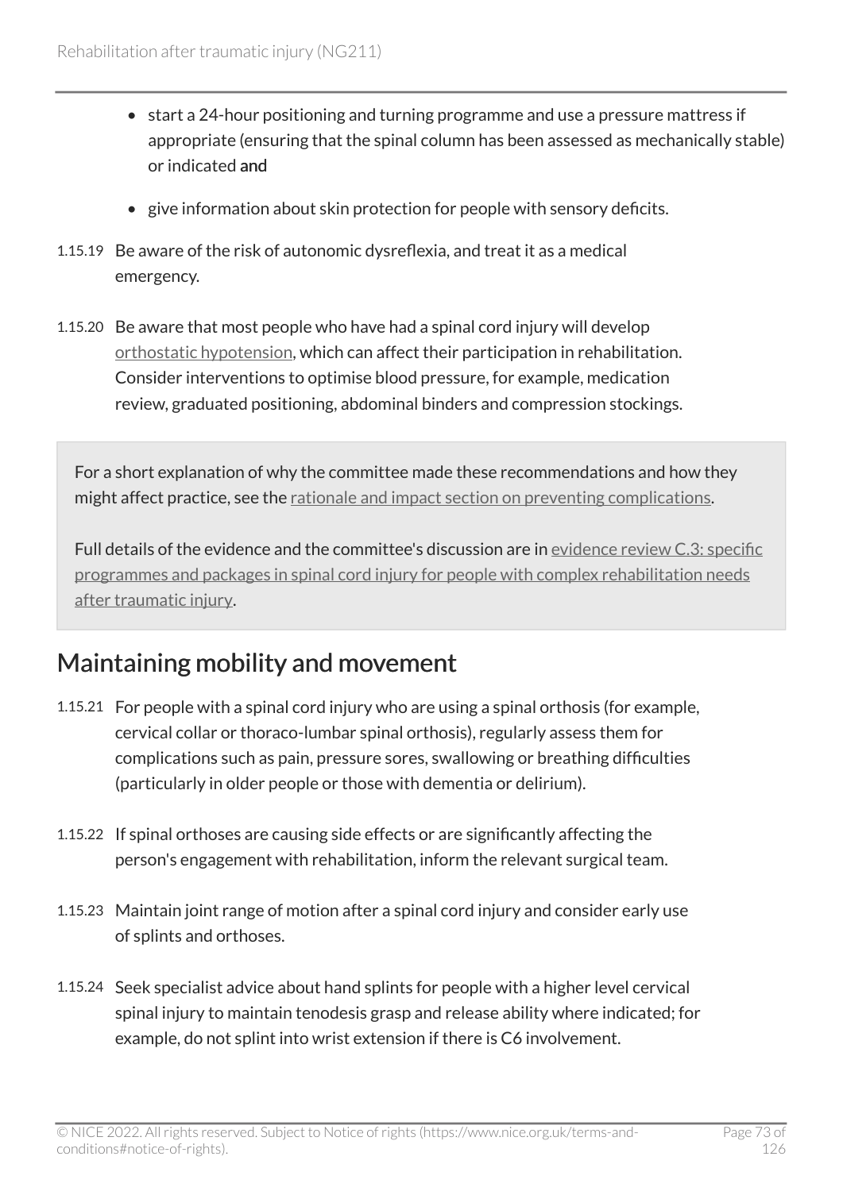- start a 24-hour positioning and turning programme and use a pressure mattress if appropriate (ensuring that the spinal column has been assessed as mechanically stable) or indicated **and**
- give information about skin protection for people with sensory deficits.

1.15.19 Be aware of the risk of autonomic dysreflexia, and treat it as a medical emergency.

1.15.20 Be aware that most people who have had a spinal cord injury will develop orthostatic hypotension, which can affect their participation in rehabilitation. Consider interventions to optimise blood pressure, for example, medication review, graduated positioning, abdominal binders and compression stockings.

For a short explanation of why the committee made these recommendations and how they might affect practice, see the rationale and impact section on preventing complications.

Full details of the evidence and the committee's discussion are in evidence review C.3: specific programmes and packages in spinal cord injury for people with complex rehabilitation needs after traumatic injury.

## Maintaining mobility and movement

1.15.21 For people with a spinal cord injury who are using a spinal orthosis (for example, cervical collar or thoraco-lumbar spinal orthosis), regularly assess them for complications such as pain, pressure sores, swallowing or breathing difficulties (particularly in older people or those with dementia or delirium).

1.15.22 If spinal orthoses are causing side effects or are significantly affecting the person's engagement with rehabilitation, inform the relevant surgical team.

1.15.23 Maintain joint range of motion after a spinal cord injury and consider early use of splints and orthoses.

1.15.24 Seek specialist advice about hand splints for people with a higher level cervical spinal injury to maintain tenodesis grasp and release ability where indicated; for example, do not splint into wrist extension if there is C6 involvement.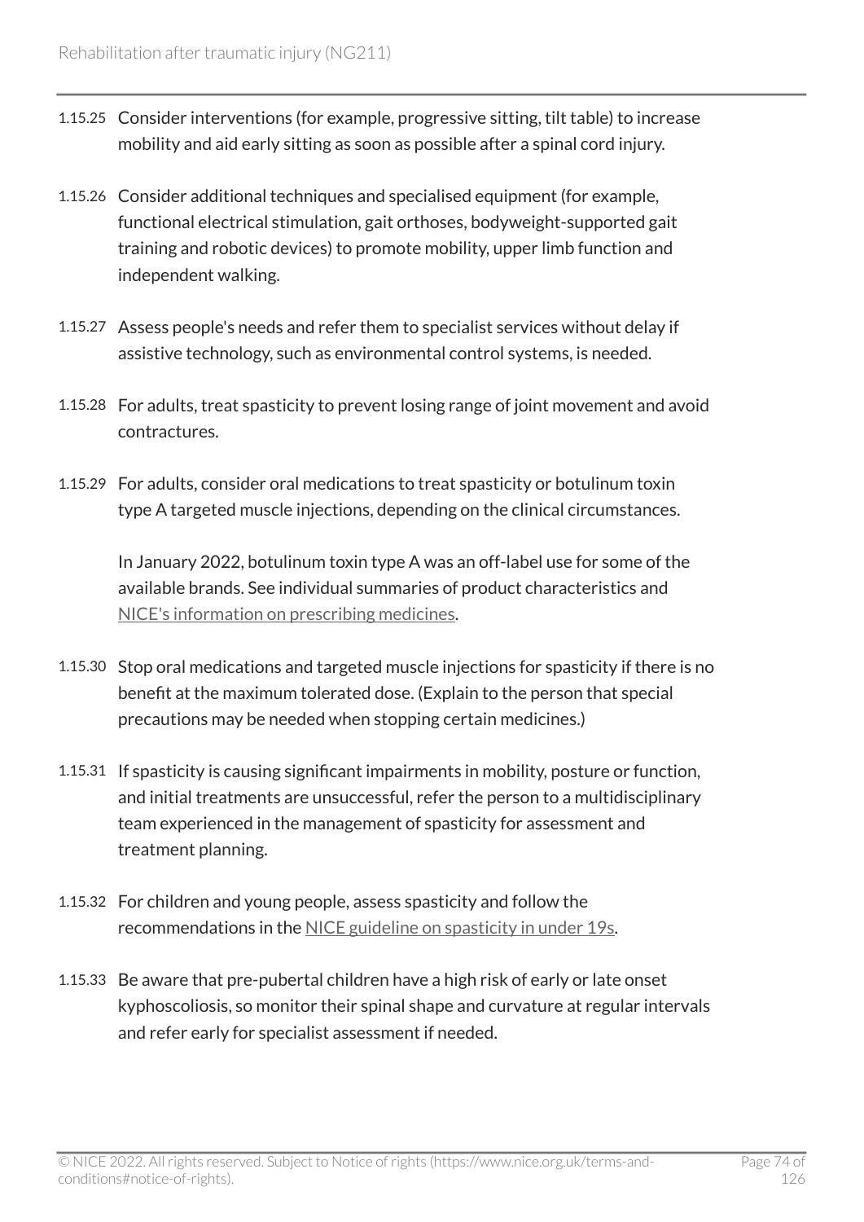1.15.25 Consider interventions (for example, progressive sitting, tilt table) to increase mobility and aid early sitting as soon as possible after a spinal cord injury.

1.15.26 Consider additional techniques and specialised equipment (for example, functional electrical stimulation, gait orthoses, bodyweight-supported gait training and robotic devices) to promote mobility, upper limb function and independent walking.

1.15.27 Assess people's needs and refer them to specialist services without delay if assistive technology, such as environmental control systems, is needed.

1.15.28 For adults, treat spasticity to prevent losing range of joint movement and avoid contractures.

1.15.29 For adults, consider oral medications to treat spasticity or botulinum toxin type A targeted muscle injections, depending on the clinical circumstances.

In January 2022, botulinum toxin type A was an off-label use for some of the available brands. See individual summaries of product characteristics and NICE's information on prescribing medicines.

1.15.30 Stop oral medications and targeted muscle injections for spasticity if there is no benefit at the maximum tolerated dose. (Explain to the person that special precautions may be needed when stopping certain medicines.)

1.15.31 If spasticity is causing significant impairments in mobility, posture or function, and initial treatments are unsuccessful, refer the person to a multidisciplinary team experienced in the management of spasticity for assessment and treatment planning.

1.15.32 For children and young people, assess spasticity and follow the recommendations in the NICE guideline on spasticity in under 19s.

1.15.33 Be aware that pre-pubertal children have a high risk of early or late onset kyphoscoliosis, so monitor their spinal shape and curvature at regular intervals and refer early for specialist assessment if needed.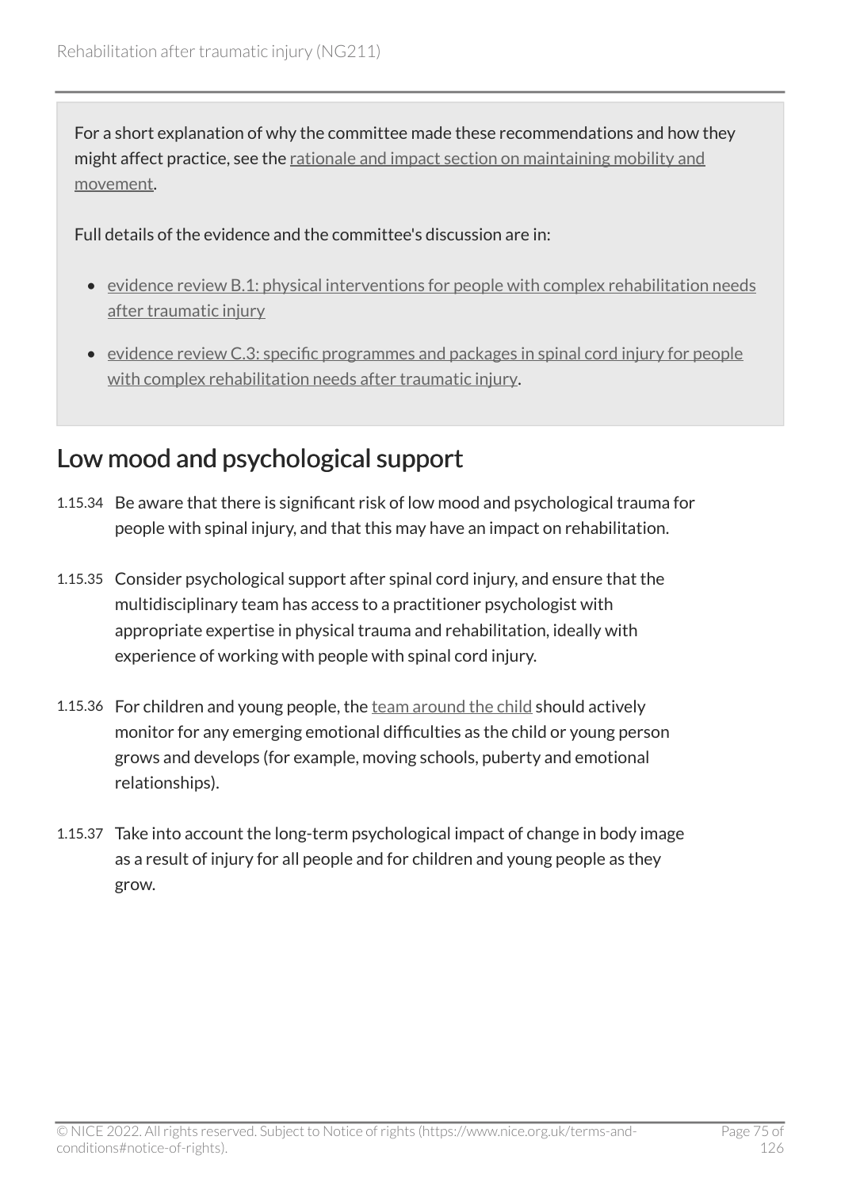For a short explanation of why the committee made these recommendations and how they might affect practice, see the rationale and impact section on maintaining mobility and movement.

Full details of the evidence and the committee's discussion are in:

- evidence review B.1: physical interventions for people with complex rehabilitation needs after traumatic injury
- evidence review C.3: specific programmes and packages in spinal cord injury for people with complex rehabilitation needs after traumatic injury.

## Low mood and psychological support

1.15.34 Be aware that there is significant risk of low mood and psychological trauma for people with spinal injury, and that this may have an impact on rehabilitation.

1.15.35 Consider psychological support after spinal cord injury, and ensure that the multidisciplinary team has access to a practitioner psychologist with appropriate expertise in physical trauma and rehabilitation, ideally with experience of working with people with spinal cord injury.

1.15.36 For children and young people, the team around the child should actively monitor for any emerging emotional difficulties as the child or young person grows and develops (for example, moving schools, puberty and emotional relationships).

1.15.37 Take into account the long-term psychological impact of change in body image as a result of injury for all people and for children and young people as they grow.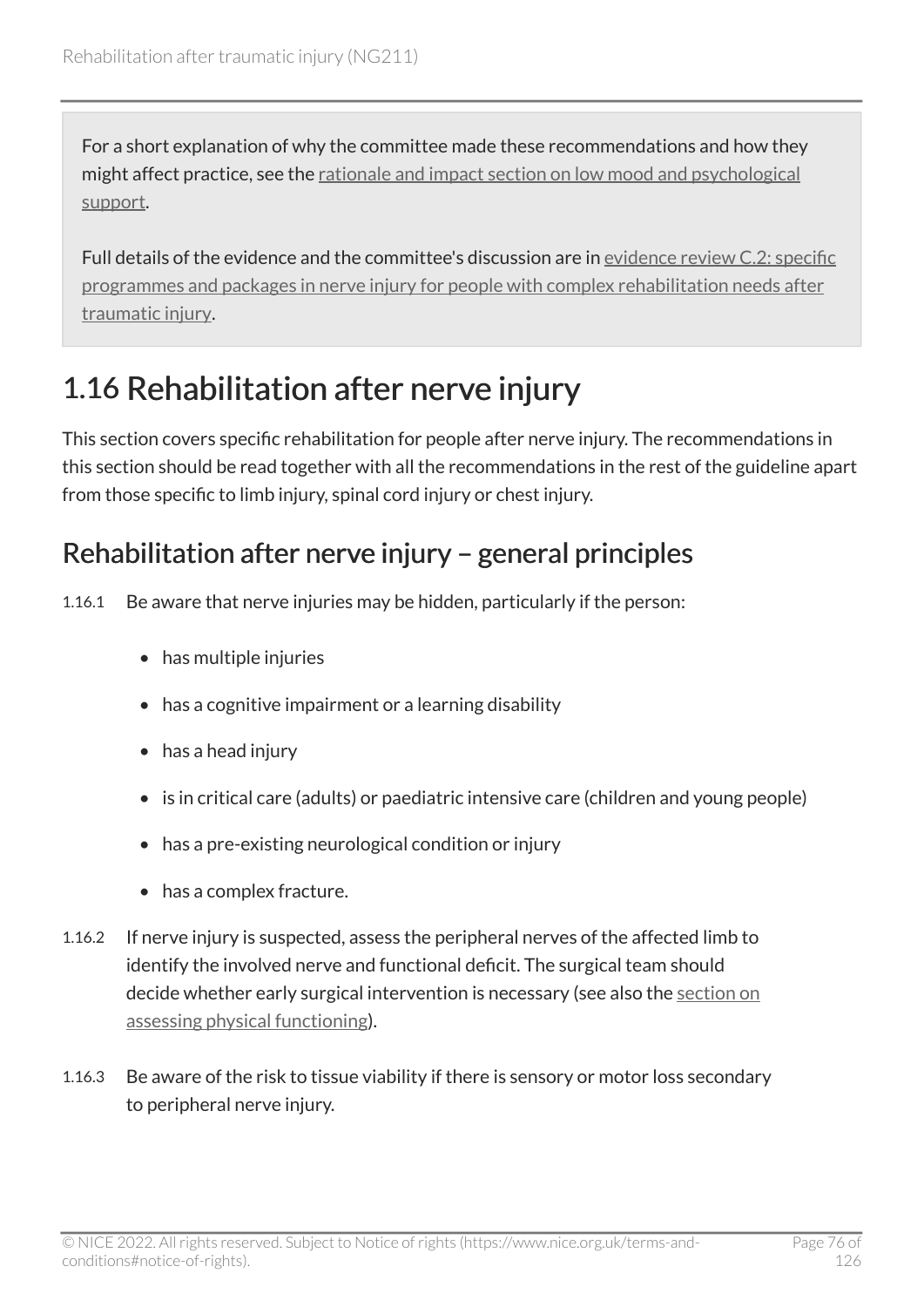For a short explanation of why the committee made these recommendations and how they might affect practice, see the rationale and impact section on low mood and psychological support.

Full details of the evidence and the committee's discussion are in evidence review C.2: specific programmes and packages in nerve injury for people with complex rehabilitation needs after traumatic injury.

# 1.16 Rehabilitation after nerve injury

This section covers specific rehabilitation for people after nerve injury. The recommendations in this section should be read together with all the recommendations in the rest of the guideline apart from those specific to limb injury, spinal cord injury or chest injury.

## Rehabilitation after nerve injury – general principles

1.16.1 Be aware that nerve injuries may be hidden, particularly if the person:

- has multiple injuries
- has a cognitive impairment or a learning disability
- has a head injury
- is in critical care (adults) or paediatric intensive care (children and young people)
- has a pre-existing neurological condition or injury
- has a complex fracture.

1.16.2 If nerve injury is suspected, assess the peripheral nerves of the affected limb to identify the involved nerve and functional deficit. The surgical team should decide whether early surgical intervention is necessary (see also the section on assessing physical functioning).

1.16.3 Be aware of the risk to tissue viability if there is sensory or motor loss secondary to peripheral nerve injury.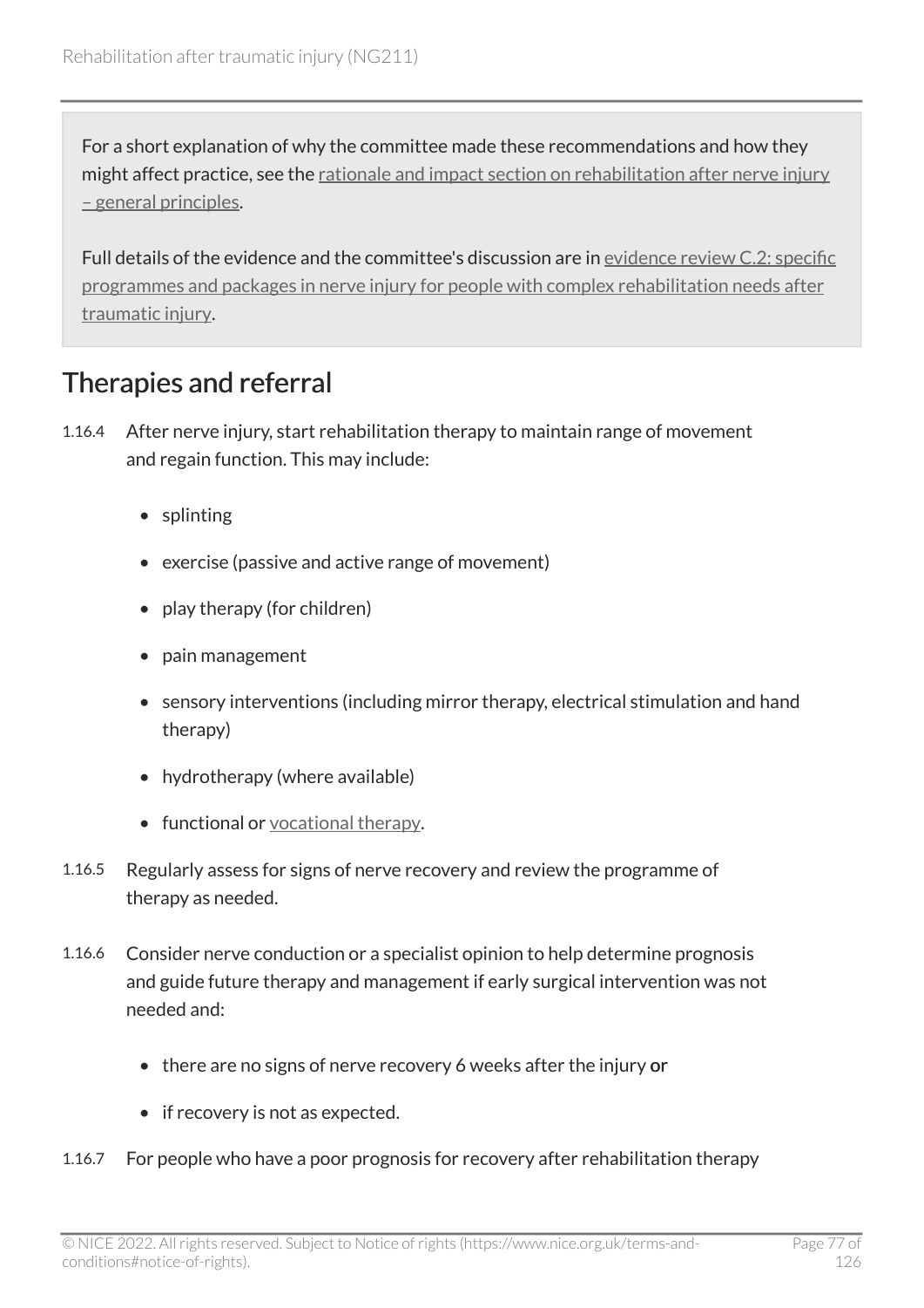For a short explanation of why the committee made these recommendations and how they might affect practice, see the rationale and impact section on rehabilitation after nerve injury – general principles.

Full details of the evidence and the committee's discussion are in evidence review C.2: specific programmes and packages in nerve injury for people with complex rehabilitation needs after traumatic injury.

## Therapies and referral

1.16.4 After nerve injury, start rehabilitation therapy to maintain range of movement and regain function. This may include:

- splinting
- exercise (passive and active range of movement)
- play therapy (for children)
- pain management
- sensory interventions (including mirror therapy, electrical stimulation and hand therapy)
- hydrotherapy (where available)
- functional or vocational therapy.

1.16.5 Regularly assess for signs of nerve recovery and review the programme of therapy as needed.

1.16.6 Consider nerve conduction or a specialist opinion to help determine prognosis and guide future therapy and management if early surgical intervention was not needed and:

- there are no signs of nerve recovery 6 weeks after the injury **or**
- if recovery is not as expected.

1.16.7 For people who have a poor prognosis for recovery after rehabilitation therapy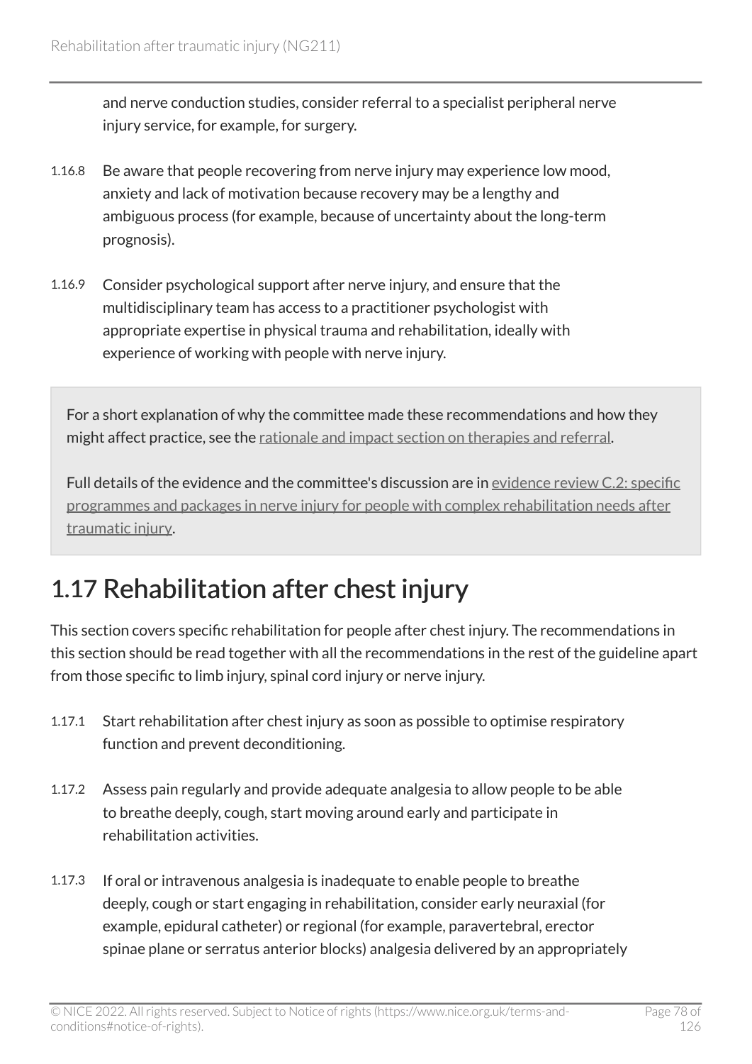and nerve conduction studies, consider referral to a specialist peripheral nerve injury service, for example, for surgery.

1.16.8 Be aware that people recovering from nerve injury may experience low mood, anxiety and lack of motivation because recovery may be a lengthy and ambiguous process (for example, because of uncertainty about the long-term prognosis).

1.16.9 Consider psychological support after nerve injury, and ensure that the multidisciplinary team has access to a practitioner psychologist with appropriate expertise in physical trauma and rehabilitation, ideally with experience of working with people with nerve injury.

For a short explanation of why the committee made these recommendations and how they might affect practice, see the rationale and impact section on therapies and referral.

Full details of the evidence and the committee's discussion are in evidence review C.2: specific programmes and packages in nerve injury for people with complex rehabilitation needs after traumatic injury.

## 1.17 Rehabilitation after chest injury

This section covers specific rehabilitation for people after chest injury. The recommendations in this section should be read together with all the recommendations in the rest of the guideline apart from those specific to limb injury, spinal cord injury or nerve injury.

1.17.1 Start rehabilitation after chest injury as soon as possible to optimise respiratory function and prevent deconditioning.

1.17.2 Assess pain regularly and provide adequate analgesia to allow people to be able to breathe deeply, cough, start moving around early and participate in rehabilitation activities.

1.17.3 If oral or intravenous analgesia is inadequate to enable people to breathe deeply, cough or start engaging in rehabilitation, consider early neuraxial (for example, epidural catheter) or regional (for example, paravertebral, erector spinae plane or serratus anterior blocks) analgesia delivered by an appropriately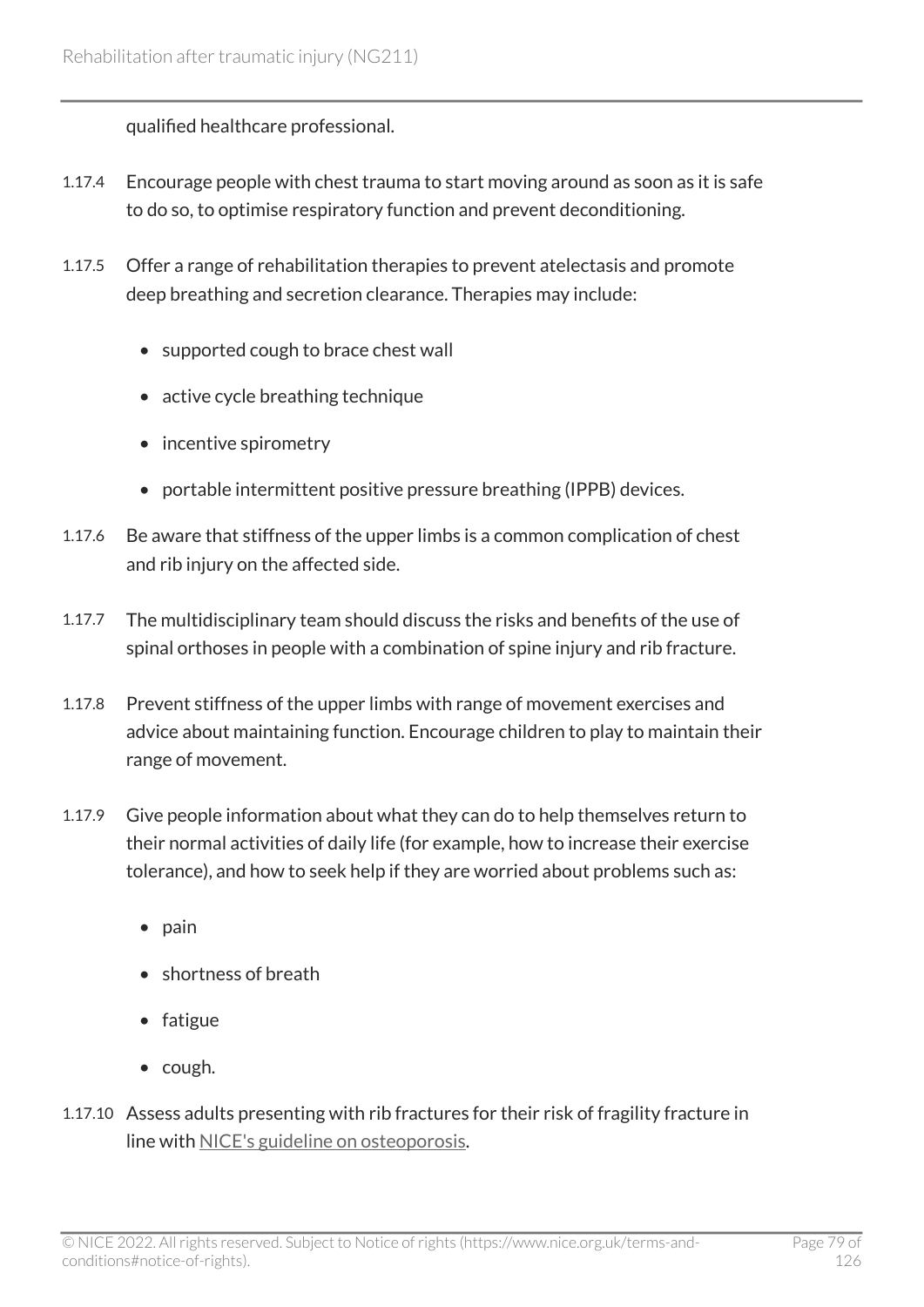qualified healthcare professional.

1.17.4 Encourage people with chest trauma to start moving around as soon as it is safe to do so, to optimise respiratory function and prevent deconditioning.

1.17.5 Offer a range of rehabilitation therapies to prevent atelectasis and promote deep breathing and secretion clearance. Therapies may include:

- supported cough to brace chest wall
- active cycle breathing technique
- incentive spirometry
- portable intermittent positive pressure breathing (IPPB) devices.

1.17.6 Be aware that stiffness of the upper limbs is a common complication of chest and rib injury on the affected side.

1.17.7 The multidisciplinary team should discuss the risks and benefits of the use of spinal orthoses in people with a combination of spine injury and rib fracture.

1.17.8 Prevent stiffness of the upper limbs with range of movement exercises and advice about maintaining function. Encourage children to play to maintain their range of movement.

1.17.9 Give people information about what they can do to help themselves return to their normal activities of daily life (for example, how to increase their exercise tolerance), and how to seek help if they are worried about problems such as:

- pain
- shortness of breath
- fatigue
- cough.

1.17.10 Assess adults presenting with rib fractures for their risk of fragility fracture in line with NICE's guideline on osteoporosis.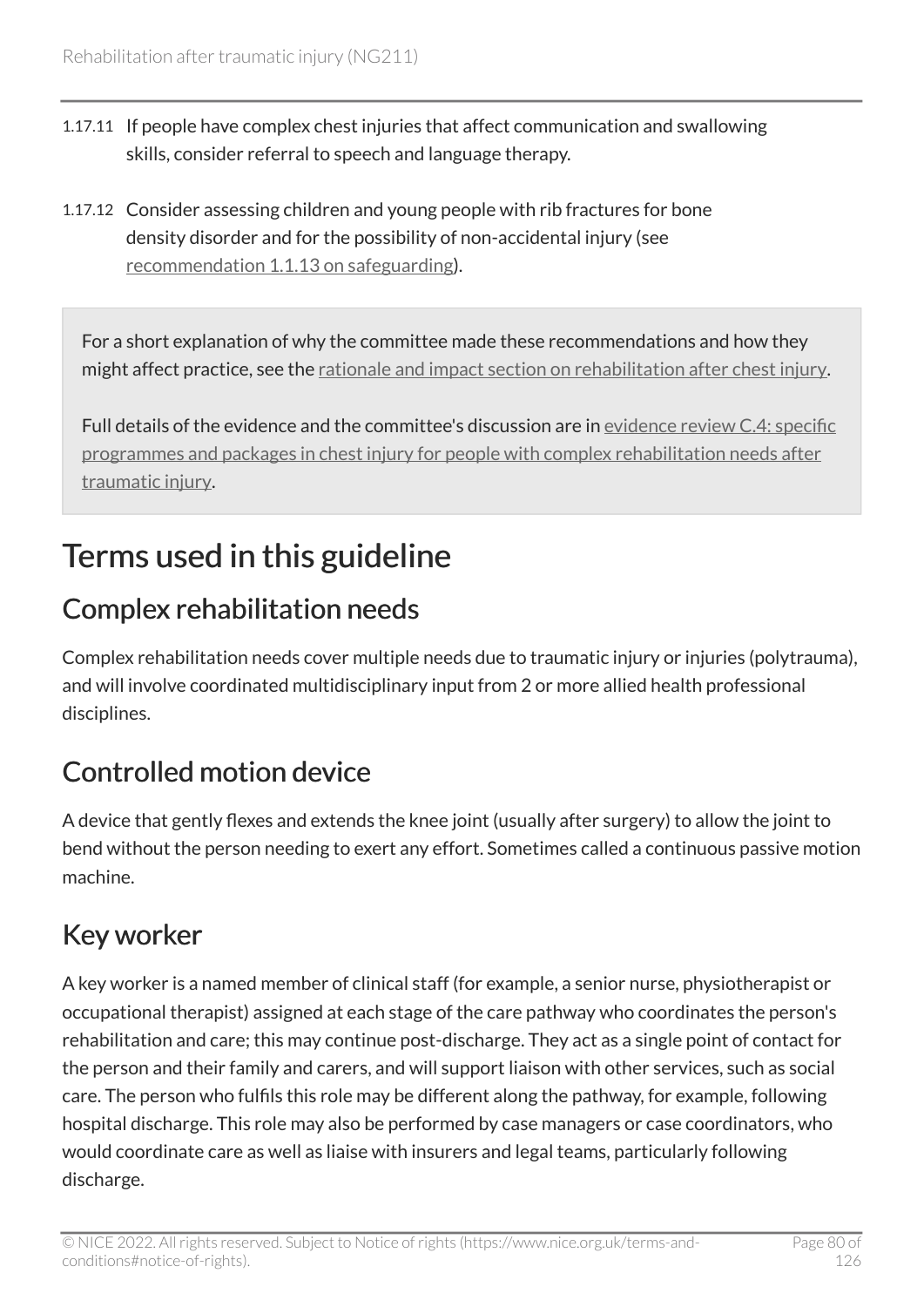1.17.11 If people have complex chest injuries that affect communication and swallowing skills, consider referral to speech and language therapy.

1.17.12 Consider assessing children and young people with rib fractures for bone density disorder and for the possibility of non-accidental injury (see recommendation 1.1.13 on safeguarding).

For a short explanation of why the committee made these recommendations and how they might affect practice, see the rationale and impact section on rehabilitation after chest injury.

Full details of the evidence and the committee's discussion are in evidence review C.4: specific programmes and packages in chest injury for people with complex rehabilitation needs after traumatic injury.

# Terms used in this guideline

## Complex rehabilitation needs

Complex rehabilitation needs cover multiple needs due to traumatic injury or injuries (polytrauma), and will involve coordinated multidisciplinary input from 2 or more allied health professional disciplines.

## Controlled motion device

A device that gently flexes and extends the knee joint (usually after surgery) to allow the joint to bend without the person needing to exert any effort. Sometimes called a continuous passive motion machine.

## Key worker

A key worker is a named member of clinical staff (for example, a senior nurse, physiotherapist or occupational therapist) assigned at each stage of the care pathway who coordinates the person's rehabilitation and care; this may continue post-discharge. They act as a single point of contact for the person and their family and carers, and will support liaison with other services, such as social care. The person who fulfils this role may be different along the pathway, for example, following hospital discharge. This role may also be performed by case managers or case coordinators, who would coordinate care as well as liaise with insurers and legal teams, particularly following discharge.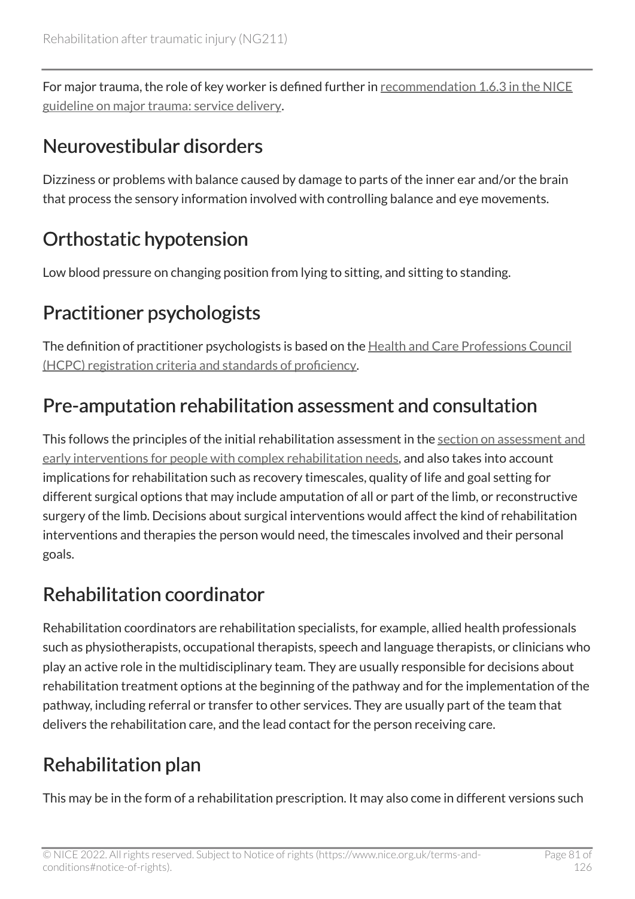For major trauma, the role of key worker is defined further in recommendation 1.6.3 in the NICE guideline on major trauma: service delivery.

## Neurovestibular disorders

Dizziness or problems with balance caused by damage to parts of the inner ear and/or the brain that process the sensory information involved with controlling balance and eye movements.

## Orthostatic hypotension

Low blood pressure on changing position from lying to sitting, and sitting to standing.

## Practitioner psychologists

The definition of practitioner psychologists is based on the Health and Care Professions Council (HCPC) registration criteria and standards of proficiency.

## Pre-amputation rehabilitation assessment and consultation

This follows the principles of the initial rehabilitation assessment in the section on assessment and early interventions for people with complex rehabilitation needs, and also takes into account implications for rehabilitation such as recovery timescales, quality of life and goal setting for different surgical options that may include amputation of all or part of the limb, or reconstructive surgery of the limb. Decisions about surgical interventions would affect the kind of rehabilitation interventions and therapies the person would need, the timescales involved and their personal goals.

## Rehabilitation coordinator

Rehabilitation coordinators are rehabilitation specialists, for example, allied health professionals such as physiotherapists, occupational therapists, speech and language therapists, or clinicians who play an active role in the multidisciplinary team. They are usually responsible for decisions about rehabilitation treatment options at the beginning of the pathway and for the implementation of the pathway, including referral or transfer to other services. They are usually part of the team that delivers the rehabilitation care, and the lead contact for the person receiving care.

## Rehabilitation plan

This may be in the form of a rehabilitation prescription. It may also come in different versions such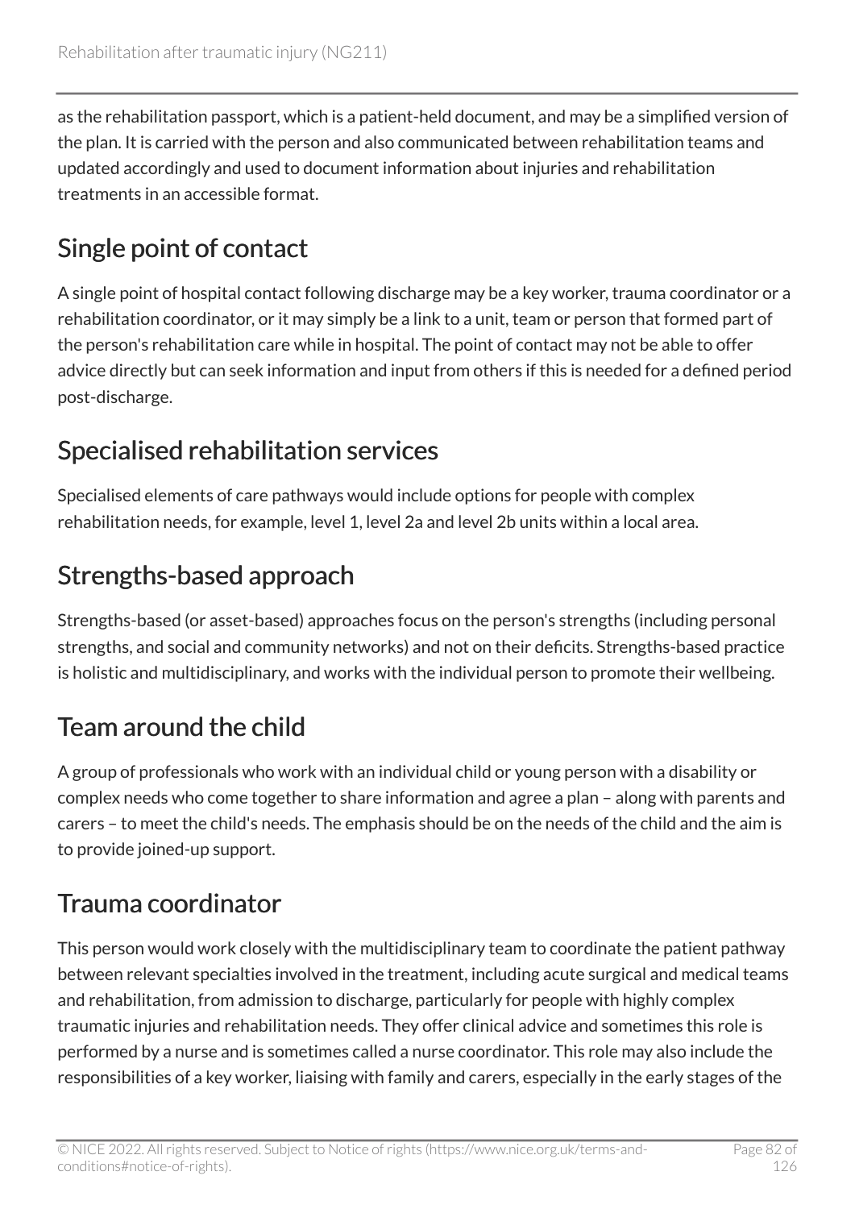as the rehabilitation passport, which is a patient-held document, and may be a simplified version of the plan. It is carried with the person and also communicated between rehabilitation teams and updated accordingly and used to document information about injuries and rehabilitation treatments in an accessible format.

## Single point of contact

A single point of hospital contact following discharge may be a key worker, trauma coordinator or a rehabilitation coordinator, or it may simply be a link to a unit, team or person that formed part of the person's rehabilitation care while in hospital. The point of contact may not be able to offer advice directly but can seek information and input from others if this is needed for a defined period post-discharge.

## Specialised rehabilitation services

Specialised elements of care pathways would include options for people with complex rehabilitation needs, for example, level 1, level 2a and level 2b units within a local area.

## Strengths-based approach

Strengths-based (or asset-based) approaches focus on the person's strengths (including personal strengths, and social and community networks) and not on their deficits. Strengths-based practice is holistic and multidisciplinary, and works with the individual person to promote their wellbeing.

## Team around the child

A group of professionals who work with an individual child or young person with a disability or complex needs who come together to share information and agree a plan – along with parents and carers – to meet the child's needs. The emphasis should be on the needs of the child and the aim is to provide joined-up support.

## Trauma coordinator

This person would work closely with the multidisciplinary team to coordinate the patient pathway between relevant specialties involved in the treatment, including acute surgical and medical teams and rehabilitation, from admission to discharge, particularly for people with highly complex traumatic injuries and rehabilitation needs. They offer clinical advice and sometimes this role is performed by a nurse and is sometimes called a nurse coordinator. This role may also include the responsibilities of a key worker, liaising with family and carers, especially in the early stages of the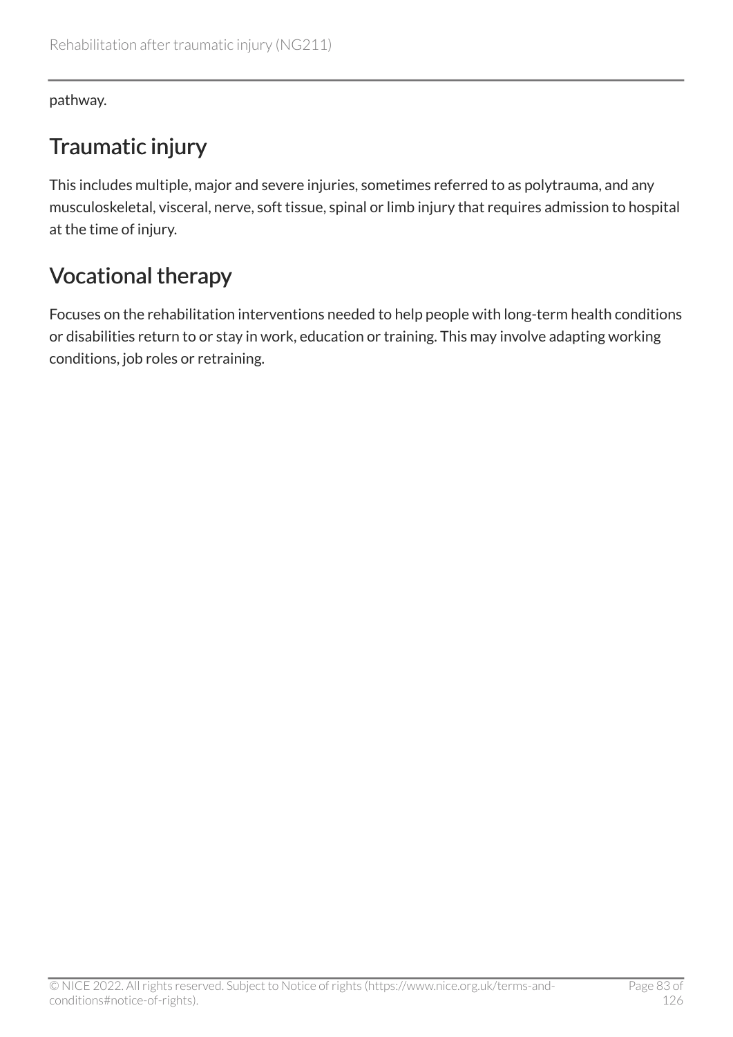pathway.

## Traumatic injury

This includes multiple, major and severe injuries, sometimes referred to as polytrauma, and any musculoskeletal, visceral, nerve, soft tissue, spinal or limb injury that requires admission to hospital at the time of injury.

## Vocational therapy

Focuses on the rehabilitation interventions needed to help people with long-term health conditions or disabilities return to or stay in work, education or training. This may involve adapting working conditions, job roles or retraining.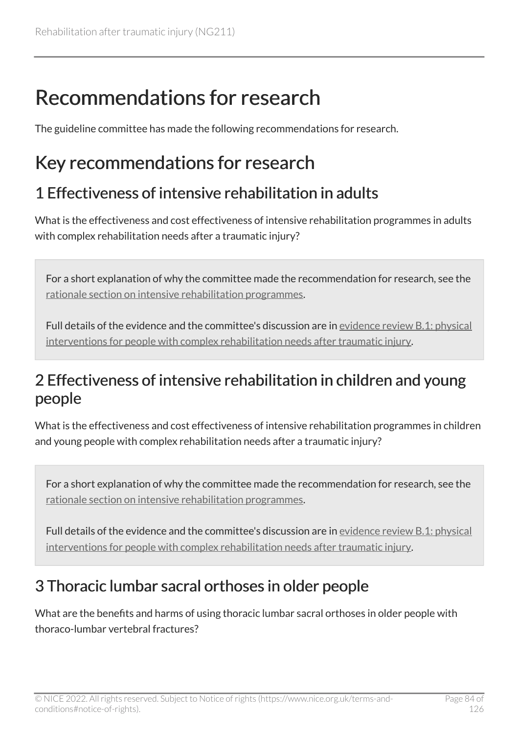# Recommendations for research

The guideline committee has made the following recommendations for research.

## Key recommendations for research

### 1 Effectiveness of intensive rehabilitation in adults

What is the effectiveness and cost effectiveness of intensive rehabilitation programmes in adults with complex rehabilitation needs after a traumatic injury?

For a short explanation of why the committee made the recommendation for research, see the rationale section on intensive rehabilitation programmes.

Full details of the evidence and the committee's discussion are in evidence review B.1: physical interventions for people with complex rehabilitation needs after traumatic injury.

### 2 Effectiveness of intensive rehabilitation in children and young people

What is the effectiveness and cost effectiveness of intensive rehabilitation programmes in children and young people with complex rehabilitation needs after a traumatic injury?

For a short explanation of why the committee made the recommendation for research, see the rationale section on intensive rehabilitation programmes.

Full details of the evidence and the committee's discussion are in evidence review B.1: physical interventions for people with complex rehabilitation needs after traumatic injury.

### 3 Thoracic lumbar sacral orthoses in older people

What are the benefits and harms of using thoracic lumbar sacral orthoses in older people with thoraco-lumbar vertebral fractures?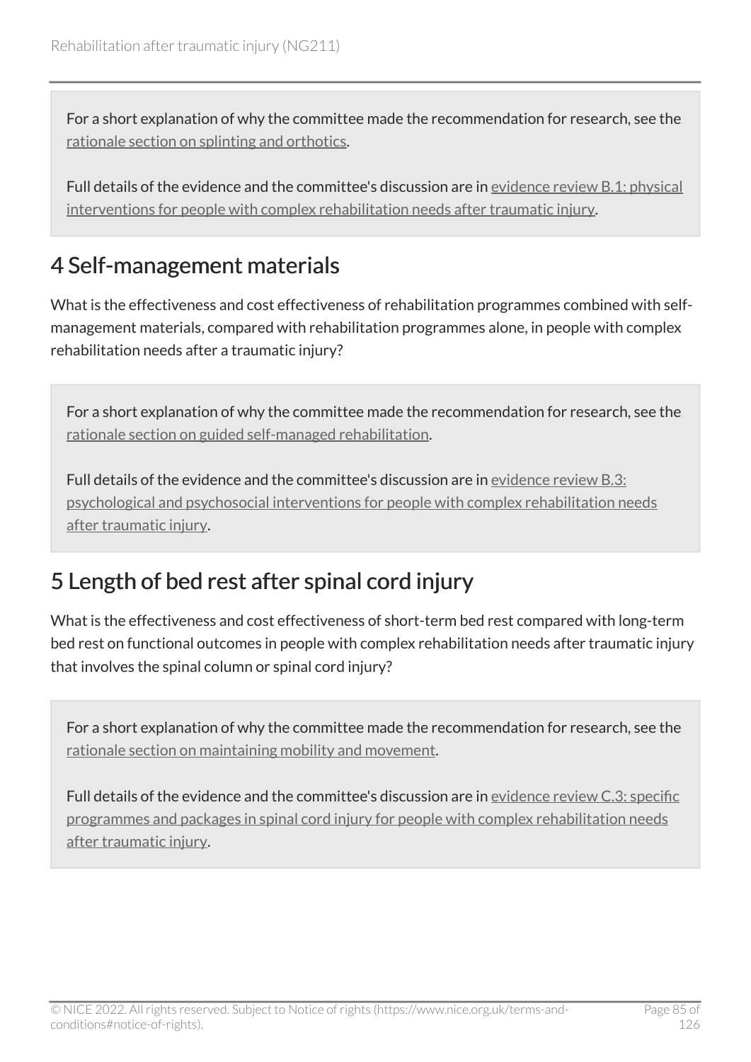For a short explanation of why the committee made the recommendation for research, see the rationale section on splinting and orthotics.

Full details of the evidence and the committee's discussion are in evidence review B.1: physical interventions for people with complex rehabilitation needs after traumatic injury.

## 4 Self-management materials

What is the effectiveness and cost effectiveness of rehabilitation programmes combined with self-management materials, compared with rehabilitation programmes alone, in people with complex rehabilitation needs after a traumatic injury?

For a short explanation of why the committee made the recommendation for research, see the rationale section on guided self-managed rehabilitation.

Full details of the evidence and the committee's discussion are in evidence review B.3: psychological and psychosocial interventions for people with complex rehabilitation needs after traumatic injury.

## 5 Length of bed rest after spinal cord injury

What is the effectiveness and cost effectiveness of short-term bed rest compared with long-term bed rest on functional outcomes in people with complex rehabilitation needs after traumatic injury that involves the spinal column or spinal cord injury?

For a short explanation of why the committee made the recommendation for research, see the rationale section on maintaining mobility and movement.

Full details of the evidence and the committee's discussion are in evidence review C.3: specific programmes and packages in spinal cord injury for people with complex rehabilitation needs after traumatic injury.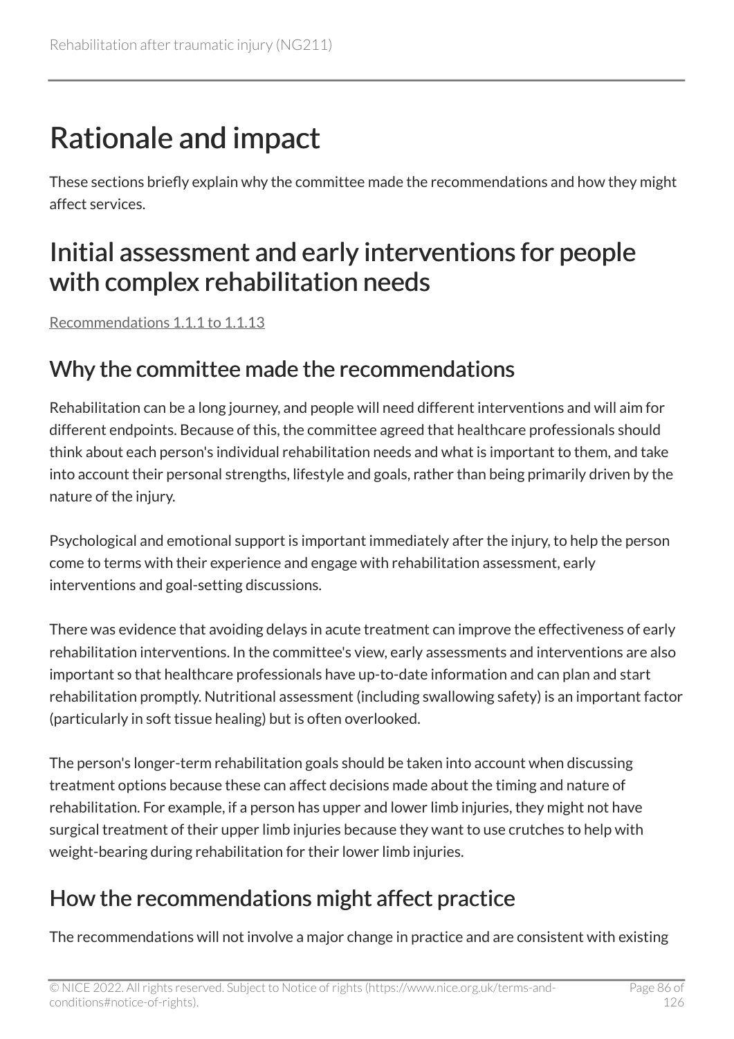# Rationale and impact

These sections briefly explain why the committee made the recommendations and how they might affect services.

## Initial assessment and early interventions for people with complex rehabilitation needs

Recommendations 1.1.1 to 1.1.13

### Why the committee made the recommendations

Rehabilitation can be a long journey, and people will need different interventions and will aim for different endpoints. Because of this, the committee agreed that healthcare professionals should think about each person's individual rehabilitation needs and what is important to them, and take into account their personal strengths, lifestyle and goals, rather than being primarily driven by the nature of the injury.

Psychological and emotional support is important immediately after the injury, to help the person come to terms with their experience and engage with rehabilitation assessment, early interventions and goal-setting discussions.

There was evidence that avoiding delays in acute treatment can improve the effectiveness of early rehabilitation interventions. In the committee's view, early assessments and interventions are also important so that healthcare professionals have up-to-date information and can plan and start rehabilitation promptly. Nutritional assessment (including swallowing safety) is an important factor (particularly in soft tissue healing) but is often overlooked.

The person's longer-term rehabilitation goals should be taken into account when discussing treatment options because these can affect decisions made about the timing and nature of rehabilitation. For example, if a person has upper and lower limb injuries, they might not have surgical treatment of their upper limb injuries because they want to use crutches to help with weight-bearing during rehabilitation for their lower limb injuries.

### How the recommendations might affect practice

The recommendations will not involve a major change in practice and are consistent with existing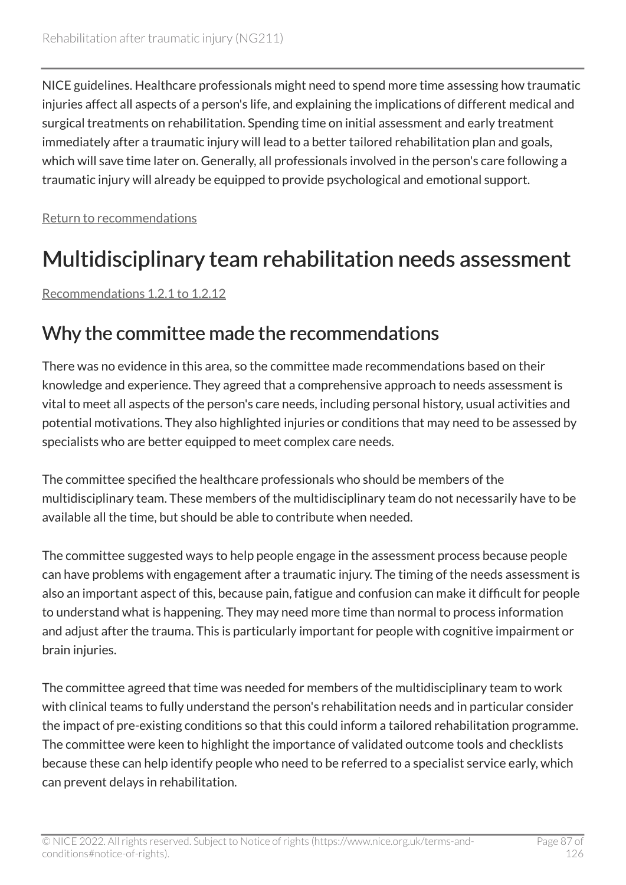NICE guidelines. Healthcare professionals might need to spend more time assessing how traumatic injuries affect all aspects of a person's life, and explaining the implications of different medical and surgical treatments on rehabilitation. Spending time on initial assessment and early treatment immediately after a traumatic injury will lead to a better tailored rehabilitation plan and goals, which will save time later on. Generally, all professionals involved in the person's care following a traumatic injury will already be equipped to provide psychological and emotional support.

Return to recommendations

# Multidisciplinary team rehabilitation needs assessment

Recommendations 1.2.1 to 1.2.12

## Why the committee made the recommendations

There was no evidence in this area, so the committee made recommendations based on their knowledge and experience. They agreed that a comprehensive approach to needs assessment is vital to meet all aspects of the person's care needs, including personal history, usual activities and potential motivations. They also highlighted injuries or conditions that may need to be assessed by specialists who are better equipped to meet complex care needs.

The committee specified the healthcare professionals who should be members of the multidisciplinary team. These members of the multidisciplinary team do not necessarily have to be available all the time, but should be able to contribute when needed.

The committee suggested ways to help people engage in the assessment process because people can have problems with engagement after a traumatic injury. The timing of the needs assessment is also an important aspect of this, because pain, fatigue and confusion can make it difficult for people to understand what is happening. They may need more time than normal to process information and adjust after the trauma. This is particularly important for people with cognitive impairment or brain injuries.

The committee agreed that time was needed for members of the multidisciplinary team to work with clinical teams to fully understand the person's rehabilitation needs and in particular consider the impact of pre-existing conditions so that this could inform a tailored rehabilitation programme. The committee were keen to highlight the importance of validated outcome tools and checklists because these can help identify people who need to be referred to a specialist service early, which can prevent delays in rehabilitation.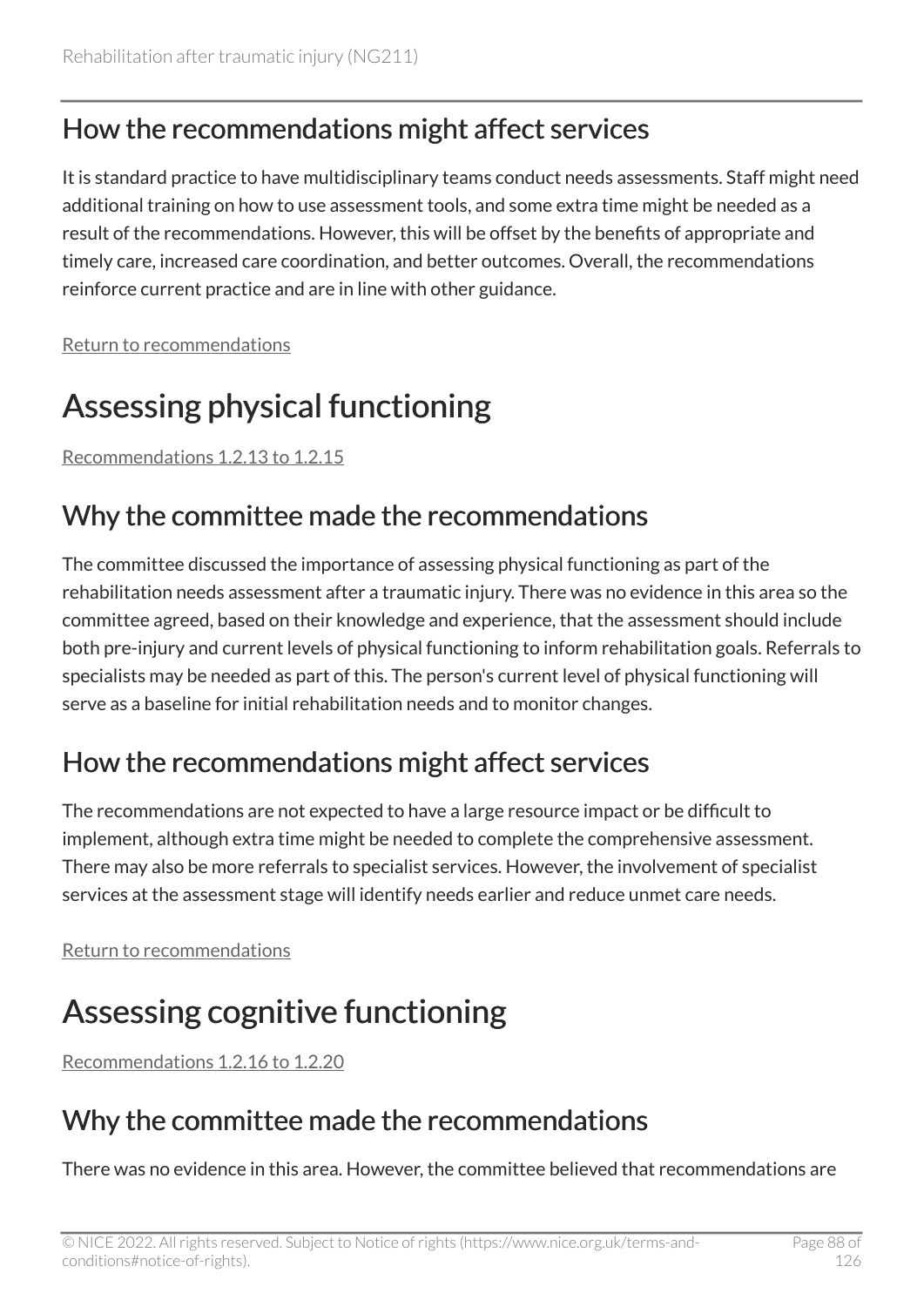## How the recommendations might affect services

It is standard practice to have multidisciplinary teams conduct needs assessments. Staff might need additional training on how to use assessment tools, and some extra time might be needed as a result of the recommendations. However, this will be offset by the benefits of appropriate and timely care, increased care coordination, and better outcomes. Overall, the recommendations reinforce current practice and are in line with other guidance.

Return to recommendations

# Assessing physical functioning

Recommendations 1.2.13 to 1.2.15

## Why the committee made the recommendations

The committee discussed the importance of assessing physical functioning as part of the rehabilitation needs assessment after a traumatic injury. There was no evidence in this area so the committee agreed, based on their knowledge and experience, that the assessment should include both pre-injury and current levels of physical functioning to inform rehabilitation goals. Referrals to specialists may be needed as part of this. The person's current level of physical functioning will serve as a baseline for initial rehabilitation needs and to monitor changes.

## How the recommendations might affect services

The recommendations are not expected to have a large resource impact or be difficult to implement, although extra time might be needed to complete the comprehensive assessment. There may also be more referrals to specialist services. However, the involvement of specialist services at the assessment stage will identify needs earlier and reduce unmet care needs.

Return to recommendations

# Assessing cognitive functioning

Recommendations 1.2.16 to 1.2.20

## Why the committee made the recommendations

There was no evidence in this area. However, the committee believed that recommendations are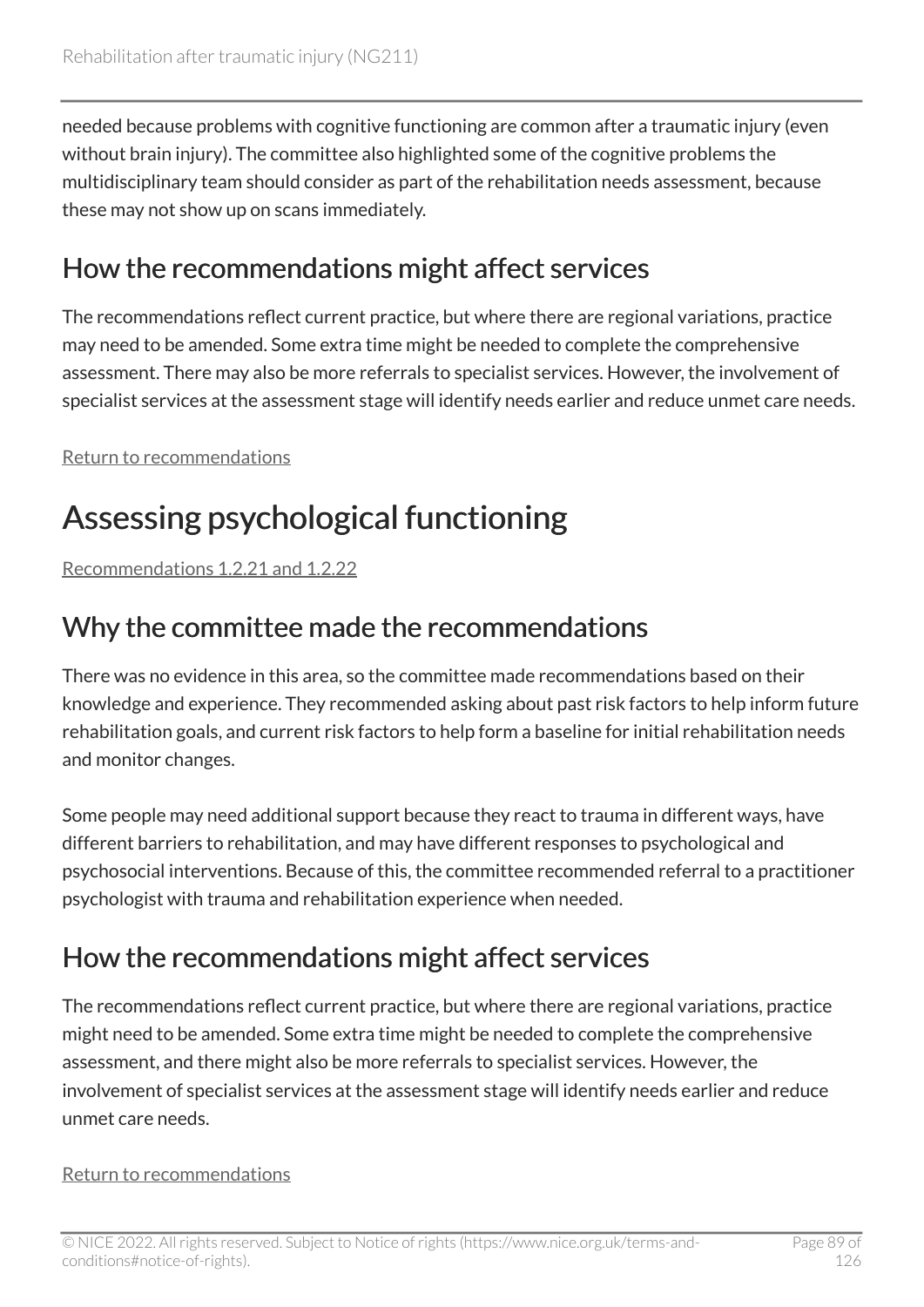needed because problems with cognitive functioning are common after a traumatic injury (even without brain injury). The committee also highlighted some of the cognitive problems the multidisciplinary team should consider as part of the rehabilitation needs assessment, because these may not show up on scans immediately.

## How the recommendations might affect services

The recommendations reflect current practice, but where there are regional variations, practice may need to be amended. Some extra time might be needed to complete the comprehensive assessment. There may also be more referrals to specialist services. However, the involvement of specialist services at the assessment stage will identify needs earlier and reduce unmet care needs.

Return to recommendations

# Assessing psychological functioning

Recommendations 1.2.21 and 1.2.22

## Why the committee made the recommendations

There was no evidence in this area, so the committee made recommendations based on their knowledge and experience. They recommended asking about past risk factors to help inform future rehabilitation goals, and current risk factors to help form a baseline for initial rehabilitation needs and monitor changes.

Some people may need additional support because they react to trauma in different ways, have different barriers to rehabilitation, and may have different responses to psychological and psychosocial interventions. Because of this, the committee recommended referral to a practitioner psychologist with trauma and rehabilitation experience when needed.

## How the recommendations might affect services

The recommendations reflect current practice, but where there are regional variations, practice might need to be amended. Some extra time might be needed to complete the comprehensive assessment, and there might also be more referrals to specialist services. However, the involvement of specialist services at the assessment stage will identify needs earlier and reduce unmet care needs.

Return to recommendations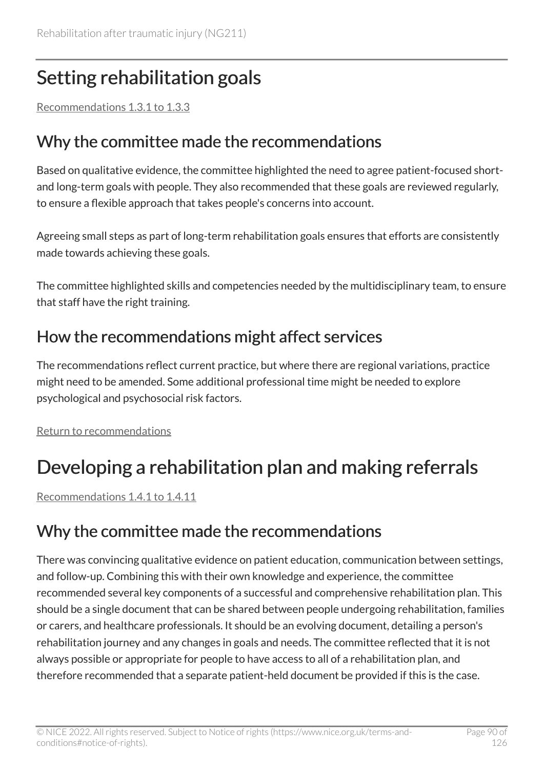# Setting rehabilitation goals

Recommendations 1.3.1 to 1.3.3

## Why the committee made the recommendations

Based on qualitative evidence, the committee highlighted the need to agree patient-focused short- and long-term goals with people. They also recommended that these goals are reviewed regularly, to ensure a flexible approach that takes people's concerns into account.

Agreeing small steps as part of long-term rehabilitation goals ensures that efforts are consistently made towards achieving these goals.

The committee highlighted skills and competencies needed by the multidisciplinary team, to ensure that staff have the right training.

## How the recommendations might affect services

The recommendations reflect current practice, but where there are regional variations, practice might need to be amended. Some additional professional time might be needed to explore psychological and psychosocial risk factors.

Return to recommendations

# Developing a rehabilitation plan and making referrals

Recommendations 1.4.1 to 1.4.11

## Why the committee made the recommendations

There was convincing qualitative evidence on patient education, communication between settings, and follow-up. Combining this with their own knowledge and experience, the committee recommended several key components of a successful and comprehensive rehabilitation plan. This should be a single document that can be shared between people undergoing rehabilitation, families or carers, and healthcare professionals. It should be an evolving document, detailing a person's rehabilitation journey and any changes in goals and needs. The committee reflected that it is not always possible or appropriate for people to have access to all of a rehabilitation plan, and therefore recommended that a separate patient-held document be provided if this is the case.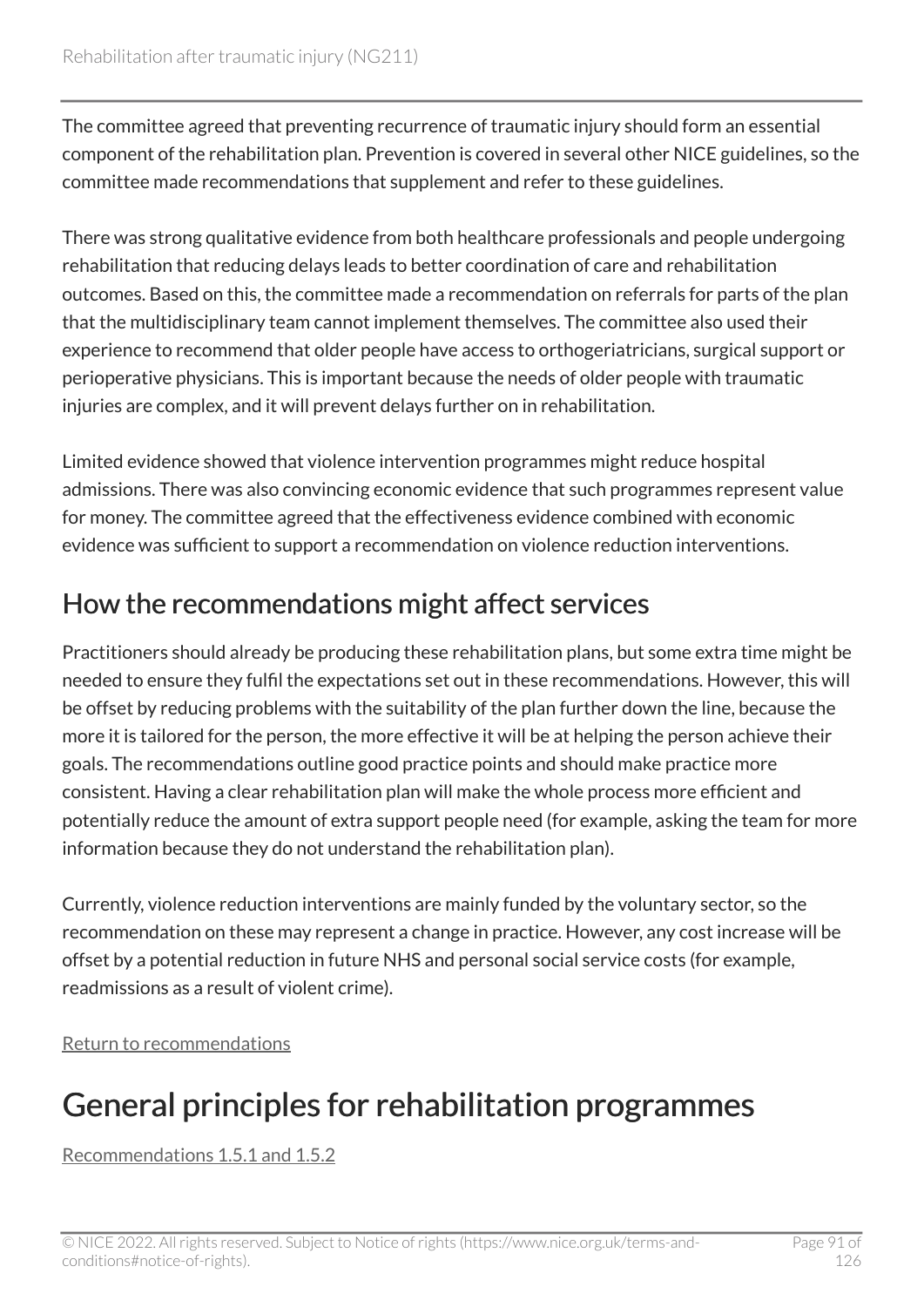The committee agreed that preventing recurrence of traumatic injury should form an essential component of the rehabilitation plan. Prevention is covered in several other NICE guidelines, so the committee made recommendations that supplement and refer to these guidelines.

There was strong qualitative evidence from both healthcare professionals and people undergoing rehabilitation that reducing delays leads to better coordination of care and rehabilitation outcomes. Based on this, the committee made a recommendation on referrals for parts of the plan that the multidisciplinary team cannot implement themselves. The committee also used their experience to recommend that older people have access to orthogeriatricians, surgical support or perioperative physicians. This is important because the needs of older people with traumatic injuries are complex, and it will prevent delays further on in rehabilitation.

Limited evidence showed that violence intervention programmes might reduce hospital admissions. There was also convincing economic evidence that such programmes represent value for money. The committee agreed that the effectiveness evidence combined with economic evidence was sufficient to support a recommendation on violence reduction interventions.

## How the recommendations might affect services

Practitioners should already be producing these rehabilitation plans, but some extra time might be needed to ensure they fulfil the expectations set out in these recommendations. However, this will be offset by reducing problems with the suitability of the plan further down the line, because the more it is tailored for the person, the more effective it will be at helping the person achieve their goals. The recommendations outline good practice points and should make practice more consistent. Having a clear rehabilitation plan will make the whole process more efficient and potentially reduce the amount of extra support people need (for example, asking the team for more information because they do not understand the rehabilitation plan).

Currently, violence reduction interventions are mainly funded by the voluntary sector, so the recommendation on these may represent a change in practice. However, any cost increase will be offset by a potential reduction in future NHS and personal social service costs (for example, readmissions as a result of violent crime).

Return to recommendations

# General principles for rehabilitation programmes

Recommendations 1.5.1 and 1.5.2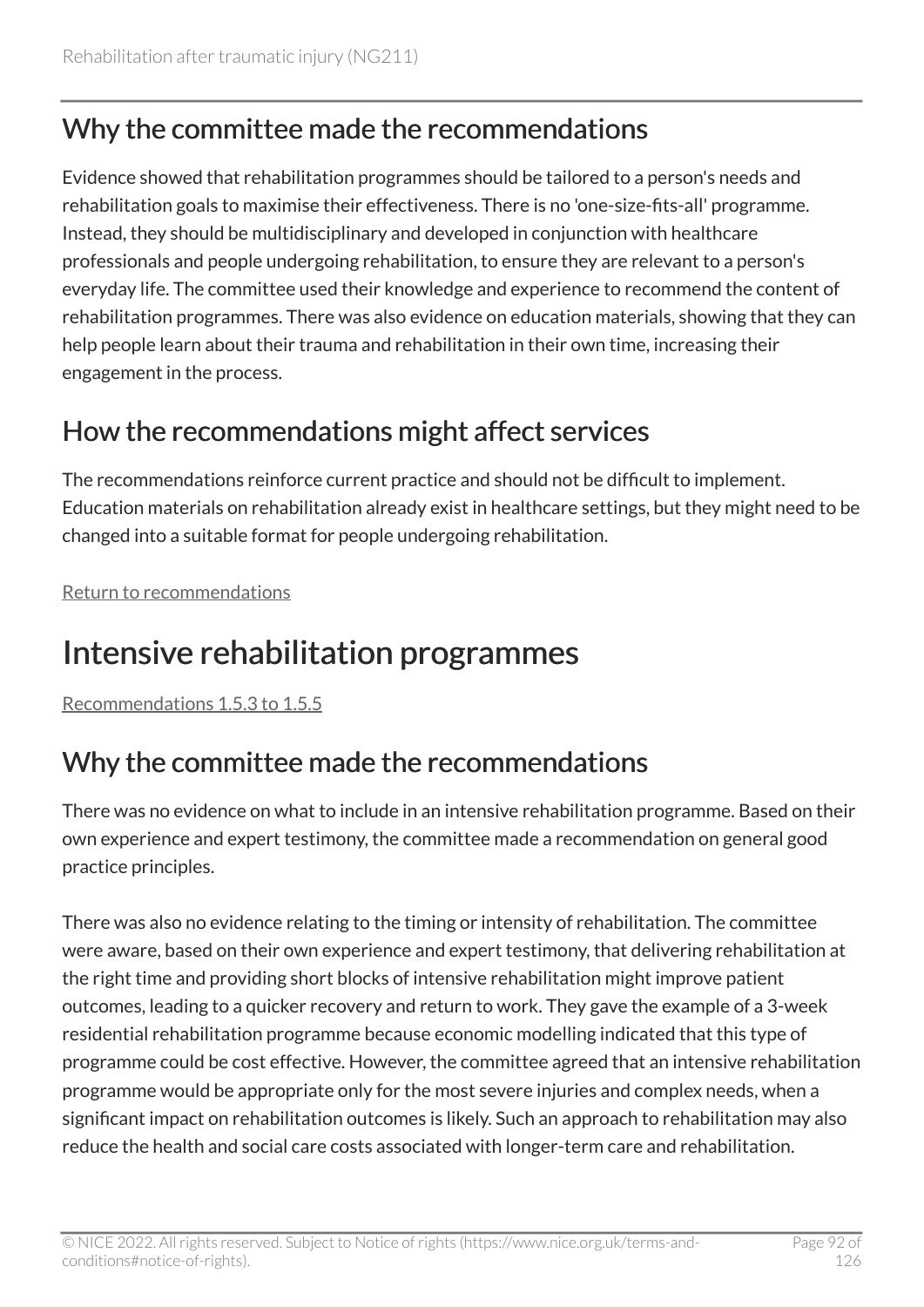## Why the committee made the recommendations

Evidence showed that rehabilitation programmes should be tailored to a person's needs and rehabilitation goals to maximise their effectiveness. There is no 'one-size-fits-all' programme. Instead, they should be multidisciplinary and developed in conjunction with healthcare professionals and people undergoing rehabilitation, to ensure they are relevant to a person's everyday life. The committee used their knowledge and experience to recommend the content of rehabilitation programmes. There was also evidence on education materials, showing that they can help people learn about their trauma and rehabilitation in their own time, increasing their engagement in the process.

## How the recommendations might affect services

The recommendations reinforce current practice and should not be difficult to implement. Education materials on rehabilitation already exist in healthcare settings, but they might need to be changed into a suitable format for people undergoing rehabilitation.

Return to recommendations

# Intensive rehabilitation programmes

Recommendations 1.5.3 to 1.5.5

## Why the committee made the recommendations

There was no evidence on what to include in an intensive rehabilitation programme. Based on their own experience and expert testimony, the committee made a recommendation on general good practice principles.

There was also no evidence relating to the timing or intensity of rehabilitation. The committee were aware, based on their own experience and expert testimony, that delivering rehabilitation at the right time and providing short blocks of intensive rehabilitation might improve patient outcomes, leading to a quicker recovery and return to work. They gave the example of a 3-week residential rehabilitation programme because economic modelling indicated that this type of programme could be cost effective. However, the committee agreed that an intensive rehabilitation programme would be appropriate only for the most severe injuries and complex needs, when a significant impact on rehabilitation outcomes is likely. Such an approach to rehabilitation may also reduce the health and social care costs associated with longer-term care and rehabilitation.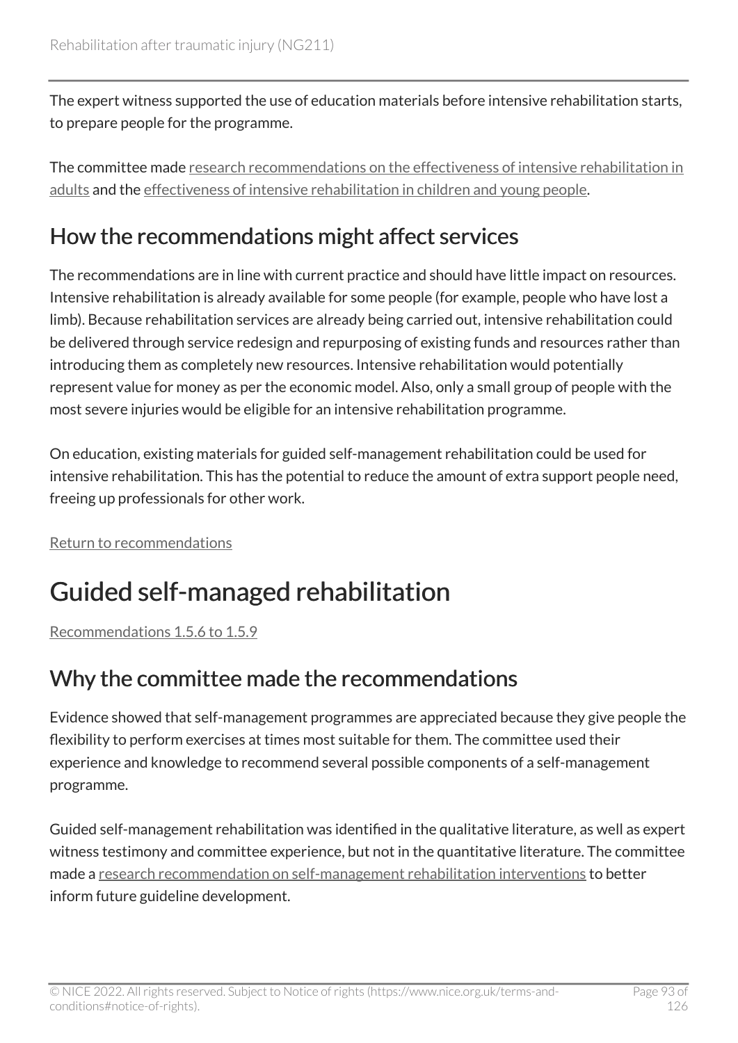The expert witness supported the use of education materials before intensive rehabilitation starts, to prepare people for the programme.

The committee made research recommendations on the effectiveness of intensive rehabilitation in adults and the effectiveness of intensive rehabilitation in children and young people.

## How the recommendations might affect services

The recommendations are in line with current practice and should have little impact on resources. Intensive rehabilitation is already available for some people (for example, people who have lost a limb). Because rehabilitation services are already being carried out, intensive rehabilitation could be delivered through service redesign and repurposing of existing funds and resources rather than introducing them as completely new resources. Intensive rehabilitation would potentially represent value for money as per the economic model. Also, only a small group of people with the most severe injuries would be eligible for an intensive rehabilitation programme.

On education, existing materials for guided self-management rehabilitation could be used for intensive rehabilitation. This has the potential to reduce the amount of extra support people need, freeing up professionals for other work.

Return to recommendations

# Guided self-managed rehabilitation

Recommendations 1.5.6 to 1.5.9

## Why the committee made the recommendations

Evidence showed that self-management programmes are appreciated because they give people the flexibility to perform exercises at times most suitable for them. The committee used their experience and knowledge to recommend several possible components of a self-management programme.

Guided self-management rehabilitation was identified in the qualitative literature, as well as expert witness testimony and committee experience, but not in the quantitative literature. The committee made a research recommendation on self-management rehabilitation interventions to better inform future guideline development.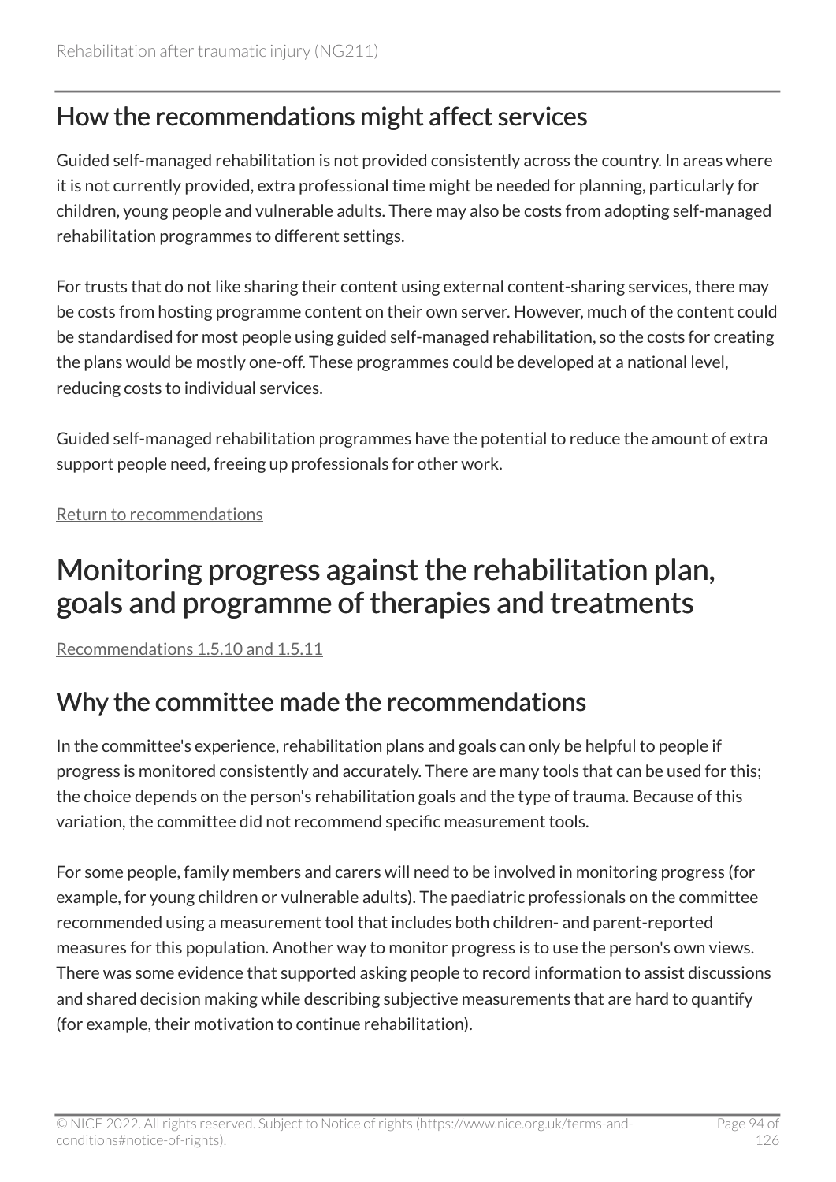## How the recommendations might affect services

Guided self-managed rehabilitation is not provided consistently across the country. In areas where it is not currently provided, extra professional time might be needed for planning, particularly for children, young people and vulnerable adults. There may also be costs from adopting self-managed rehabilitation programmes to different settings.

For trusts that do not like sharing their content using external content-sharing services, there may be costs from hosting programme content on their own server. However, much of the content could be standardised for most people using guided self-managed rehabilitation, so the costs for creating the plans would be mostly one-off. These programmes could be developed at a national level, reducing costs to individual services.

Guided self-managed rehabilitation programmes have the potential to reduce the amount of extra support people need, freeing up professionals for other work.

Return to recommendations

# Monitoring progress against the rehabilitation plan, goals and programme of therapies and treatments

Recommendations 1.5.10 and 1.5.11

## Why the committee made the recommendations

In the committee's experience, rehabilitation plans and goals can only be helpful to people if progress is monitored consistently and accurately. There are many tools that can be used for this; the choice depends on the person's rehabilitation goals and the type of trauma. Because of this variation, the committee did not recommend specific measurement tools.

For some people, family members and carers will need to be involved in monitoring progress (for example, for young children or vulnerable adults). The paediatric professionals on the committee recommended using a measurement tool that includes both children- and parent-reported measures for this population. Another way to monitor progress is to use the person's own views. There was some evidence that supported asking people to record information to assist discussions and shared decision making while describing subjective measurements that are hard to quantify (for example, their motivation to continue rehabilitation).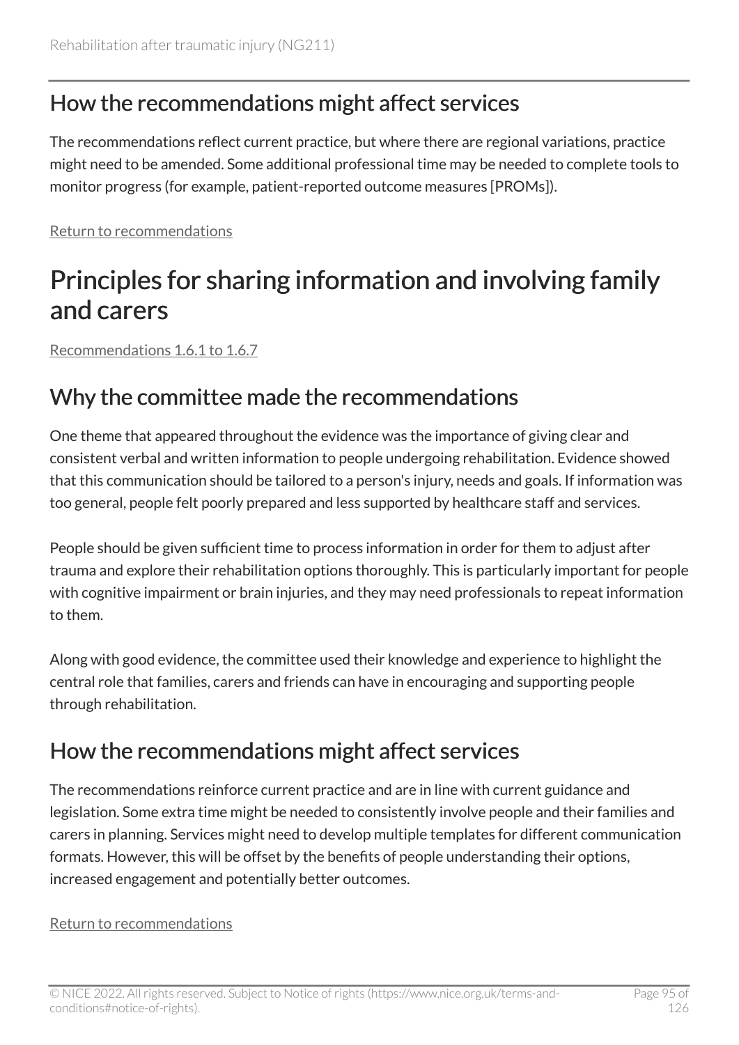### How the recommendations might affect services

The recommendations reflect current practice, but where there are regional variations, practice might need to be amended. Some additional professional time may be needed to complete tools to monitor progress (for example, patient-reported outcome measures [PROMs]).

Return to recommendations

## Principles for sharing information and involving family and carers

Recommendations 1.6.1 to 1.6.7

### Why the committee made the recommendations

One theme that appeared throughout the evidence was the importance of giving clear and consistent verbal and written information to people undergoing rehabilitation. Evidence showed that this communication should be tailored to a person's injury, needs and goals. If information was too general, people felt poorly prepared and less supported by healthcare staff and services.

People should be given sufficient time to process information in order for them to adjust after trauma and explore their rehabilitation options thoroughly. This is particularly important for people with cognitive impairment or brain injuries, and they may need professionals to repeat information to them.

Along with good evidence, the committee used their knowledge and experience to highlight the central role that families, carers and friends can have in encouraging and supporting people through rehabilitation.

### How the recommendations might affect services

The recommendations reinforce current practice and are in line with current guidance and legislation. Some extra time might be needed to consistently involve people and their families and carers in planning. Services might need to develop multiple templates for different communication formats. However, this will be offset by the benefits of people understanding their options, increased engagement and potentially better outcomes.

Return to recommendations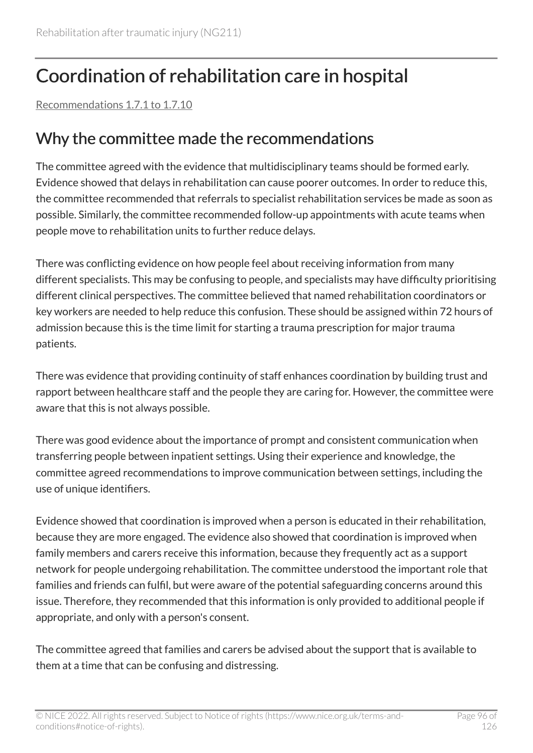# Coordination of rehabilitation care in hospital

Recommendations 1.7.1 to 1.7.10

## Why the committee made the recommendations

The committee agreed with the evidence that multidisciplinary teams should be formed early. Evidence showed that delays in rehabilitation can cause poorer outcomes. In order to reduce this, the committee recommended that referrals to specialist rehabilitation services be made as soon as possible. Similarly, the committee recommended follow-up appointments with acute teams when people move to rehabilitation units to further reduce delays.

There was conflicting evidence on how people feel about receiving information from many different specialists. This may be confusing to people, and specialists may have difficulty prioritising different clinical perspectives. The committee believed that named rehabilitation coordinators or key workers are needed to help reduce this confusion. These should be assigned within 72 hours of admission because this is the time limit for starting a trauma prescription for major trauma patients.

There was evidence that providing continuity of staff enhances coordination by building trust and rapport between healthcare staff and the people they are caring for. However, the committee were aware that this is not always possible.

There was good evidence about the importance of prompt and consistent communication when transferring people between inpatient settings. Using their experience and knowledge, the committee agreed recommendations to improve communication between settings, including the use of unique identifiers.

Evidence showed that coordination is improved when a person is educated in their rehabilitation, because they are more engaged. The evidence also showed that coordination is improved when family members and carers receive this information, because they frequently act as a support network for people undergoing rehabilitation. The committee understood the important role that families and friends can fulfil, but were aware of the potential safeguarding concerns around this issue. Therefore, they recommended that this information is only provided to additional people if appropriate, and only with a person's consent.

The committee agreed that families and carers be advised about the support that is available to them at a time that can be confusing and distressing.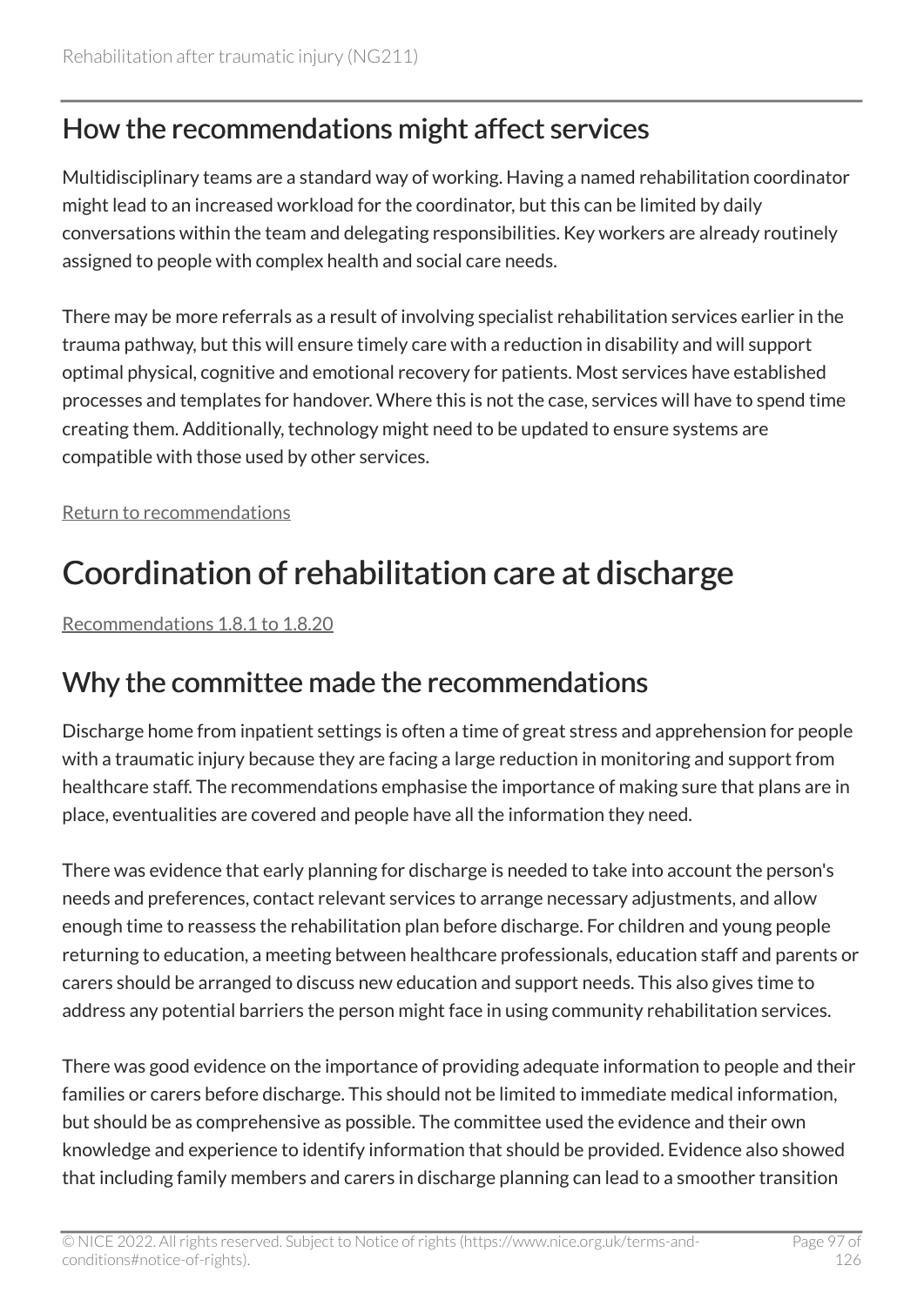## How the recommendations might affect services

Multidisciplinary teams are a standard way of working. Having a named rehabilitation coordinator might lead to an increased workload for the coordinator, but this can be limited by daily conversations within the team and delegating responsibilities. Key workers are already routinely assigned to people with complex health and social care needs.

There may be more referrals as a result of involving specialist rehabilitation services earlier in the trauma pathway, but this will ensure timely care with a reduction in disability and will support optimal physical, cognitive and emotional recovery for patients. Most services have established processes and templates for handover. Where this is not the case, services will have to spend time creating them. Additionally, technology might need to be updated to ensure systems are compatible with those used by other services.

Return to recommendations

# Coordination of rehabilitation care at discharge

Recommendations 1.8.1 to 1.8.20

## Why the committee made the recommendations

Discharge home from inpatient settings is often a time of great stress and apprehension for people with a traumatic injury because they are facing a large reduction in monitoring and support from healthcare staff. The recommendations emphasise the importance of making sure that plans are in place, eventualities are covered and people have all the information they need.

There was evidence that early planning for discharge is needed to take into account the person's needs and preferences, contact relevant services to arrange necessary adjustments, and allow enough time to reassess the rehabilitation plan before discharge. For children and young people returning to education, a meeting between healthcare professionals, education staff and parents or carers should be arranged to discuss new education and support needs. This also gives time to address any potential barriers the person might face in using community rehabilitation services.

There was good evidence on the importance of providing adequate information to people and their families or carers before discharge. This should not be limited to immediate medical information, but should be as comprehensive as possible. The committee used the evidence and their own knowledge and experience to identify information that should be provided. Evidence also showed that including family members and carers in discharge planning can lead to a smoother transition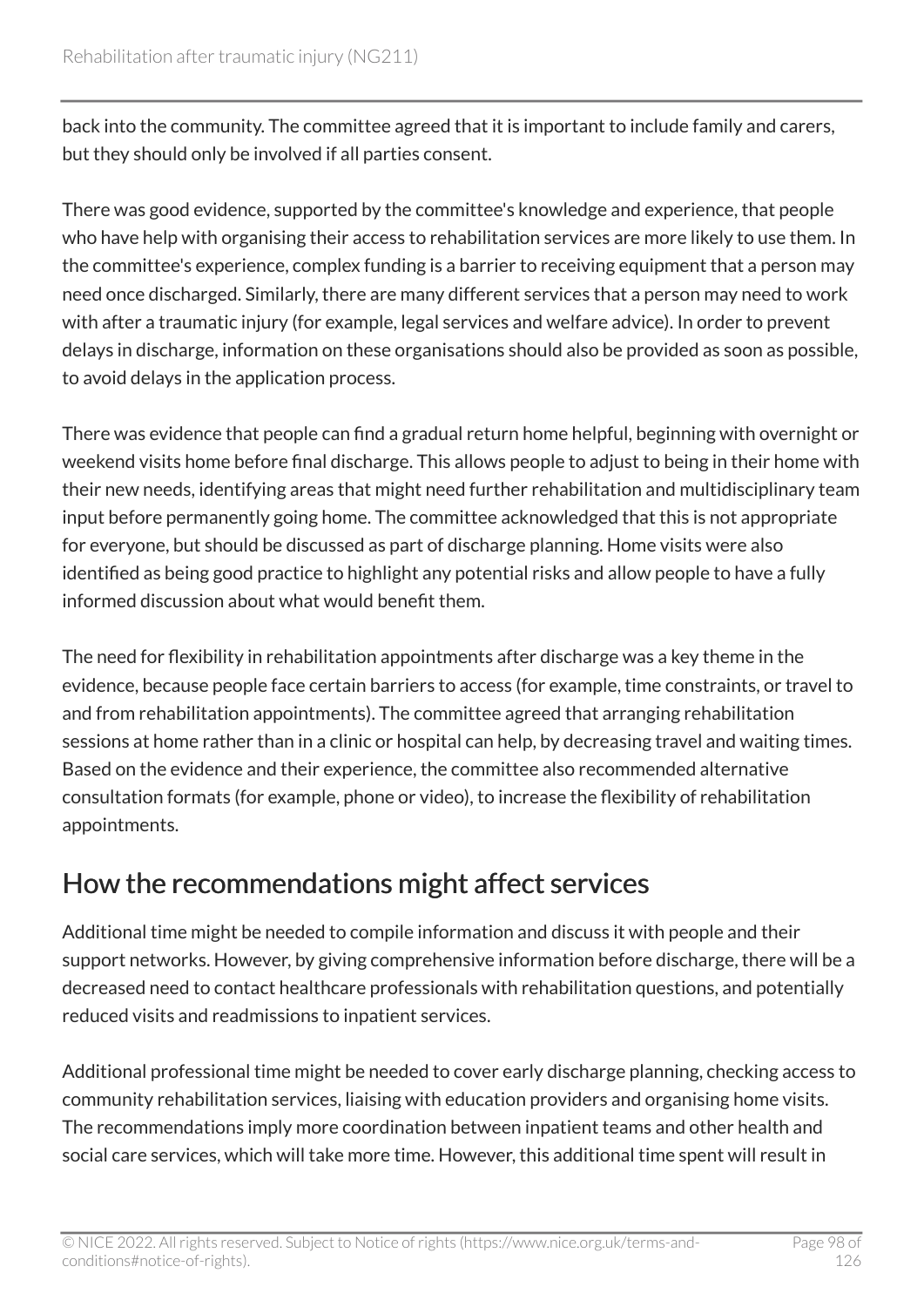back into the community. The committee agreed that it is important to include family and carers, but they should only be involved if all parties consent.

There was good evidence, supported by the committee's knowledge and experience, that people who have help with organising their access to rehabilitation services are more likely to use them. In the committee's experience, complex funding is a barrier to receiving equipment that a person may need once discharged. Similarly, there are many different services that a person may need to work with after a traumatic injury (for example, legal services and welfare advice). In order to prevent delays in discharge, information on these organisations should also be provided as soon as possible, to avoid delays in the application process.

There was evidence that people can find a gradual return home helpful, beginning with overnight or weekend visits home before final discharge. This allows people to adjust to being in their home with their new needs, identifying areas that might need further rehabilitation and multidisciplinary team input before permanently going home. The committee acknowledged that this is not appropriate for everyone, but should be discussed as part of discharge planning. Home visits were also identified as being good practice to highlight any potential risks and allow people to have a fully informed discussion about what would benefit them.

The need for flexibility in rehabilitation appointments after discharge was a key theme in the evidence, because people face certain barriers to access (for example, time constraints, or travel to and from rehabilitation appointments). The committee agreed that arranging rehabilitation sessions at home rather than in a clinic or hospital can help, by decreasing travel and waiting times. Based on the evidence and their experience, the committee also recommended alternative consultation formats (for example, phone or video), to increase the flexibility of rehabilitation appointments.

## How the recommendations might affect services

Additional time might be needed to compile information and discuss it with people and their support networks. However, by giving comprehensive information before discharge, there will be a decreased need to contact healthcare professionals with rehabilitation questions, and potentially reduced visits and readmissions to inpatient services.

Additional professional time might be needed to cover early discharge planning, checking access to community rehabilitation services, liaising with education providers and organising home visits. The recommendations imply more coordination between inpatient teams and other health and social care services, which will take more time. However, this additional time spent will result in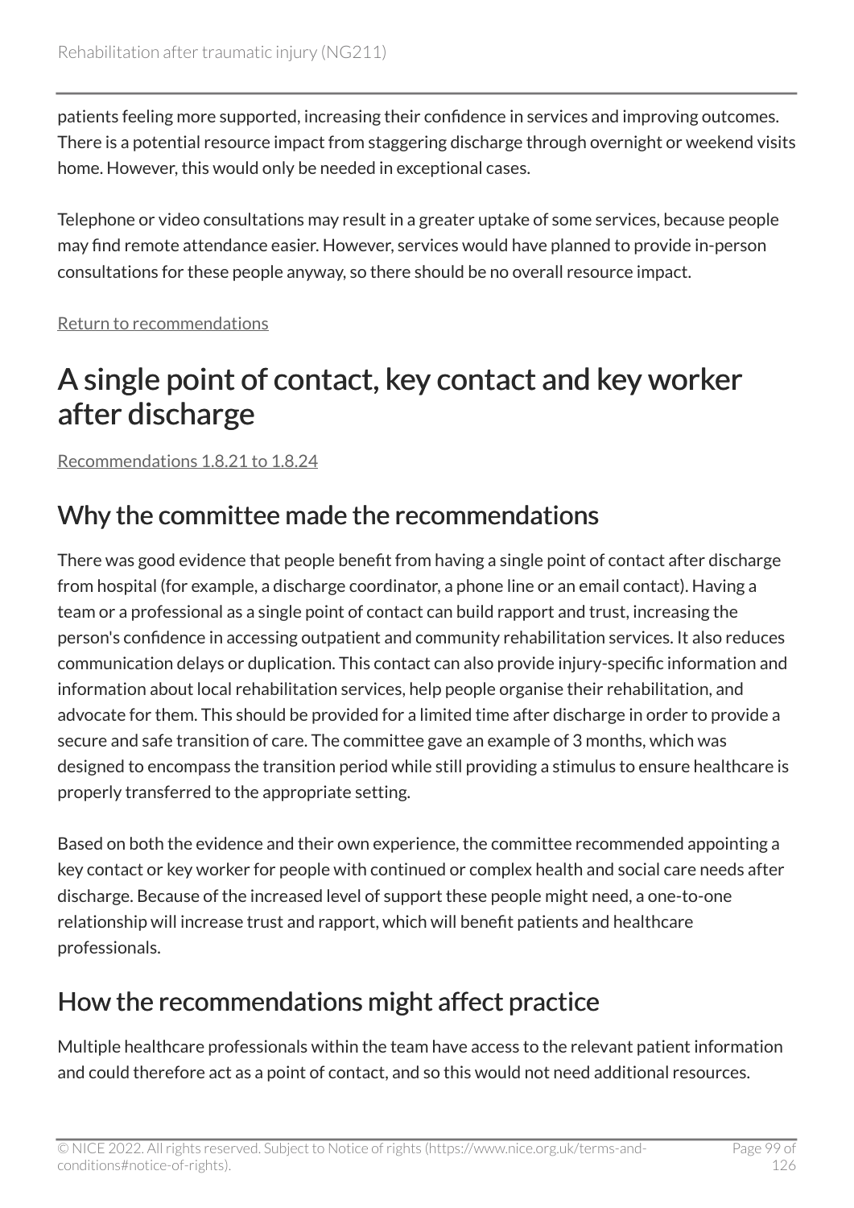patients feeling more supported, increasing their confidence in services and improving outcomes. There is a potential resource impact from staggering discharge through overnight or weekend visits home. However, this would only be needed in exceptional cases.

Telephone or video consultations may result in a greater uptake of some services, because people may find remote attendance easier. However, services would have planned to provide in-person consultations for these people anyway, so there should be no overall resource impact.

Return to recommendations

# A single point of contact, key contact and key worker after discharge

Recommendations 1.8.21 to 1.8.24

## Why the committee made the recommendations

There was good evidence that people benefit from having a single point of contact after discharge from hospital (for example, a discharge coordinator, a phone line or an email contact). Having a team or a professional as a single point of contact can build rapport and trust, increasing the person's confidence in accessing outpatient and community rehabilitation services. It also reduces communication delays or duplication. This contact can also provide injury-specific information and information about local rehabilitation services, help people organise their rehabilitation, and advocate for them. This should be provided for a limited time after discharge in order to provide a secure and safe transition of care. The committee gave an example of 3 months, which was designed to encompass the transition period while still providing a stimulus to ensure healthcare is properly transferred to the appropriate setting.

Based on both the evidence and their own experience, the committee recommended appointing a key contact or key worker for people with continued or complex health and social care needs after discharge. Because of the increased level of support these people might need, a one-to-one relationship will increase trust and rapport, which will benefit patients and healthcare professionals.

## How the recommendations might affect practice

Multiple healthcare professionals within the team have access to the relevant patient information and could therefore act as a point of contact, and so this would not need additional resources.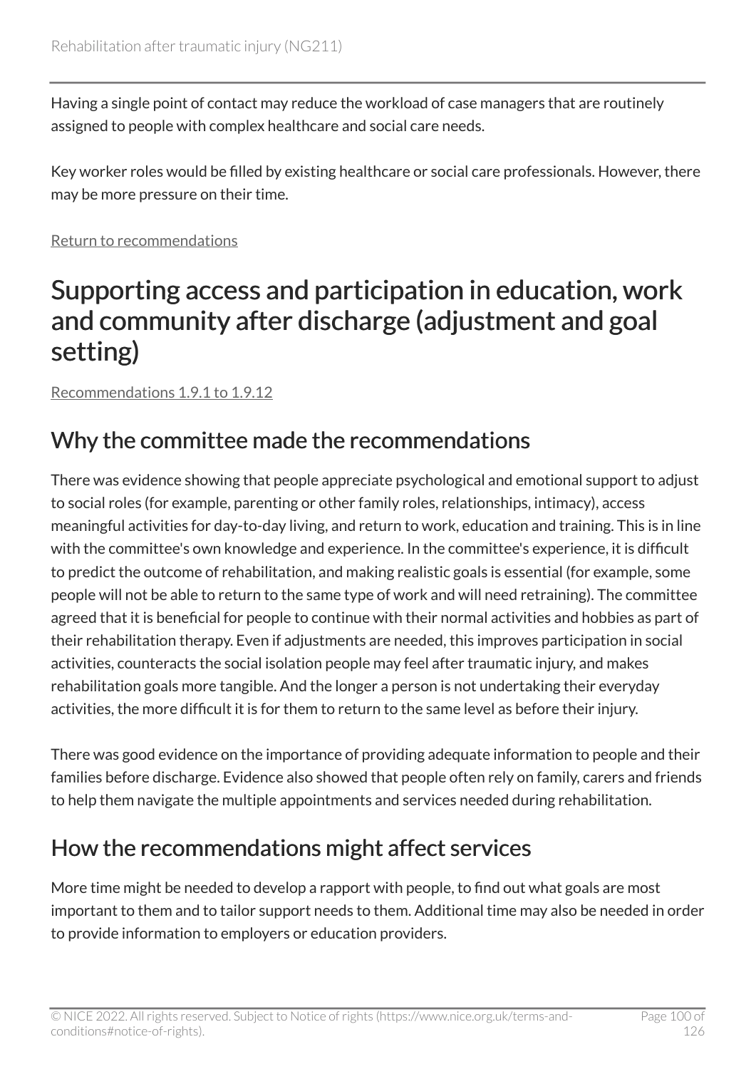Having a single point of contact may reduce the workload of case managers that are routinely assigned to people with complex healthcare and social care needs.

Key worker roles would be filled by existing healthcare or social care professionals. However, there may be more pressure on their time.

Return to recommendations

## Supporting access and participation in education, work and community after discharge (adjustment and goal setting)

Recommendations 1.9.1 to 1.9.12

### Why the committee made the recommendations

There was evidence showing that people appreciate psychological and emotional support to adjust to social roles (for example, parenting or other family roles, relationships, intimacy), access meaningful activities for day-to-day living, and return to work, education and training. This is in line with the committee's own knowledge and experience. In the committee's experience, it is difficult to predict the outcome of rehabilitation, and making realistic goals is essential (for example, some people will not be able to return to the same type of work and will need retraining). The committee agreed that it is beneficial for people to continue with their normal activities and hobbies as part of their rehabilitation therapy. Even if adjustments are needed, this improves participation in social activities, counteracts the social isolation people may feel after traumatic injury, and makes rehabilitation goals more tangible. And the longer a person is not undertaking their everyday activities, the more difficult it is for them to return to the same level as before their injury.

There was good evidence on the importance of providing adequate information to people and their families before discharge. Evidence also showed that people often rely on family, carers and friends to help them navigate the multiple appointments and services needed during rehabilitation.

### How the recommendations might affect services

More time might be needed to develop a rapport with people, to find out what goals are most important to them and to tailor support needs to them. Additional time may also be needed in order to provide information to employers or education providers.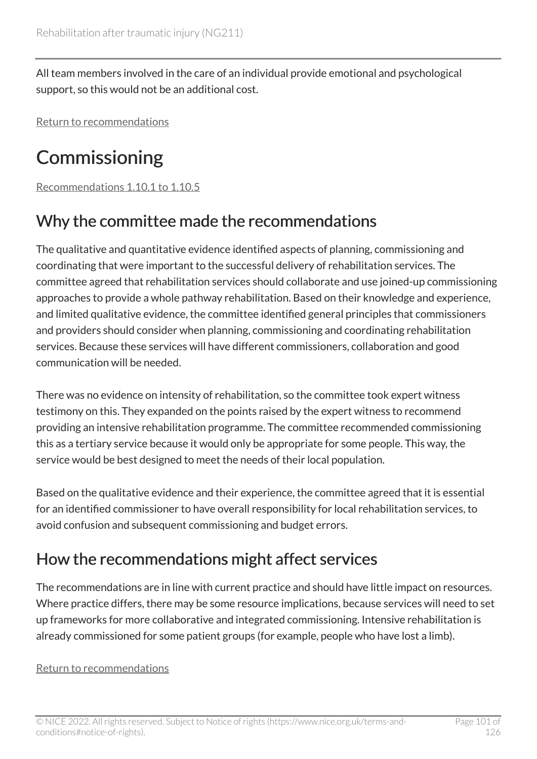All team members involved in the care of an individual provide emotional and psychological support, so this would not be an additional cost.

Return to recommendations

# Commissioning

Recommendations 1.10.1 to 1.10.5

## Why the committee made the recommendations

The qualitative and quantitative evidence identified aspects of planning, commissioning and coordinating that were important to the successful delivery of rehabilitation services. The committee agreed that rehabilitation services should collaborate and use joined-up commissioning approaches to provide a whole pathway rehabilitation. Based on their knowledge and experience, and limited qualitative evidence, the committee identified general principles that commissioners and providers should consider when planning, commissioning and coordinating rehabilitation services. Because these services will have different commissioners, collaboration and good communication will be needed.

There was no evidence on intensity of rehabilitation, so the committee took expert witness testimony on this. They expanded on the points raised by the expert witness to recommend providing an intensive rehabilitation programme. The committee recommended commissioning this as a tertiary service because it would only be appropriate for some people. This way, the service would be best designed to meet the needs of their local population.

Based on the qualitative evidence and their experience, the committee agreed that it is essential for an identified commissioner to have overall responsibility for local rehabilitation services, to avoid confusion and subsequent commissioning and budget errors.

## How the recommendations might affect services

The recommendations are in line with current practice and should have little impact on resources. Where practice differs, there may be some resource implications, because services will need to set up frameworks for more collaborative and integrated commissioning. Intensive rehabilitation is already commissioned for some patient groups (for example, people who have lost a limb).

Return to recommendations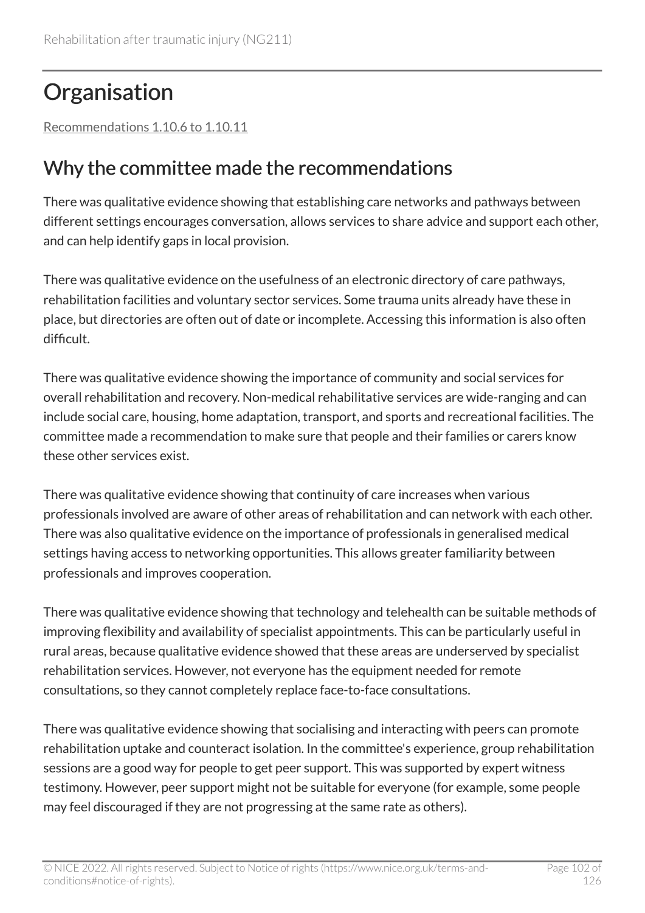# Organisation

Recommendations 1.10.6 to 1.10.11

## Why the committee made the recommendations

There was qualitative evidence showing that establishing care networks and pathways between different settings encourages conversation, allows services to share advice and support each other, and can help identify gaps in local provision.

There was qualitative evidence on the usefulness of an electronic directory of care pathways, rehabilitation facilities and voluntary sector services. Some trauma units already have these in place, but directories are often out of date or incomplete. Accessing this information is also often difficult.

There was qualitative evidence showing the importance of community and social services for overall rehabilitation and recovery. Non-medical rehabilitative services are wide-ranging and can include social care, housing, home adaptation, transport, and sports and recreational facilities. The committee made a recommendation to make sure that people and their families or carers know these other services exist.

There was qualitative evidence showing that continuity of care increases when various professionals involved are aware of other areas of rehabilitation and can network with each other. There was also qualitative evidence on the importance of professionals in generalised medical settings having access to networking opportunities. This allows greater familiarity between professionals and improves cooperation.

There was qualitative evidence showing that technology and telehealth can be suitable methods of improving flexibility and availability of specialist appointments. This can be particularly useful in rural areas, because qualitative evidence showed that these areas are underserved by specialist rehabilitation services. However, not everyone has the equipment needed for remote consultations, so they cannot completely replace face-to-face consultations.

There was qualitative evidence showing that socialising and interacting with peers can promote rehabilitation uptake and counteract isolation. In the committee's experience, group rehabilitation sessions are a good way for people to get peer support. This was supported by expert witness testimony. However, peer support might not be suitable for everyone (for example, some people may feel discouraged if they are not progressing at the same rate as others).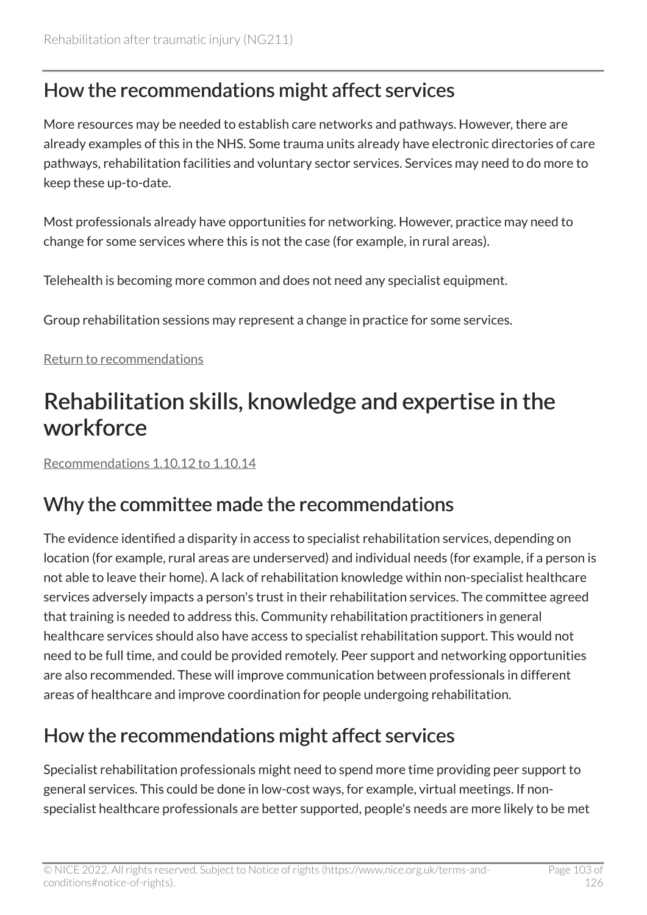## How the recommendations might affect services

More resources may be needed to establish care networks and pathways. However, there are already examples of this in the NHS. Some trauma units already have electronic directories of care pathways, rehabilitation facilities and voluntary sector services. Services may need to do more to keep these up-to-date.

Most professionals already have opportunities for networking. However, practice may need to change for some services where this is not the case (for example, in rural areas).

Telehealth is becoming more common and does not need any specialist equipment.

Group rehabilitation sessions may represent a change in practice for some services.

Return to recommendations

# Rehabilitation skills, knowledge and expertise in the workforce

Recommendations 1.10.12 to 1.10.14

## Why the committee made the recommendations

The evidence identified a disparity in access to specialist rehabilitation services, depending on location (for example, rural areas are underserved) and individual needs (for example, if a person is not able to leave their home). A lack of rehabilitation knowledge within non-specialist healthcare services adversely impacts a person's trust in their rehabilitation services. The committee agreed that training is needed to address this. Community rehabilitation practitioners in general healthcare services should also have access to specialist rehabilitation support. This would not need to be full time, and could be provided remotely. Peer support and networking opportunities are also recommended. These will improve communication between professionals in different areas of healthcare and improve coordination for people undergoing rehabilitation.

## How the recommendations might affect services

Specialist rehabilitation professionals might need to spend more time providing peer support to general services. This could be done in low-cost ways, for example, virtual meetings. If non-specialist healthcare professionals are better supported, people's needs are more likely to be met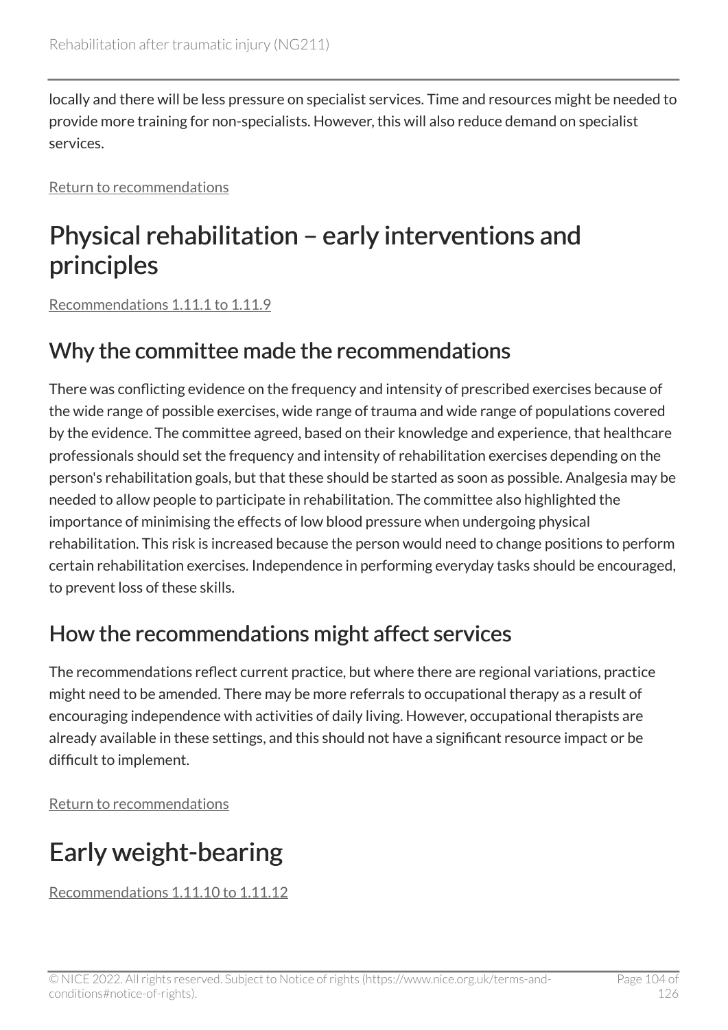locally and there will be less pressure on specialist services. Time and resources might be needed to provide more training for non-specialists. However, this will also reduce demand on specialist services.

Return to recommendations

# Physical rehabilitation – early interventions and principles

Recommendations 1.11.1 to 1.11.9

## Why the committee made the recommendations

There was conflicting evidence on the frequency and intensity of prescribed exercises because of the wide range of possible exercises, wide range of trauma and wide range of populations covered by the evidence. The committee agreed, based on their knowledge and experience, that healthcare professionals should set the frequency and intensity of rehabilitation exercises depending on the person's rehabilitation goals, but that these should be started as soon as possible. Analgesia may be needed to allow people to participate in rehabilitation. The committee also highlighted the importance of minimising the effects of low blood pressure when undergoing physical rehabilitation. This risk is increased because the person would need to change positions to perform certain rehabilitation exercises. Independence in performing everyday tasks should be encouraged, to prevent loss of these skills.

## How the recommendations might affect services

The recommendations reflect current practice, but where there are regional variations, practice might need to be amended. There may be more referrals to occupational therapy as a result of encouraging independence with activities of daily living. However, occupational therapists are already available in these settings, and this should not have a significant resource impact or be difficult to implement.

Return to recommendations

# Early weight-bearing

Recommendations 1.11.10 to 1.11.12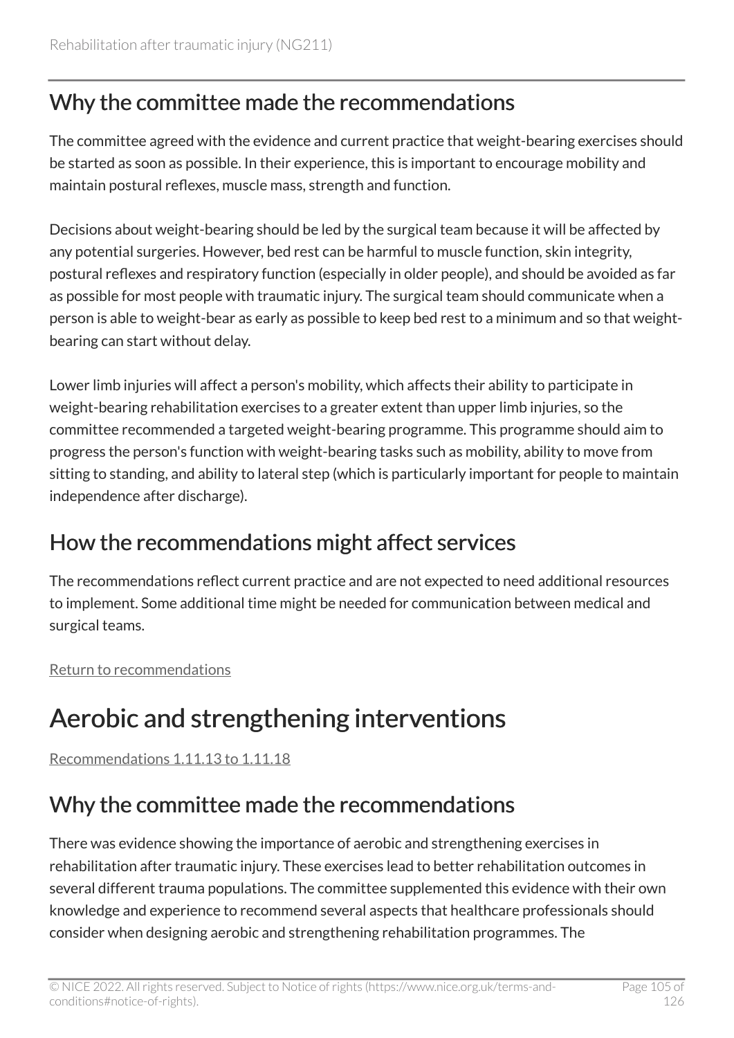## Why the committee made the recommendations

The committee agreed with the evidence and current practice that weight-bearing exercises should be started as soon as possible. In their experience, this is important to encourage mobility and maintain postural reflexes, muscle mass, strength and function.

Decisions about weight-bearing should be led by the surgical team because it will be affected by any potential surgeries. However, bed rest can be harmful to muscle function, skin integrity, postural reflexes and respiratory function (especially in older people), and should be avoided as far as possible for most people with traumatic injury. The surgical team should communicate when a person is able to weight-bear as early as possible to keep bed rest to a minimum and so that weight-bearing can start without delay.

Lower limb injuries will affect a person's mobility, which affects their ability to participate in weight-bearing rehabilitation exercises to a greater extent than upper limb injuries, so the committee recommended a targeted weight-bearing programme. This programme should aim to progress the person's function with weight-bearing tasks such as mobility, ability to move from sitting to standing, and ability to lateral step (which is particularly important for people to maintain independence after discharge).

## How the recommendations might affect services

The recommendations reflect current practice and are not expected to need additional resources to implement. Some additional time might be needed for communication between medical and surgical teams.

Return to recommendations

# Aerobic and strengthening interventions

Recommendations 1.11.13 to 1.11.18

## Why the committee made the recommendations

There was evidence showing the importance of aerobic and strengthening exercises in rehabilitation after traumatic injury. These exercises lead to better rehabilitation outcomes in several different trauma populations. The committee supplemented this evidence with their own knowledge and experience to recommend several aspects that healthcare professionals should consider when designing aerobic and strengthening rehabilitation programmes. The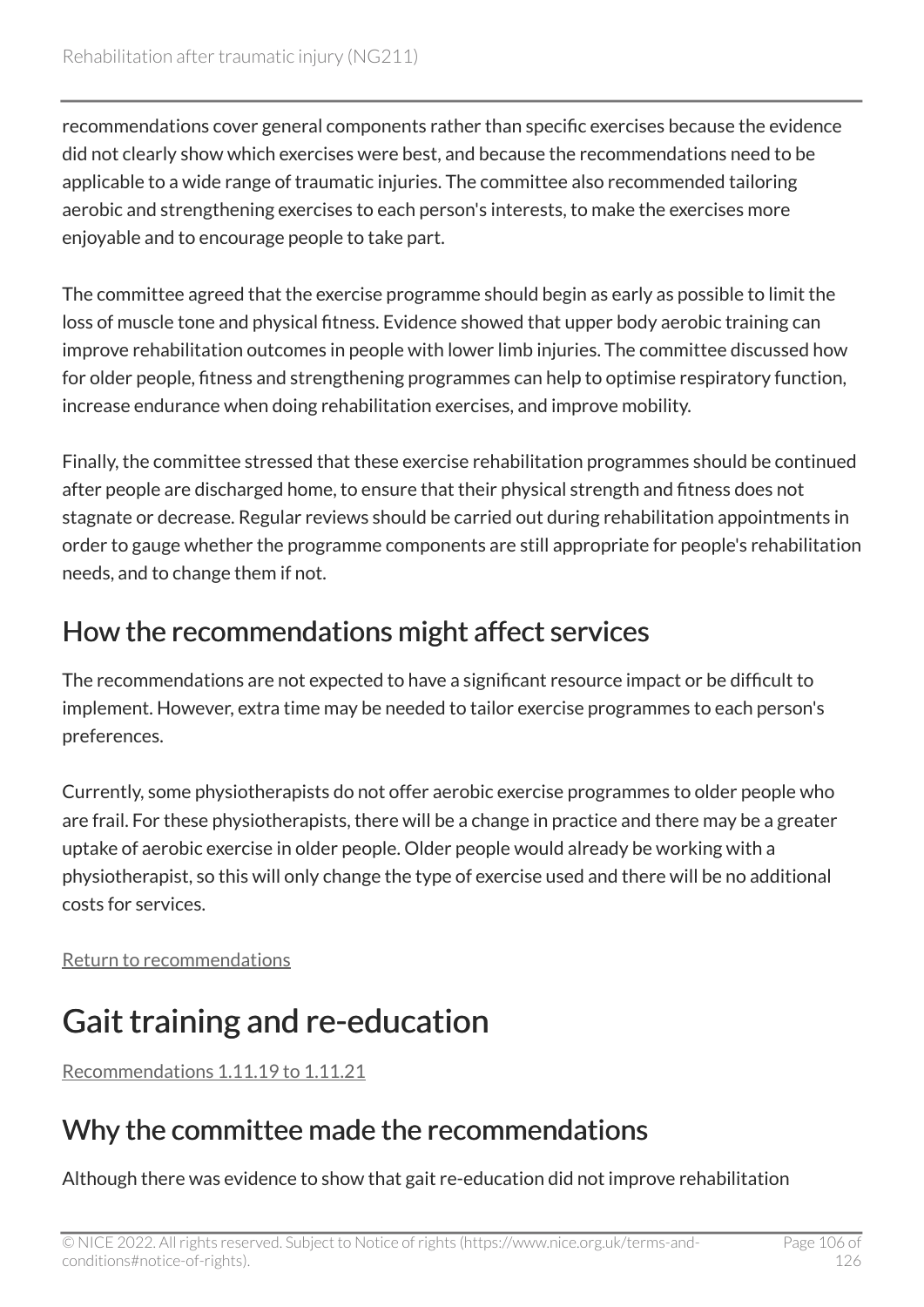recommendations cover general components rather than specific exercises because the evidence did not clearly show which exercises were best, and because the recommendations need to be applicable to a wide range of traumatic injuries. The committee also recommended tailoring aerobic and strengthening exercises to each person's interests, to make the exercises more enjoyable and to encourage people to take part.

The committee agreed that the exercise programme should begin as early as possible to limit the loss of muscle tone and physical fitness. Evidence showed that upper body aerobic training can improve rehabilitation outcomes in people with lower limb injuries. The committee discussed how for older people, fitness and strengthening programmes can help to optimise respiratory function, increase endurance when doing rehabilitation exercises, and improve mobility.

Finally, the committee stressed that these exercise rehabilitation programmes should be continued after people are discharged home, to ensure that their physical strength and fitness does not stagnate or decrease. Regular reviews should be carried out during rehabilitation appointments in order to gauge whether the programme components are still appropriate for people's rehabilitation needs, and to change them if not.

## How the recommendations might affect services

The recommendations are not expected to have a significant resource impact or be difficult to implement. However, extra time may be needed to tailor exercise programmes to each person's preferences.

Currently, some physiotherapists do not offer aerobic exercise programmes to older people who are frail. For these physiotherapists, there will be a change in practice and there may be a greater uptake of aerobic exercise in older people. Older people would already be working with a physiotherapist, so this will only change the type of exercise used and there will be no additional costs for services.

Return to recommendations

# Gait training and re-education

Recommendations 1.11.19 to 1.11.21

## Why the committee made the recommendations

Although there was evidence to show that gait re-education did not improve rehabilitation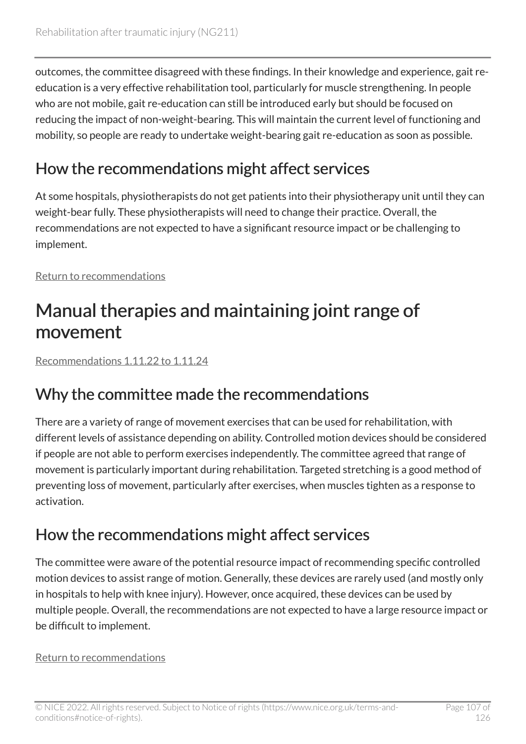outcomes, the committee disagreed with these findings. In their knowledge and experience, gait re-education is a very effective rehabilitation tool, particularly for muscle strengthening. In people who are not mobile, gait re-education can still be introduced early but should be focused on reducing the impact of non-weight-bearing. This will maintain the current level of functioning and mobility, so people are ready to undertake weight-bearing gait re-education as soon as possible.

## How the recommendations might affect services

At some hospitals, physiotherapists do not get patients into their physiotherapy unit until they can weight-bear fully. These physiotherapists will need to change their practice. Overall, the recommendations are not expected to have a significant resource impact or be challenging to implement.

Return to recommendations

# Manual therapies and maintaining joint range of movement

Recommendations 1.11.22 to 1.11.24

## Why the committee made the recommendations

There are a variety of range of movement exercises that can be used for rehabilitation, with different levels of assistance depending on ability. Controlled motion devices should be considered if people are not able to perform exercises independently. The committee agreed that range of movement is particularly important during rehabilitation. Targeted stretching is a good method of preventing loss of movement, particularly after exercises, when muscles tighten as a response to activation.

## How the recommendations might affect services

The committee were aware of the potential resource impact of recommending specific controlled motion devices to assist range of motion. Generally, these devices are rarely used (and mostly only in hospitals to help with knee injury). However, once acquired, these devices can be used by multiple people. Overall, the recommendations are not expected to have a large resource impact or be difficult to implement.

Return to recommendations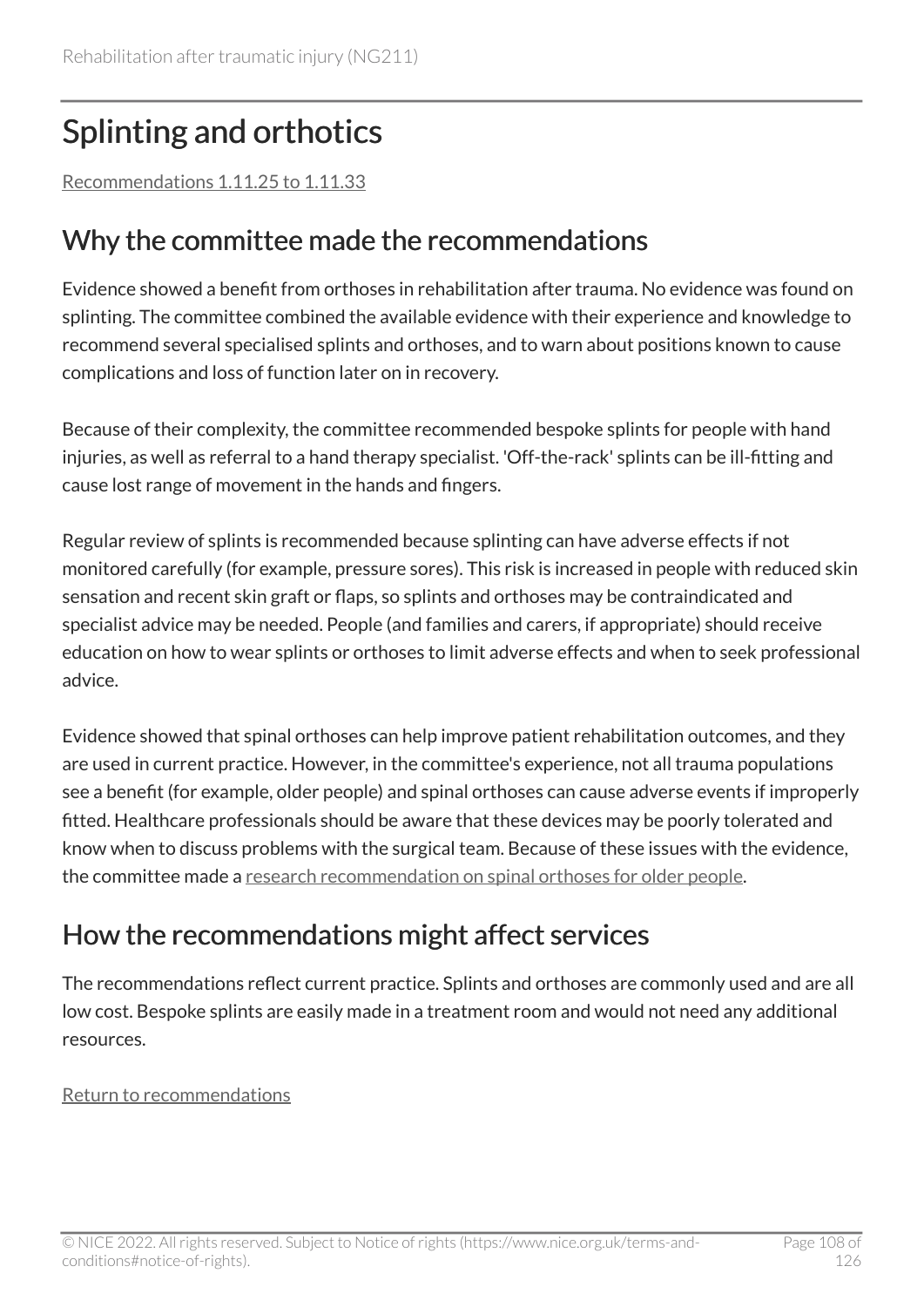# Splinting and orthotics

Recommendations 1.11.25 to 1.11.33

## Why the committee made the recommendations

Evidence showed a benefit from orthoses in rehabilitation after trauma. No evidence was found on splinting. The committee combined the available evidence with their experience and knowledge to recommend several specialised splints and orthoses, and to warn about positions known to cause complications and loss of function later on in recovery.

Because of their complexity, the committee recommended bespoke splints for people with hand injuries, as well as referral to a hand therapy specialist. 'Off-the-rack' splints can be ill-fitting and cause lost range of movement in the hands and fingers.

Regular review of splints is recommended because splinting can have adverse effects if not monitored carefully (for example, pressure sores). This risk is increased in people with reduced skin sensation and recent skin graft or flaps, so splints and orthoses may be contraindicated and specialist advice may be needed. People (and families and carers, if appropriate) should receive education on how to wear splints or orthoses to limit adverse effects and when to seek professional advice.

Evidence showed that spinal orthoses can help improve patient rehabilitation outcomes, and they are used in current practice. However, in the committee's experience, not all trauma populations see a benefit (for example, older people) and spinal orthoses can cause adverse events if improperly fitted. Healthcare professionals should be aware that these devices may be poorly tolerated and know when to discuss problems with the surgical team. Because of these issues with the evidence, the committee made a research recommendation on spinal orthoses for older people.

## How the recommendations might affect services

The recommendations reflect current practice. Splints and orthoses are commonly used and are all low cost. Bespoke splints are easily made in a treatment room and would not need any additional resources.

Return to recommendations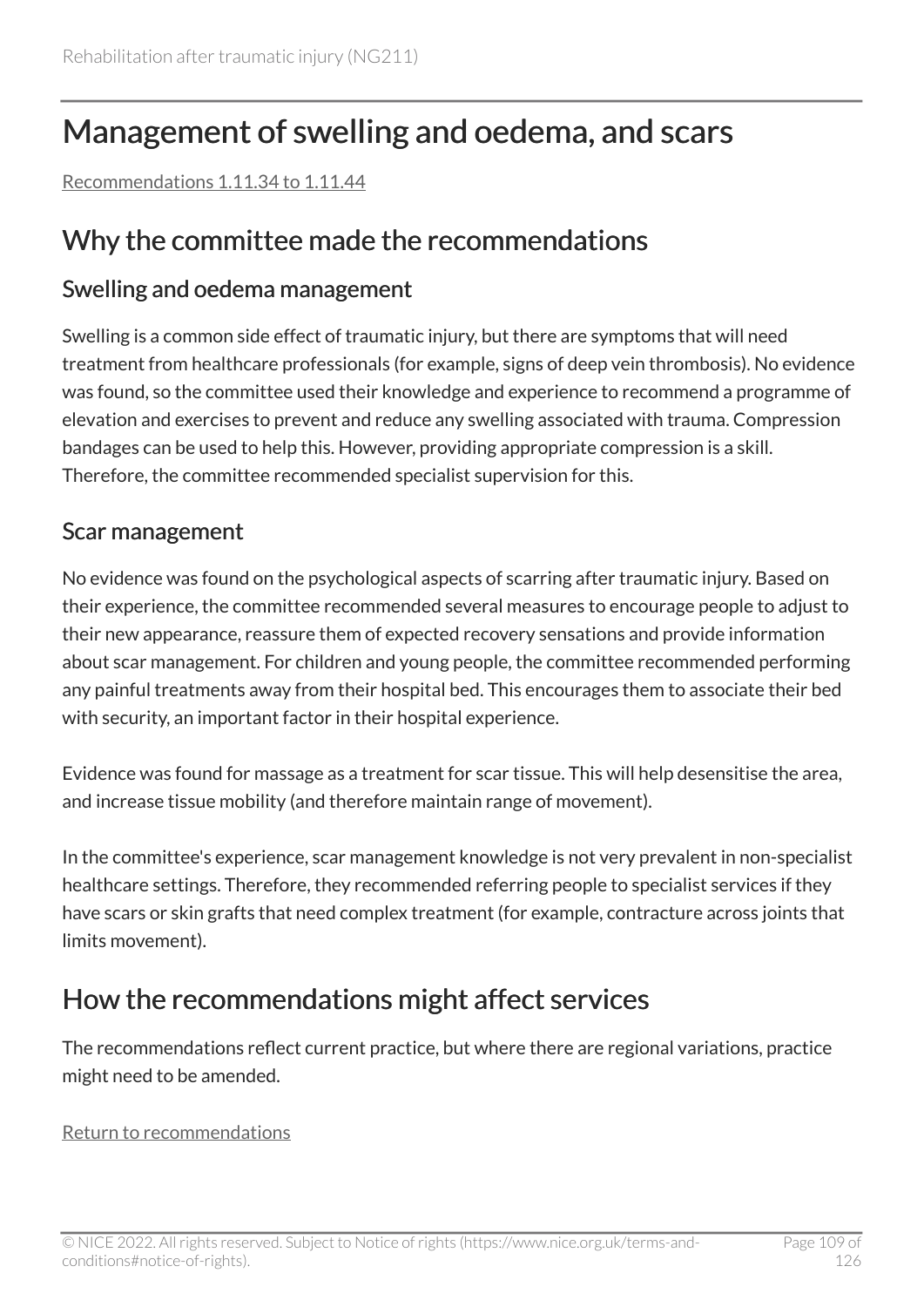# Management of swelling and oedema, and scars

Recommendations 1.11.34 to 1.11.44

## Why the committee made the recommendations

### Swelling and oedema management

Swelling is a common side effect of traumatic injury, but there are symptoms that will need treatment from healthcare professionals (for example, signs of deep vein thrombosis). No evidence was found, so the committee used their knowledge and experience to recommend a programme of elevation and exercises to prevent and reduce any swelling associated with trauma. Compression bandages can be used to help this. However, providing appropriate compression is a skill. Therefore, the committee recommended specialist supervision for this.

### Scar management

No evidence was found on the psychological aspects of scarring after traumatic injury. Based on their experience, the committee recommended several measures to encourage people to adjust to their new appearance, reassure them of expected recovery sensations and provide information about scar management. For children and young people, the committee recommended performing any painful treatments away from their hospital bed. This encourages them to associate their bed with security, an important factor in their hospital experience.

Evidence was found for massage as a treatment for scar tissue. This will help desensitise the area, and increase tissue mobility (and therefore maintain range of movement).

In the committee's experience, scar management knowledge is not very prevalent in non-specialist healthcare settings. Therefore, they recommended referring people to specialist services if they have scars or skin grafts that need complex treatment (for example, contracture across joints that limits movement).

## How the recommendations might affect services

The recommendations reflect current practice, but where there are regional variations, practice might need to be amended.

Return to recommendations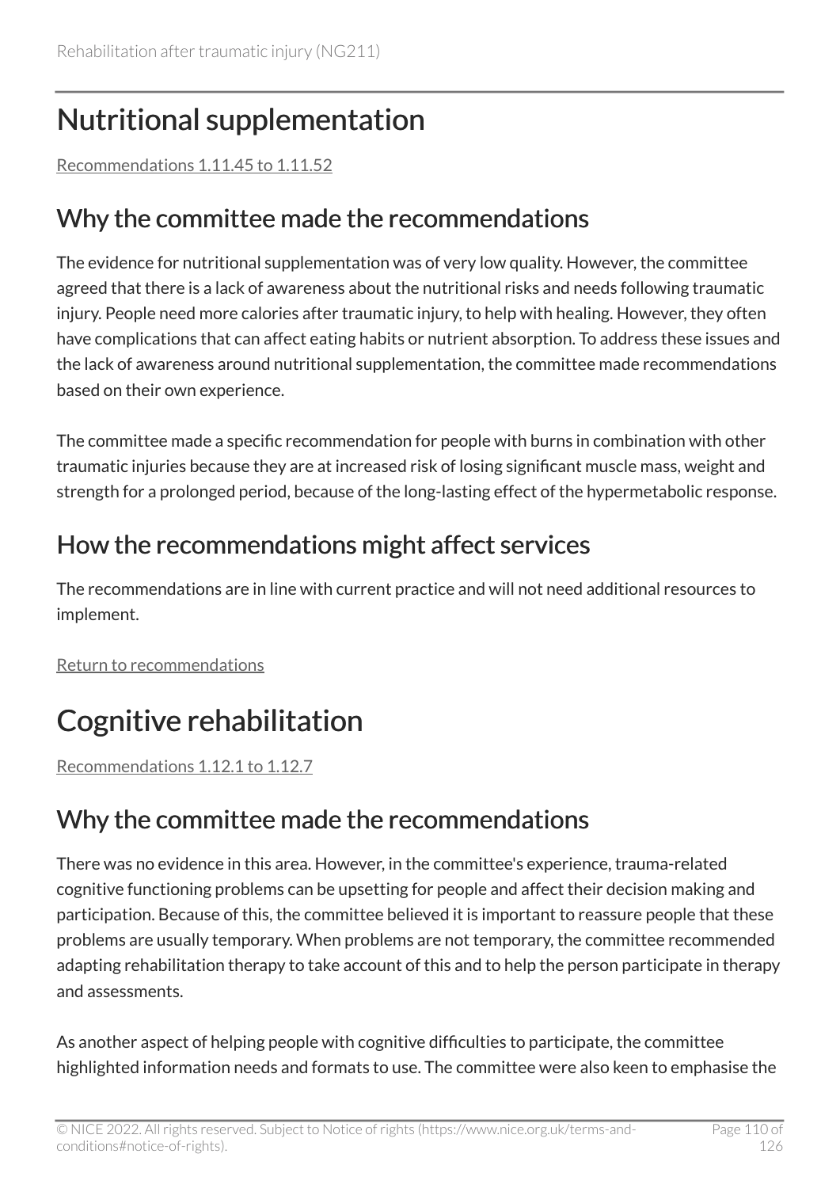# Nutritional supplementation

Recommendations 1.11.45 to 1.11.52

## Why the committee made the recommendations

The evidence for nutritional supplementation was of very low quality. However, the committee agreed that there is a lack of awareness about the nutritional risks and needs following traumatic injury. People need more calories after traumatic injury, to help with healing. However, they often have complications that can affect eating habits or nutrient absorption. To address these issues and the lack of awareness around nutritional supplementation, the committee made recommendations based on their own experience.

The committee made a specific recommendation for people with burns in combination with other traumatic injuries because they are at increased risk of losing significant muscle mass, weight and strength for a prolonged period, because of the long-lasting effect of the hypermetabolic response.

## How the recommendations might affect services

The recommendations are in line with current practice and will not need additional resources to implement.

Return to recommendations

# Cognitive rehabilitation

Recommendations 1.12.1 to 1.12.7

## Why the committee made the recommendations

There was no evidence in this area. However, in the committee's experience, trauma-related cognitive functioning problems can be upsetting for people and affect their decision making and participation. Because of this, the committee believed it is important to reassure people that these problems are usually temporary. When problems are not temporary, the committee recommended adapting rehabilitation therapy to take account of this and to help the person participate in therapy and assessments.

As another aspect of helping people with cognitive difficulties to participate, the committee highlighted information needs and formats to use. The committee were also keen to emphasise the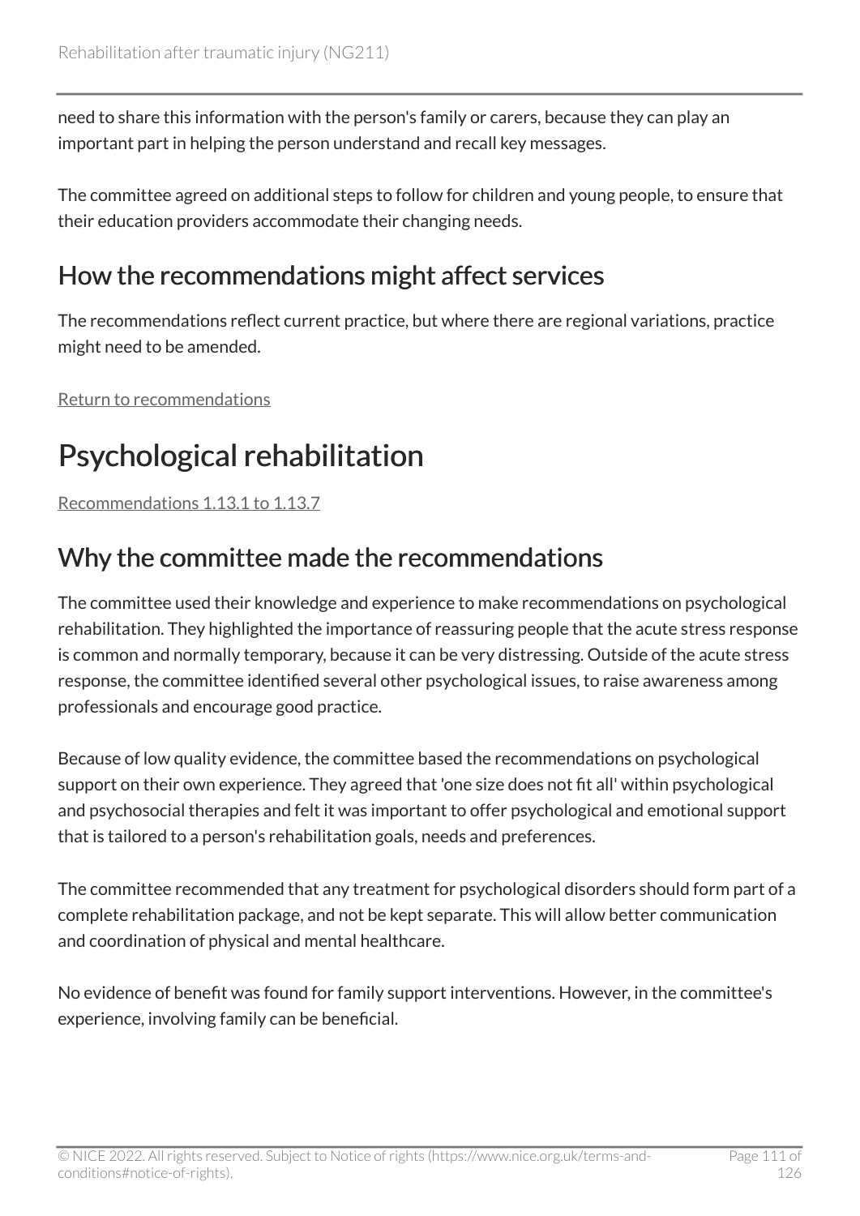need to share this information with the person's family or carers, because they can play an important part in helping the person understand and recall key messages.

The committee agreed on additional steps to follow for children and young people, to ensure that their education providers accommodate their changing needs.

## How the recommendations might affect services

The recommendations reflect current practice, but where there are regional variations, practice might need to be amended.

Return to recommendations

# Psychological rehabilitation

Recommendations 1.13.1 to 1.13.7

## Why the committee made the recommendations

The committee used their knowledge and experience to make recommendations on psychological rehabilitation. They highlighted the importance of reassuring people that the acute stress response is common and normally temporary, because it can be very distressing. Outside of the acute stress response, the committee identified several other psychological issues, to raise awareness among professionals and encourage good practice.

Because of low quality evidence, the committee based the recommendations on psychological support on their own experience. They agreed that 'one size does not fit all' within psychological and psychosocial therapies and felt it was important to offer psychological and emotional support that is tailored to a person's rehabilitation goals, needs and preferences.

The committee recommended that any treatment for psychological disorders should form part of a complete rehabilitation package, and not be kept separate. This will allow better communication and coordination of physical and mental healthcare.

No evidence of benefit was found for family support interventions. However, in the committee's experience, involving family can be beneficial.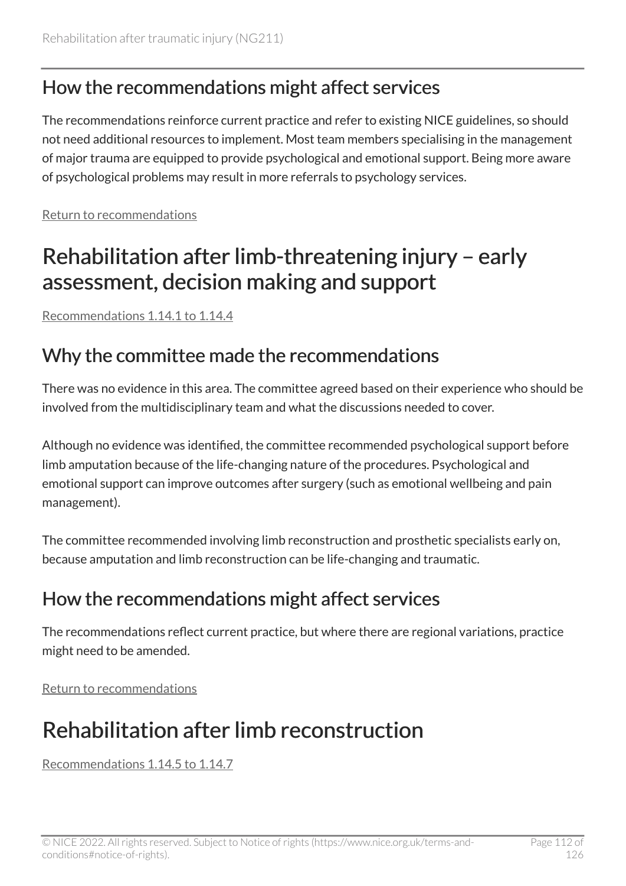## How the recommendations might affect services

The recommendations reinforce current practice and refer to existing NICE guidelines, so should not need additional resources to implement. Most team members specialising in the management of major trauma are equipped to provide psychological and emotional support. Being more aware of psychological problems may result in more referrals to psychology services.

Return to recommendations

# Rehabilitation after limb-threatening injury – early assessment, decision making and support

Recommendations 1.14.1 to 1.14.4

## Why the committee made the recommendations

There was no evidence in this area. The committee agreed based on their experience who should be involved from the multidisciplinary team and what the discussions needed to cover.

Although no evidence was identified, the committee recommended psychological support before limb amputation because of the life-changing nature of the procedures. Psychological and emotional support can improve outcomes after surgery (such as emotional wellbeing and pain management).

The committee recommended involving limb reconstruction and prosthetic specialists early on, because amputation and limb reconstruction can be life-changing and traumatic.

## How the recommendations might affect services

The recommendations reflect current practice, but where there are regional variations, practice might need to be amended.

Return to recommendations

# Rehabilitation after limb reconstruction

Recommendations 1.14.5 to 1.14.7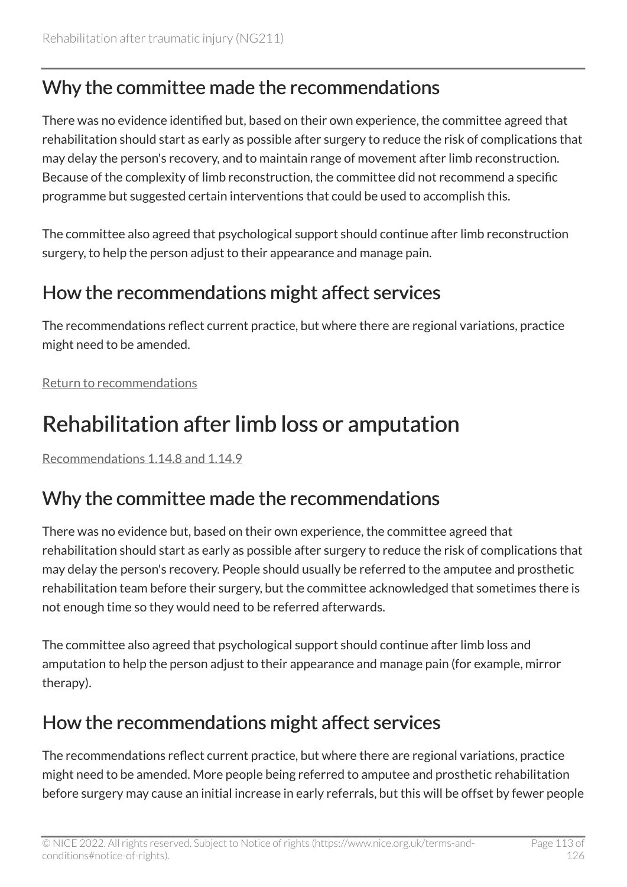## Why the committee made the recommendations

There was no evidence identified but, based on their own experience, the committee agreed that rehabilitation should start as early as possible after surgery to reduce the risk of complications that may delay the person's recovery, and to maintain range of movement after limb reconstruction. Because of the complexity of limb reconstruction, the committee did not recommend a specific programme but suggested certain interventions that could be used to accomplish this.

The committee also agreed that psychological support should continue after limb reconstruction surgery, to help the person adjust to their appearance and manage pain.

## How the recommendations might affect services

The recommendations reflect current practice, but where there are regional variations, practice might need to be amended.

Return to recommendations

# Rehabilitation after limb loss or amputation

Recommendations 1.14.8 and 1.14.9

## Why the committee made the recommendations

There was no evidence but, based on their own experience, the committee agreed that rehabilitation should start as early as possible after surgery to reduce the risk of complications that may delay the person's recovery. People should usually be referred to the amputee and prosthetic rehabilitation team before their surgery, but the committee acknowledged that sometimes there is not enough time so they would need to be referred afterwards.

The committee also agreed that psychological support should continue after limb loss and amputation to help the person adjust to their appearance and manage pain (for example, mirror therapy).

## How the recommendations might affect services

The recommendations reflect current practice, but where there are regional variations, practice might need to be amended. More people being referred to amputee and prosthetic rehabilitation before surgery may cause an initial increase in early referrals, but this will be offset by fewer people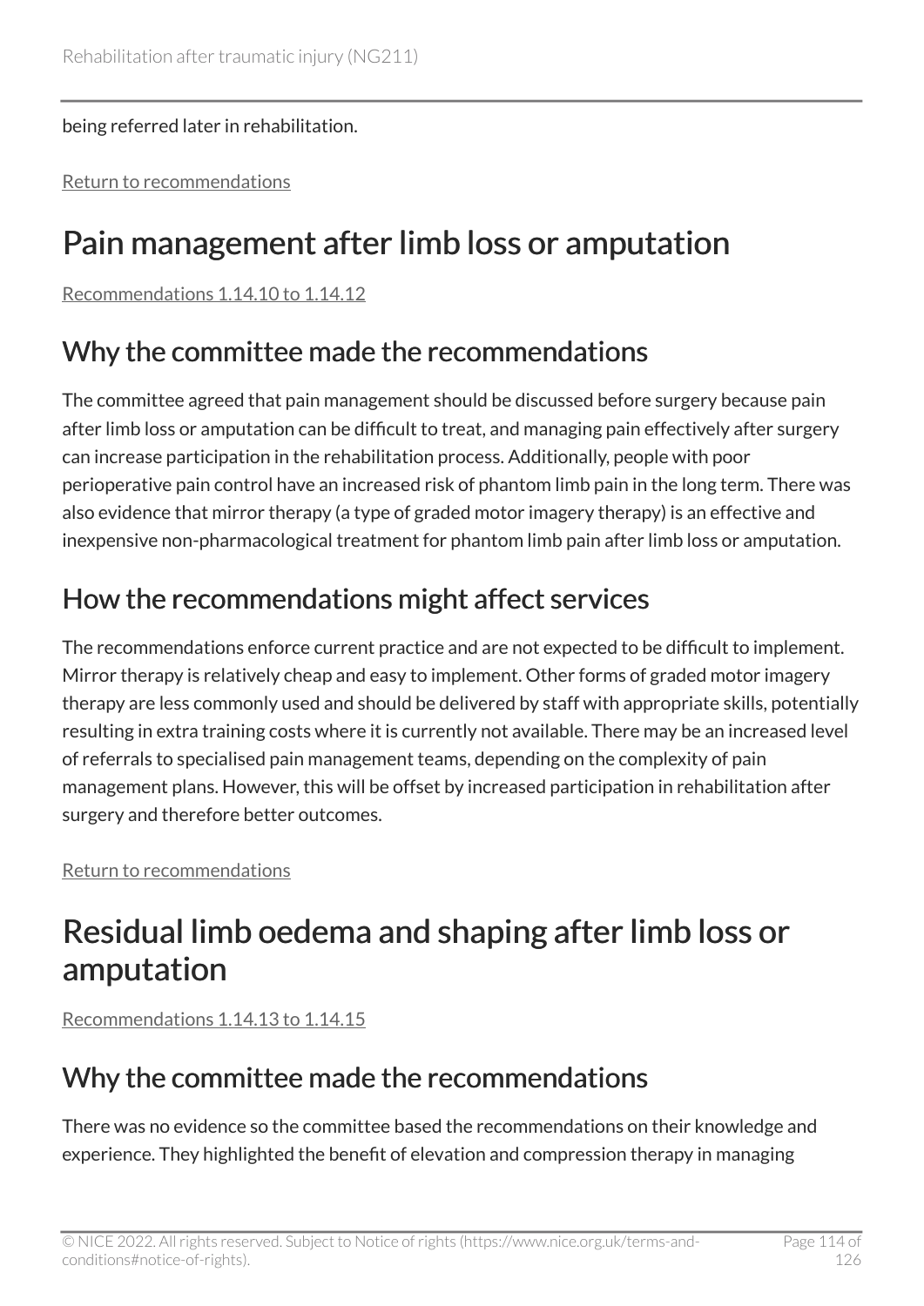being referred later in rehabilitation.

Return to recommendations

# Pain management after limb loss or amputation

Recommendations 1.14.10 to 1.14.12

## Why the committee made the recommendations

The committee agreed that pain management should be discussed before surgery because pain after limb loss or amputation can be difficult to treat, and managing pain effectively after surgery can increase participation in the rehabilitation process. Additionally, people with poor perioperative pain control have an increased risk of phantom limb pain in the long term. There was also evidence that mirror therapy (a type of graded motor imagery therapy) is an effective and inexpensive non-pharmacological treatment for phantom limb pain after limb loss or amputation.

## How the recommendations might affect services

The recommendations enforce current practice and are not expected to be difficult to implement. Mirror therapy is relatively cheap and easy to implement. Other forms of graded motor imagery therapy are less commonly used and should be delivered by staff with appropriate skills, potentially resulting in extra training costs where it is currently not available. There may be an increased level of referrals to specialised pain management teams, depending on the complexity of pain management plans. However, this will be offset by increased participation in rehabilitation after surgery and therefore better outcomes.

Return to recommendations

# Residual limb oedema and shaping after limb loss or amputation

Recommendations 1.14.13 to 1.14.15

## Why the committee made the recommendations

There was no evidence so the committee based the recommendations on their knowledge and experience. They highlighted the benefit of elevation and compression therapy in managing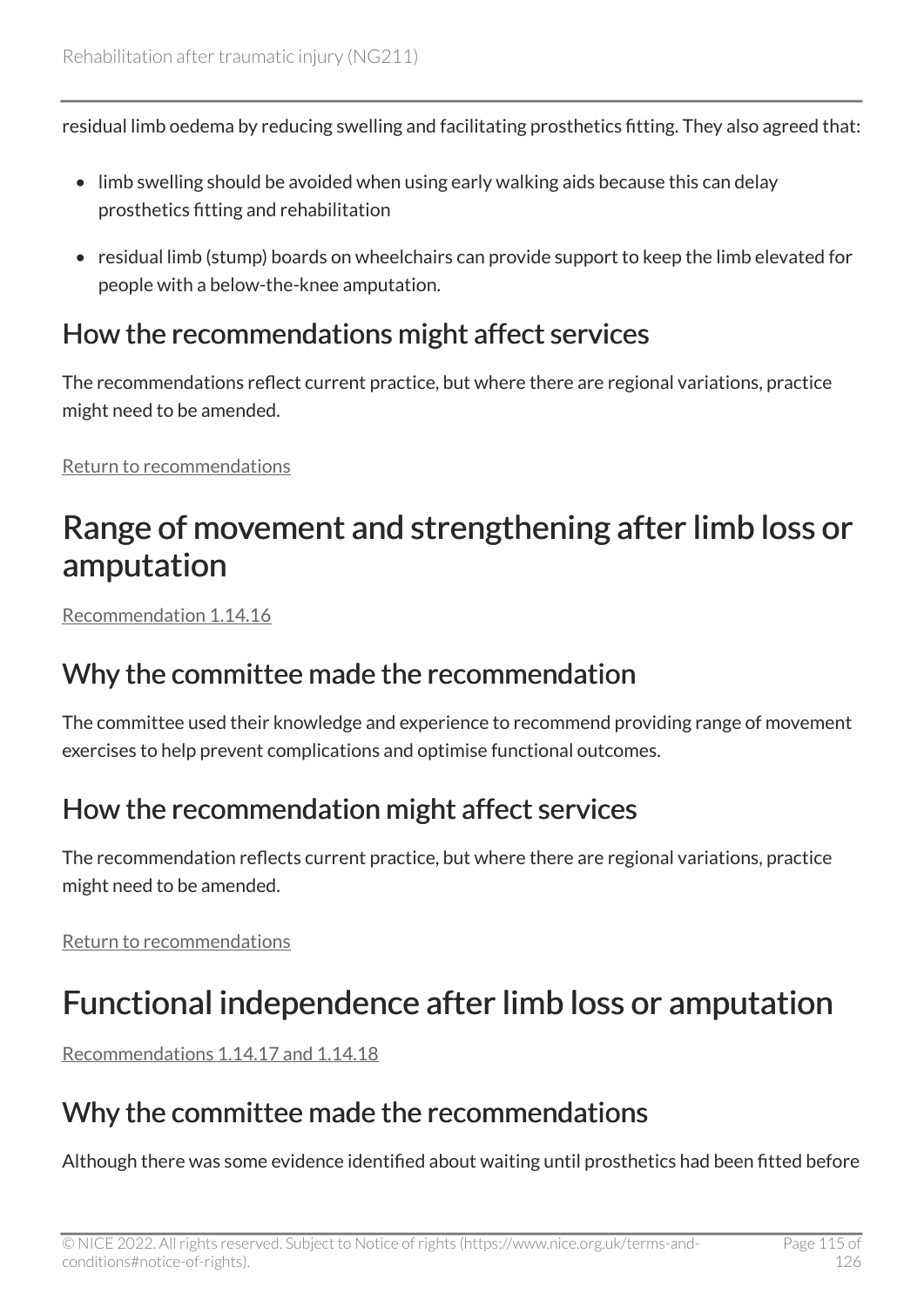residual limb oedema by reducing swelling and facilitating prosthetics fitting. They also agreed that:

- limb swelling should be avoided when using early walking aids because this can delay prosthetics fitting and rehabilitation
- residual limb (stump) boards on wheelchairs can provide support to keep the limb elevated for people with a below-the-knee amputation.

## How the recommendations might affect services

The recommendations reflect current practice, but where there are regional variations, practice might need to be amended.

Return to recommendations

# Range of movement and strengthening after limb loss or amputation

Recommendation 1.14.16

## Why the committee made the recommendation

The committee used their knowledge and experience to recommend providing range of movement exercises to help prevent complications and optimise functional outcomes.

## How the recommendation might affect services

The recommendation reflects current practice, but where there are regional variations, practice might need to be amended.

Return to recommendations

# Functional independence after limb loss or amputation

Recommendations 1.14.17 and 1.14.18

## Why the committee made the recommendations

Although there was some evidence identified about waiting until prosthetics had been fitted before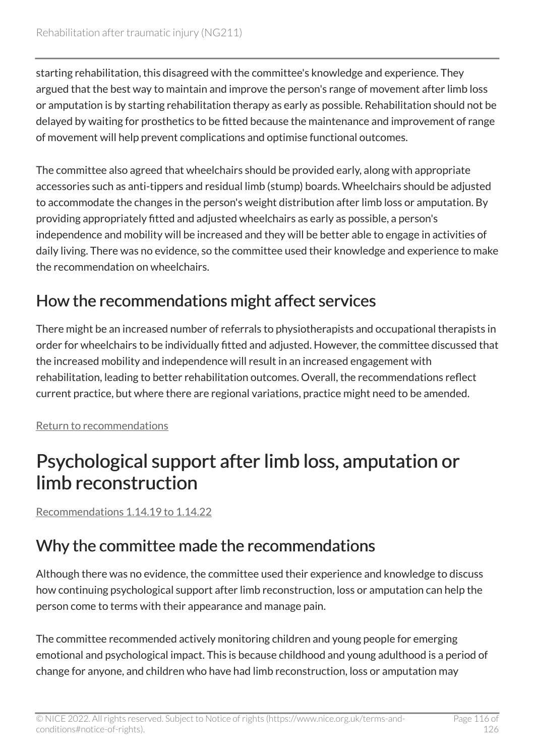starting rehabilitation, this disagreed with the committee's knowledge and experience. They argued that the best way to maintain and improve the person's range of movement after limb loss or amputation is by starting rehabilitation therapy as early as possible. Rehabilitation should not be delayed by waiting for prosthetics to be fitted because the maintenance and improvement of range of movement will help prevent complications and optimise functional outcomes.

The committee also agreed that wheelchairs should be provided early, along with appropriate accessories such as anti-tippers and residual limb (stump) boards. Wheelchairs should be adjusted to accommodate the changes in the person's weight distribution after limb loss or amputation. By providing appropriately fitted and adjusted wheelchairs as early as possible, a person's independence and mobility will be increased and they will be better able to engage in activities of daily living. There was no evidence, so the committee used their knowledge and experience to make the recommendation on wheelchairs.

## How the recommendations might affect services

There might be an increased number of referrals to physiotherapists and occupational therapists in order for wheelchairs to be individually fitted and adjusted. However, the committee discussed that the increased mobility and independence will result in an increased engagement with rehabilitation, leading to better rehabilitation outcomes. Overall, the recommendations reflect current practice, but where there are regional variations, practice might need to be amended.

Return to recommendations

# Psychological support after limb loss, amputation or limb reconstruction

Recommendations 1.14.19 to 1.14.22

## Why the committee made the recommendations

Although there was no evidence, the committee used their experience and knowledge to discuss how continuing psychological support after limb reconstruction, loss or amputation can help the person come to terms with their appearance and manage pain.

The committee recommended actively monitoring children and young people for emerging emotional and psychological impact. This is because childhood and young adulthood is a period of change for anyone, and children who have had limb reconstruction, loss or amputation may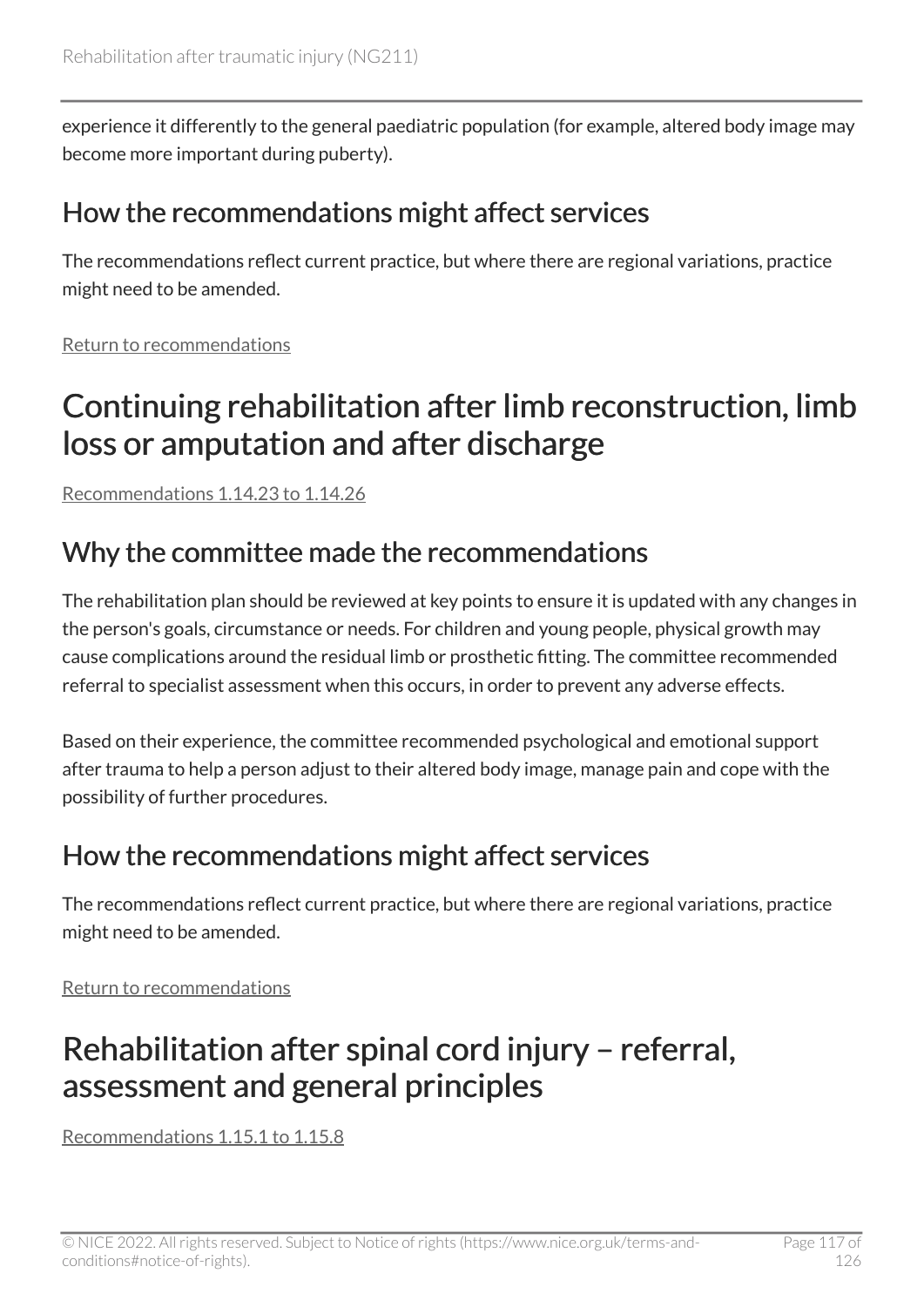experience it differently to the general paediatric population (for example, altered body image may become more important during puberty).

## How the recommendations might affect services

The recommendations reflect current practice, but where there are regional variations, practice might need to be amended.

Return to recommendations

# Continuing rehabilitation after limb reconstruction, limb loss or amputation and after discharge

Recommendations 1.14.23 to 1.14.26

## Why the committee made the recommendations

The rehabilitation plan should be reviewed at key points to ensure it is updated with any changes in the person's goals, circumstance or needs. For children and young people, physical growth may cause complications around the residual limb or prosthetic fitting. The committee recommended referral to specialist assessment when this occurs, in order to prevent any adverse effects.

Based on their experience, the committee recommended psychological and emotional support after trauma to help a person adjust to their altered body image, manage pain and cope with the possibility of further procedures.

## How the recommendations might affect services

The recommendations reflect current practice, but where there are regional variations, practice might need to be amended.

Return to recommendations

# Rehabilitation after spinal cord injury – referral, assessment and general principles

Recommendations 1.15.1 to 1.15.8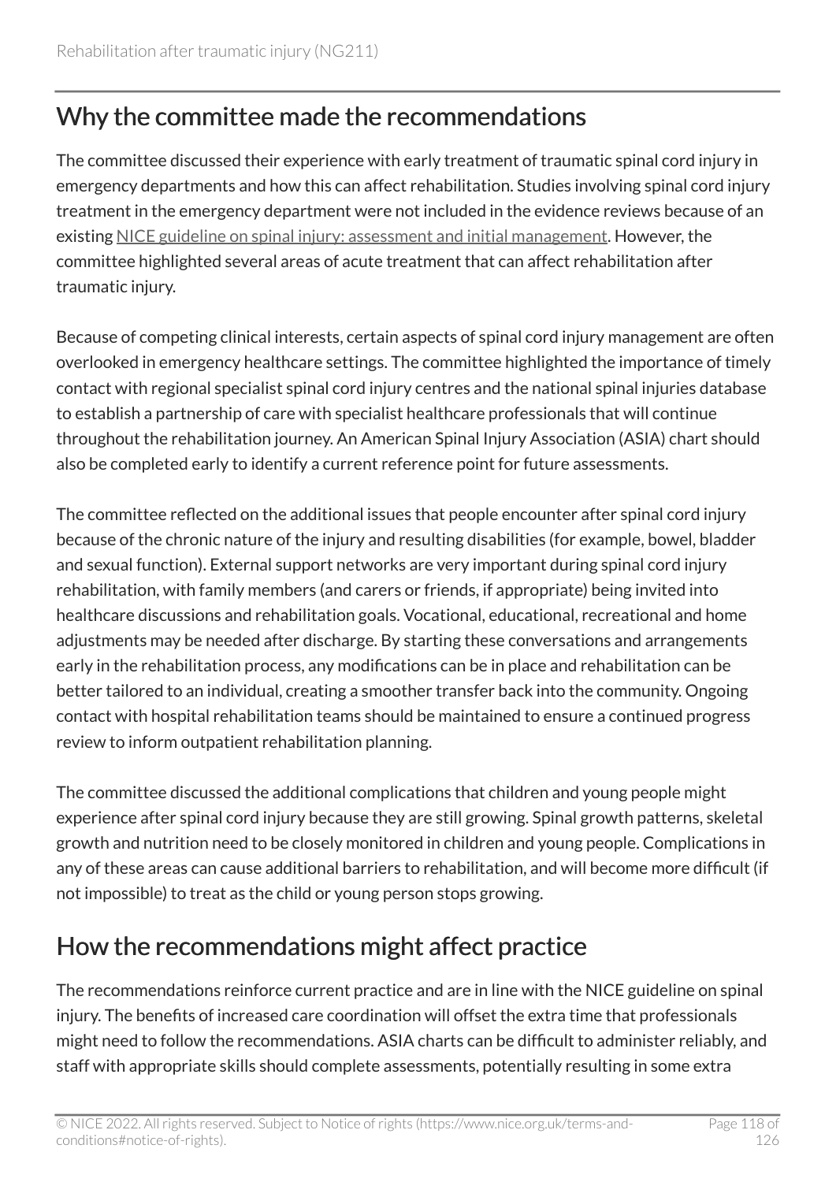## Why the committee made the recommendations

The committee discussed their experience with early treatment of traumatic spinal cord injury in emergency departments and how this can affect rehabilitation. Studies involving spinal cord injury treatment in the emergency department were not included in the evidence reviews because of an existing NICE guideline on spinal injury: assessment and initial management. However, the committee highlighted several areas of acute treatment that can affect rehabilitation after traumatic injury.

Because of competing clinical interests, certain aspects of spinal cord injury management are often overlooked in emergency healthcare settings. The committee highlighted the importance of timely contact with regional specialist spinal cord injury centres and the national spinal injuries database to establish a partnership of care with specialist healthcare professionals that will continue throughout the rehabilitation journey. An American Spinal Injury Association (ASIA) chart should also be completed early to identify a current reference point for future assessments.

The committee reflected on the additional issues that people encounter after spinal cord injury because of the chronic nature of the injury and resulting disabilities (for example, bowel, bladder and sexual function). External support networks are very important during spinal cord injury rehabilitation, with family members (and carers or friends, if appropriate) being invited into healthcare discussions and rehabilitation goals. Vocational, educational, recreational and home adjustments may be needed after discharge. By starting these conversations and arrangements early in the rehabilitation process, any modifications can be in place and rehabilitation can be better tailored to an individual, creating a smoother transfer back into the community. Ongoing contact with hospital rehabilitation teams should be maintained to ensure a continued progress review to inform outpatient rehabilitation planning.

The committee discussed the additional complications that children and young people might experience after spinal cord injury because they are still growing. Spinal growth patterns, skeletal growth and nutrition need to be closely monitored in children and young people. Complications in any of these areas can cause additional barriers to rehabilitation, and will become more difficult (if not impossible) to treat as the child or young person stops growing.

## How the recommendations might affect practice

The recommendations reinforce current practice and are in line with the NICE guideline on spinal injury. The benefits of increased care coordination will offset the extra time that professionals might need to follow the recommendations. ASIA charts can be difficult to administer reliably, and staff with appropriate skills should complete assessments, potentially resulting in some extra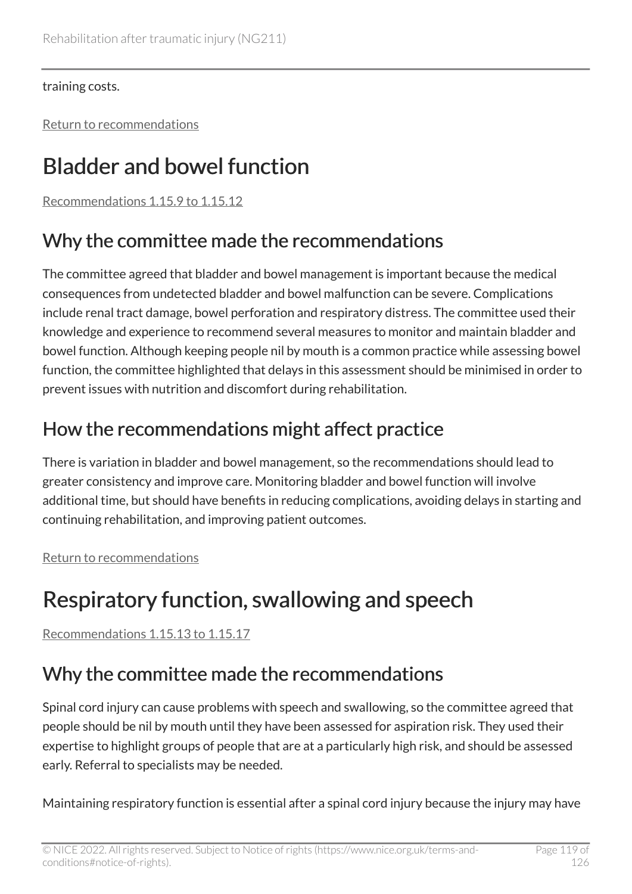training costs.

Return to recommendations

# Bladder and bowel function

Recommendations 1.15.9 to 1.15.12

## Why the committee made the recommendations

The committee agreed that bladder and bowel management is important because the medical consequences from undetected bladder and bowel malfunction can be severe. Complications include renal tract damage, bowel perforation and respiratory distress. The committee used their knowledge and experience to recommend several measures to monitor and maintain bladder and bowel function. Although keeping people nil by mouth is a common practice while assessing bowel function, the committee highlighted that delays in this assessment should be minimised in order to prevent issues with nutrition and discomfort during rehabilitation.

## How the recommendations might affect practice

There is variation in bladder and bowel management, so the recommendations should lead to greater consistency and improve care. Monitoring bladder and bowel function will involve additional time, but should have benefits in reducing complications, avoiding delays in starting and continuing rehabilitation, and improving patient outcomes.

Return to recommendations

# Respiratory function, swallowing and speech

Recommendations 1.15.13 to 1.15.17

## Why the committee made the recommendations

Spinal cord injury can cause problems with speech and swallowing, so the committee agreed that people should be nil by mouth until they have been assessed for aspiration risk. They used their expertise to highlight groups of people that are at a particularly high risk, and should be assessed early. Referral to specialists may be needed.

Maintaining respiratory function is essential after a spinal cord injury because the injury may have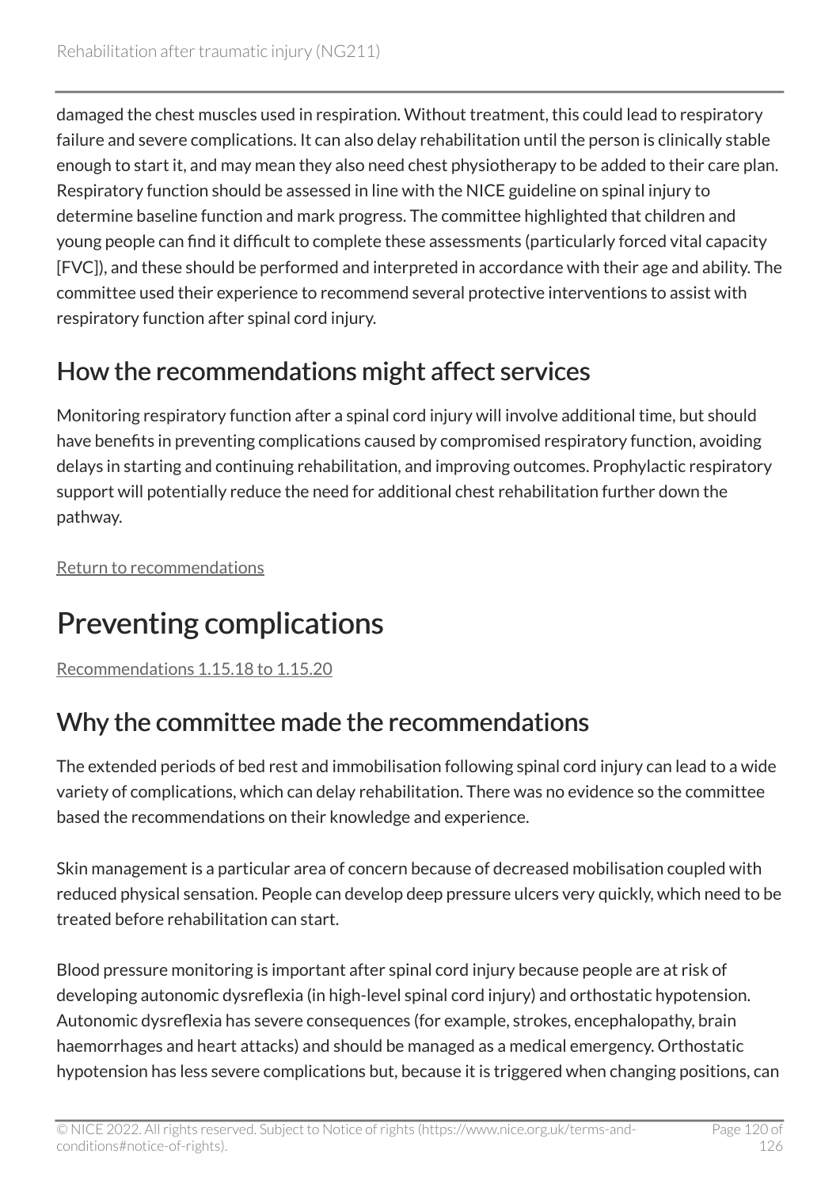damaged the chest muscles used in respiration. Without treatment, this could lead to respiratory failure and severe complications. It can also delay rehabilitation until the person is clinically stable enough to start it, and may mean they also need chest physiotherapy to be added to their care plan. Respiratory function should be assessed in line with the NICE guideline on spinal injury to determine baseline function and mark progress. The committee highlighted that children and young people can find it difficult to complete these assessments (particularly forced vital capacity [FVC]), and these should be performed and interpreted in accordance with their age and ability. The committee used their experience to recommend several protective interventions to assist with respiratory function after spinal cord injury.

## How the recommendations might affect services

Monitoring respiratory function after a spinal cord injury will involve additional time, but should have benefits in preventing complications caused by compromised respiratory function, avoiding delays in starting and continuing rehabilitation, and improving outcomes. Prophylactic respiratory support will potentially reduce the need for additional chest rehabilitation further down the pathway.

Return to recommendations

# Preventing complications

Recommendations 1.15.18 to 1.15.20

## Why the committee made the recommendations

The extended periods of bed rest and immobilisation following spinal cord injury can lead to a wide variety of complications, which can delay rehabilitation. There was no evidence so the committee based the recommendations on their knowledge and experience.

Skin management is a particular area of concern because of decreased mobilisation coupled with reduced physical sensation. People can develop deep pressure ulcers very quickly, which need to be treated before rehabilitation can start.

Blood pressure monitoring is important after spinal cord injury because people are at risk of developing autonomic dysreflexia (in high-level spinal cord injury) and orthostatic hypotension. Autonomic dysreflexia has severe consequences (for example, strokes, encephalopathy, brain haemorrhages and heart attacks) and should be managed as a medical emergency. Orthostatic hypotension has less severe complications but, because it is triggered when changing positions, can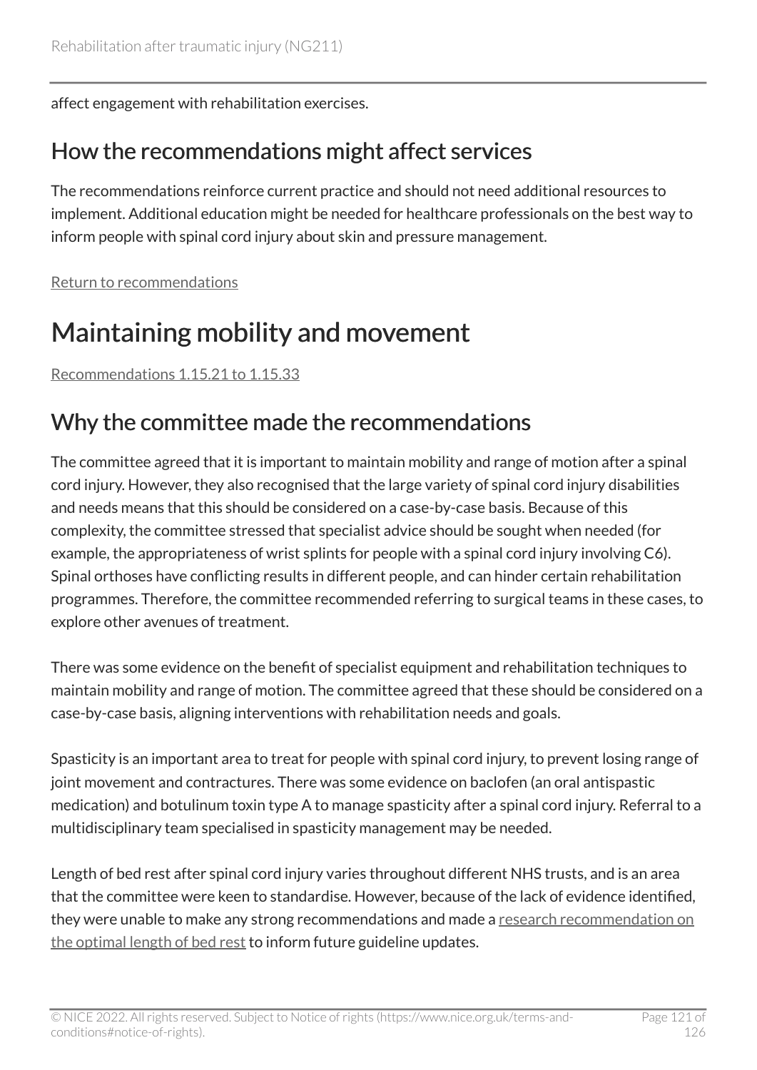affect engagement with rehabilitation exercises.

## How the recommendations might affect services

The recommendations reinforce current practice and should not need additional resources to implement. Additional education might be needed for healthcare professionals on the best way to inform people with spinal cord injury about skin and pressure management.

Return to recommendations

# Maintaining mobility and movement

Recommendations 1.15.21 to 1.15.33

## Why the committee made the recommendations

The committee agreed that it is important to maintain mobility and range of motion after a spinal cord injury. However, they also recognised that the large variety of spinal cord injury disabilities and needs means that this should be considered on a case-by-case basis. Because of this complexity, the committee stressed that specialist advice should be sought when needed (for example, the appropriateness of wrist splints for people with a spinal cord injury involving C6). Spinal orthoses have conflicting results in different people, and can hinder certain rehabilitation programmes. Therefore, the committee recommended referring to surgical teams in these cases, to explore other avenues of treatment.

There was some evidence on the benefit of specialist equipment and rehabilitation techniques to maintain mobility and range of motion. The committee agreed that these should be considered on a case-by-case basis, aligning interventions with rehabilitation needs and goals.

Spasticity is an important area to treat for people with spinal cord injury, to prevent losing range of joint movement and contractures. There was some evidence on baclofen (an oral antispastic medication) and botulinum toxin type A to manage spasticity after a spinal cord injury. Referral to a multidisciplinary team specialised in spasticity management may be needed.

Length of bed rest after spinal cord injury varies throughout different NHS trusts, and is an area that the committee were keen to standardise. However, because of the lack of evidence identified, they were unable to make any strong recommendations and made a research recommendation on the optimal length of bed rest to inform future guideline updates.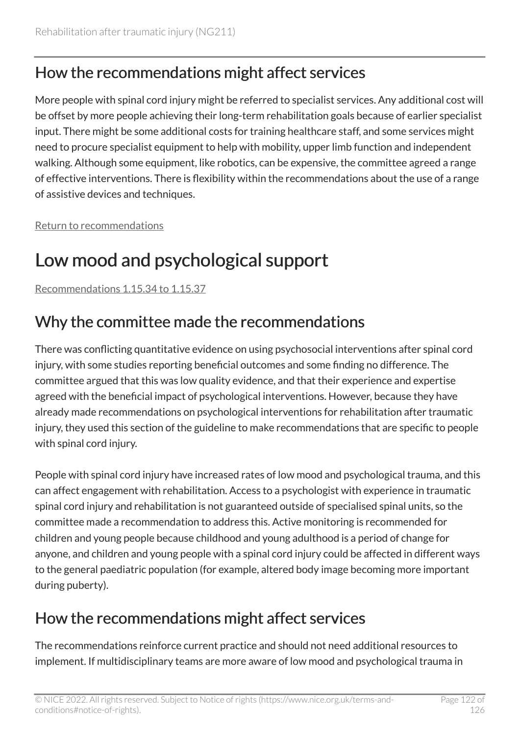## How the recommendations might affect services

More people with spinal cord injury might be referred to specialist services. Any additional cost will be offset by more people achieving their long-term rehabilitation goals because of earlier specialist input. There might be some additional costs for training healthcare staff, and some services might need to procure specialist equipment to help with mobility, upper limb function and independent walking. Although some equipment, like robotics, can be expensive, the committee agreed a range of effective interventions. There is flexibility within the recommendations about the use of a range of assistive devices and techniques.

Return to recommendations

# Low mood and psychological support

Recommendations 1.15.34 to 1.15.37

## Why the committee made the recommendations

There was conflicting quantitative evidence on using psychosocial interventions after spinal cord injury, with some studies reporting beneficial outcomes and some finding no difference. The committee argued that this was low quality evidence, and that their experience and expertise agreed with the beneficial impact of psychological interventions. However, because they have already made recommendations on psychological interventions for rehabilitation after traumatic injury, they used this section of the guideline to make recommendations that are specific to people with spinal cord injury.

People with spinal cord injury have increased rates of low mood and psychological trauma, and this can affect engagement with rehabilitation. Access to a psychologist with experience in traumatic spinal cord injury and rehabilitation is not guaranteed outside of specialised spinal units, so the committee made a recommendation to address this. Active monitoring is recommended for children and young people because childhood and young adulthood is a period of change for anyone, and children and young people with a spinal cord injury could be affected in different ways to the general paediatric population (for example, altered body image becoming more important during puberty).

## How the recommendations might affect services

The recommendations reinforce current practice and should not need additional resources to implement. If multidisciplinary teams are more aware of low mood and psychological trauma in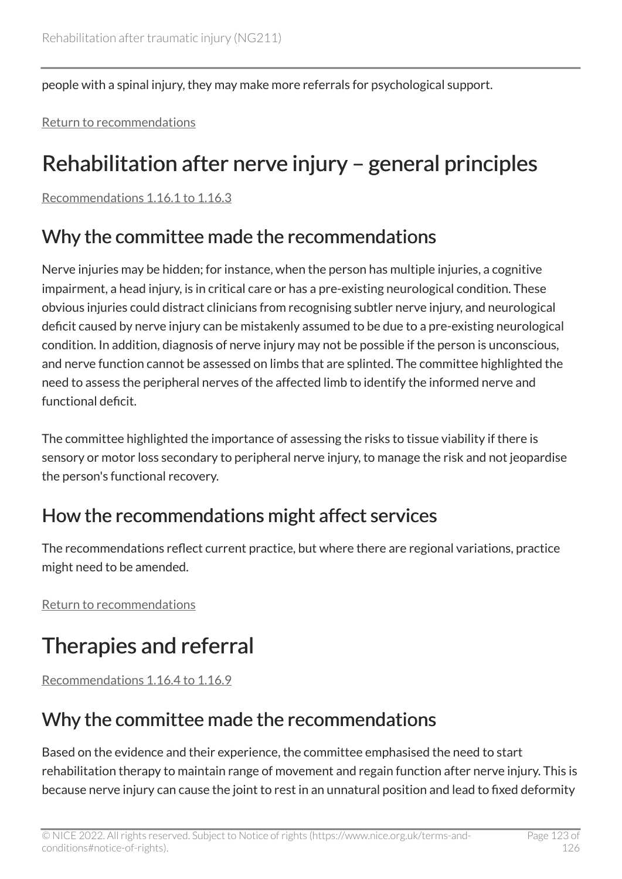people with a spinal injury, they may make more referrals for psychological support.

Return to recommendations

# Rehabilitation after nerve injury – general principles

Recommendations 1.16.1 to 1.16.3

## Why the committee made the recommendations

Nerve injuries may be hidden; for instance, when the person has multiple injuries, a cognitive impairment, a head injury, is in critical care or has a pre-existing neurological condition. These obvious injuries could distract clinicians from recognising subtler nerve injury, and neurological deficit caused by nerve injury can be mistakenly assumed to be due to a pre-existing neurological condition. In addition, diagnosis of nerve injury may not be possible if the person is unconscious, and nerve function cannot be assessed on limbs that are splinted. The committee highlighted the need to assess the peripheral nerves of the affected limb to identify the informed nerve and functional deficit.

The committee highlighted the importance of assessing the risks to tissue viability if there is sensory or motor loss secondary to peripheral nerve injury, to manage the risk and not jeopardise the person's functional recovery.

## How the recommendations might affect services

The recommendations reflect current practice, but where there are regional variations, practice might need to be amended.

Return to recommendations

# Therapies and referral

Recommendations 1.16.4 to 1.16.9

## Why the committee made the recommendations

Based on the evidence and their experience, the committee emphasised the need to start rehabilitation therapy to maintain range of movement and regain function after nerve injury. This is because nerve injury can cause the joint to rest in an unnatural position and lead to fixed deformity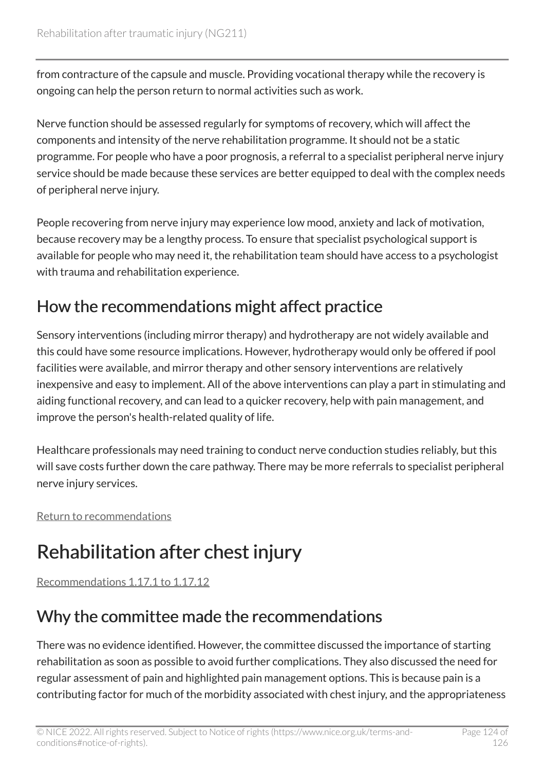from contracture of the capsule and muscle. Providing vocational therapy while the recovery is ongoing can help the person return to normal activities such as work.

Nerve function should be assessed regularly for symptoms of recovery, which will affect the components and intensity of the nerve rehabilitation programme. It should not be a static programme. For people who have a poor prognosis, a referral to a specialist peripheral nerve injury service should be made because these services are better equipped to deal with the complex needs of peripheral nerve injury.

People recovering from nerve injury may experience low mood, anxiety and lack of motivation, because recovery may be a lengthy process. To ensure that specialist psychological support is available for people who may need it, the rehabilitation team should have access to a psychologist with trauma and rehabilitation experience.

## How the recommendations might affect practice

Sensory interventions (including mirror therapy) and hydrotherapy are not widely available and this could have some resource implications. However, hydrotherapy would only be offered if pool facilities were available, and mirror therapy and other sensory interventions are relatively inexpensive and easy to implement. All of the above interventions can play a part in stimulating and aiding functional recovery, and can lead to a quicker recovery, help with pain management, and improve the person's health-related quality of life.

Healthcare professionals may need training to conduct nerve conduction studies reliably, but this will save costs further down the care pathway. There may be more referrals to specialist peripheral nerve injury services.

Return to recommendations

# Rehabilitation after chest injury

Recommendations 1.17.1 to 1.17.12

## Why the committee made the recommendations

There was no evidence identified. However, the committee discussed the importance of starting rehabilitation as soon as possible to avoid further complications. They also discussed the need for regular assessment of pain and highlighted pain management options. This is because pain is a contributing factor for much of the morbidity associated with chest injury, and the appropriateness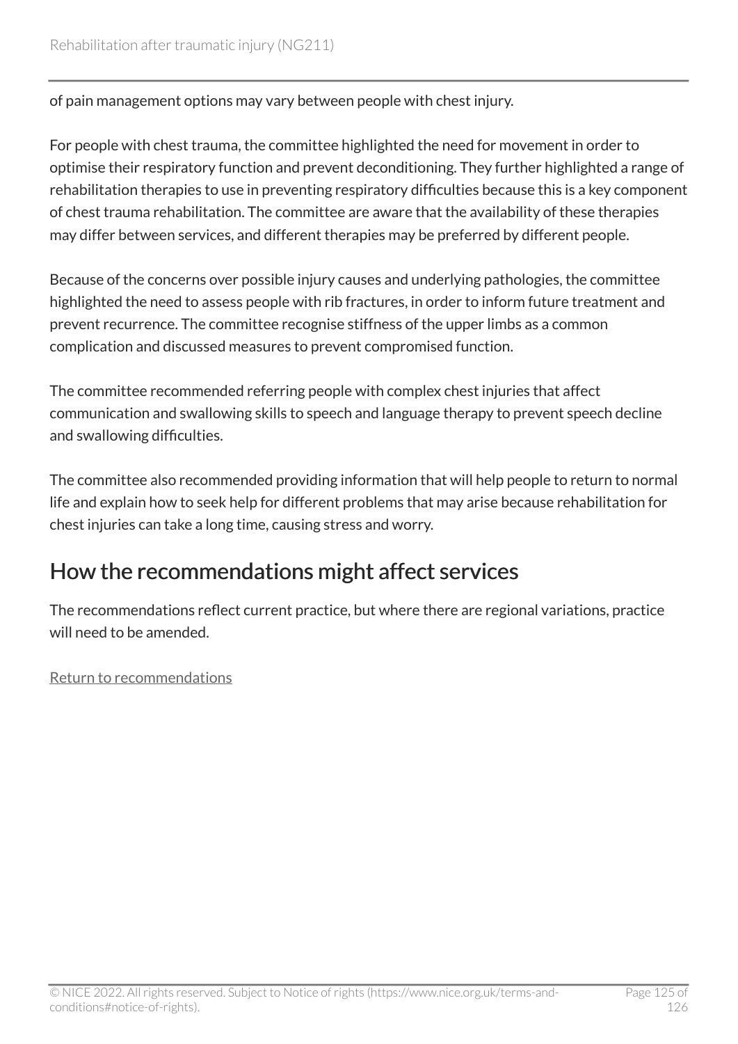of pain management options may vary between people with chest injury.

For people with chest trauma, the committee highlighted the need for movement in order to optimise their respiratory function and prevent deconditioning. They further highlighted a range of rehabilitation therapies to use in preventing respiratory difficulties because this is a key component of chest trauma rehabilitation. The committee are aware that the availability of these therapies may differ between services, and different therapies may be preferred by different people.

Because of the concerns over possible injury causes and underlying pathologies, the committee highlighted the need to assess people with rib fractures, in order to inform future treatment and prevent recurrence. The committee recognise stiffness of the upper limbs as a common complication and discussed measures to prevent compromised function.

The committee recommended referring people with complex chest injuries that affect communication and swallowing skills to speech and language therapy to prevent speech decline and swallowing difficulties.

The committee also recommended providing information that will help people to return to normal life and explain how to seek help for different problems that may arise because rehabilitation for chest injuries can take a long time, causing stress and worry.

## How the recommendations might affect services

The recommendations reflect current practice, but where there are regional variations, practice will need to be amended.

Return to recommendations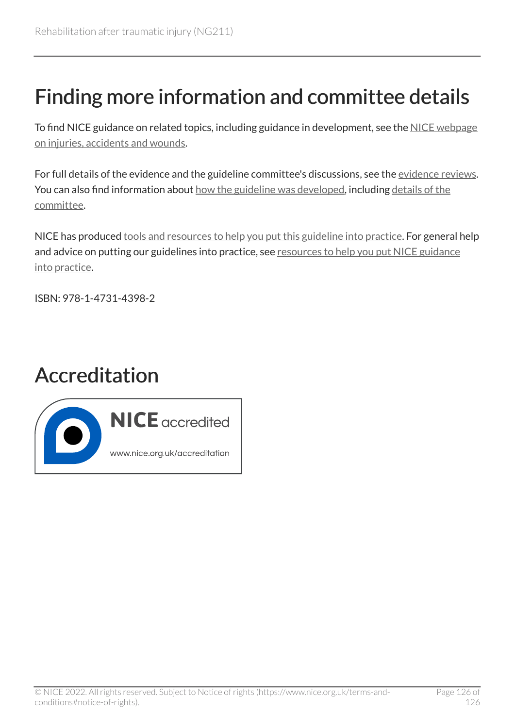# Finding more information and committee details

To find NICE guidance on related topics, including guidance in development, see the NICE webpage on injuries, accidents and wounds.

For full details of the evidence and the guideline committee's discussions, see the evidence reviews. You can also find information about how the guideline was developed, including details of the committee.

NICE has produced tools and resources to help you put this guideline into practice. For general help and advice on putting our guidelines into practice, see resources to help you put NICE guidance into practice.

ISBN: 978-1-4731-4398-2

# Accreditation

NICE accredited

www.nice.org.uk/accreditation